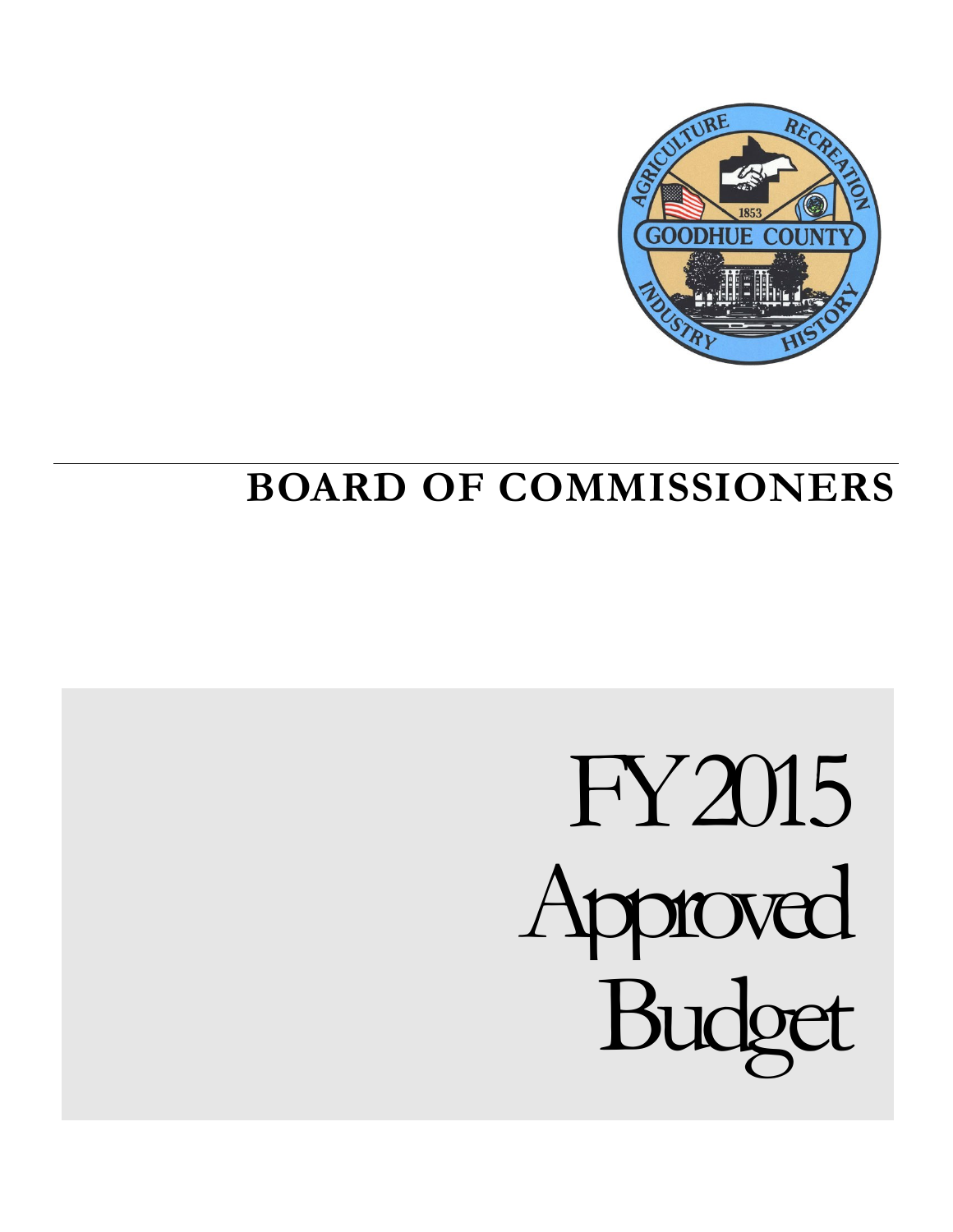# BOARD OF COMMISSIONERS

# FY 2015 Approved Budget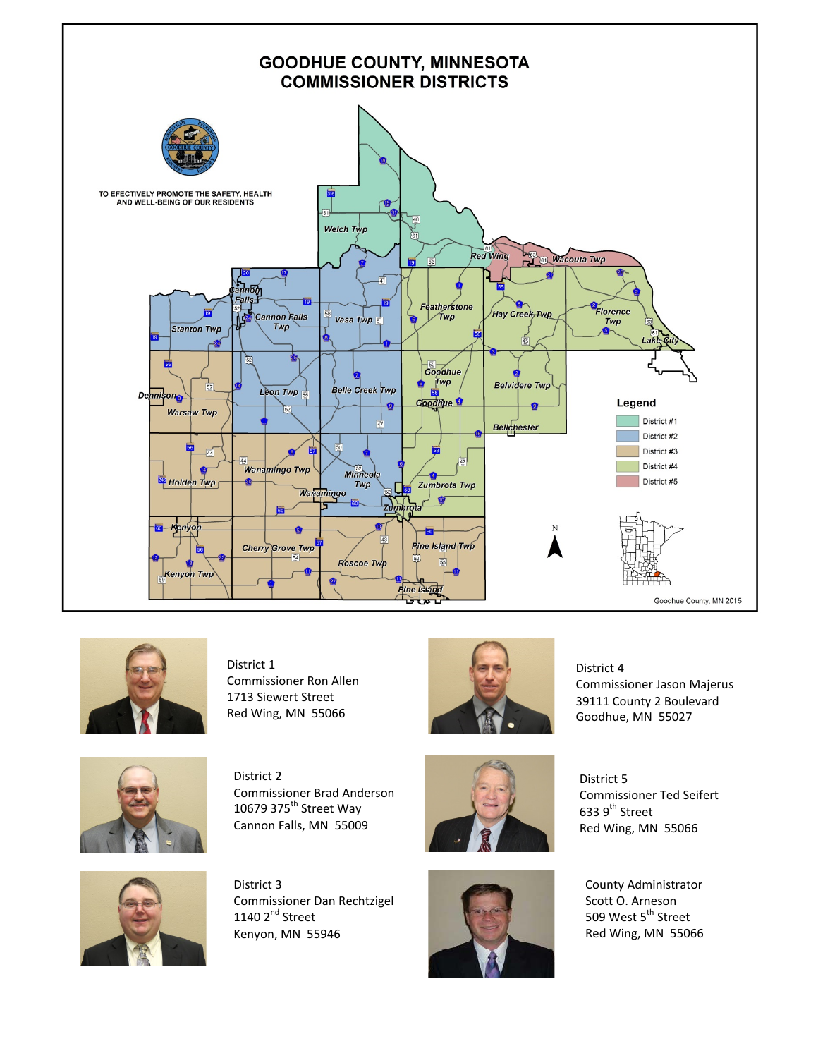# GOODHUE COUNTY, MINNESOTA
# COMMISSIONER DISTRICTS

TO EFECTIVELY PROMOTE THE SAFETY, HEALTH AND WELL-BEING OF OUR RESIDENTS

Legend

- District #1
- District #2
- District #3
- District #4
- District #5

Goodhue County, MN 2015

District 1
Commissioner Ron Allen
1713 Siewert Street
Red Wing, MN 55066

District 4
Commissioner Jason Majerus
39111 County 2 Boulevard
Goodhue, MN 55027

District 2
Commissioner Brad Anderson
10679 375th Street Way
Cannon Falls, MN 55009

District 5
Commissioner Ted Seifert
633 9th Street
Red Wing, MN 55066

District 3
Commissioner Dan Rechtzigel
1140 2nd Street
Kenyon, MN 55946

County Administrator
Scott O. Arneson
509 West 5th Street
Red Wing, MN 55066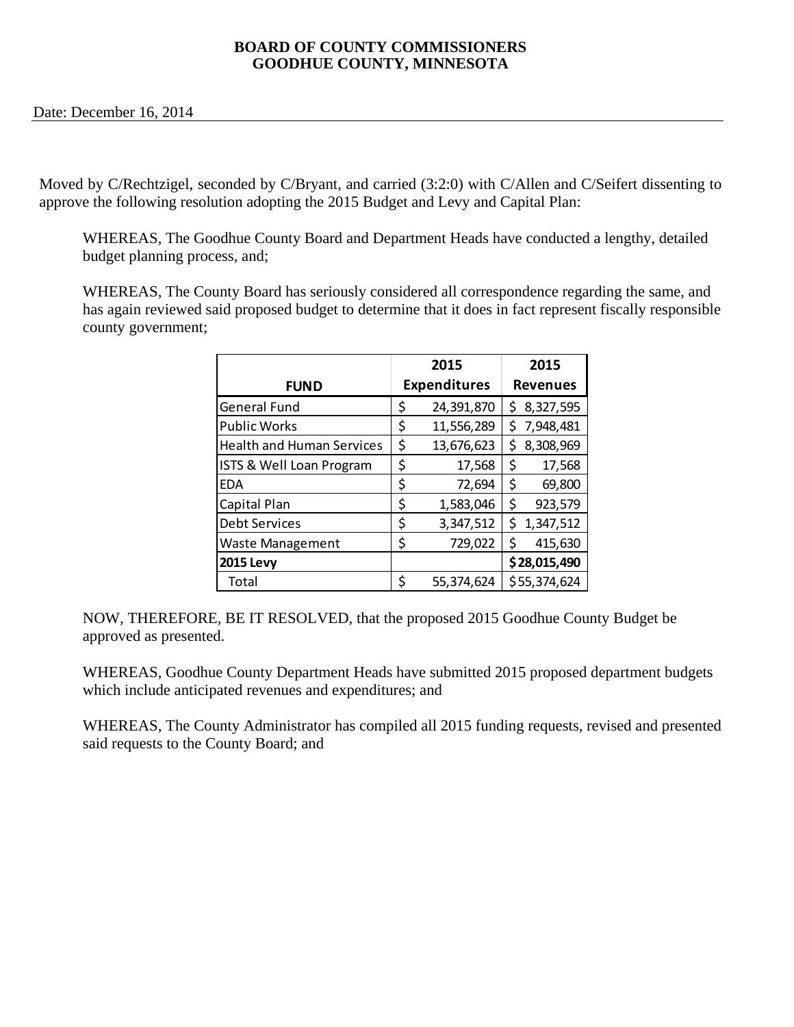**BOARD OF COUNTY COMMISSIONERS**
**GOODHUE COUNTY, MINNESOTA**

Date: December 16, 2014

Moved by C/Rechtzigel, seconded by C/Bryant, and carried (3:2:0) with C/Allen and C/Seifert dissenting to approve the following resolution adopting the 2015 Budget and Levy and Capital Plan:

WHEREAS, The Goodhue County Board and Department Heads have conducted a lengthy, detailed budget planning process, and;

WHEREAS, The County Board has seriously considered all correspondence regarding the same, and has again reviewed said proposed budget to determine that it does in fact represent fiscally responsible county government;

| FUND | 2015 Expenditures | 2015 Revenues |
|---|---|---|
| General Fund | $ 24,391,870 | $ 8,327,595 |
| Public Works | $ 11,556,289 | $ 7,948,481 |
| Health and Human Services | $ 13,676,623 | $ 8,308,969 |
| ISTS & Well Loan Program | $ 17,568 | $ 17,568 |
| EDA | $ 72,694 | $ 69,800 |
| Capital Plan | $ 1,583,046 | $ 923,579 |
| Debt Services | $ 3,347,512 | $ 1,347,512 |
| Waste Management | $ 729,022 | $ 415,630 |
| **2015 Levy** | | **$ 28,015,490** |
| Total | $ 55,374,624 | $ 55,374,624 |

NOW, THEREFORE, BE IT RESOLVED, that the proposed 2015 Goodhue County Budget be approved as presented.

WHEREAS, Goodhue County Department Heads have submitted 2015 proposed department budgets which include anticipated revenues and expenditures; and

WHEREAS, The County Administrator has compiled all 2015 funding requests, revised and presented said requests to the County Board; and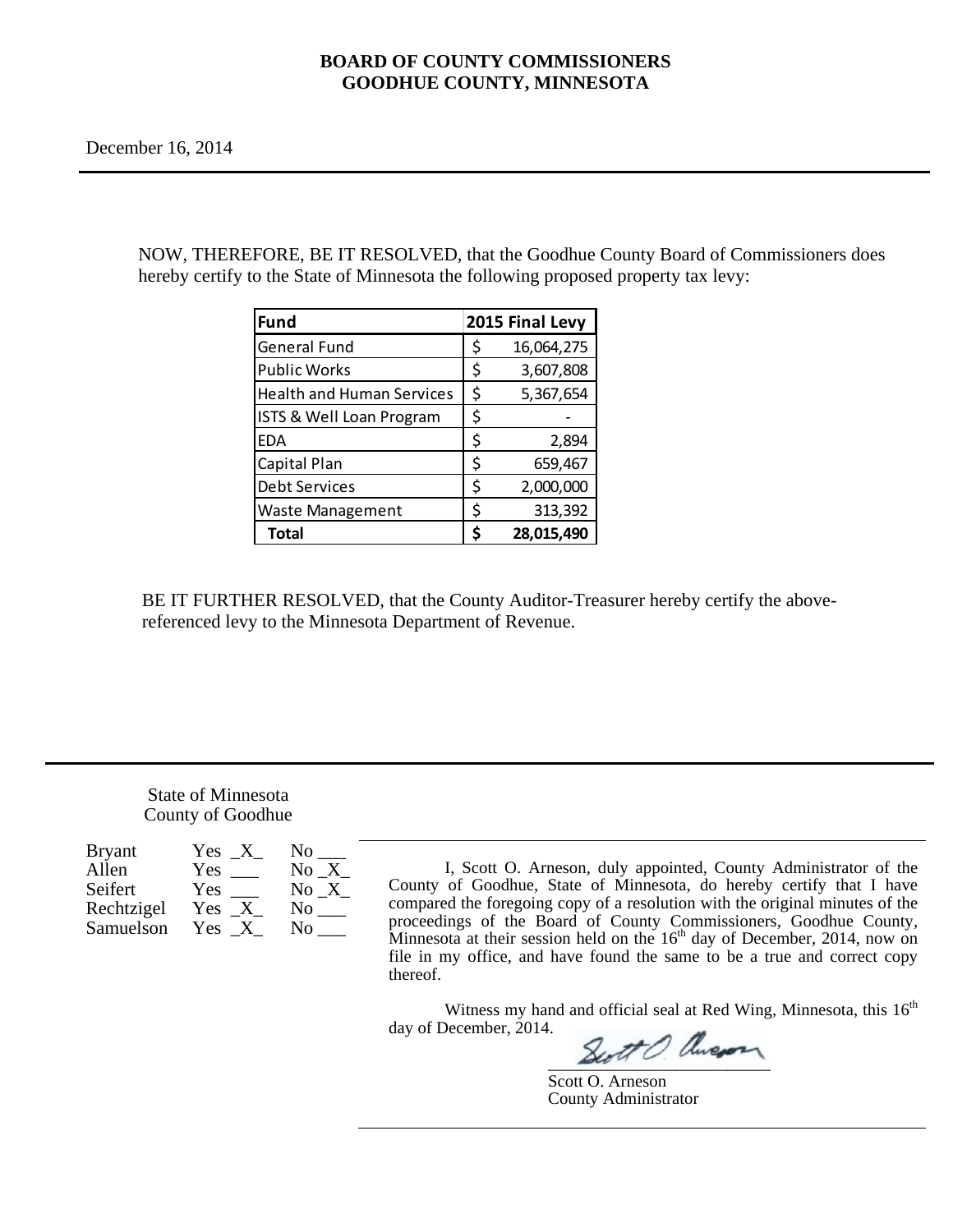**BOARD OF COUNTY COMMISSIONERS**
**GOODHUE COUNTY, MINNESOTA**

December 16, 2014

NOW, THEREFORE, BE IT RESOLVED, that the Goodhue County Board of Commissioners does hereby certify to the State of Minnesota the following proposed property tax levy:

| Fund | 2015 Final Levy |
|---|---|
| General Fund | $ 16,064,275 |
| Public Works | $ 3,607,808 |
| Health and Human Services | $ 5,367,654 |
| ISTS & Well Loan Program | $ - |
| EDA | $ 2,894 |
| Capital Plan | $ 659,467 |
| Debt Services | $ 2,000,000 |
| Waste Management | $ 313,392 |
| **Total** | **$ 28,015,490** |

BE IT FURTHER RESOLVED, that the County Auditor-Treasurer hereby certify the above-referenced levy to the Minnesota Department of Revenue.

State of Minnesota
County of Goodhue

| | | |
|---|---|---|
| Bryant | Yes _X_ | No ___ |
| Allen | Yes ___ | No _X_ |
| Seifert | Yes ___ | No _X_ |
| Rechtzigel | Yes _X_ | No ___ |
| Samuelson | Yes _X_ | No ___ |

I, Scott O. Arneson, duly appointed, County Administrator of the County of Goodhue, State of Minnesota, do hereby certify that I have compared the foregoing copy of a resolution with the original minutes of the proceedings of the Board of County Commissioners, Goodhue County, Minnesota at their session held on the 16th day of December, 2014, now on file in my office, and have found the same to be a true and correct copy thereof.

Witness my hand and official seal at Red Wing, Minnesota, this 16th day of December, 2014.

Scott O. Arneson
County Administrator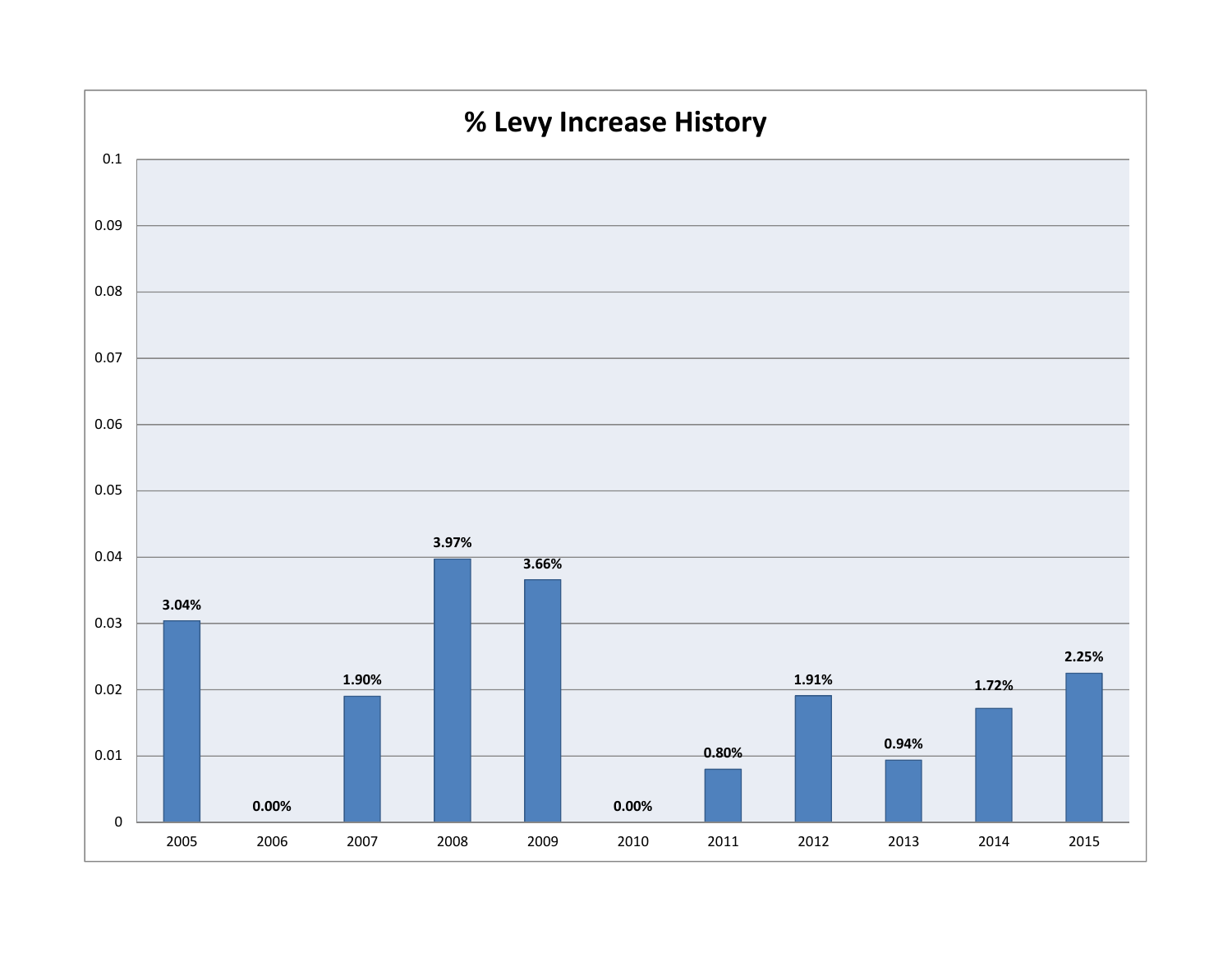# % Levy Increase History

| Year | % Levy Increase |
| --- | --- |
| 2005 | 3.04% |
| 2006 | 0.00% |
| 2007 | 1.90% |
| 2008 | 3.97% |
| 2009 | 3.66% |
| 2010 | 0.00% |
| 2011 | 0.80% |
| 2012 | 1.91% |
| 2013 | 0.94% |
| 2014 | 1.72% |
| 2015 | 2.25% |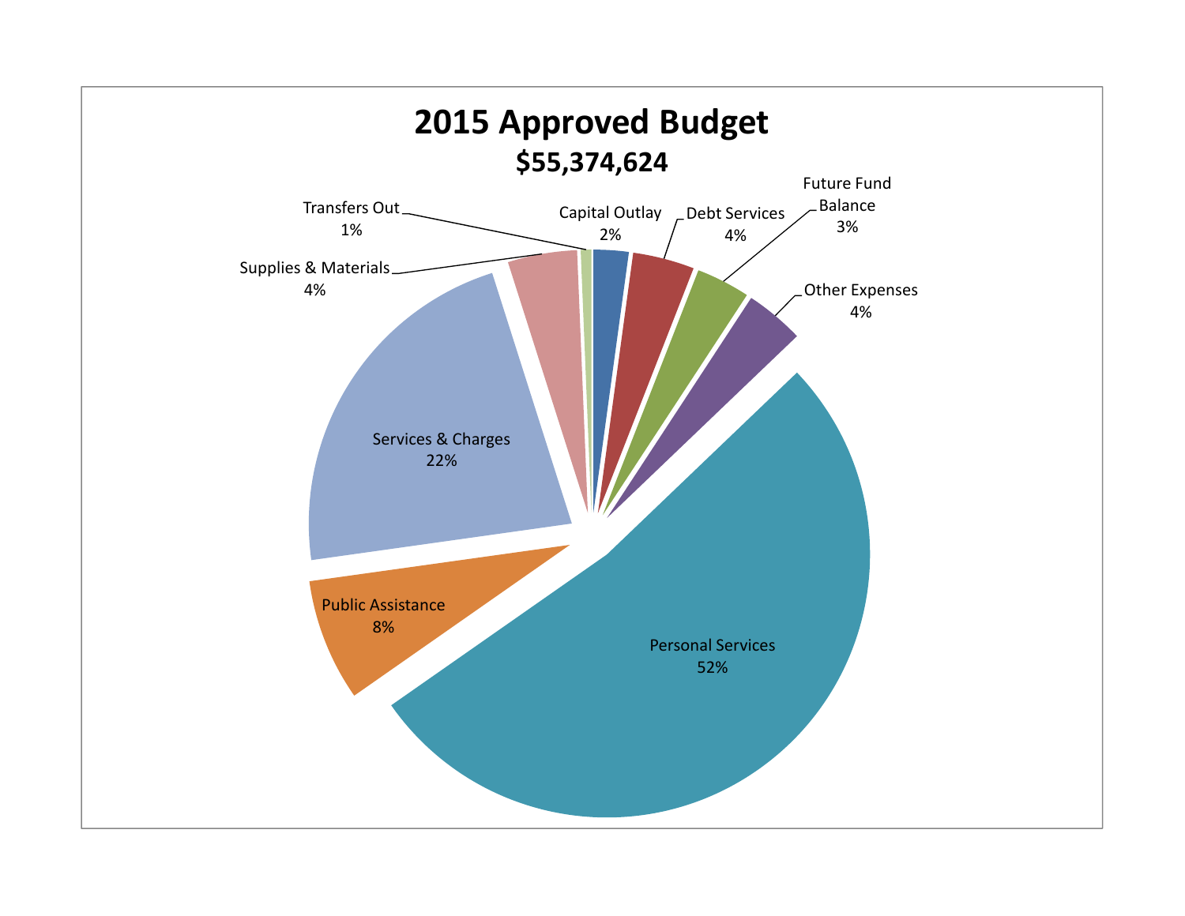# 2015 Approved Budget

## $55,374,624

| Category | Percentage |
| --- | --- |
| Personal Services | 52% |
| Services & Charges | 22% |
| Public Assistance | 8% |
| Supplies & Materials | 4% |
| Transfers Out | 1% |
| Capital Outlay | 2% |
| Debt Services | 4% |
| Future Fund Balance | 3% |
| Other Expenses | 4% |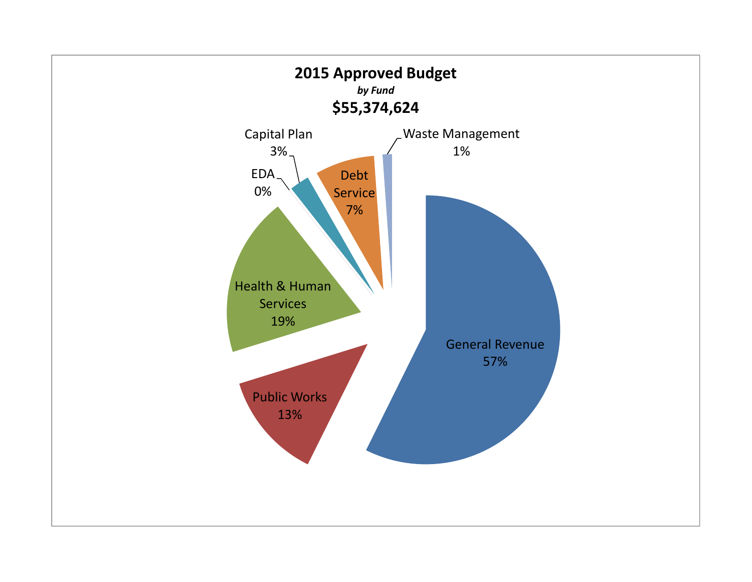## 2015 Approved Budget

***by Fund***

**$55,374,624**

| Fund | Percent |
| --- | --- |
| General Revenue | 57% |
| Health & Human Services | 19% |
| Public Works | 13% |
| Debt Service | 7% |
| Capital Plan | 3% |
| Waste Management | 1% |
| EDA | 0% |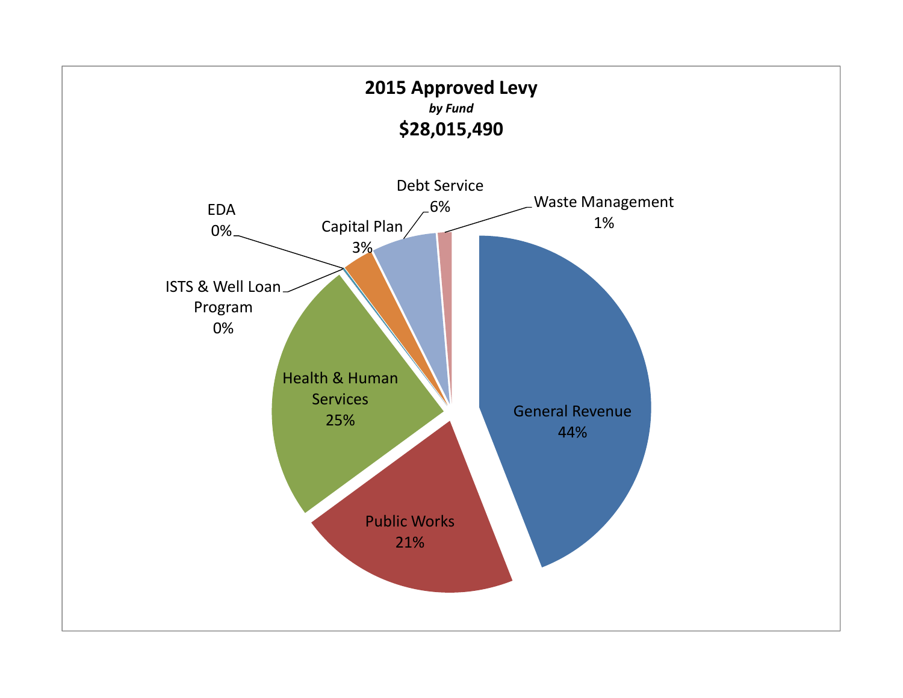**2015 Approved Levy**

***by Fund***

**$28,015,490**

| Fund | Percent |
| --- | --- |
| General Revenue | 44% |
| Public Works | 21% |
| Health & Human Services | 25% |
| ISTS & Well Loan Program | 0% |
| EDA | 0% |
| Capital Plan | 3% |
| Debt Service | 6% |
| Waste Management | 1% |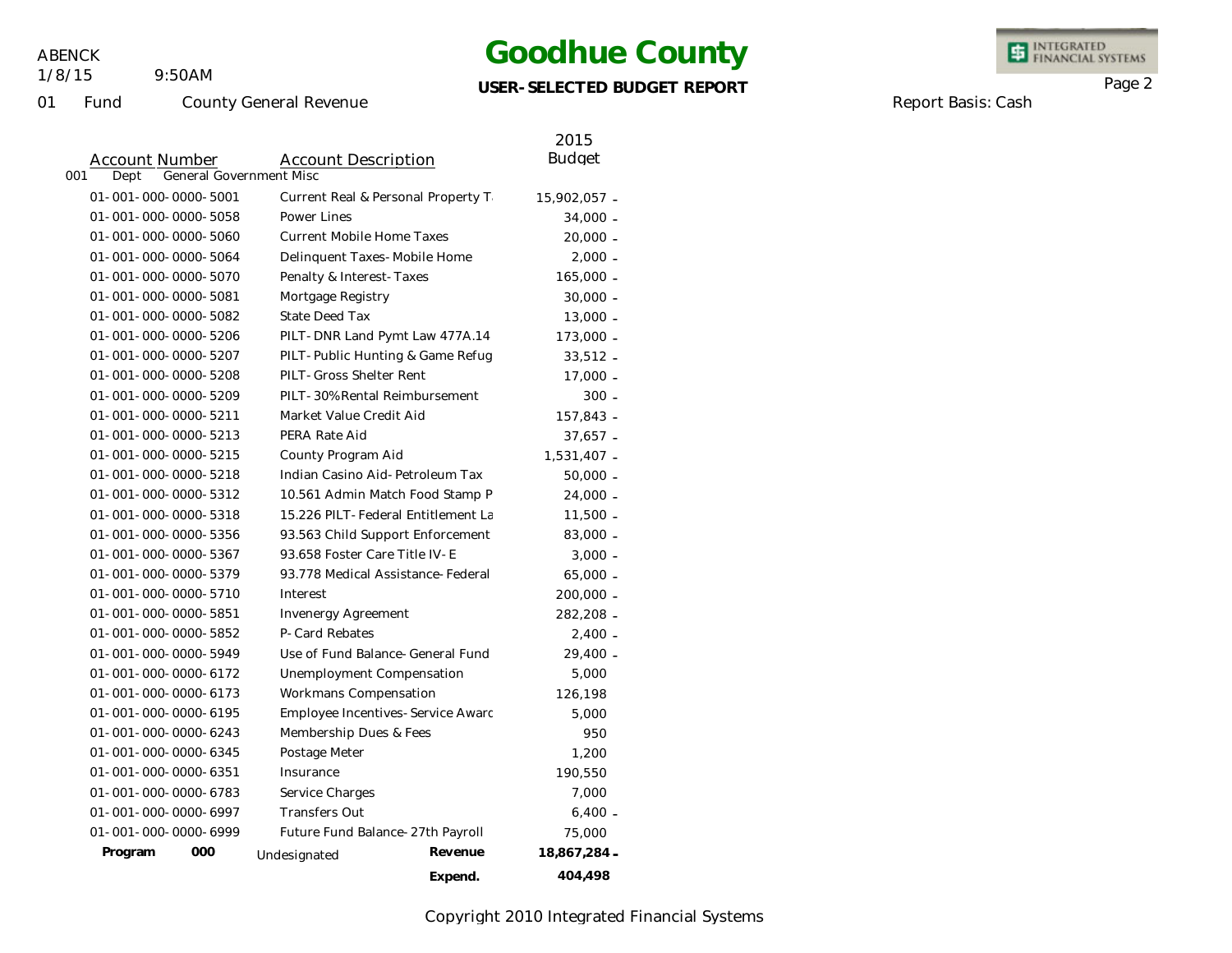# Goodhue County

ABENCK
1/8/15 9:50AM

**USER-SELECTED BUDGET REPORT**

01 Fund County General Revenue

Report Basis: Cash

001 Dept General Government Misc

| Account Number | Account Description | 2015 Budget |
|---|---|---|
| 01-001-000-0000-5001 | Current Real & Personal Property T | 15,902,057 - |
| 01-001-000-0000-5058 | Power Lines | 34,000 - |
| 01-001-000-0000-5060 | Current Mobile Home Taxes | 20,000 - |
| 01-001-000-0000-5064 | Delinquent Taxes-Mobile Home | 2,000 - |
| 01-001-000-0000-5070 | Penalty & Interest-Taxes | 165,000 - |
| 01-001-000-0000-5081 | Mortgage Registry | 30,000 - |
| 01-001-000-0000-5082 | State Deed Tax | 13,000 - |
| 01-001-000-0000-5206 | PILT-DNR Land Pymt Law 477A.14 | 173,000 - |
| 01-001-000-0000-5207 | PILT-Public Hunting & Game Refug | 33,512 - |
| 01-001-000-0000-5208 | PILT-Gross Shelter Rent | 17,000 - |
| 01-001-000-0000-5209 | PILT-30%Rental Reimbursement | 300 - |
| 01-001-000-0000-5211 | Market Value Credit Aid | 157,843 - |
| 01-001-000-0000-5213 | PERA Rate Aid | 37,657 - |
| 01-001-000-0000-5215 | County Program Aid | 1,531,407 - |
| 01-001-000-0000-5218 | Indian Casino Aid-Petroleum Tax | 50,000 - |
| 01-001-000-0000-5312 | 10.561 Admin Match Food Stamp P | 24,000 - |
| 01-001-000-0000-5318 | 15.226 PILT-Federal Entitlement La | 11,500 - |
| 01-001-000-0000-5356 | 93.563 Child Support Enforcement | 83,000 - |
| 01-001-000-0000-5367 | 93.658 Foster Care Title IV-E | 3,000 - |
| 01-001-000-0000-5379 | 93.778 Medical Assistance-Federal | 65,000 - |
| 01-001-000-0000-5710 | Interest | 200,000 - |
| 01-001-000-0000-5851 | Invenergy Agreement | 282,208 - |
| 01-001-000-0000-5852 | P-Card Rebates | 2,400 - |
| 01-001-000-0000-5949 | Use of Fund Balance-General Fund | 29,400 - |
| 01-001-000-0000-6172 | Unemployment Compensation | 5,000 |
| 01-001-000-0000-6173 | Workmans Compensation | 126,198 |
| 01-001-000-0000-6195 | Employee Incentives-Service Awarc | 5,000 |
| 01-001-000-0000-6243 | Membership Dues & Fees | 950 |
| 01-001-000-0000-6345 | Postage Meter | 1,200 |
| 01-001-000-0000-6351 | Insurance | 190,550 |
| 01-001-000-0000-6783 | Service Charges | 7,000 |
| 01-001-000-0000-6997 | Transfers Out | 6,400 - |
| 01-001-000-0000-6999 | Future Fund Balance-27th Payroll | 75,000 |
| **Program 000** | Undesignated **Revenue** | **18,867,284 -** |
| | **Expend.** | **404,498** |

Copyright 2010 Integrated Financial Systems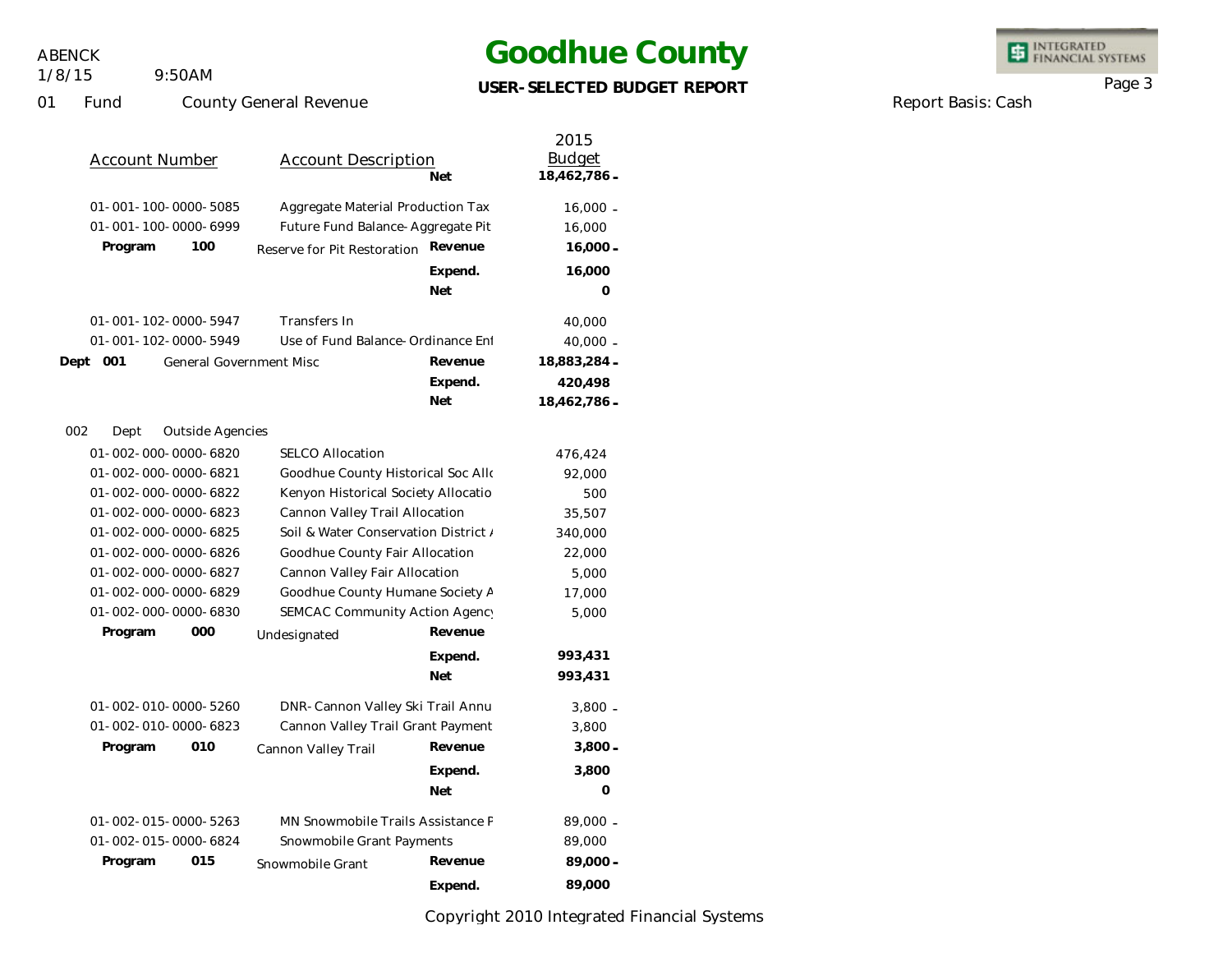# Goodhue County

**USER-SELECTED BUDGET REPORT**

01 Fund County General Revenue

Report Basis: Cash

| Account Number | Account Description | | 2015 Budget |
|---|---|---|---|
| | | **Net** | **18,462,786 -** |
| 01-001-100-0000-5085 | Aggregate Material Production Tax | | 16,000 - |
| 01-001-100-0000-6999 | Future Fund Balance-Aggregate Pit | | 16,000 |
| **Program 100** | Reserve for Pit Restoration | **Revenue** | **16,000 -** |
| | | **Expend.** | **16,000** |
| | | **Net** | **0** |
| 01-001-102-0000-5947 | Transfers In | | 40,000 |
| 01-001-102-0000-5949 | Use of Fund Balance-Ordinance Enf | | 40,000 - |
| **Dept 001** | General Government Misc | **Revenue** | **18,883,284 -** |
| | | **Expend.** | **420,498** |
| | | **Net** | **18,462,786 -** |
| 002 Dept | Outside Agencies | | |
| 01-002-000-0000-6820 | SELCO Allocation | | 476,424 |
| 01-002-000-0000-6821 | Goodhue County Historical Soc Allo | | 92,000 |
| 01-002-000-0000-6822 | Kenyon Historical Society Allocatio | | 500 |
| 01-002-000-0000-6823 | Cannon Valley Trail Allocation | | 35,507 |
| 01-002-000-0000-6825 | Soil & Water Conservation District A | | 340,000 |
| 01-002-000-0000-6826 | Goodhue County Fair Allocation | | 22,000 |
| 01-002-000-0000-6827 | Cannon Valley Fair Allocation | | 5,000 |
| 01-002-000-0000-6829 | Goodhue County Humane Society A | | 17,000 |
| 01-002-000-0000-6830 | SEMCAC Community Action Agency | | 5,000 |
| **Program 000** | Undesignated | **Revenue** | |
| | | **Expend.** | **993,431** |
| | | **Net** | **993,431** |
| 01-002-010-0000-5260 | DNR-Cannon Valley Ski Trail Annu | | 3,800 - |
| 01-002-010-0000-6823 | Cannon Valley Trail Grant Payment | | 3,800 |
| **Program 010** | Cannon Valley Trail | **Revenue** | **3,800 -** |
| | | **Expend.** | **3,800** |
| | | **Net** | **0** |
| 01-002-015-0000-5263 | MN Snowmobile Trails Assistance F | | 89,000 - |
| 01-002-015-0000-6824 | Snowmobile Grant Payments | | 89,000 |
| **Program 015** | Snowmobile Grant | **Revenue** | **89,000 -** |
| | | **Expend.** | **89,000** |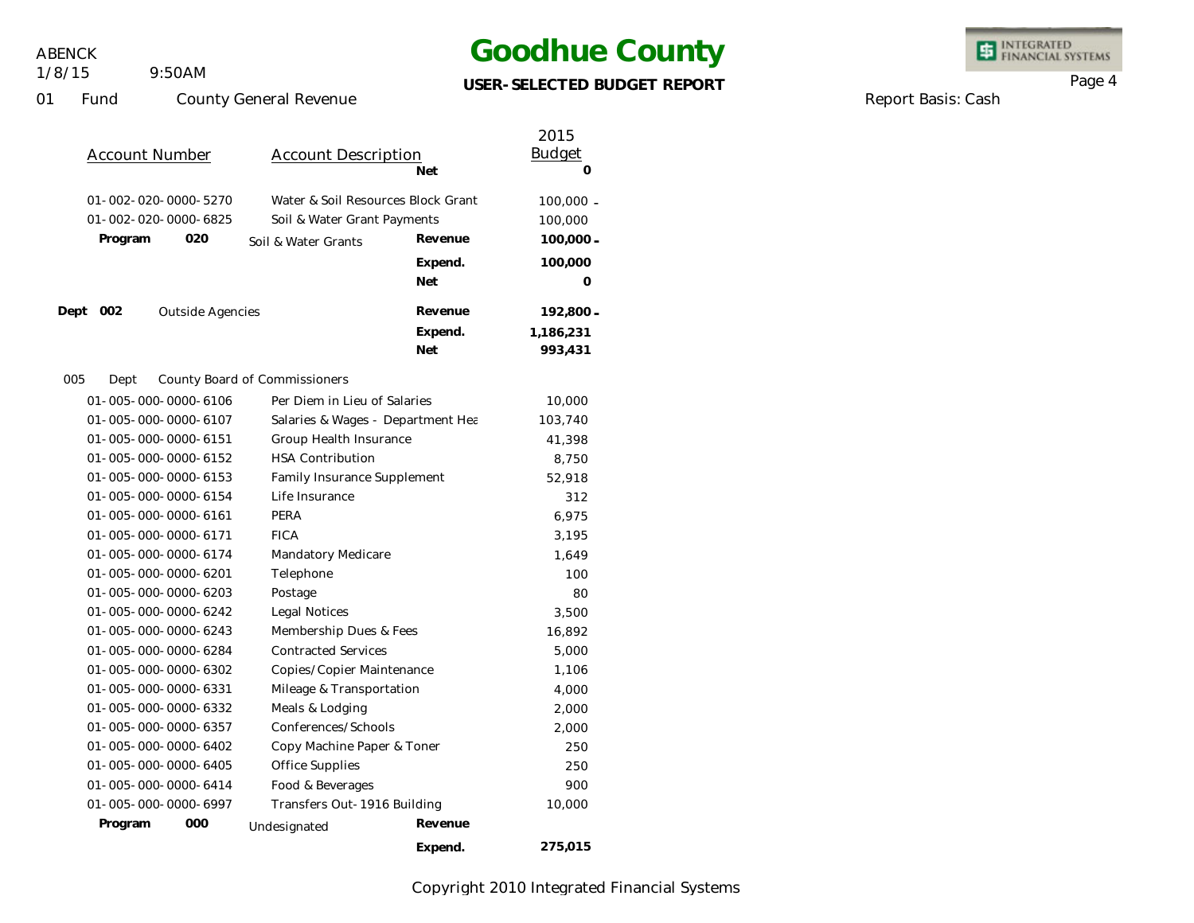# Goodhue County

**USER-SELECTED BUDGET REPORT**

ABENCK
1/8/15 9:50AM

01 Fund County General Revenue

Report Basis: Cash

| Account Number | Account Description | | 2015 Budget |
|---|---|---|---|
| | | **Net** | **0** |
| 01-002-020-0000-5270 | Water & Soil Resources Block Grant | | 100,000 - |
| 01-002-020-0000-6825 | Soil & Water Grant Payments | | 100,000 |
| **Program 020** | Soil & Water Grants | **Revenue** | **100,000 -** |
| | | **Expend.** | **100,000** |
| | | **Net** | **0** |
| **Dept 002** | Outside Agencies | **Revenue** | **192,800 -** |
| | | **Expend.** | **1,186,231** |
| | | **Net** | **993,431** |
| 005 Dept | County Board of Commissioners | | |
| 01-005-000-0000-6106 | Per Diem in Lieu of Salaries | | 10,000 |
| 01-005-000-0000-6107 | Salaries & Wages - Department Hea | | 103,740 |
| 01-005-000-0000-6151 | Group Health Insurance | | 41,398 |
| 01-005-000-0000-6152 | HSA Contribution | | 8,750 |
| 01-005-000-0000-6153 | Family Insurance Supplement | | 52,918 |
| 01-005-000-0000-6154 | Life Insurance | | 312 |
| 01-005-000-0000-6161 | PERA | | 6,975 |
| 01-005-000-0000-6171 | FICA | | 3,195 |
| 01-005-000-0000-6174 | Mandatory Medicare | | 1,649 |
| 01-005-000-0000-6201 | Telephone | | 100 |
| 01-005-000-0000-6203 | Postage | | 80 |
| 01-005-000-0000-6242 | Legal Notices | | 3,500 |
| 01-005-000-0000-6243 | Membership Dues & Fees | | 16,892 |
| 01-005-000-0000-6284 | Contracted Services | | 5,000 |
| 01-005-000-0000-6302 | Copies/Copier Maintenance | | 1,106 |
| 01-005-000-0000-6331 | Mileage & Transportation | | 4,000 |
| 01-005-000-0000-6332 | Meals & Lodging | | 2,000 |
| 01-005-000-0000-6357 | Conferences/Schools | | 2,000 |
| 01-005-000-0000-6402 | Copy Machine Paper & Toner | | 250 |
| 01-005-000-0000-6405 | Office Supplies | | 250 |
| 01-005-000-0000-6414 | Food & Beverages | | 900 |
| 01-005-000-0000-6997 | Transfers Out-1916 Building | | 10,000 |
| **Program 000** | Undesignated | **Revenue** | |
| | | **Expend.** | **275,015** |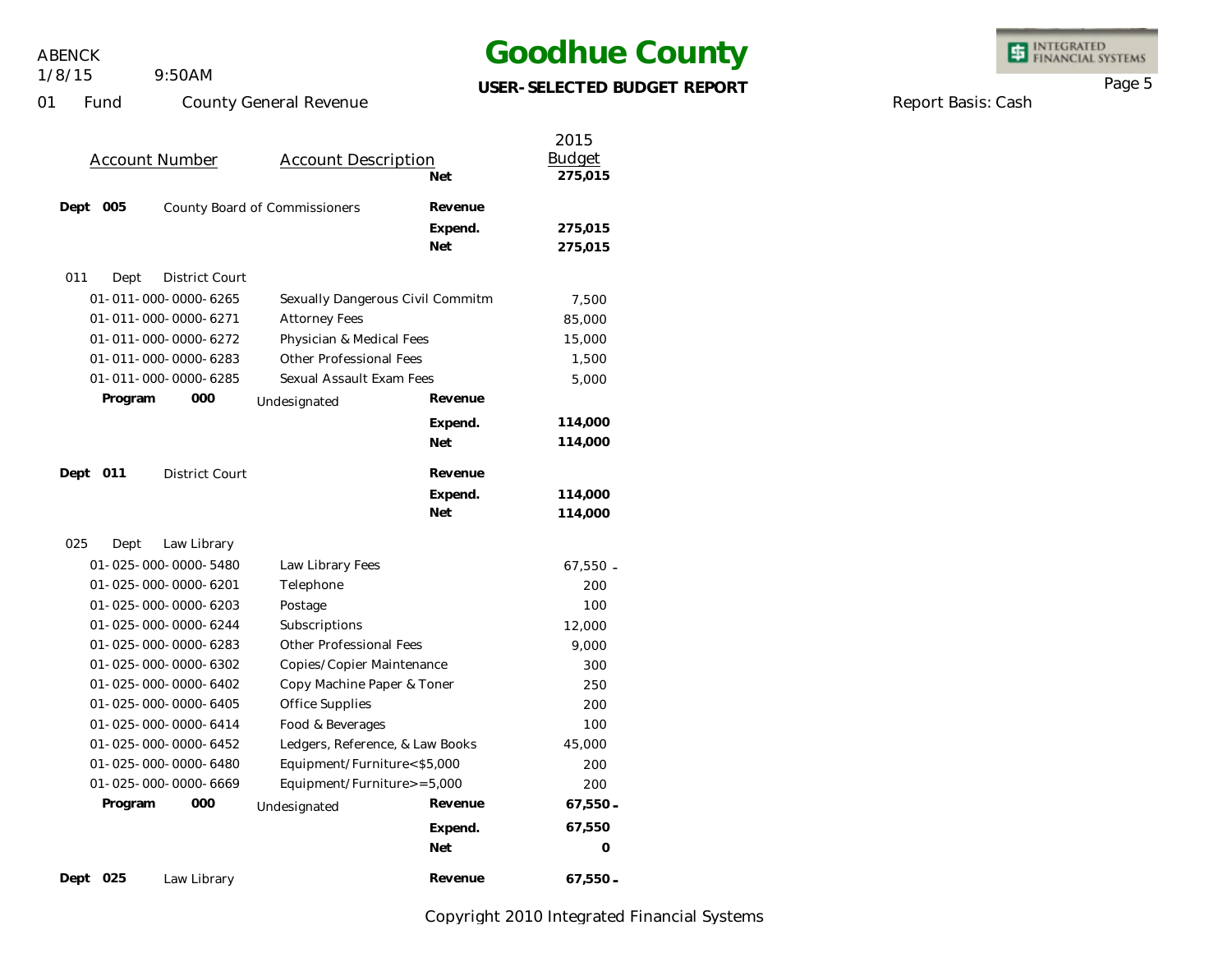# Goodhue County

**USER-SELECTED BUDGET REPORT**

ABENCK
1/8/15 9:50AM

01 Fund County General Revenue

Report Basis: Cash

| Account Number | Account Description | | 2015 Budget |
|---|---|---|---|
| | | **Net** | **275,015** |
| **Dept 005** | County Board of Commissioners | **Revenue** | |
| | | **Expend.** | **275,015** |
| | | **Net** | **275,015** |
| 011 Dept District Court | | | |
| 01-011-000-0000-6265 | Sexually Dangerous Civil Commitm | | 7,500 |
| 01-011-000-0000-6271 | Attorney Fees | | 85,000 |
| 01-011-000-0000-6272 | Physician & Medical Fees | | 15,000 |
| 01-011-000-0000-6283 | Other Professional Fees | | 1,500 |
| 01-011-000-0000-6285 | Sexual Assault Exam Fees | | 5,000 |
| **Program 000** | Undesignated | **Revenue** | |
| | | **Expend.** | **114,000** |
| | | **Net** | **114,000** |
| **Dept 011** | District Court | **Revenue** | |
| | | **Expend.** | **114,000** |
| | | **Net** | **114,000** |
| 025 Dept Law Library | | | |
| 01-025-000-0000-5480 | Law Library Fees | | 67,550 - |
| 01-025-000-0000-6201 | Telephone | | 200 |
| 01-025-000-0000-6203 | Postage | | 100 |
| 01-025-000-0000-6244 | Subscriptions | | 12,000 |
| 01-025-000-0000-6283 | Other Professional Fees | | 9,000 |
| 01-025-000-0000-6302 | Copies/Copier Maintenance | | 300 |
| 01-025-000-0000-6402 | Copy Machine Paper & Toner | | 250 |
| 01-025-000-0000-6405 | Office Supplies | | 200 |
| 01-025-000-0000-6414 | Food & Beverages | | 100 |
| 01-025-000-0000-6452 | Ledgers, Reference, & Law Books | | 45,000 |
| 01-025-000-0000-6480 | Equipment/Furniture<$5,000 | | 200 |
| 01-025-000-0000-6669 | Equipment/Furniture>=5,000 | | 200 |
| **Program 000** | Undesignated | **Revenue** | **67,550 -** |
| | | **Expend.** | **67,550** |
| | | **Net** | **0** |
| **Dept 025** | Law Library | **Revenue** | **67,550 -** |

Copyright 2010 Integrated Financial Systems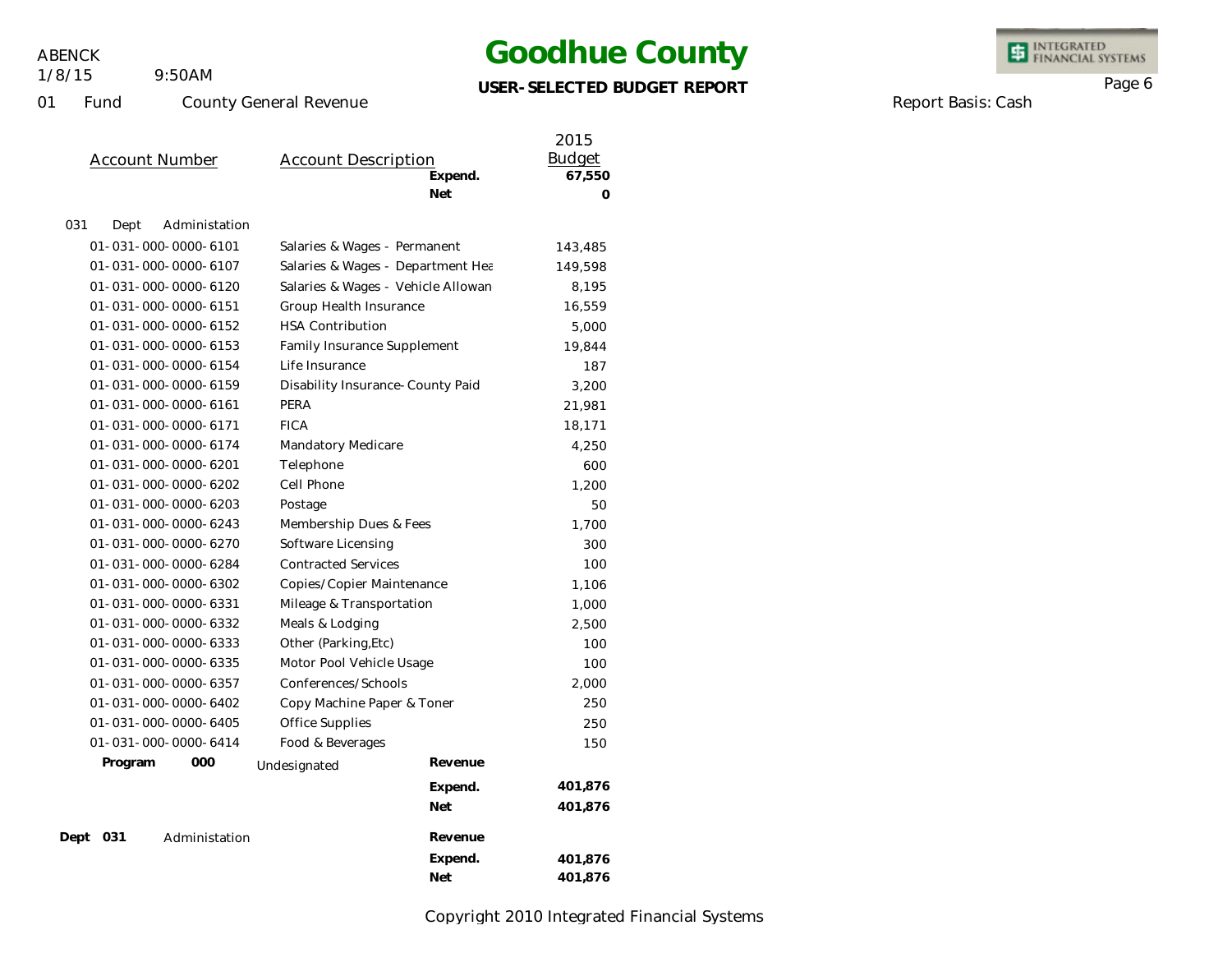# Goodhue County

**USER-SELECTED BUDGET REPORT**

ABENCK
1/8/15 9:50AM

01 Fund County General Revenue

Report Basis: Cash

| Account Number | Account Description | | 2015 Budget |
|---|---|---|---|
| | | **Expend.** | **67,550** |
| | | **Net** | **0** |
| 031 Dept Administation | | | |
| 01-031-000-0000-6101 | Salaries & Wages - Permanent | | 143,485 |
| 01-031-000-0000-6107 | Salaries & Wages - Department Hea | | 149,598 |
| 01-031-000-0000-6120 | Salaries & Wages - Vehicle Allowan | | 8,195 |
| 01-031-000-0000-6151 | Group Health Insurance | | 16,559 |
| 01-031-000-0000-6152 | HSA Contribution | | 5,000 |
| 01-031-000-0000-6153 | Family Insurance Supplement | | 19,844 |
| 01-031-000-0000-6154 | Life Insurance | | 187 |
| 01-031-000-0000-6159 | Disability Insurance-County Paid | | 3,200 |
| 01-031-000-0000-6161 | PERA | | 21,981 |
| 01-031-000-0000-6171 | FICA | | 18,171 |
| 01-031-000-0000-6174 | Mandatory Medicare | | 4,250 |
| 01-031-000-0000-6201 | Telephone | | 600 |
| 01-031-000-0000-6202 | Cell Phone | | 1,200 |
| 01-031-000-0000-6203 | Postage | | 50 |
| 01-031-000-0000-6243 | Membership Dues & Fees | | 1,700 |
| 01-031-000-0000-6270 | Software Licensing | | 300 |
| 01-031-000-0000-6284 | Contracted Services | | 100 |
| 01-031-000-0000-6302 | Copies/Copier Maintenance | | 1,106 |
| 01-031-000-0000-6331 | Mileage & Transportation | | 1,000 |
| 01-031-000-0000-6332 | Meals & Lodging | | 2,500 |
| 01-031-000-0000-6333 | Other (Parking,Etc) | | 100 |
| 01-031-000-0000-6335 | Motor Pool Vehicle Usage | | 100 |
| 01-031-000-0000-6357 | Conferences/Schools | | 2,000 |
| 01-031-000-0000-6402 | Copy Machine Paper & Toner | | 250 |
| 01-031-000-0000-6405 | Office Supplies | | 250 |
| 01-031-000-0000-6414 | Food & Beverages | | 150 |
| **Program 000** | Undesignated | **Revenue** | |
| | | **Expend.** | **401,876** |
| | | **Net** | **401,876** |
| **Dept 031** | Administation | **Revenue** | |
| | | **Expend.** | **401,876** |
| | | **Net** | **401,876** |

Copyright 2010 Integrated Financial Systems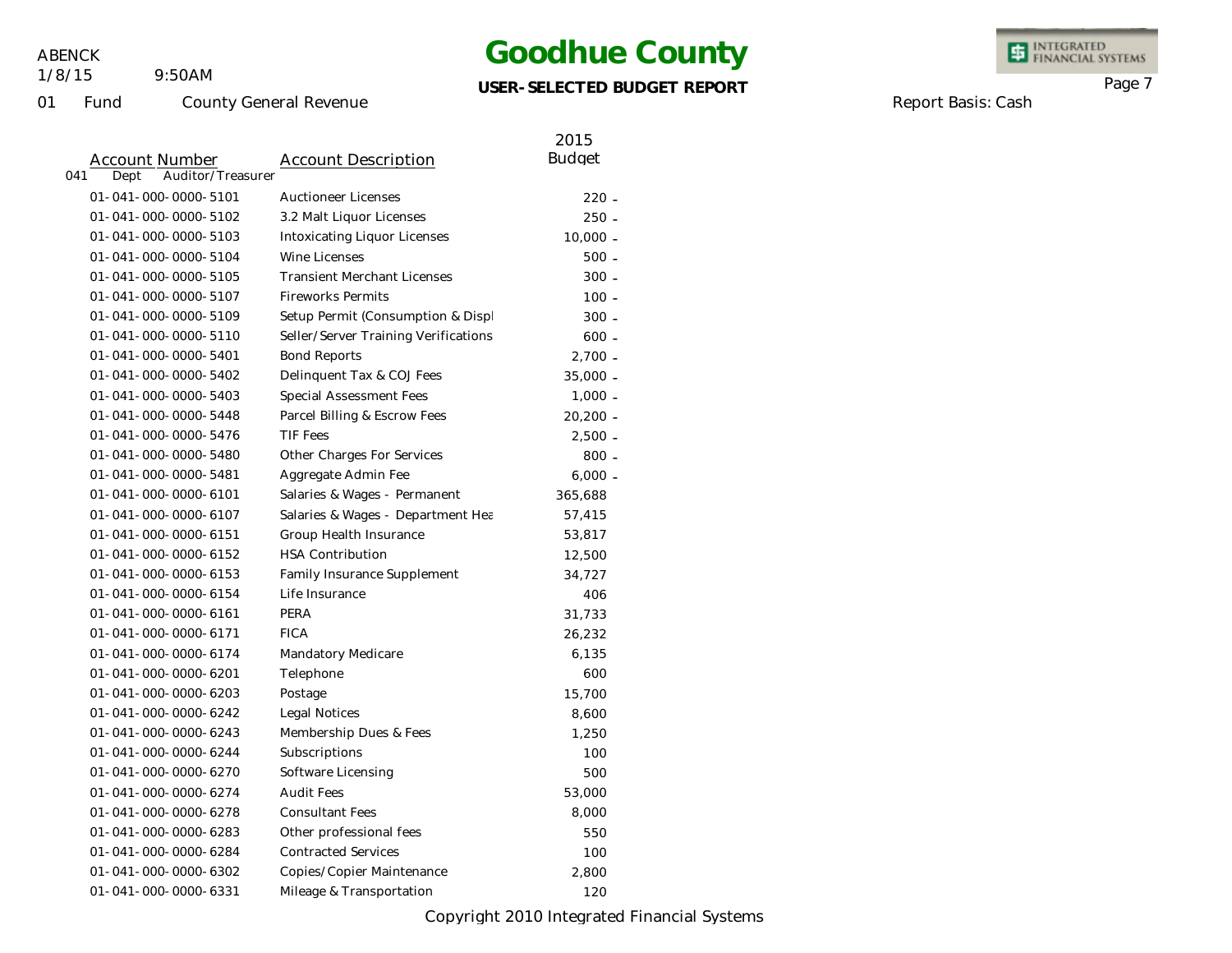# Goodhue County

**USER-SELECTED BUDGET REPORT**

ABENCK
1/8/15 9:50AM

01 Fund County General Revenue

Report Basis: Cash

| Account Number | Account Description | 2015 Budget |
|---|---|---|
| 041 Dept Auditor/Treasurer | | |
| 01-041-000-0000-5101 | Auctioneer Licenses | 220 - |
| 01-041-000-0000-5102 | 3.2 Malt Liquor Licenses | 250 - |
| 01-041-000-0000-5103 | Intoxicating Liquor Licenses | 10,000 - |
| 01-041-000-0000-5104 | Wine Licenses | 500 - |
| 01-041-000-0000-5105 | Transient Merchant Licenses | 300 - |
| 01-041-000-0000-5107 | Fireworks Permits | 100 - |
| 01-041-000-0000-5109 | Setup Permit (Consumption & Displ | 300 - |
| 01-041-000-0000-5110 | Seller/Server Training Verifications | 600 - |
| 01-041-000-0000-5401 | Bond Reports | 2,700 - |
| 01-041-000-0000-5402 | Delinquent Tax & COJ Fees | 35,000 - |
| 01-041-000-0000-5403 | Special Assessment Fees | 1,000 - |
| 01-041-000-0000-5448 | Parcel Billing & Escrow Fees | 20,200 - |
| 01-041-000-0000-5476 | TIF Fees | 2,500 - |
| 01-041-000-0000-5480 | Other Charges For Services | 800 - |
| 01-041-000-0000-5481 | Aggregate Admin Fee | 6,000 - |
| 01-041-000-0000-6101 | Salaries & Wages - Permanent | 365,688 |
| 01-041-000-0000-6107 | Salaries & Wages - Department Hea | 57,415 |
| 01-041-000-0000-6151 | Group Health Insurance | 53,817 |
| 01-041-000-0000-6152 | HSA Contribution | 12,500 |
| 01-041-000-0000-6153 | Family Insurance Supplement | 34,727 |
| 01-041-000-0000-6154 | Life Insurance | 406 |
| 01-041-000-0000-6161 | PERA | 31,733 |
| 01-041-000-0000-6171 | FICA | 26,232 |
| 01-041-000-0000-6174 | Mandatory Medicare | 6,135 |
| 01-041-000-0000-6201 | Telephone | 600 |
| 01-041-000-0000-6203 | Postage | 15,700 |
| 01-041-000-0000-6242 | Legal Notices | 8,600 |
| 01-041-000-0000-6243 | Membership Dues & Fees | 1,250 |
| 01-041-000-0000-6244 | Subscriptions | 100 |
| 01-041-000-0000-6270 | Software Licensing | 500 |
| 01-041-000-0000-6274 | Audit Fees | 53,000 |
| 01-041-000-0000-6278 | Consultant Fees | 8,000 |
| 01-041-000-0000-6283 | Other professional fees | 550 |
| 01-041-000-0000-6284 | Contracted Services | 100 |
| 01-041-000-0000-6302 | Copies/Copier Maintenance | 2,800 |
| 01-041-000-0000-6331 | Mileage & Transportation | 120 |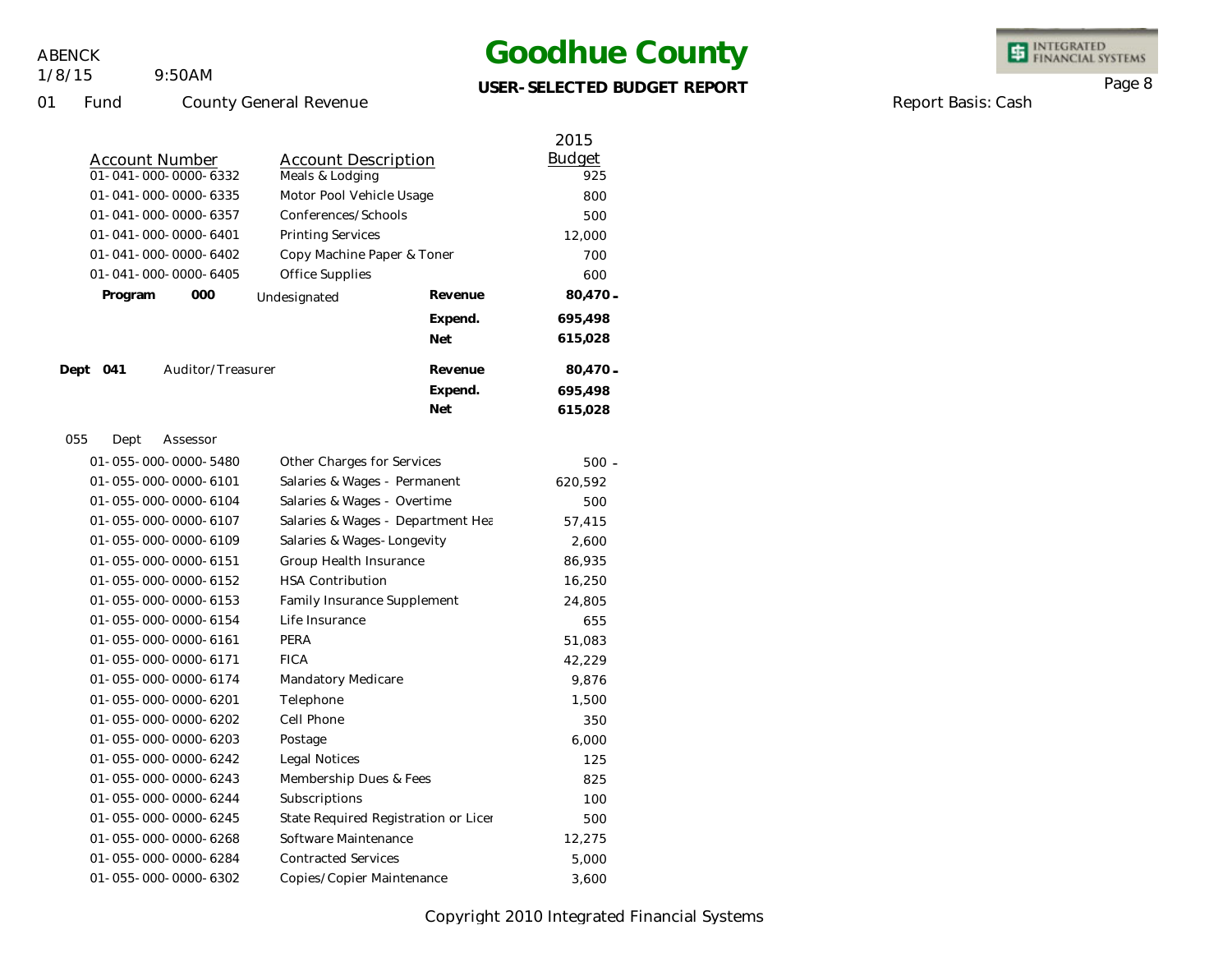# Goodhue County

**USER-SELECTED BUDGET REPORT**

01 Fund County General Revenue

Report Basis: Cash

| Account Number | Account Description | | 2015 Budget |
|---|---|---|---|
| 01-041-000-0000-6332 | Meals & Lodging | | 925 |
| 01-041-000-0000-6335 | Motor Pool Vehicle Usage | | 800 |
| 01-041-000-0000-6357 | Conferences/Schools | | 500 |
| 01-041-000-0000-6401 | Printing Services | | 12,000 |
| 01-041-000-0000-6402 | Copy Machine Paper & Toner | | 700 |
| 01-041-000-0000-6405 | Office Supplies | | 600 |
| **Program 000** | Undesignated | **Revenue** | **80,470 -** |
| | | **Expend.** | **695,498** |
| | | **Net** | **615,028** |
| **Dept 041** | Auditor/Treasurer | **Revenue** | **80,470 -** |
| | | **Expend.** | **695,498** |
| | | **Net** | **615,028** |
| 055 Dept | Assessor | | |
| 01-055-000-0000-5480 | Other Charges for Services | | 500 - |
| 01-055-000-0000-6101 | Salaries & Wages - Permanent | | 620,592 |
| 01-055-000-0000-6104 | Salaries & Wages - Overtime | | 500 |
| 01-055-000-0000-6107 | Salaries & Wages - Department Hea | | 57,415 |
| 01-055-000-0000-6109 | Salaries & Wages-Longevity | | 2,600 |
| 01-055-000-0000-6151 | Group Health Insurance | | 86,935 |
| 01-055-000-0000-6152 | HSA Contribution | | 16,250 |
| 01-055-000-0000-6153 | Family Insurance Supplement | | 24,805 |
| 01-055-000-0000-6154 | Life Insurance | | 655 |
| 01-055-000-0000-6161 | PERA | | 51,083 |
| 01-055-000-0000-6171 | FICA | | 42,229 |
| 01-055-000-0000-6174 | Mandatory Medicare | | 9,876 |
| 01-055-000-0000-6201 | Telephone | | 1,500 |
| 01-055-000-0000-6202 | Cell Phone | | 350 |
| 01-055-000-0000-6203 | Postage | | 6,000 |
| 01-055-000-0000-6242 | Legal Notices | | 125 |
| 01-055-000-0000-6243 | Membership Dues & Fees | | 825 |
| 01-055-000-0000-6244 | Subscriptions | | 100 |
| 01-055-000-0000-6245 | State Required Registration or Licer | | 500 |
| 01-055-000-0000-6268 | Software Maintenance | | 12,275 |
| 01-055-000-0000-6284 | Contracted Services | | 5,000 |
| 01-055-000-0000-6302 | Copies/Copier Maintenance | | 3,600 |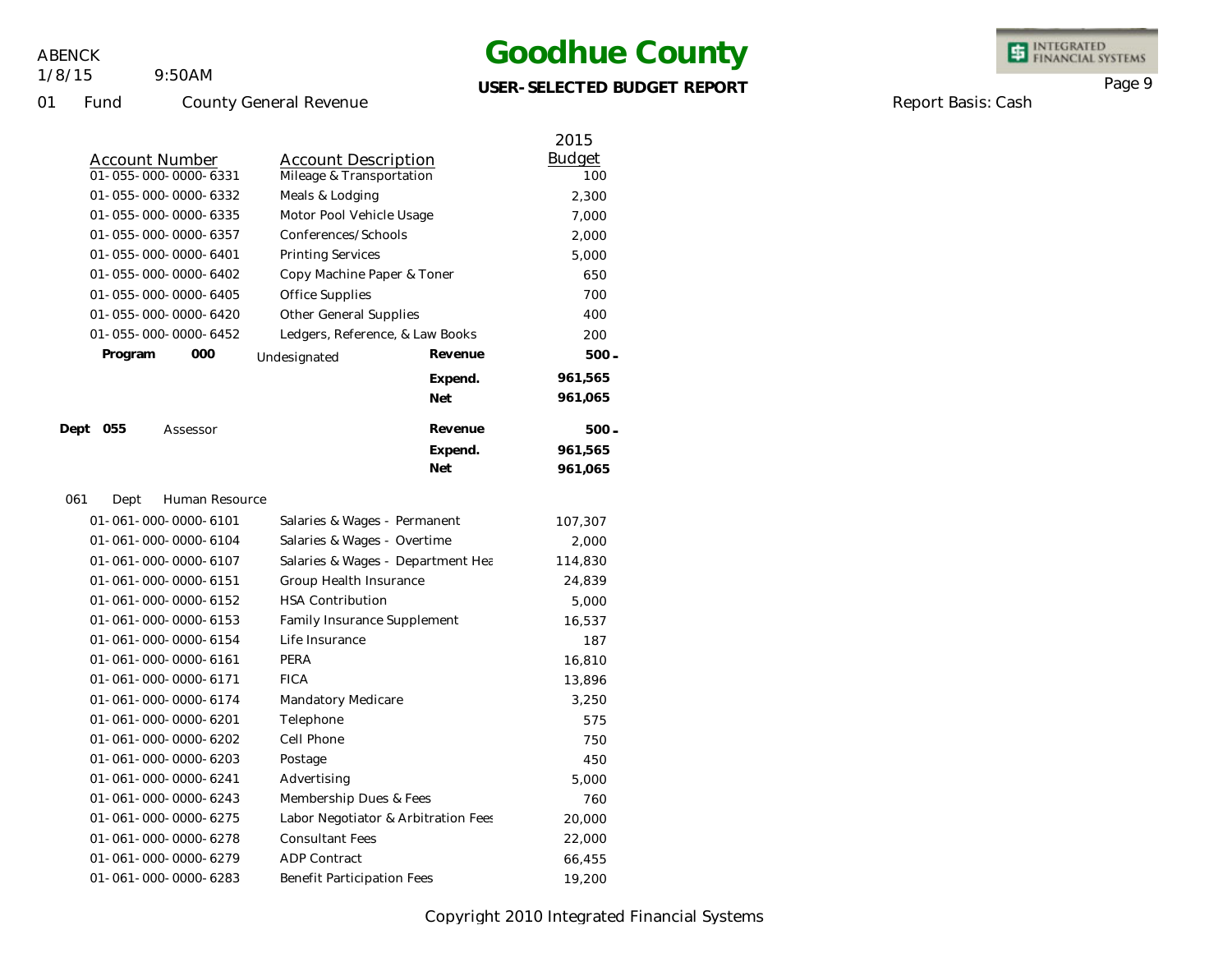# Goodhue County

**USER-SELECTED BUDGET REPORT**

ABENCK
1/8/15 9:50AM

01 Fund County General Revenue

Report Basis: Cash

| Account Number | Account Description | | 2015 Budget |
|---|---|---|---|
| 01-055-000-0000-6331 | Mileage & Transportation | | 100 |
| 01-055-000-0000-6332 | Meals & Lodging | | 2,300 |
| 01-055-000-0000-6335 | Motor Pool Vehicle Usage | | 7,000 |
| 01-055-000-0000-6357 | Conferences/Schools | | 2,000 |
| 01-055-000-0000-6401 | Printing Services | | 5,000 |
| 01-055-000-0000-6402 | Copy Machine Paper & Toner | | 650 |
| 01-055-000-0000-6405 | Office Supplies | | 700 |
| 01-055-000-0000-6420 | Other General Supplies | | 400 |
| 01-055-000-0000-6452 | Ledgers, Reference, & Law Books | | 200 |
| **Program 000** | Undesignated | **Revenue** | **500-** |
| | | **Expend.** | **961,565** |
| | | **Net** | **961,065** |
| **Dept 055** | Assessor | **Revenue** | **500-** |
| | | **Expend.** | **961,565** |
| | | **Net** | **961,065** |
| 061 Dept | Human Resource | | |
| 01-061-000-0000-6101 | Salaries & Wages - Permanent | | 107,307 |
| 01-061-000-0000-6104 | Salaries & Wages - Overtime | | 2,000 |
| 01-061-000-0000-6107 | Salaries & Wages - Department Hea | | 114,830 |
| 01-061-000-0000-6151 | Group Health Insurance | | 24,839 |
| 01-061-000-0000-6152 | HSA Contribution | | 5,000 |
| 01-061-000-0000-6153 | Family Insurance Supplement | | 16,537 |
| 01-061-000-0000-6154 | Life Insurance | | 187 |
| 01-061-000-0000-6161 | PERA | | 16,810 |
| 01-061-000-0000-6171 | FICA | | 13,896 |
| 01-061-000-0000-6174 | Mandatory Medicare | | 3,250 |
| 01-061-000-0000-6201 | Telephone | | 575 |
| 01-061-000-0000-6202 | Cell Phone | | 750 |
| 01-061-000-0000-6203 | Postage | | 450 |
| 01-061-000-0000-6241 | Advertising | | 5,000 |
| 01-061-000-0000-6243 | Membership Dues & Fees | | 760 |
| 01-061-000-0000-6275 | Labor Negotiator & Arbitration Fees | | 20,000 |
| 01-061-000-0000-6278 | Consultant Fees | | 22,000 |
| 01-061-000-0000-6279 | ADP Contract | | 66,455 |
| 01-061-000-0000-6283 | Benefit Participation Fees | | 19,200 |

Copyright 2010 Integrated Financial Systems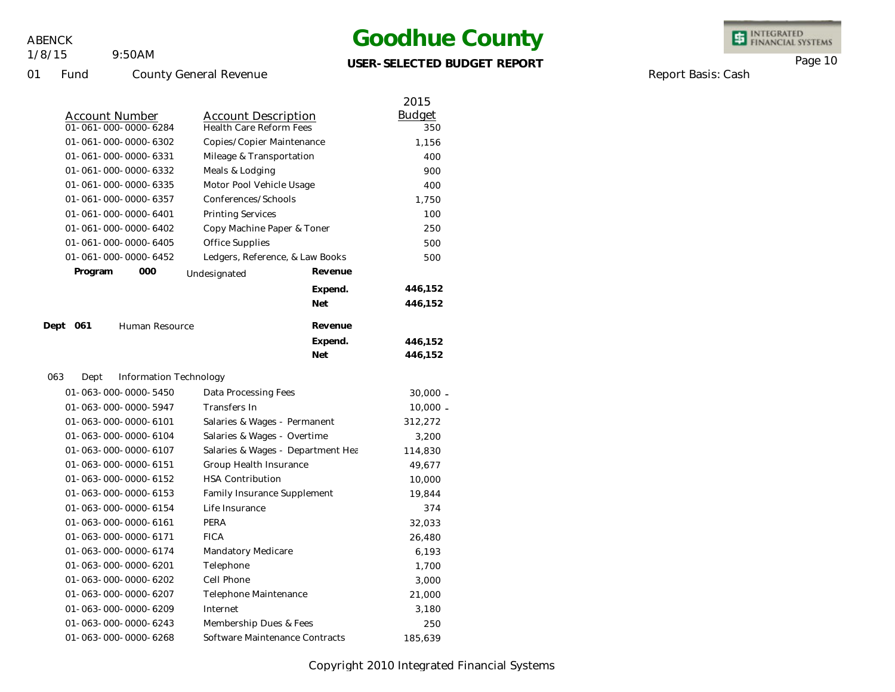# Goodhue County

**USER-SELECTED BUDGET REPORT**

ABENCK
1/8/15 9:50AM

01 Fund County General Revenue

Report Basis: Cash

| Account Number | Account Description | | 2015 Budget |
|---|---|---|---|
| 01-061-000-0000-6284 | Health Care Reform Fees | | 350 |
| 01-061-000-0000-6302 | Copies/Copier Maintenance | | 1,156 |
| 01-061-000-0000-6331 | Mileage & Transportation | | 400 |
| 01-061-000-0000-6332 | Meals & Lodging | | 900 |
| 01-061-000-0000-6335 | Motor Pool Vehicle Usage | | 400 |
| 01-061-000-0000-6357 | Conferences/Schools | | 1,750 |
| 01-061-000-0000-6401 | Printing Services | | 100 |
| 01-061-000-0000-6402 | Copy Machine Paper & Toner | | 250 |
| 01-061-000-0000-6405 | Office Supplies | | 500 |
| 01-061-000-0000-6452 | Ledgers, Reference, & Law Books | | 500 |
| **Program 000** | Undesignated | **Revenue** | |
| | | **Expend.** | **446,152** |
| | | **Net** | **446,152** |
| **Dept 061** | Human Resource | **Revenue** | |
| | | **Expend.** | **446,152** |
| | | **Net** | **446,152** |
| 063 Dept | Information Technology | | |
| 01-063-000-0000-5450 | Data Processing Fees | | 30,000 - |
| 01-063-000-0000-5947 | Transfers In | | 10,000 - |
| 01-063-000-0000-6101 | Salaries & Wages - Permanent | | 312,272 |
| 01-063-000-0000-6104 | Salaries & Wages - Overtime | | 3,200 |
| 01-063-000-0000-6107 | Salaries & Wages - Department Hea | | 114,830 |
| 01-063-000-0000-6151 | Group Health Insurance | | 49,677 |
| 01-063-000-0000-6152 | HSA Contribution | | 10,000 |
| 01-063-000-0000-6153 | Family Insurance Supplement | | 19,844 |
| 01-063-000-0000-6154 | Life Insurance | | 374 |
| 01-063-000-0000-6161 | PERA | | 32,033 |
| 01-063-000-0000-6171 | FICA | | 26,480 |
| 01-063-000-0000-6174 | Mandatory Medicare | | 6,193 |
| 01-063-000-0000-6201 | Telephone | | 1,700 |
| 01-063-000-0000-6202 | Cell Phone | | 3,000 |
| 01-063-000-0000-6207 | Telephone Maintenance | | 21,000 |
| 01-063-000-0000-6209 | Internet | | 3,180 |
| 01-063-000-0000-6243 | Membership Dues & Fees | | 250 |
| 01-063-000-0000-6268 | Software Maintenance Contracts | | 185,639 |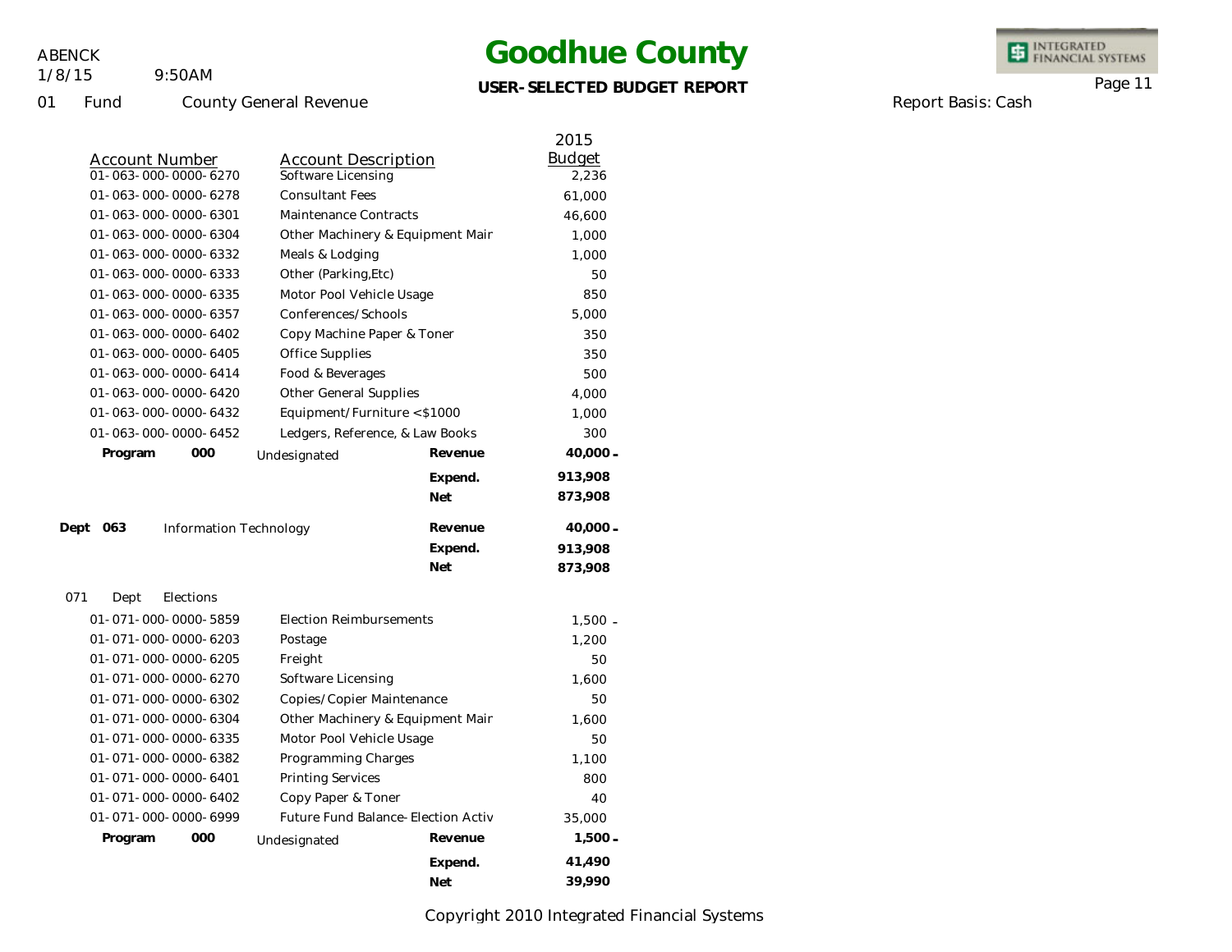# Goodhue County

**USER-SELECTED BUDGET REPORT**

01 Fund County General Revenue

Report Basis: Cash

| Account Number | Account Description | | 2015 Budget |
|---|---|---|---|
| 01-063-000-0000-6270 | Software Licensing | | 2,236 |
| 01-063-000-0000-6278 | Consultant Fees | | 61,000 |
| 01-063-000-0000-6301 | Maintenance Contracts | | 46,600 |
| 01-063-000-0000-6304 | Other Machinery & Equipment Mair | | 1,000 |
| 01-063-000-0000-6332 | Meals & Lodging | | 1,000 |
| 01-063-000-0000-6333 | Other (Parking,Etc) | | 50 |
| 01-063-000-0000-6335 | Motor Pool Vehicle Usage | | 850 |
| 01-063-000-0000-6357 | Conferences/Schools | | 5,000 |
| 01-063-000-0000-6402 | Copy Machine Paper & Toner | | 350 |
| 01-063-000-0000-6405 | Office Supplies | | 350 |
| 01-063-000-0000-6414 | Food & Beverages | | 500 |
| 01-063-000-0000-6420 | Other General Supplies | | 4,000 |
| 01-063-000-0000-6432 | Equipment/Furniture <$1000 | | 1,000 |
| 01-063-000-0000-6452 | Ledgers, Reference, & Law Books | | 300 |
| **Program 000** | Undesignated | **Revenue** | **40,000 -** |
| | | **Expend.** | **913,908** |
| | | **Net** | **873,908** |
| **Dept 063** | Information Technology | **Revenue** | **40,000 -** |
| | | **Expend.** | **913,908** |
| | | **Net** | **873,908** |
| 071 Dept | Elections | | |
| 01-071-000-0000-5859 | Election Reimbursements | | 1,500 - |
| 01-071-000-0000-6203 | Postage | | 1,200 |
| 01-071-000-0000-6205 | Freight | | 50 |
| 01-071-000-0000-6270 | Software Licensing | | 1,600 |
| 01-071-000-0000-6302 | Copies/Copier Maintenance | | 50 |
| 01-071-000-0000-6304 | Other Machinery & Equipment Mair | | 1,600 |
| 01-071-000-0000-6335 | Motor Pool Vehicle Usage | | 50 |
| 01-071-000-0000-6382 | Programming Charges | | 1,100 |
| 01-071-000-0000-6401 | Printing Services | | 800 |
| 01-071-000-0000-6402 | Copy Paper & Toner | | 40 |
| 01-071-000-0000-6999 | Future Fund Balance-Election Activ | | 35,000 |
| **Program 000** | Undesignated | **Revenue** | **1,500 -** |
| | | **Expend.** | **41,490** |
| | | **Net** | **39,990** |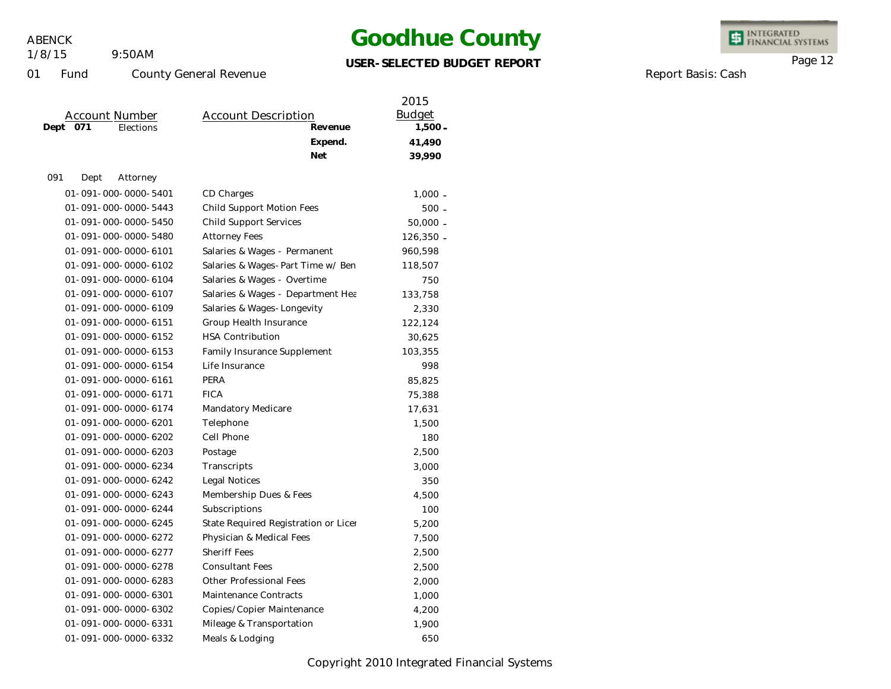# Goodhue County

**USER-SELECTED BUDGET REPORT**

ABENCK
1/8/15 9:50AM

01 Fund County General Revenue

Report Basis: Cash

| Account Number | Account Description | 2015 Budget |
|---|---|---|
| **Dept 071** Elections | **Revenue** | **1,500 -** |
| | **Expend.** | **41,490** |
| | **Net** | **39,990** |
| 091 Dept Attorney | | |
| 01-091-000-0000-5401 | CD Charges | 1,000 - |
| 01-091-000-0000-5443 | Child Support Motion Fees | 500 - |
| 01-091-000-0000-5450 | Child Support Services | 50,000 - |
| 01-091-000-0000-5480 | Attorney Fees | 126,350 - |
| 01-091-000-0000-6101 | Salaries & Wages - Permanent | 960,598 |
| 01-091-000-0000-6102 | Salaries & Wages-Part Time w/ Ben | 118,507 |
| 01-091-000-0000-6104 | Salaries & Wages - Overtime | 750 |
| 01-091-000-0000-6107 | Salaries & Wages - Department Hea | 133,758 |
| 01-091-000-0000-6109 | Salaries & Wages-Longevity | 2,330 |
| 01-091-000-0000-6151 | Group Health Insurance | 122,124 |
| 01-091-000-0000-6152 | HSA Contribution | 30,625 |
| 01-091-000-0000-6153 | Family Insurance Supplement | 103,355 |
| 01-091-000-0000-6154 | Life Insurance | 998 |
| 01-091-000-0000-6161 | PERA | 85,825 |
| 01-091-000-0000-6171 | FICA | 75,388 |
| 01-091-000-0000-6174 | Mandatory Medicare | 17,631 |
| 01-091-000-0000-6201 | Telephone | 1,500 |
| 01-091-000-0000-6202 | Cell Phone | 180 |
| 01-091-000-0000-6203 | Postage | 2,500 |
| 01-091-000-0000-6234 | Transcripts | 3,000 |
| 01-091-000-0000-6242 | Legal Notices | 350 |
| 01-091-000-0000-6243 | Membership Dues & Fees | 4,500 |
| 01-091-000-0000-6244 | Subscriptions | 100 |
| 01-091-000-0000-6245 | State Required Registration or Licer | 5,200 |
| 01-091-000-0000-6272 | Physician & Medical Fees | 7,500 |
| 01-091-000-0000-6277 | Sheriff Fees | 2,500 |
| 01-091-000-0000-6278 | Consultant Fees | 2,500 |
| 01-091-000-0000-6283 | Other Professional Fees | 2,000 |
| 01-091-000-0000-6301 | Maintenance Contracts | 1,000 |
| 01-091-000-0000-6302 | Copies/Copier Maintenance | 4,200 |
| 01-091-000-0000-6331 | Mileage & Transportation | 1,900 |
| 01-091-000-0000-6332 | Meals & Lodging | 650 |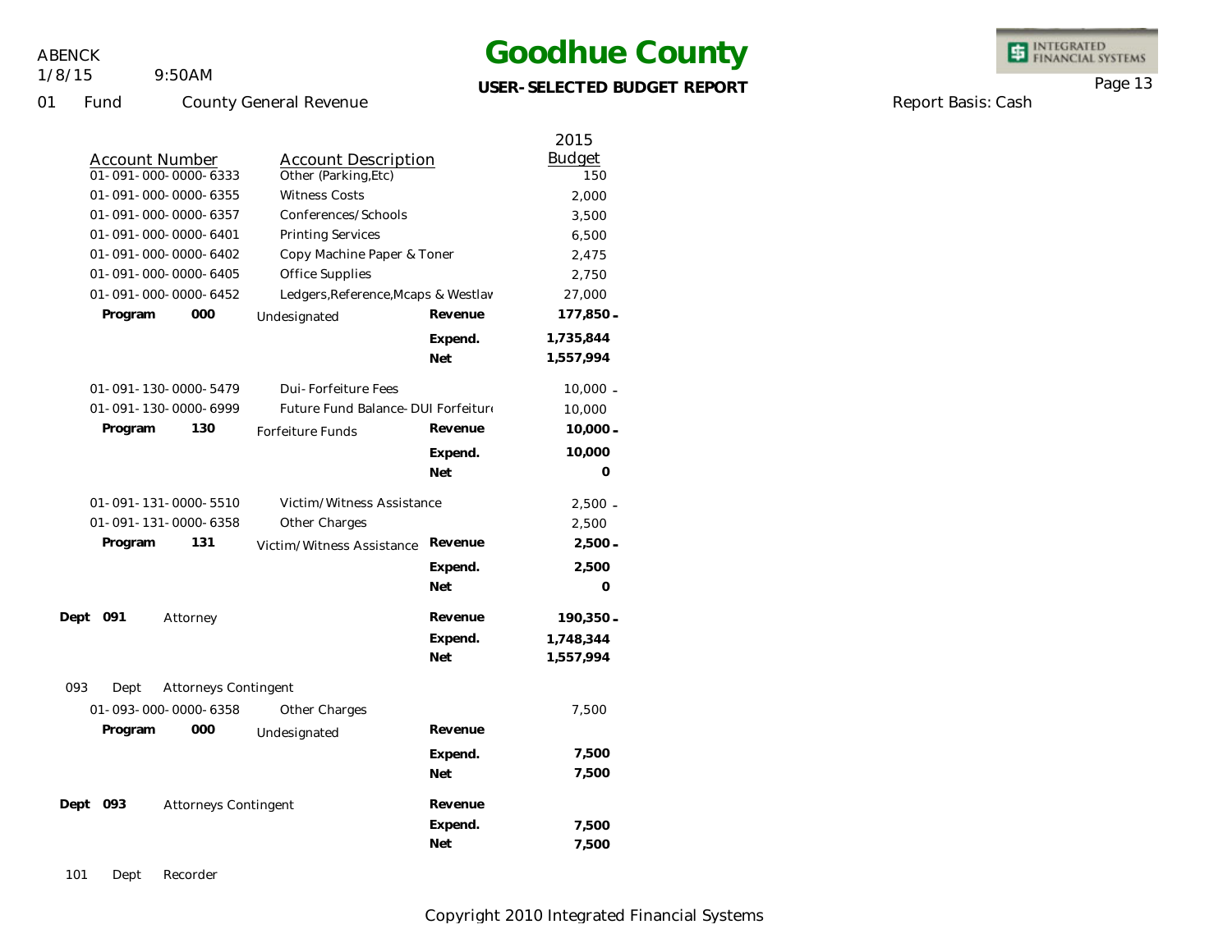# Goodhue County

**USER-SELECTED BUDGET REPORT**

ABENCK
1/8/15 9:50AM

01 Fund County General Revenue

Report Basis: Cash

| Account Number | Account Description | | 2015 Budget |
|---|---|---|---|
| 01-091-000-0000-6333 | Other (Parking,Etc) | | 150 |
| 01-091-000-0000-6355 | Witness Costs | | 2,000 |
| 01-091-000-0000-6357 | Conferences/Schools | | 3,500 |
| 01-091-000-0000-6401 | Printing Services | | 6,500 |
| 01-091-000-0000-6402 | Copy Machine Paper & Toner | | 2,475 |
| 01-091-000-0000-6405 | Office Supplies | | 2,750 |
| 01-091-000-0000-6452 | Ledgers,Reference,Mcaps & Westlav | | 27,000 |
| **Program 000** | Undesignated | **Revenue** | **177,850-** |
| | | **Expend.** | **1,735,844** |
| | | **Net** | **1,557,994** |
| 01-091-130-0000-5479 | Dui-Forfeiture Fees | | 10,000- |
| 01-091-130-0000-6999 | Future Fund Balance-DUI Forfeiture | | 10,000 |
| **Program 130** | Forfeiture Funds | **Revenue** | **10,000-** |
| | | **Expend.** | **10,000** |
| | | **Net** | **0** |
| 01-091-131-0000-5510 | Victim/Witness Assistance | | 2,500- |
| 01-091-131-0000-6358 | Other Charges | | 2,500 |
| **Program 131** | Victim/Witness Assistance | **Revenue** | **2,500-** |
| | | **Expend.** | **2,500** |
| | | **Net** | **0** |
| **Dept 091** | Attorney | **Revenue** | **190,350-** |
| | | **Expend.** | **1,748,344** |
| | | **Net** | **1,557,994** |
| 093 Dept | Attorneys Contingent | | |
| 01-093-000-0000-6358 | Other Charges | | 7,500 |
| **Program 000** | Undesignated | **Revenue** | |
| | | **Expend.** | **7,500** |
| | | **Net** | **7,500** |
| **Dept 093** | Attorneys Contingent | **Revenue** | |
| | | **Expend.** | **7,500** |
| | | **Net** | **7,500** |
| 101 Dept | Recorder | | |

Copyright 2010 Integrated Financial Systems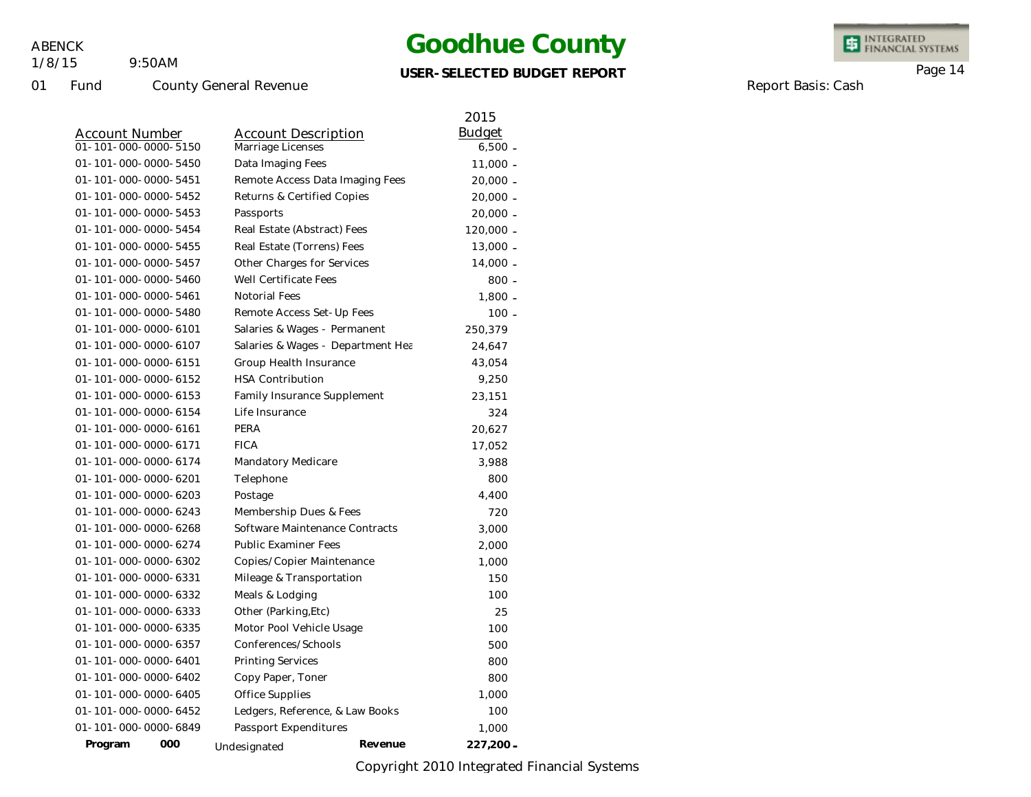# Goodhue County

**USER-SELECTED BUDGET REPORT**

ABENCK
1/8/15 9:50AM

01 Fund County General Revenue

Report Basis: Cash

| Account Number | Account Description | 2015 Budget |
|---|---|---|
| 01-101-000-0000-5150 | Marriage Licenses | 6,500 - |
| 01-101-000-0000-5450 | Data Imaging Fees | 11,000 - |
| 01-101-000-0000-5451 | Remote Access Data Imaging Fees | 20,000 - |
| 01-101-000-0000-5452 | Returns & Certified Copies | 20,000 - |
| 01-101-000-0000-5453 | Passports | 20,000 - |
| 01-101-000-0000-5454 | Real Estate (Abstract) Fees | 120,000 - |
| 01-101-000-0000-5455 | Real Estate (Torrens) Fees | 13,000 - |
| 01-101-000-0000-5457 | Other Charges for Services | 14,000 - |
| 01-101-000-0000-5460 | Well Certificate Fees | 800 - |
| 01-101-000-0000-5461 | Notorial Fees | 1,800 - |
| 01-101-000-0000-5480 | Remote Access Set-Up Fees | 100 - |
| 01-101-000-0000-6101 | Salaries & Wages - Permanent | 250,379 |
| 01-101-000-0000-6107 | Salaries & Wages - Department Hea | 24,647 |
| 01-101-000-0000-6151 | Group Health Insurance | 43,054 |
| 01-101-000-0000-6152 | HSA Contribution | 9,250 |
| 01-101-000-0000-6153 | Family Insurance Supplement | 23,151 |
| 01-101-000-0000-6154 | Life Insurance | 324 |
| 01-101-000-0000-6161 | PERA | 20,627 |
| 01-101-000-0000-6171 | FICA | 17,052 |
| 01-101-000-0000-6174 | Mandatory Medicare | 3,988 |
| 01-101-000-0000-6201 | Telephone | 800 |
| 01-101-000-0000-6203 | Postage | 4,400 |
| 01-101-000-0000-6243 | Membership Dues & Fees | 720 |
| 01-101-000-0000-6268 | Software Maintenance Contracts | 3,000 |
| 01-101-000-0000-6274 | Public Examiner Fees | 2,000 |
| 01-101-000-0000-6302 | Copies/Copier Maintenance | 1,000 |
| 01-101-000-0000-6331 | Mileage & Transportation | 150 |
| 01-101-000-0000-6332 | Meals & Lodging | 100 |
| 01-101-000-0000-6333 | Other (Parking,Etc) | 25 |
| 01-101-000-0000-6335 | Motor Pool Vehicle Usage | 100 |
| 01-101-000-0000-6357 | Conferences/Schools | 500 |
| 01-101-000-0000-6401 | Printing Services | 800 |
| 01-101-000-0000-6402 | Copy Paper, Toner | 800 |
| 01-101-000-0000-6405 | Office Supplies | 1,000 |
| 01-101-000-0000-6452 | Ledgers, Reference, & Law Books | 100 |
| 01-101-000-0000-6849 | Passport Expenditures | 1,000 |
| **Program 000** | Undesignated **Revenue** | **227,200 -** |

Copyright 2010 Integrated Financial Systems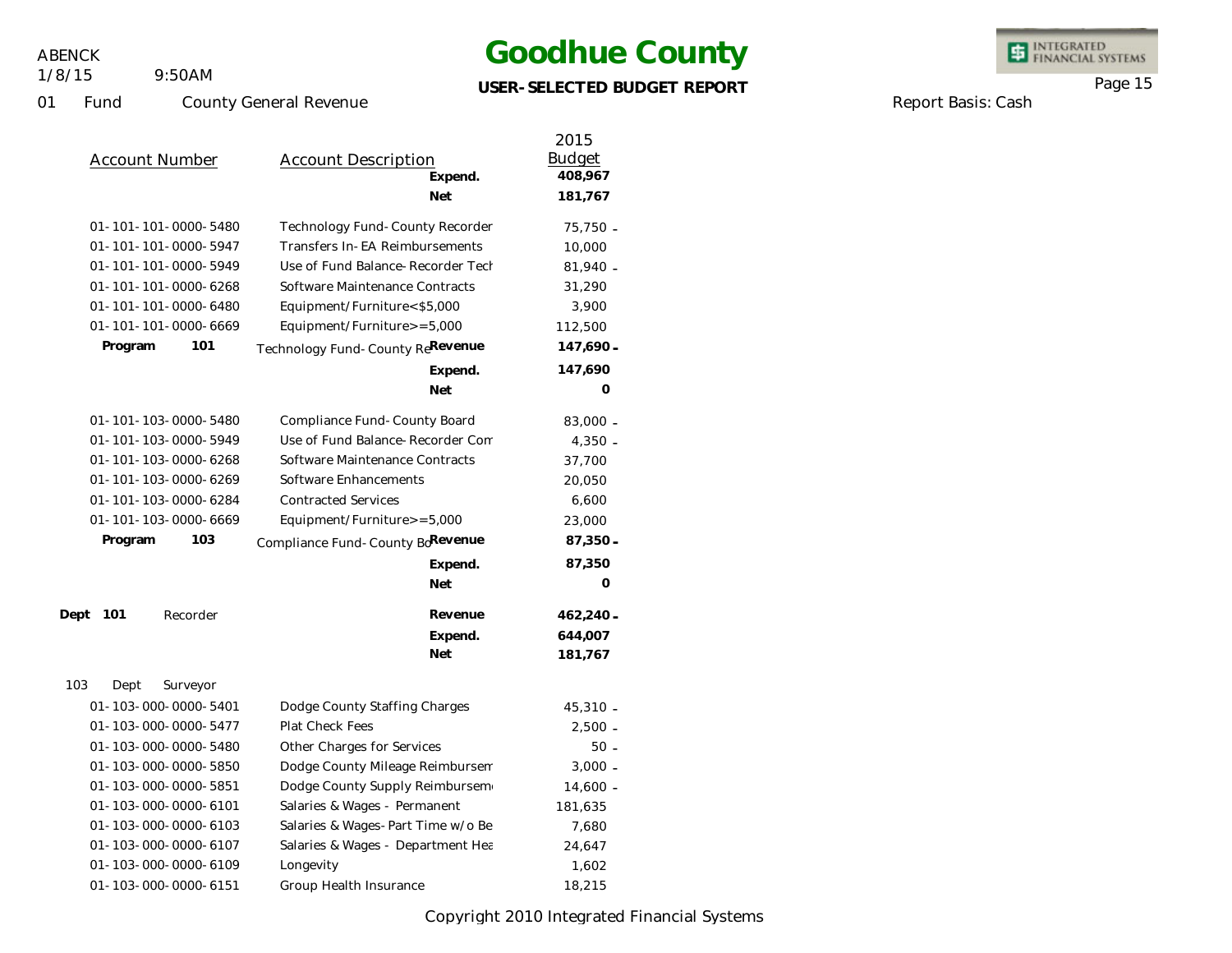# Goodhue County

**USER-SELECTED BUDGET REPORT**

01 Fund County General Revenue

Report Basis: Cash

| Account Number | Account Description | | 2015 Budget |
|---|---|---|---|
| | | **Expend.** | **408,967** |
| | | **Net** | **181,767** |
| 01-101-101-0000-5480 | Technology Fund-County Recorder | | 75,750 - |
| 01-101-101-0000-5947 | Transfers In-EA Reimbursements | | 10,000 |
| 01-101-101-0000-5949 | Use of Fund Balance-Recorder Tech | | 81,940 - |
| 01-101-101-0000-6268 | Software Maintenance Contracts | | 31,290 |
| 01-101-101-0000-6480 | Equipment/Furniture<$5,000 | | 3,900 |
| 01-101-101-0000-6669 | Equipment/Furniture>=5,000 | | 112,500 |
| **Program 101** | Technology Fund-County Re | **Revenue** | **147,690 -** |
| | | **Expend.** | **147,690** |
| | | **Net** | **0** |
| 01-101-103-0000-5480 | Compliance Fund-County Board | | 83,000 - |
| 01-101-103-0000-5949 | Use of Fund Balance-Recorder Com | | 4,350 - |
| 01-101-103-0000-6268 | Software Maintenance Contracts | | 37,700 |
| 01-101-103-0000-6269 | Software Enhancements | | 20,050 |
| 01-101-103-0000-6284 | Contracted Services | | 6,600 |
| 01-101-103-0000-6669 | Equipment/Furniture>=5,000 | | 23,000 |
| **Program 103** | Compliance Fund-County Bo | **Revenue** | **87,350 -** |
| | | **Expend.** | **87,350** |
| | | **Net** | **0** |
| **Dept 101** Recorder | | **Revenue** | **462,240 -** |
| | | **Expend.** | **644,007** |
| | | **Net** | **181,767** |
| 103 Dept Surveyor | | | |
| 01-103-000-0000-5401 | Dodge County Staffing Charges | | 45,310 - |
| 01-103-000-0000-5477 | Plat Check Fees | | 2,500 - |
| 01-103-000-0000-5480 | Other Charges for Services | | 50 - |
| 01-103-000-0000-5850 | Dodge County Mileage Reimbursem | | 3,000 - |
| 01-103-000-0000-5851 | Dodge County Supply Reimbursem | | 14,600 - |
| 01-103-000-0000-6101 | Salaries & Wages - Permanent | | 181,635 |
| 01-103-000-0000-6103 | Salaries & Wages-Part Time w/o Be | | 7,680 |
| 01-103-000-0000-6107 | Salaries & Wages - Department Hea | | 24,647 |
| 01-103-000-0000-6109 | Longevity | | 1,602 |
| 01-103-000-0000-6151 | Group Health Insurance | | 18,215 |

Copyright 2010 Integrated Financial Systems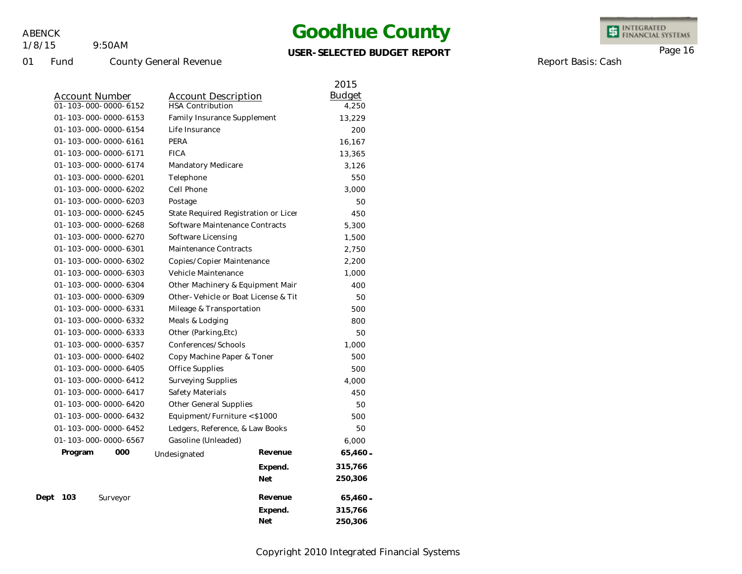# Goodhue County

**USER-SELECTED BUDGET REPORT**

ABENCK
1/8/15 9:50AM

01 Fund County General Revenue

Report Basis: Cash

| Account Number | Account Description | | 2015 Budget |
|---|---|---|---|
| 01-103-000-0000-6152 | HSA Contribution | | 4,250 |
| 01-103-000-0000-6153 | Family Insurance Supplement | | 13,229 |
| 01-103-000-0000-6154 | Life Insurance | | 200 |
| 01-103-000-0000-6161 | PERA | | 16,167 |
| 01-103-000-0000-6171 | FICA | | 13,365 |
| 01-103-000-0000-6174 | Mandatory Medicare | | 3,126 |
| 01-103-000-0000-6201 | Telephone | | 550 |
| 01-103-000-0000-6202 | Cell Phone | | 3,000 |
| 01-103-000-0000-6203 | Postage | | 50 |
| 01-103-000-0000-6245 | State Required Registration or Licer | | 450 |
| 01-103-000-0000-6268 | Software Maintenance Contracts | | 5,300 |
| 01-103-000-0000-6270 | Software Licensing | | 1,500 |
| 01-103-000-0000-6301 | Maintenance Contracts | | 2,750 |
| 01-103-000-0000-6302 | Copies/Copier Maintenance | | 2,200 |
| 01-103-000-0000-6303 | Vehicle Maintenance | | 1,000 |
| 01-103-000-0000-6304 | Other Machinery & Equipment Mair | | 400 |
| 01-103-000-0000-6309 | Other-Vehicle or Boat License & Tit | | 50 |
| 01-103-000-0000-6331 | Mileage & Transportation | | 500 |
| 01-103-000-0000-6332 | Meals & Lodging | | 800 |
| 01-103-000-0000-6333 | Other (Parking,Etc) | | 50 |
| 01-103-000-0000-6357 | Conferences/Schools | | 1,000 |
| 01-103-000-0000-6402 | Copy Machine Paper & Toner | | 500 |
| 01-103-000-0000-6405 | Office Supplies | | 500 |
| 01-103-000-0000-6412 | Surveying Supplies | | 4,000 |
| 01-103-000-0000-6417 | Safety Materials | | 450 |
| 01-103-000-0000-6420 | Other General Supplies | | 50 |
| 01-103-000-0000-6432 | Equipment/Furniture <$1000 | | 500 |
| 01-103-000-0000-6452 | Ledgers, Reference, & Law Books | | 50 |
| 01-103-000-0000-6567 | Gasoline (Unleaded) | | 6,000 |
| **Program 000** | Undesignated | **Revenue** | **65,460-** |
| | | **Expend.** | **315,766** |
| | | **Net** | **250,306** |
| **Dept 103** | Surveyor | **Revenue** | **65,460-** |
| | | **Expend.** | **315,766** |
| | | **Net** | **250,306** |

Copyright 2010 Integrated Financial Systems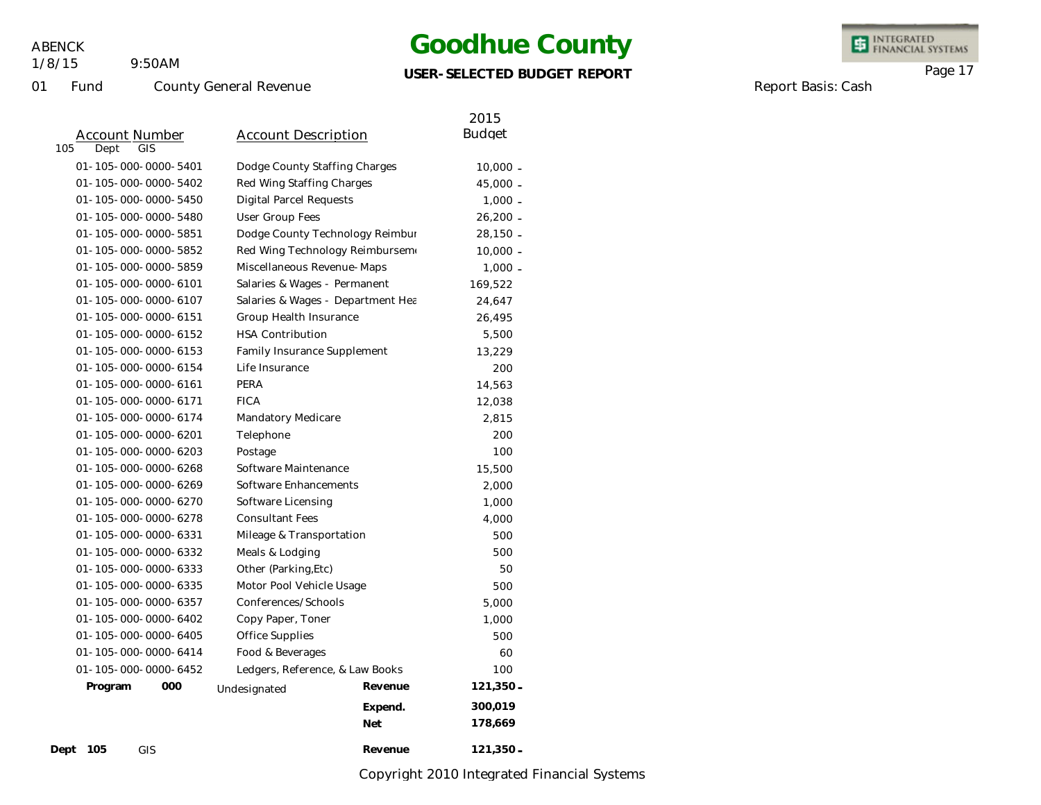ABENCK
1/8/15 9:50AM

01 Fund County General Revenue

# Goodhue County

**USER-SELECTED BUDGET REPORT**

Report Basis: Cash

105 Dept GIS

| Account Number | Account Description | | 2015 Budget |
|---|---|---|---|
| 01-105-000-0000-5401 | Dodge County Staffing Charges | | 10,000 - |
| 01-105-000-0000-5402 | Red Wing Staffing Charges | | 45,000 - |
| 01-105-000-0000-5450 | Digital Parcel Requests | | 1,000 - |
| 01-105-000-0000-5480 | User Group Fees | | 26,200 - |
| 01-105-000-0000-5851 | Dodge County Technology Reimbur | | 28,150 - |
| 01-105-000-0000-5852 | Red Wing Technology Reimbursem | | 10,000 - |
| 01-105-000-0000-5859 | Miscellaneous Revenue-Maps | | 1,000 - |
| 01-105-000-0000-6101 | Salaries & Wages - Permanent | | 169,522 |
| 01-105-000-0000-6107 | Salaries & Wages - Department Hea | | 24,647 |
| 01-105-000-0000-6151 | Group Health Insurance | | 26,495 |
| 01-105-000-0000-6152 | HSA Contribution | | 5,500 |
| 01-105-000-0000-6153 | Family Insurance Supplement | | 13,229 |
| 01-105-000-0000-6154 | Life Insurance | | 200 |
| 01-105-000-0000-6161 | PERA | | 14,563 |
| 01-105-000-0000-6171 | FICA | | 12,038 |
| 01-105-000-0000-6174 | Mandatory Medicare | | 2,815 |
| 01-105-000-0000-6201 | Telephone | | 200 |
| 01-105-000-0000-6203 | Postage | | 100 |
| 01-105-000-0000-6268 | Software Maintenance | | 15,500 |
| 01-105-000-0000-6269 | Software Enhancements | | 2,000 |
| 01-105-000-0000-6270 | Software Licensing | | 1,000 |
| 01-105-000-0000-6278 | Consultant Fees | | 4,000 |
| 01-105-000-0000-6331 | Mileage & Transportation | | 500 |
| 01-105-000-0000-6332 | Meals & Lodging | | 500 |
| 01-105-000-0000-6333 | Other (Parking,Etc) | | 50 |
| 01-105-000-0000-6335 | Motor Pool Vehicle Usage | | 500 |
| 01-105-000-0000-6357 | Conferences/Schools | | 5,000 |
| 01-105-000-0000-6402 | Copy Paper, Toner | | 1,000 |
| 01-105-000-0000-6405 | Office Supplies | | 500 |
| 01-105-000-0000-6414 | Food & Beverages | | 60 |
| 01-105-000-0000-6452 | Ledgers, Reference, & Law Books | | 100 |
| **Program 000** | Undesignated | **Revenue** | **121,350 -** |
| | | **Expend.** | **300,019** |
| | | **Net** | **178,669** |
| **Dept 105** | GIS | **Revenue** | **121,350 -** |

Copyright 2010 Integrated Financial Systems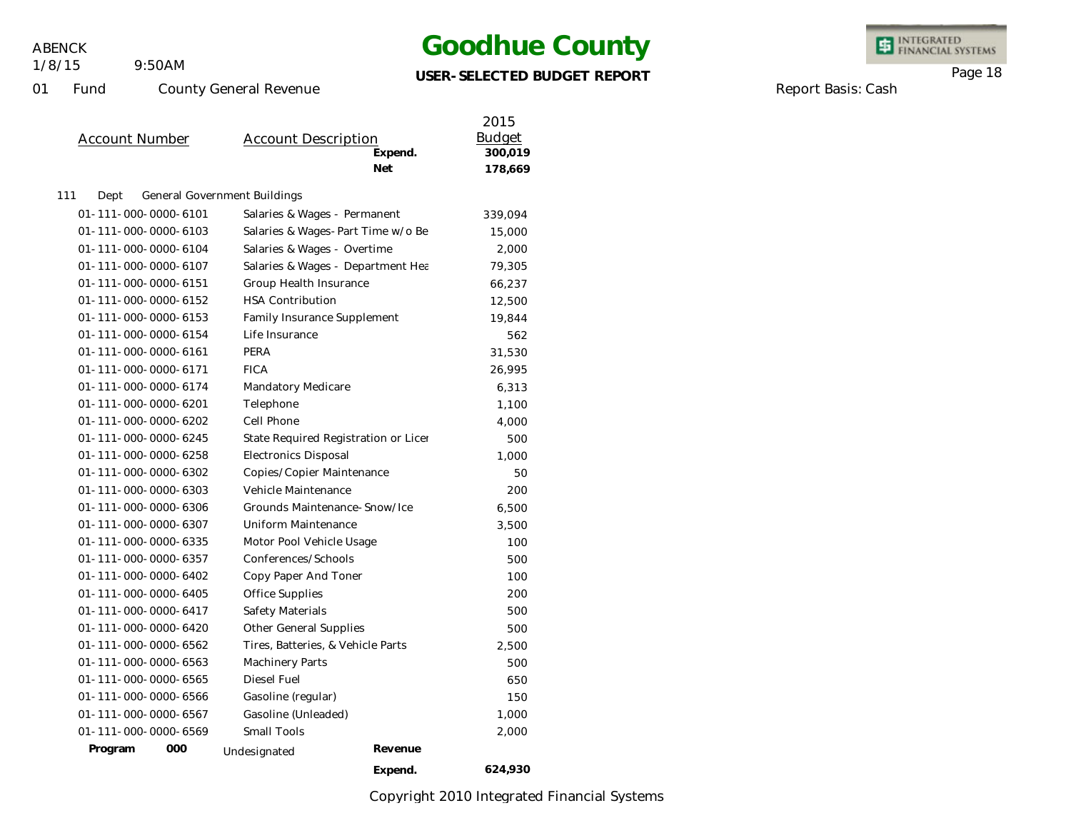# Goodhue County

**USER-SELECTED BUDGET REPORT**

ABENCK
1/8/15 9:50AM

01 Fund County General Revenue

Report Basis: Cash

| Account Number | Account Description | | 2015 Budget |
|---|---|---|---|
| | | **Expend.** | **300,019** |
| | | **Net** | **178,669** |
| 111 Dept | General Government Buildings | | |
| 01-111-000-0000-6101 | Salaries & Wages - Permanent | | 339,094 |
| 01-111-000-0000-6103 | Salaries & Wages-Part Time w/o Be | | 15,000 |
| 01-111-000-0000-6104 | Salaries & Wages - Overtime | | 2,000 |
| 01-111-000-0000-6107 | Salaries & Wages - Department Hea | | 79,305 |
| 01-111-000-0000-6151 | Group Health Insurance | | 66,237 |
| 01-111-000-0000-6152 | HSA Contribution | | 12,500 |
| 01-111-000-0000-6153 | Family Insurance Supplement | | 19,844 |
| 01-111-000-0000-6154 | Life Insurance | | 562 |
| 01-111-000-0000-6161 | PERA | | 31,530 |
| 01-111-000-0000-6171 | FICA | | 26,995 |
| 01-111-000-0000-6174 | Mandatory Medicare | | 6,313 |
| 01-111-000-0000-6201 | Telephone | | 1,100 |
| 01-111-000-0000-6202 | Cell Phone | | 4,000 |
| 01-111-000-0000-6245 | State Required Registration or Licer | | 500 |
| 01-111-000-0000-6258 | Electronics Disposal | | 1,000 |
| 01-111-000-0000-6302 | Copies/Copier Maintenance | | 50 |
| 01-111-000-0000-6303 | Vehicle Maintenance | | 200 |
| 01-111-000-0000-6306 | Grounds Maintenance-Snow/Ice | | 6,500 |
| 01-111-000-0000-6307 | Uniform Maintenance | | 3,500 |
| 01-111-000-0000-6335 | Motor Pool Vehicle Usage | | 100 |
| 01-111-000-0000-6357 | Conferences/Schools | | 500 |
| 01-111-000-0000-6402 | Copy Paper And Toner | | 100 |
| 01-111-000-0000-6405 | Office Supplies | | 200 |
| 01-111-000-0000-6417 | Safety Materials | | 500 |
| 01-111-000-0000-6420 | Other General Supplies | | 500 |
| 01-111-000-0000-6562 | Tires, Batteries, & Vehicle Parts | | 2,500 |
| 01-111-000-0000-6563 | Machinery Parts | | 500 |
| 01-111-000-0000-6565 | Diesel Fuel | | 650 |
| 01-111-000-0000-6566 | Gasoline (regular) | | 150 |
| 01-111-000-0000-6567 | Gasoline (Unleaded) | | 1,000 |
| 01-111-000-0000-6569 | Small Tools | | 2,000 |
| **Program 000** | Undesignated | **Revenue** | |
| | | **Expend.** | **624,930** |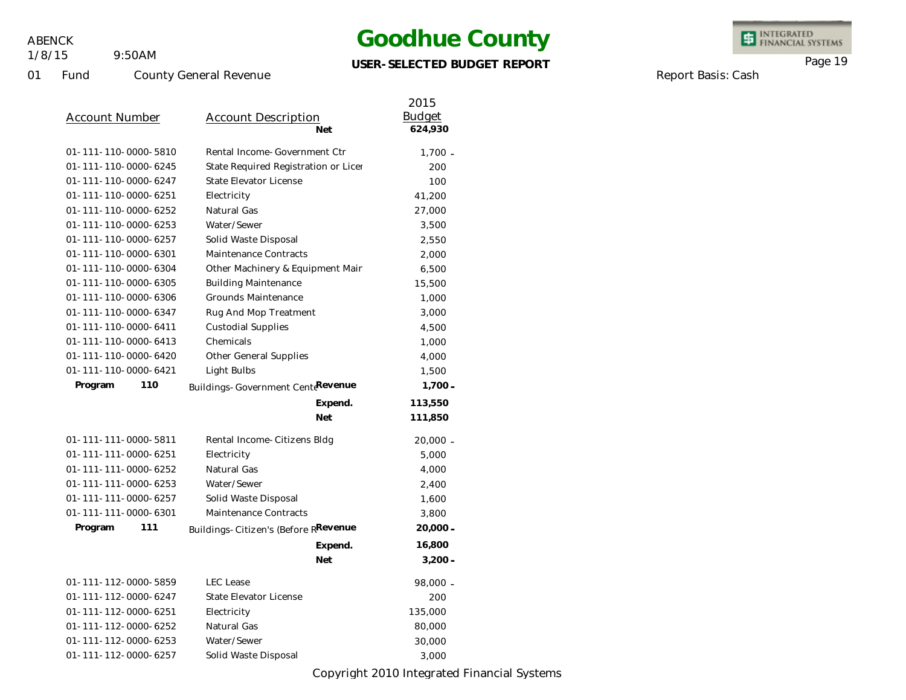# Goodhue County

**USER-SELECTED BUDGET REPORT**

ABENCK
1/8/15 9:50AM

01 Fund County General Revenue

Report Basis: Cash

| Account Number | Account Description | | 2015 Budget |
|---|---|---|---|
| | | **Net** | **624,930** |
| 01-111-110-0000-5810 | Rental Income-Government Ctr | | 1,700 - |
| 01-111-110-0000-6245 | State Required Registration or Licer | | 200 |
| 01-111-110-0000-6247 | State Elevator License | | 100 |
| 01-111-110-0000-6251 | Electricity | | 41,200 |
| 01-111-110-0000-6252 | Natural Gas | | 27,000 |
| 01-111-110-0000-6253 | Water/Sewer | | 3,500 |
| 01-111-110-0000-6257 | Solid Waste Disposal | | 2,550 |
| 01-111-110-0000-6301 | Maintenance Contracts | | 2,000 |
| 01-111-110-0000-6304 | Other Machinery & Equipment Mair | | 6,500 |
| 01-111-110-0000-6305 | Building Maintenance | | 15,500 |
| 01-111-110-0000-6306 | Grounds Maintenance | | 1,000 |
| 01-111-110-0000-6347 | Rug And Mop Treatment | | 3,000 |
| 01-111-110-0000-6411 | Custodial Supplies | | 4,500 |
| 01-111-110-0000-6413 | Chemicals | | 1,000 |
| 01-111-110-0000-6420 | Other General Supplies | | 4,000 |
| 01-111-110-0000-6421 | Light Bulbs | | 1,500 |
| **Program 110** | Buildings-Government Cente | **Revenue** | **1,700 -** |
| | | **Expend.** | **113,550** |
| | | **Net** | **111,850** |
| 01-111-111-0000-5811 | Rental Income-Citizens Bldg | | 20,000 - |
| 01-111-111-0000-6251 | Electricity | | 5,000 |
| 01-111-111-0000-6252 | Natural Gas | | 4,000 |
| 01-111-111-0000-6253 | Water/Sewer | | 2,400 |
| 01-111-111-0000-6257 | Solid Waste Disposal | | 1,600 |
| 01-111-111-0000-6301 | Maintenance Contracts | | 3,800 |
| **Program 111** | Buildings-Citizen's (Before R | **Revenue** | **20,000 -** |
| | | **Expend.** | **16,800** |
| | | **Net** | **3,200 -** |
| 01-111-112-0000-5859 | LEC Lease | | 98,000 - |
| 01-111-112-0000-6247 | State Elevator License | | 200 |
| 01-111-112-0000-6251 | Electricity | | 135,000 |
| 01-111-112-0000-6252 | Natural Gas | | 80,000 |
| 01-111-112-0000-6253 | Water/Sewer | | 30,000 |
| 01-111-112-0000-6257 | Solid Waste Disposal | | 3,000 |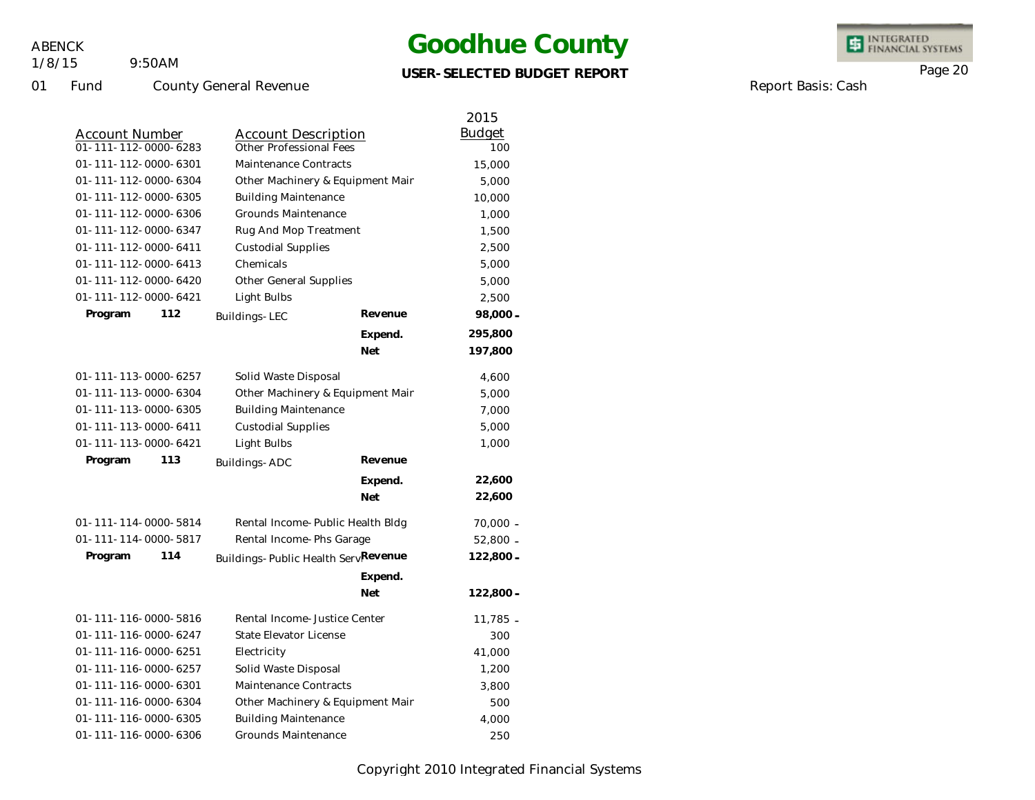# Goodhue County

**USER-SELECTED BUDGET REPORT**

01 Fund County General Revenue

Report Basis: Cash

| Account Number | Account Description | | 2015 Budget |
|---|---|---|---|
| 01-111-112-0000-6283 | Other Professional Fees | | 100 |
| 01-111-112-0000-6301 | Maintenance Contracts | | 15,000 |
| 01-111-112-0000-6304 | Other Machinery & Equipment Mair | | 5,000 |
| 01-111-112-0000-6305 | Building Maintenance | | 10,000 |
| 01-111-112-0000-6306 | Grounds Maintenance | | 1,000 |
| 01-111-112-0000-6347 | Rug And Mop Treatment | | 1,500 |
| 01-111-112-0000-6411 | Custodial Supplies | | 2,500 |
| 01-111-112-0000-6413 | Chemicals | | 5,000 |
| 01-111-112-0000-6420 | Other General Supplies | | 5,000 |
| 01-111-112-0000-6421 | Light Bulbs | | 2,500 |
| **Program 112** | Buildings-LEC | **Revenue** | **98,000 -** |
| | | **Expend.** | **295,800** |
| | | **Net** | **197,800** |
| 01-111-113-0000-6257 | Solid Waste Disposal | | 4,600 |
| 01-111-113-0000-6304 | Other Machinery & Equipment Mair | | 5,000 |
| 01-111-113-0000-6305 | Building Maintenance | | 7,000 |
| 01-111-113-0000-6411 | Custodial Supplies | | 5,000 |
| 01-111-113-0000-6421 | Light Bulbs | | 1,000 |
| **Program 113** | Buildings-ADC | **Revenue** | |
| | | **Expend.** | **22,600** |
| | | **Net** | **22,600** |
| 01-111-114-0000-5814 | Rental Income-Public Health Bldg | | 70,000 - |
| 01-111-114-0000-5817 | Rental Income-Phs Garage | | 52,800 - |
| **Program 114** | Buildings-Public Health Serv | **Revenue** | **122,800 -** |
| | | **Expend.** | |
| | | **Net** | **122,800 -** |
| 01-111-116-0000-5816 | Rental Income-Justice Center | | 11,785 - |
| 01-111-116-0000-6247 | State Elevator License | | 300 |
| 01-111-116-0000-6251 | Electricity | | 41,000 |
| 01-111-116-0000-6257 | Solid Waste Disposal | | 1,200 |
| 01-111-116-0000-6301 | Maintenance Contracts | | 3,800 |
| 01-111-116-0000-6304 | Other Machinery & Equipment Mair | | 500 |
| 01-111-116-0000-6305 | Building Maintenance | | 4,000 |
| 01-111-116-0000-6306 | Grounds Maintenance | | 250 |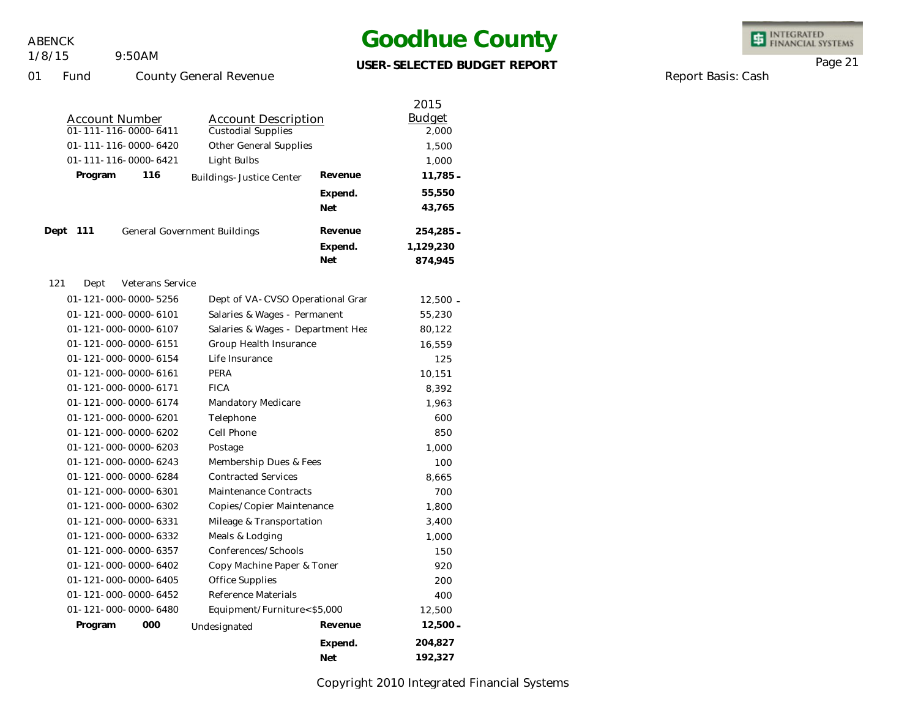# Goodhue County

**USER-SELECTED BUDGET REPORT**

01 Fund County General Revenue

Report Basis: Cash

| Account Number | Account Description | | 2015 Budget |
|---|---|---|---|
| 01-111-116-0000-6411 | Custodial Supplies | | 2,000 |
| 01-111-116-0000-6420 | Other General Supplies | | 1,500 |
| 01-111-116-0000-6421 | Light Bulbs | | 1,000 |
| **Program 116** | Buildings-Justice Center | **Revenue** | **11,785-** |
| | | **Expend.** | **55,550** |
| | | **Net** | **43,765** |
| **Dept 111** | General Government Buildings | **Revenue** | **254,285-** |
| | | **Expend.** | **1,129,230** |
| | | **Net** | **874,945** |
| 121 Dept | Veterans Service | | |
| 01-121-000-0000-5256 | Dept of VA-CVSO Operational Grar | | 12,500- |
| 01-121-000-0000-6101 | Salaries & Wages - Permanent | | 55,230 |
| 01-121-000-0000-6107 | Salaries & Wages - Department Hea | | 80,122 |
| 01-121-000-0000-6151 | Group Health Insurance | | 16,559 |
| 01-121-000-0000-6154 | Life Insurance | | 125 |
| 01-121-000-0000-6161 | PERA | | 10,151 |
| 01-121-000-0000-6171 | FICA | | 8,392 |
| 01-121-000-0000-6174 | Mandatory Medicare | | 1,963 |
| 01-121-000-0000-6201 | Telephone | | 600 |
| 01-121-000-0000-6202 | Cell Phone | | 850 |
| 01-121-000-0000-6203 | Postage | | 1,000 |
| 01-121-000-0000-6243 | Membership Dues & Fees | | 100 |
| 01-121-000-0000-6284 | Contracted Services | | 8,665 |
| 01-121-000-0000-6301 | Maintenance Contracts | | 700 |
| 01-121-000-0000-6302 | Copies/Copier Maintenance | | 1,800 |
| 01-121-000-0000-6331 | Mileage & Transportation | | 3,400 |
| 01-121-000-0000-6332 | Meals & Lodging | | 1,000 |
| 01-121-000-0000-6357 | Conferences/Schools | | 150 |
| 01-121-000-0000-6402 | Copy Machine Paper & Toner | | 920 |
| 01-121-000-0000-6405 | Office Supplies | | 200 |
| 01-121-000-0000-6452 | Reference Materials | | 400 |
| 01-121-000-0000-6480 | Equipment/Furniture<$5,000 | | 12,500 |
| **Program 000** | Undesignated | **Revenue** | **12,500-** |
| | | **Expend.** | **204,827** |
| | | **Net** | **192,327** |

Copyright 2010 Integrated Financial Systems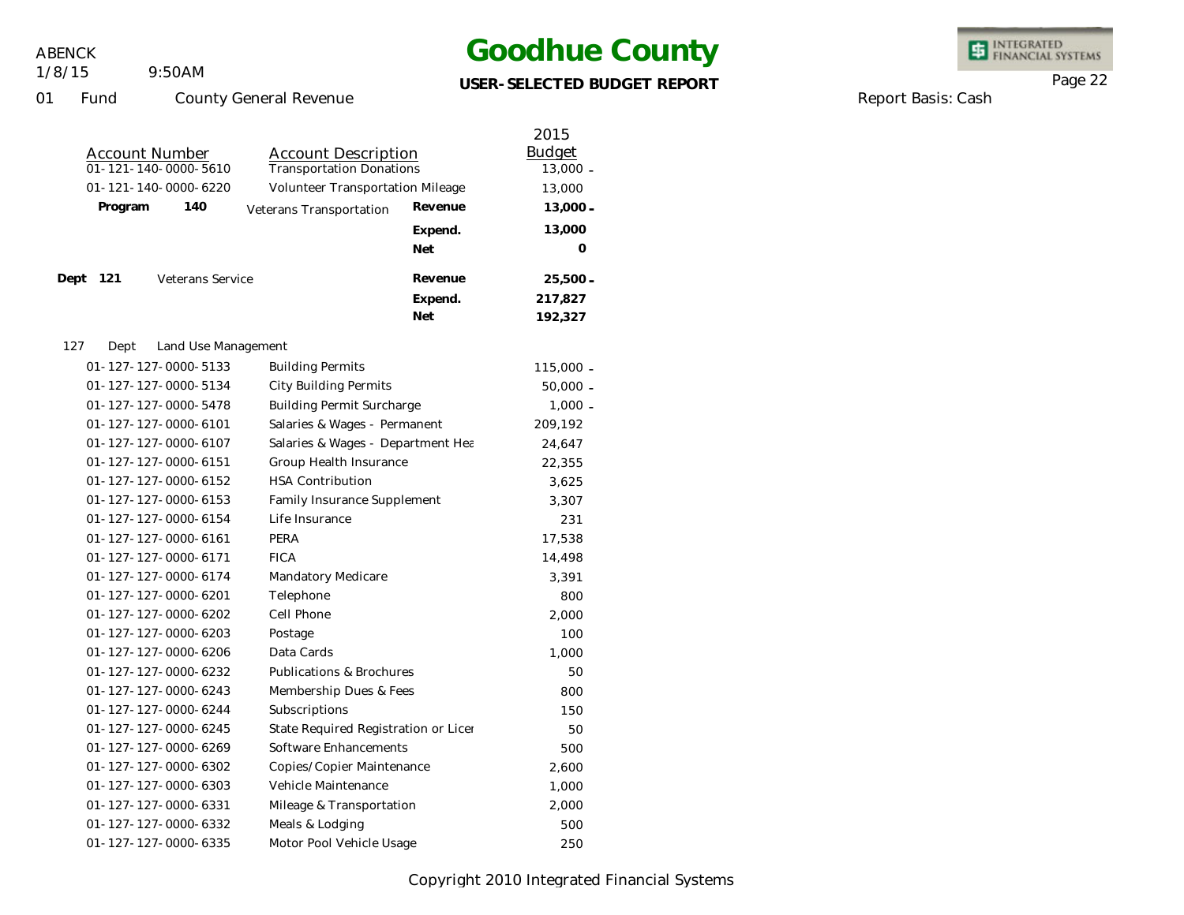# Goodhue County

**USER-SELECTED BUDGET REPORT**

ABENCK
1/8/15 9:50AM

01 Fund County General Revenue

Report Basis: Cash

| Account Number | Account Description | | 2015 Budget |
|---|---|---|---|
| 01-121-140-0000-5610 | Transportation Donations | | 13,000 - |
| 01-121-140-0000-6220 | Volunteer Transportation Mileage | | 13,000 |
| **Program 140** | Veterans Transportation | **Revenue** | **13,000 -** |
| | | **Expend.** | **13,000** |
| | | **Net** | **0** |
| **Dept 121** | Veterans Service | **Revenue** | **25,500 -** |
| | | **Expend.** | **217,827** |
| | | **Net** | **192,327** |
| 127 Dept | Land Use Management | | |
| 01-127-127-0000-5133 | Building Permits | | 115,000 - |
| 01-127-127-0000-5134 | City Building Permits | | 50,000 - |
| 01-127-127-0000-5478 | Building Permit Surcharge | | 1,000 - |
| 01-127-127-0000-6101 | Salaries & Wages - Permanent | | 209,192 |
| 01-127-127-0000-6107 | Salaries & Wages - Department Hea | | 24,647 |
| 01-127-127-0000-6151 | Group Health Insurance | | 22,355 |
| 01-127-127-0000-6152 | HSA Contribution | | 3,625 |
| 01-127-127-0000-6153 | Family Insurance Supplement | | 3,307 |
| 01-127-127-0000-6154 | Life Insurance | | 231 |
| 01-127-127-0000-6161 | PERA | | 17,538 |
| 01-127-127-0000-6171 | FICA | | 14,498 |
| 01-127-127-0000-6174 | Mandatory Medicare | | 3,391 |
| 01-127-127-0000-6201 | Telephone | | 800 |
| 01-127-127-0000-6202 | Cell Phone | | 2,000 |
| 01-127-127-0000-6203 | Postage | | 100 |
| 01-127-127-0000-6206 | Data Cards | | 1,000 |
| 01-127-127-0000-6232 | Publications & Brochures | | 50 |
| 01-127-127-0000-6243 | Membership Dues & Fees | | 800 |
| 01-127-127-0000-6244 | Subscriptions | | 150 |
| 01-127-127-0000-6245 | State Required Registration or Licer | | 50 |
| 01-127-127-0000-6269 | Software Enhancements | | 500 |
| 01-127-127-0000-6302 | Copies/Copier Maintenance | | 2,600 |
| 01-127-127-0000-6303 | Vehicle Maintenance | | 1,000 |
| 01-127-127-0000-6331 | Mileage & Transportation | | 2,000 |
| 01-127-127-0000-6332 | Meals & Lodging | | 500 |
| 01-127-127-0000-6335 | Motor Pool Vehicle Usage | | 250 |

Copyright 2010 Integrated Financial Systems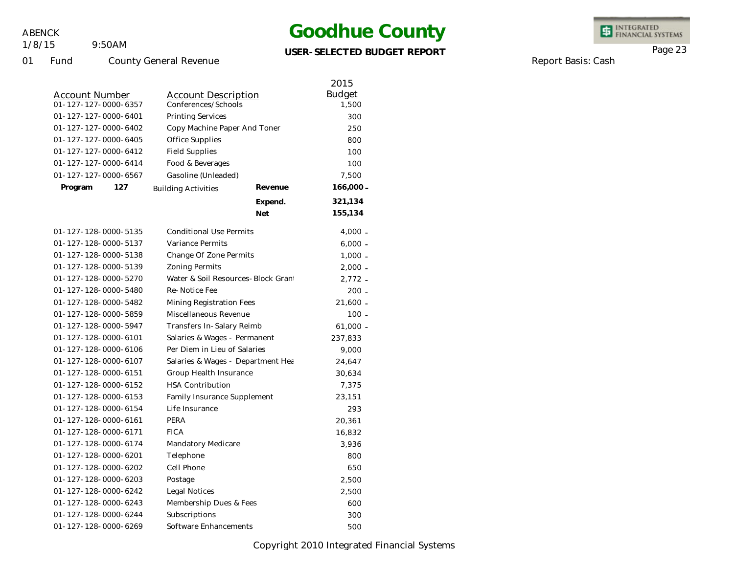# Goodhue County

**USER-SELECTED BUDGET REPORT**

01 Fund County General Revenue

Report Basis: Cash

| Account Number | Account Description | | 2015 Budget |
|---|---|---|---|
| 01-127-127-0000-6357 | Conferences/Schools | | 1,500 |
| 01-127-127-0000-6401 | Printing Services | | 300 |
| 01-127-127-0000-6402 | Copy Machine Paper And Toner | | 250 |
| 01-127-127-0000-6405 | Office Supplies | | 800 |
| 01-127-127-0000-6412 | Field Supplies | | 100 |
| 01-127-127-0000-6414 | Food & Beverages | | 100 |
| 01-127-127-0000-6567 | Gasoline (Unleaded) | | 7,500 |
| **Program 127** | Building Activities | **Revenue** | **166,000 -** |
| | | **Expend.** | **321,134** |
| | | **Net** | **155,134** |
| 01-127-128-0000-5135 | Conditional Use Permits | | 4,000 - |
| 01-127-128-0000-5137 | Variance Permits | | 6,000 - |
| 01-127-128-0000-5138 | Change Of Zone Permits | | 1,000 - |
| 01-127-128-0000-5139 | Zoning Permits | | 2,000 - |
| 01-127-128-0000-5270 | Water & Soil Resources-Block Grant | | 2,772 - |
| 01-127-128-0000-5480 | Re-Notice Fee | | 200 - |
| 01-127-128-0000-5482 | Mining Registration Fees | | 21,600 - |
| 01-127-128-0000-5859 | Miscellaneous Revenue | | 100 - |
| 01-127-128-0000-5947 | Transfers In-Salary Reimb | | 61,000 - |
| 01-127-128-0000-6101 | Salaries & Wages - Permanent | | 237,833 |
| 01-127-128-0000-6106 | Per Diem in Lieu of Salaries | | 9,000 |
| 01-127-128-0000-6107 | Salaries & Wages - Department Hea | | 24,647 |
| 01-127-128-0000-6151 | Group Health Insurance | | 30,634 |
| 01-127-128-0000-6152 | HSA Contribution | | 7,375 |
| 01-127-128-0000-6153 | Family Insurance Supplement | | 23,151 |
| 01-127-128-0000-6154 | Life Insurance | | 293 |
| 01-127-128-0000-6161 | PERA | | 20,361 |
| 01-127-128-0000-6171 | FICA | | 16,832 |
| 01-127-128-0000-6174 | Mandatory Medicare | | 3,936 |
| 01-127-128-0000-6201 | Telephone | | 800 |
| 01-127-128-0000-6202 | Cell Phone | | 650 |
| 01-127-128-0000-6203 | Postage | | 2,500 |
| 01-127-128-0000-6242 | Legal Notices | | 2,500 |
| 01-127-128-0000-6243 | Membership Dues & Fees | | 600 |
| 01-127-128-0000-6244 | Subscriptions | | 300 |
| 01-127-128-0000-6269 | Software Enhancements | | 500 |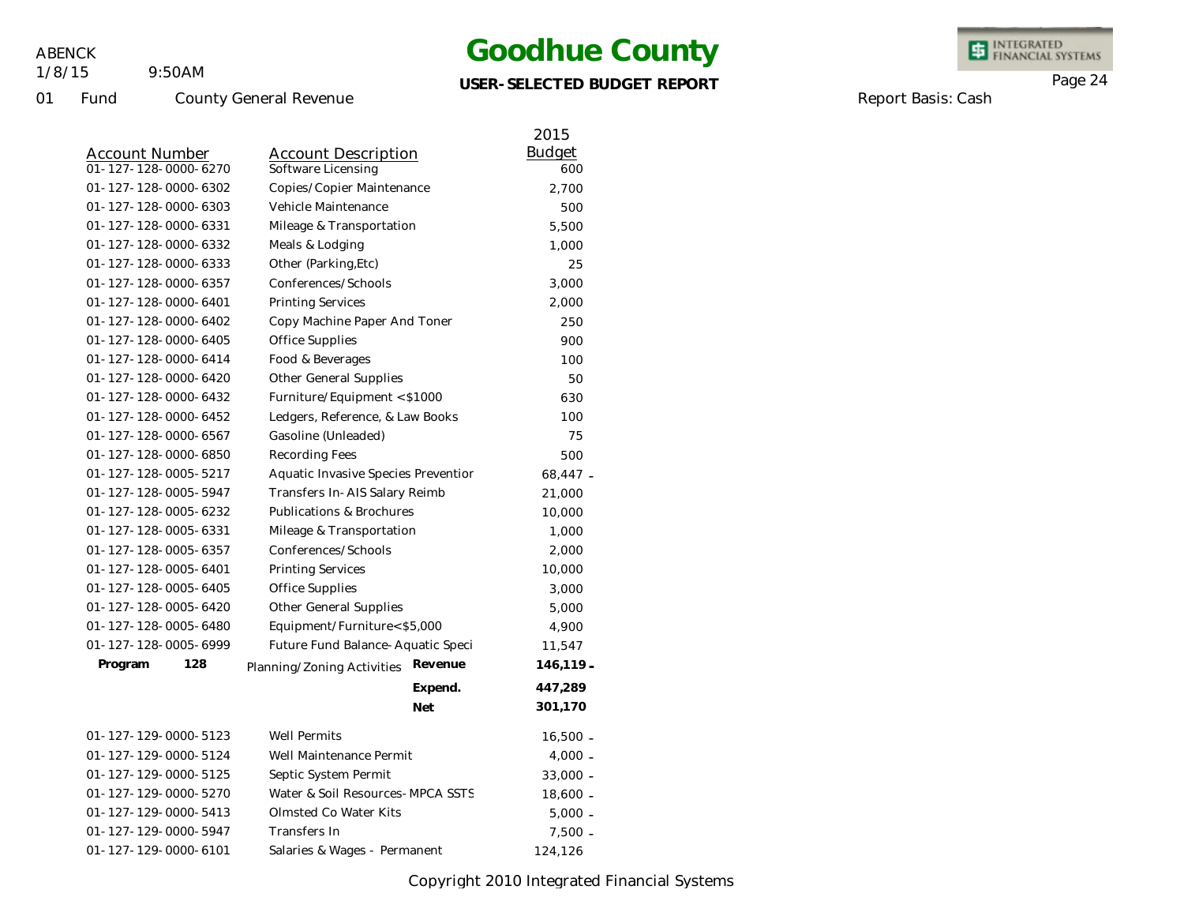# Goodhue County

**USER-SELECTED BUDGET REPORT**

ABENCK 1/8/15 9:50AM

01 Fund County General Revenue

Report Basis: Cash

| Account Number | Account Description | | 2015 Budget |
|---|---|---|---|
| 01-127-128-0000-6270 | Software Licensing | | 600 |
| 01-127-128-0000-6302 | Copies/Copier Maintenance | | 2,700 |
| 01-127-128-0000-6303 | Vehicle Maintenance | | 500 |
| 01-127-128-0000-6331 | Mileage & Transportation | | 5,500 |
| 01-127-128-0000-6332 | Meals & Lodging | | 1,000 |
| 01-127-128-0000-6333 | Other (Parking,Etc) | | 25 |
| 01-127-128-0000-6357 | Conferences/Schools | | 3,000 |
| 01-127-128-0000-6401 | Printing Services | | 2,000 |
| 01-127-128-0000-6402 | Copy Machine Paper And Toner | | 250 |
| 01-127-128-0000-6405 | Office Supplies | | 900 |
| 01-127-128-0000-6414 | Food & Beverages | | 100 |
| 01-127-128-0000-6420 | Other General Supplies | | 50 |
| 01-127-128-0000-6432 | Furniture/Equipment <$1000 | | 630 |
| 01-127-128-0000-6452 | Ledgers, Reference, & Law Books | | 100 |
| 01-127-128-0000-6567 | Gasoline (Unleaded) | | 75 |
| 01-127-128-0000-6850 | Recording Fees | | 500 |
| 01-127-128-0005-5217 | Aquatic Invasive Species Preventior | | 68,447 - |
| 01-127-128-0005-5947 | Transfers In-AIS Salary Reimb | | 21,000 |
| 01-127-128-0005-6232 | Publications & Brochures | | 10,000 |
| 01-127-128-0005-6331 | Mileage & Transportation | | 1,000 |
| 01-127-128-0005-6357 | Conferences/Schools | | 2,000 |
| 01-127-128-0005-6401 | Printing Services | | 10,000 |
| 01-127-128-0005-6405 | Office Supplies | | 3,000 |
| 01-127-128-0005-6420 | Other General Supplies | | 5,000 |
| 01-127-128-0005-6480 | Equipment/Furniture<$5,000 | | 4,900 |
| 01-127-128-0005-6999 | Future Fund Balance-Aquatic Speci | | 11,547 |
| **Program 128** | Planning/Zoning Activities | **Revenue** | **146,119 -** |
| | | **Expend.** | **447,289** |
| | | **Net** | **301,170** |
| 01-127-129-0000-5123 | Well Permits | | 16,500 - |
| 01-127-129-0000-5124 | Well Maintenance Permit | | 4,000 - |
| 01-127-129-0000-5125 | Septic System Permit | | 33,000 - |
| 01-127-129-0000-5270 | Water & Soil Resources-MPCA SSTS | | 18,600 - |
| 01-127-129-0000-5413 | Olmsted Co Water Kits | | 5,000 - |
| 01-127-129-0000-5947 | Transfers In | | 7,500 - |
| 01-127-129-0000-6101 | Salaries & Wages - Permanent | | 124,126 |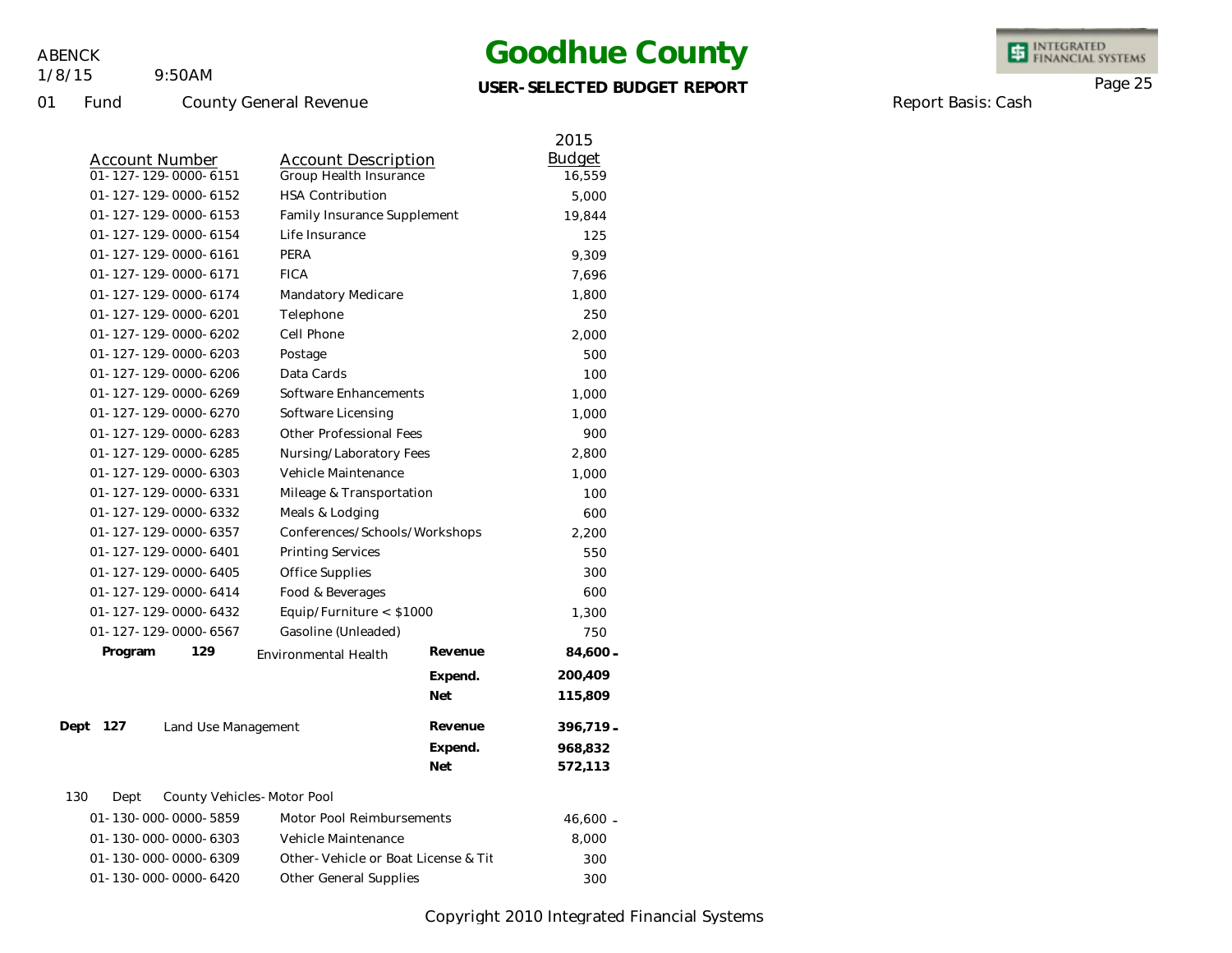# Goodhue County

ABENCK
1/8/15 9:50AM

**USER-SELECTED BUDGET REPORT**

01 Fund County General Revenue

Report Basis: Cash

| Account Number | Account Description | | 2015 Budget |
|---|---|---|---|
| 01-127-129-0000-6151 | Group Health Insurance | | 16,559 |
| 01-127-129-0000-6152 | HSA Contribution | | 5,000 |
| 01-127-129-0000-6153 | Family Insurance Supplement | | 19,844 |
| 01-127-129-0000-6154 | Life Insurance | | 125 |
| 01-127-129-0000-6161 | PERA | | 9,309 |
| 01-127-129-0000-6171 | FICA | | 7,696 |
| 01-127-129-0000-6174 | Mandatory Medicare | | 1,800 |
| 01-127-129-0000-6201 | Telephone | | 250 |
| 01-127-129-0000-6202 | Cell Phone | | 2,000 |
| 01-127-129-0000-6203 | Postage | | 500 |
| 01-127-129-0000-6206 | Data Cards | | 100 |
| 01-127-129-0000-6269 | Software Enhancements | | 1,000 |
| 01-127-129-0000-6270 | Software Licensing | | 1,000 |
| 01-127-129-0000-6283 | Other Professional Fees | | 900 |
| 01-127-129-0000-6285 | Nursing/Laboratory Fees | | 2,800 |
| 01-127-129-0000-6303 | Vehicle Maintenance | | 1,000 |
| 01-127-129-0000-6331 | Mileage & Transportation | | 100 |
| 01-127-129-0000-6332 | Meals & Lodging | | 600 |
| 01-127-129-0000-6357 | Conferences/Schools/Workshops | | 2,200 |
| 01-127-129-0000-6401 | Printing Services | | 550 |
| 01-127-129-0000-6405 | Office Supplies | | 300 |
| 01-127-129-0000-6414 | Food & Beverages | | 600 |
| 01-127-129-0000-6432 | Equip/Furniture < $1000 | | 1,300 |
| 01-127-129-0000-6567 | Gasoline (Unleaded) | | 750 |
| **Program 129** | Environmental Health | **Revenue** | **84,600-** |
| | | **Expend.** | **200,409** |
| | | **Net** | **115,809** |
| **Dept 127** | Land Use Management | **Revenue** | **396,719-** |
| | | **Expend.** | **968,832** |
| | | **Net** | **572,113** |
| 130 Dept | County Vehicles-Motor Pool | | |
| 01-130-000-0000-5859 | Motor Pool Reimbursements | | 46,600 - |
| 01-130-000-0000-6303 | Vehicle Maintenance | | 8,000 |
| 01-130-000-0000-6309 | Other-Vehicle or Boat License & Tit | | 300 |
| 01-130-000-0000-6420 | Other General Supplies | | 300 |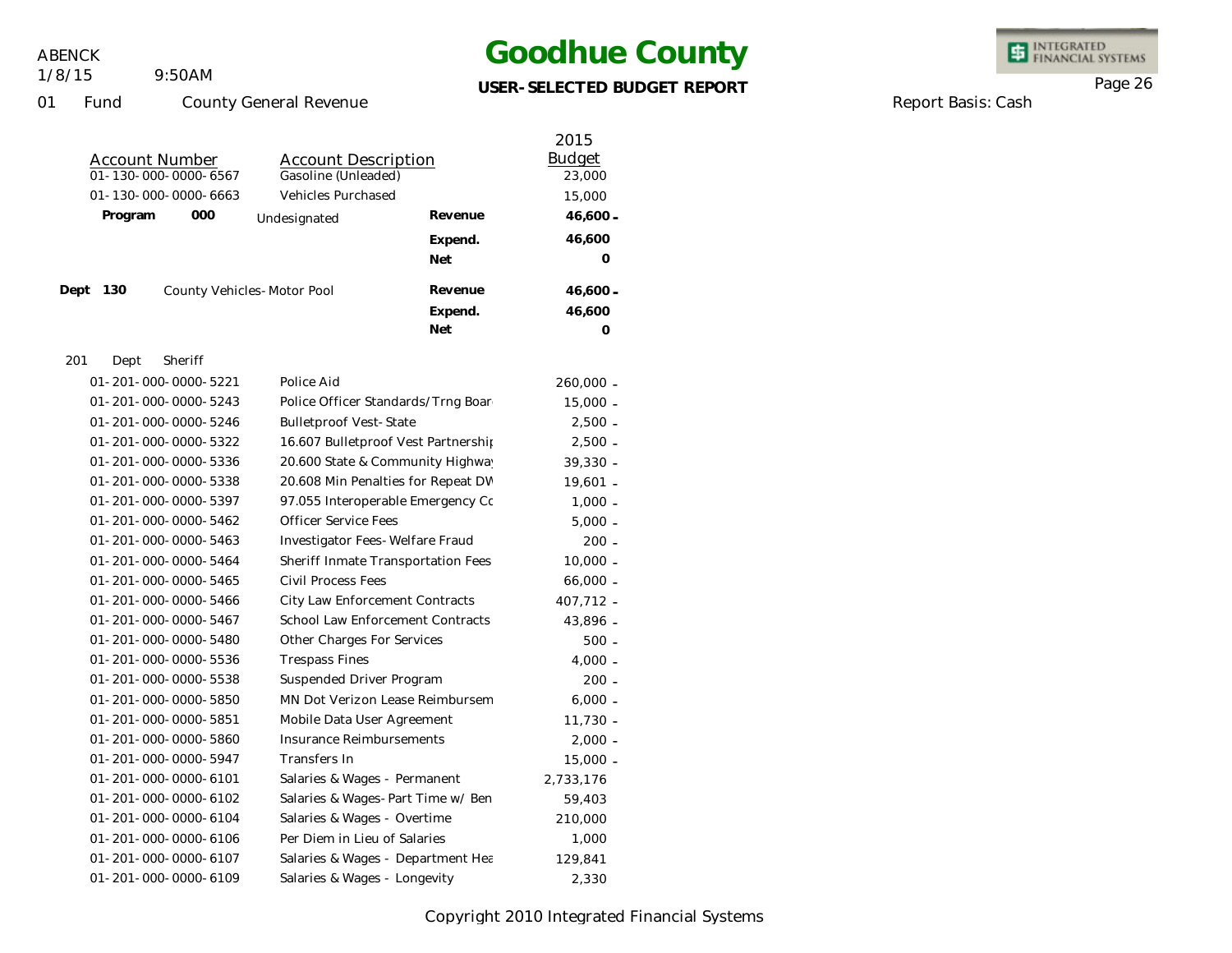# Goodhue County

**USER-SELECTED BUDGET REPORT**

ABENCK
1/8/15 9:50AM

01 Fund County General Revenue

Report Basis: Cash

| Account Number | Account Description | | 2015 Budget |
|---|---|---|---|
| 01-130-000-0000-6567 | Gasoline (Unleaded) | | 23,000 |
| 01-130-000-0000-6663 | Vehicles Purchased | | 15,000 |
| **Program 000** | Undesignated | **Revenue** | **46,600 -** |
| | | **Expend.** | **46,600** |
| | | **Net** | **0** |
| **Dept 130** | County Vehicles-Motor Pool | **Revenue** | **46,600 -** |
| | | **Expend.** | **46,600** |
| | | **Net** | **0** |
| 201 Dept Sheriff | | | |
| 01-201-000-0000-5221 | Police Aid | | 260,000 - |
| 01-201-000-0000-5243 | Police Officer Standards/Trng Boar | | 15,000 - |
| 01-201-000-0000-5246 | Bulletproof Vest-State | | 2,500 - |
| 01-201-000-0000-5322 | 16.607 Bulletproof Vest Partnershi | | 2,500 - |
| 01-201-000-0000-5336 | 20.600 State & Community Highwa | | 39,330 - |
| 01-201-000-0000-5338 | 20.608 Min Penalties for Repeat DV | | 19,601 - |
| 01-201-000-0000-5397 | 97.055 Interoperable Emergency Co | | 1,000 - |
| 01-201-000-0000-5462 | Officer Service Fees | | 5,000 - |
| 01-201-000-0000-5463 | Investigator Fees-Welfare Fraud | | 200 - |
| 01-201-000-0000-5464 | Sheriff Inmate Transportation Fees | | 10,000 - |
| 01-201-000-0000-5465 | Civil Process Fees | | 66,000 - |
| 01-201-000-0000-5466 | City Law Enforcement Contracts | | 407,712 - |
| 01-201-000-0000-5467 | School Law Enforcement Contracts | | 43,896 - |
| 01-201-000-0000-5480 | Other Charges For Services | | 500 - |
| 01-201-000-0000-5536 | Trespass Fines | | 4,000 - |
| 01-201-000-0000-5538 | Suspended Driver Program | | 200 - |
| 01-201-000-0000-5850 | MN Dot Verizon Lease Reimbursem | | 6,000 - |
| 01-201-000-0000-5851 | Mobile Data User Agreement | | 11,730 - |
| 01-201-000-0000-5860 | Insurance Reimbursements | | 2,000 - |
| 01-201-000-0000-5947 | Transfers In | | 15,000 - |
| 01-201-000-0000-6101 | Salaries & Wages - Permanent | | 2,733,176 |
| 01-201-000-0000-6102 | Salaries & Wages-Part Time w/ Ben | | 59,403 |
| 01-201-000-0000-6104 | Salaries & Wages - Overtime | | 210,000 |
| 01-201-000-0000-6106 | Per Diem in Lieu of Salaries | | 1,000 |
| 01-201-000-0000-6107 | Salaries & Wages - Department Hea | | 129,841 |
| 01-201-000-0000-6109 | Salaries & Wages - Longevity | | 2,330 |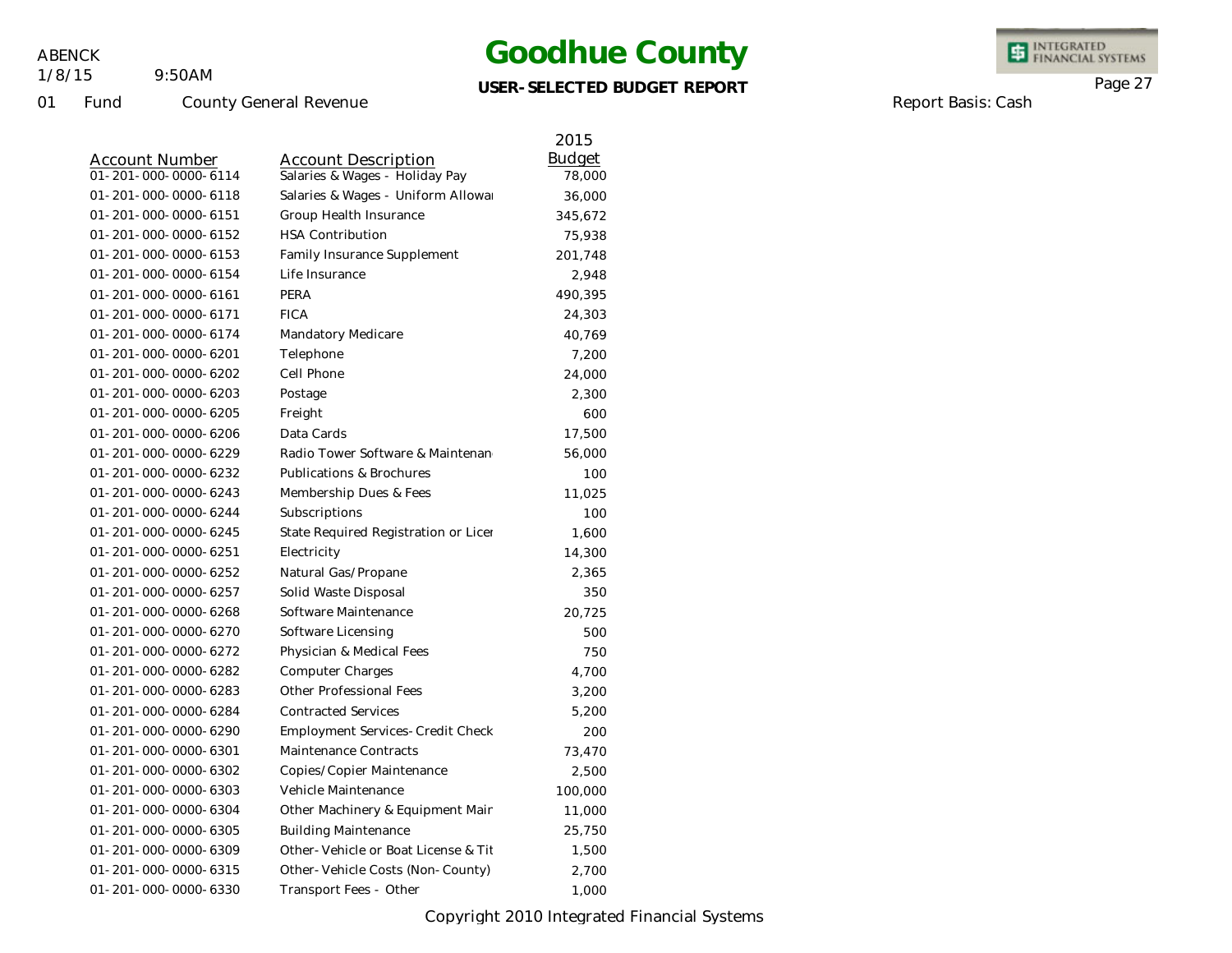# Goodhue County

**USER-SELECTED BUDGET REPORT**

ABENCK
1/8/15 9:50AM

01 Fund County General Revenue

Report Basis: Cash

| Account Number | Account Description | 2015 Budget |
|---|---|---|
| 01-201-000-0000-6114 | Salaries & Wages - Holiday Pay | 78,000 |
| 01-201-000-0000-6118 | Salaries & Wages - Uniform Allowa | 36,000 |
| 01-201-000-0000-6151 | Group Health Insurance | 345,672 |
| 01-201-000-0000-6152 | HSA Contribution | 75,938 |
| 01-201-000-0000-6153 | Family Insurance Supplement | 201,748 |
| 01-201-000-0000-6154 | Life Insurance | 2,948 |
| 01-201-000-0000-6161 | PERA | 490,395 |
| 01-201-000-0000-6171 | FICA | 24,303 |
| 01-201-000-0000-6174 | Mandatory Medicare | 40,769 |
| 01-201-000-0000-6201 | Telephone | 7,200 |
| 01-201-000-0000-6202 | Cell Phone | 24,000 |
| 01-201-000-0000-6203 | Postage | 2,300 |
| 01-201-000-0000-6205 | Freight | 600 |
| 01-201-000-0000-6206 | Data Cards | 17,500 |
| 01-201-000-0000-6229 | Radio Tower Software & Maintenan | 56,000 |
| 01-201-000-0000-6232 | Publications & Brochures | 100 |
| 01-201-000-0000-6243 | Membership Dues & Fees | 11,025 |
| 01-201-000-0000-6244 | Subscriptions | 100 |
| 01-201-000-0000-6245 | State Required Registration or Licer | 1,600 |
| 01-201-000-0000-6251 | Electricity | 14,300 |
| 01-201-000-0000-6252 | Natural Gas/Propane | 2,365 |
| 01-201-000-0000-6257 | Solid Waste Disposal | 350 |
| 01-201-000-0000-6268 | Software Maintenance | 20,725 |
| 01-201-000-0000-6270 | Software Licensing | 500 |
| 01-201-000-0000-6272 | Physician & Medical Fees | 750 |
| 01-201-000-0000-6282 | Computer Charges | 4,700 |
| 01-201-000-0000-6283 | Other Professional Fees | 3,200 |
| 01-201-000-0000-6284 | Contracted Services | 5,200 |
| 01-201-000-0000-6290 | Employment Services-Credit Check | 200 |
| 01-201-000-0000-6301 | Maintenance Contracts | 73,470 |
| 01-201-000-0000-6302 | Copies/Copier Maintenance | 2,500 |
| 01-201-000-0000-6303 | Vehicle Maintenance | 100,000 |
| 01-201-000-0000-6304 | Other Machinery & Equipment Mair | 11,000 |
| 01-201-000-0000-6305 | Building Maintenance | 25,750 |
| 01-201-000-0000-6309 | Other-Vehicle or Boat License & Tit | 1,500 |
| 01-201-000-0000-6315 | Other-Vehicle Costs (Non-County) | 2,700 |
| 01-201-000-0000-6330 | Transport Fees - Other | 1,000 |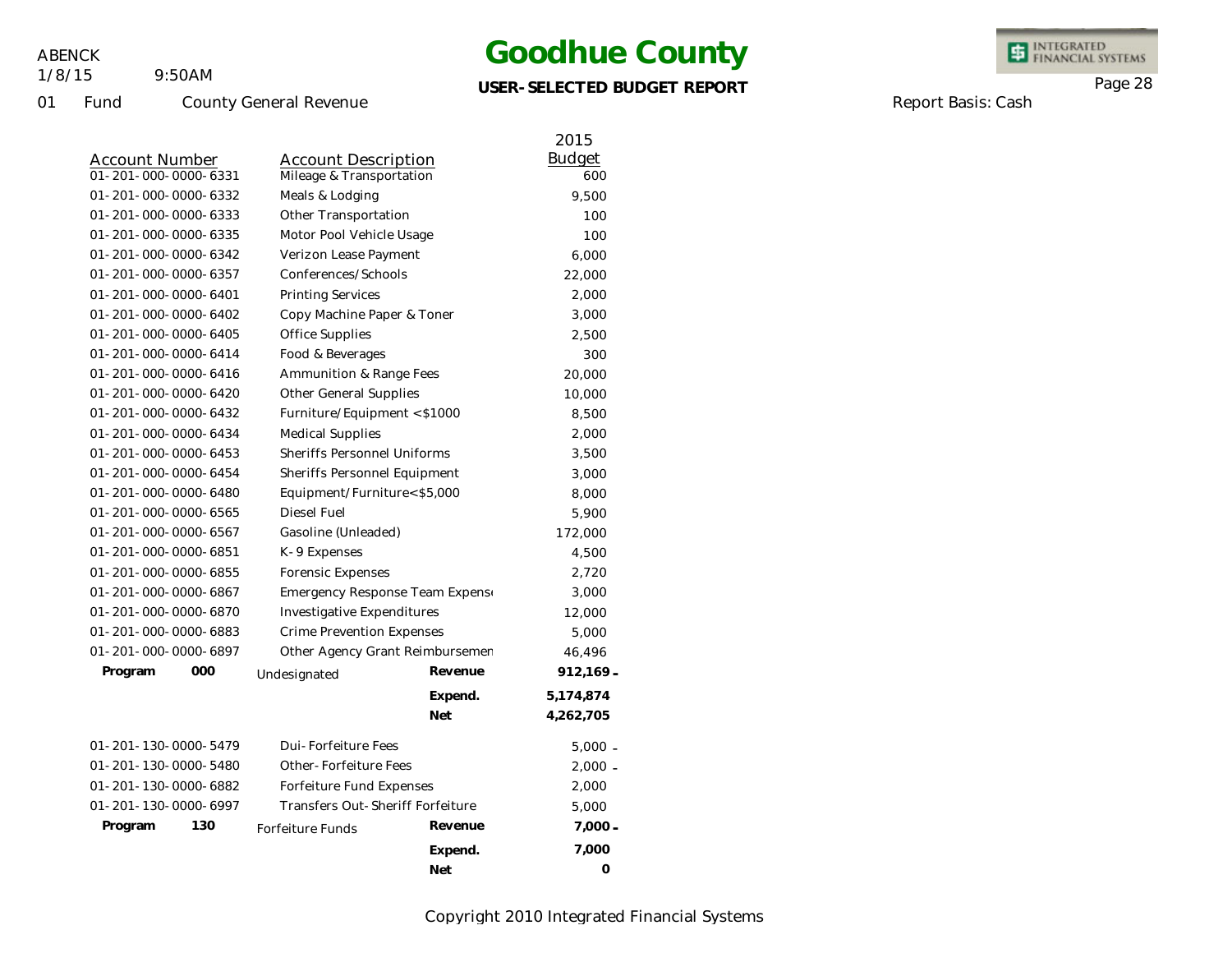# Goodhue County

**USER-SELECTED BUDGET REPORT**

ABENCK
1/8/15 9:50AM

01 Fund County General Revenue

Report Basis: Cash

| Account Number | Account Description | | 2015 Budget |
|---|---|---|---|
| 01-201-000-0000-6331 | Mileage & Transportation | | 600 |
| 01-201-000-0000-6332 | Meals & Lodging | | 9,500 |
| 01-201-000-0000-6333 | Other Transportation | | 100 |
| 01-201-000-0000-6335 | Motor Pool Vehicle Usage | | 100 |
| 01-201-000-0000-6342 | Verizon Lease Payment | | 6,000 |
| 01-201-000-0000-6357 | Conferences/Schools | | 22,000 |
| 01-201-000-0000-6401 | Printing Services | | 2,000 |
| 01-201-000-0000-6402 | Copy Machine Paper & Toner | | 3,000 |
| 01-201-000-0000-6405 | Office Supplies | | 2,500 |
| 01-201-000-0000-6414 | Food & Beverages | | 300 |
| 01-201-000-0000-6416 | Ammunition & Range Fees | | 20,000 |
| 01-201-000-0000-6420 | Other General Supplies | | 10,000 |
| 01-201-000-0000-6432 | Furniture/Equipment <$1000 | | 8,500 |
| 01-201-000-0000-6434 | Medical Supplies | | 2,000 |
| 01-201-000-0000-6453 | Sheriffs Personnel Uniforms | | 3,500 |
| 01-201-000-0000-6454 | Sheriffs Personnel Equipment | | 3,000 |
| 01-201-000-0000-6480 | Equipment/Furniture<$5,000 | | 8,000 |
| 01-201-000-0000-6565 | Diesel Fuel | | 5,900 |
| 01-201-000-0000-6567 | Gasoline (Unleaded) | | 172,000 |
| 01-201-000-0000-6851 | K-9 Expenses | | 4,500 |
| 01-201-000-0000-6855 | Forensic Expenses | | 2,720 |
| 01-201-000-0000-6867 | Emergency Response Team Expense | | 3,000 |
| 01-201-000-0000-6870 | Investigative Expenditures | | 12,000 |
| 01-201-000-0000-6883 | Crime Prevention Expenses | | 5,000 |
| 01-201-000-0000-6897 | Other Agency Grant Reimbursemen | | 46,496 |
| **Program 000** | Undesignated | **Revenue** | **912,169 -** |
| | | **Expend.** | **5,174,874** |
| | | **Net** | **4,262,705** |
| 01-201-130-0000-5479 | Dui-Forfeiture Fees | | 5,000 - |
| 01-201-130-0000-5480 | Other-Forfeiture Fees | | 2,000 - |
| 01-201-130-0000-6882 | Forfeiture Fund Expenses | | 2,000 |
| 01-201-130-0000-6997 | Transfers Out-Sheriff Forfeiture | | 5,000 |
| **Program 130** | Forfeiture Funds | **Revenue** | **7,000 -** |
| | | **Expend.** | **7,000** |
| | | **Net** | **0** |

Copyright 2010 Integrated Financial Systems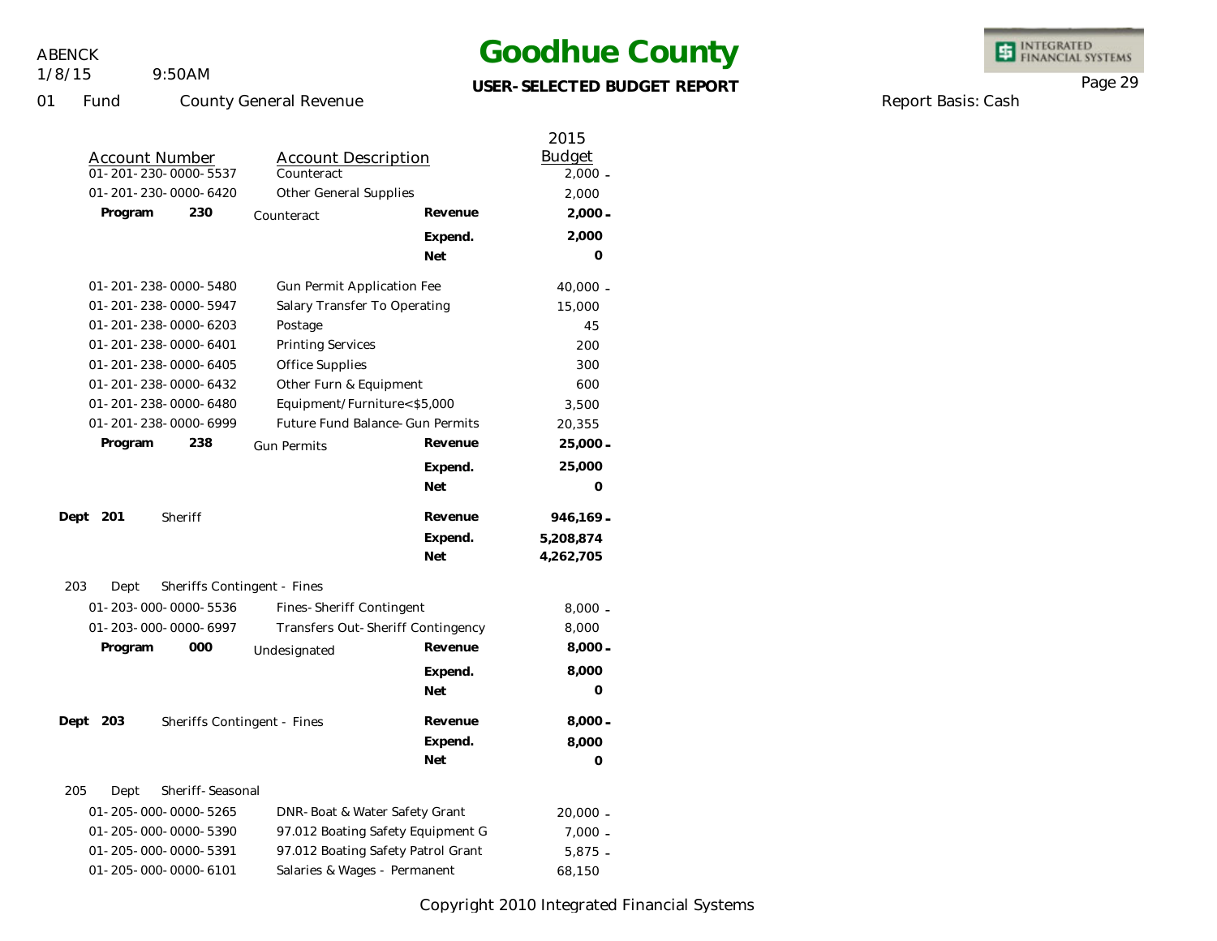# Goodhue County

**USER-SELECTED BUDGET REPORT**

01 Fund County General Revenue

Report Basis: Cash

| Account Number | Account Description | | 2015 Budget |
|---|---|---|---|
| 01-201-230-0000-5537 | Counteract | | 2,000 - |
| 01-201-230-0000-6420 | Other General Supplies | | 2,000 |
| **Program 230** | Counteract | **Revenue** | **2,000 -** |
| | | **Expend.** | **2,000** |
| | | **Net** | **0** |
| 01-201-238-0000-5480 | Gun Permit Application Fee | | 40,000 - |
| 01-201-238-0000-5947 | Salary Transfer To Operating | | 15,000 |
| 01-201-238-0000-6203 | Postage | | 45 |
| 01-201-238-0000-6401 | Printing Services | | 200 |
| 01-201-238-0000-6405 | Office Supplies | | 300 |
| 01-201-238-0000-6432 | Other Furn & Equipment | | 600 |
| 01-201-238-0000-6480 | Equipment/Furniture<$5,000 | | 3,500 |
| 01-201-238-0000-6999 | Future Fund Balance-Gun Permits | | 20,355 |
| **Program 238** | Gun Permits | **Revenue** | **25,000 -** |
| | | **Expend.** | **25,000** |
| | | **Net** | **0** |
| **Dept 201** | Sheriff | **Revenue** | **946,169 -** |
| | | **Expend.** | **5,208,874** |
| | | **Net** | **4,262,705** |
| 203 Dept | Sheriffs Contingent - Fines | | |
| 01-203-000-0000-5536 | Fines-Sheriff Contingent | | 8,000 - |
| 01-203-000-0000-6997 | Transfers Out-Sheriff Contingency | | 8,000 |
| **Program 000** | Undesignated | **Revenue** | **8,000 -** |
| | | **Expend.** | **8,000** |
| | | **Net** | **0** |
| **Dept 203** | Sheriffs Contingent - Fines | **Revenue** | **8,000 -** |
| | | **Expend.** | **8,000** |
| | | **Net** | **0** |
| 205 Dept | Sheriff-Seasonal | | |
| 01-205-000-0000-5265 | DNR-Boat & Water Safety Grant | | 20,000 - |
| 01-205-000-0000-5390 | 97.012 Boating Safety Equipment G | | 7,000 - |
| 01-205-000-0000-5391 | 97.012 Boating Safety Patrol Grant | | 5,875 - |
| 01-205-000-0000-6101 | Salaries & Wages - Permanent | | 68,150 |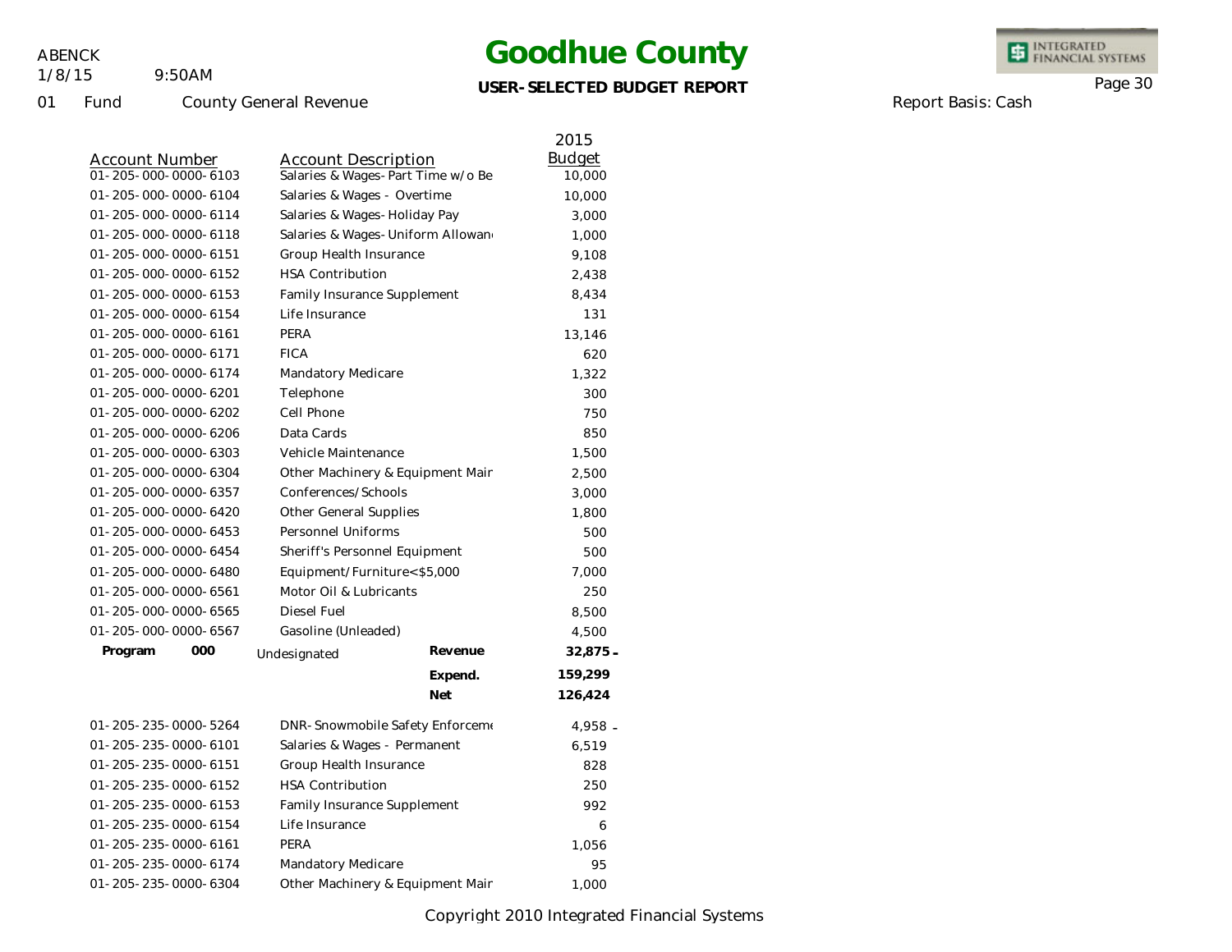# Goodhue County

**USER-SELECTED BUDGET REPORT**

01 Fund County General Revenue

Report Basis: Cash

| Account Number | Account Description | | 2015 Budget |
|---|---|---|---|
| 01-205-000-0000-6103 | Salaries & Wages-Part Time w/o Be | | 10,000 |
| 01-205-000-0000-6104 | Salaries & Wages - Overtime | | 10,000 |
| 01-205-000-0000-6114 | Salaries & Wages-Holiday Pay | | 3,000 |
| 01-205-000-0000-6118 | Salaries & Wages-Uniform Allowan | | 1,000 |
| 01-205-000-0000-6151 | Group Health Insurance | | 9,108 |
| 01-205-000-0000-6152 | HSA Contribution | | 2,438 |
| 01-205-000-0000-6153 | Family Insurance Supplement | | 8,434 |
| 01-205-000-0000-6154 | Life Insurance | | 131 |
| 01-205-000-0000-6161 | PERA | | 13,146 |
| 01-205-000-0000-6171 | FICA | | 620 |
| 01-205-000-0000-6174 | Mandatory Medicare | | 1,322 |
| 01-205-000-0000-6201 | Telephone | | 300 |
| 01-205-000-0000-6202 | Cell Phone | | 750 |
| 01-205-000-0000-6206 | Data Cards | | 850 |
| 01-205-000-0000-6303 | Vehicle Maintenance | | 1,500 |
| 01-205-000-0000-6304 | Other Machinery & Equipment Mair | | 2,500 |
| 01-205-000-0000-6357 | Conferences/Schools | | 3,000 |
| 01-205-000-0000-6420 | Other General Supplies | | 1,800 |
| 01-205-000-0000-6453 | Personnel Uniforms | | 500 |
| 01-205-000-0000-6454 | Sheriff's Personnel Equipment | | 500 |
| 01-205-000-0000-6480 | Equipment/Furniture<$5,000 | | 7,000 |
| 01-205-000-0000-6561 | Motor Oil & Lubricants | | 250 |
| 01-205-000-0000-6565 | Diesel Fuel | | 8,500 |
| 01-205-000-0000-6567 | Gasoline (Unleaded) | | 4,500 |
| **Program 000** | Undesignated | **Revenue** | **32,875 -** |
| | | **Expend.** | **159,299** |
| | | **Net** | **126,424** |
| 01-205-235-0000-5264 | DNR-Snowmobile Safety Enforceme | | 4,958 - |
| 01-205-235-0000-6101 | Salaries & Wages - Permanent | | 6,519 |
| 01-205-235-0000-6151 | Group Health Insurance | | 828 |
| 01-205-235-0000-6152 | HSA Contribution | | 250 |
| 01-205-235-0000-6153 | Family Insurance Supplement | | 992 |
| 01-205-235-0000-6154 | Life Insurance | | 6 |
| 01-205-235-0000-6161 | PERA | | 1,056 |
| 01-205-235-0000-6174 | Mandatory Medicare | | 95 |
| 01-205-235-0000-6304 | Other Machinery & Equipment Mair | | 1,000 |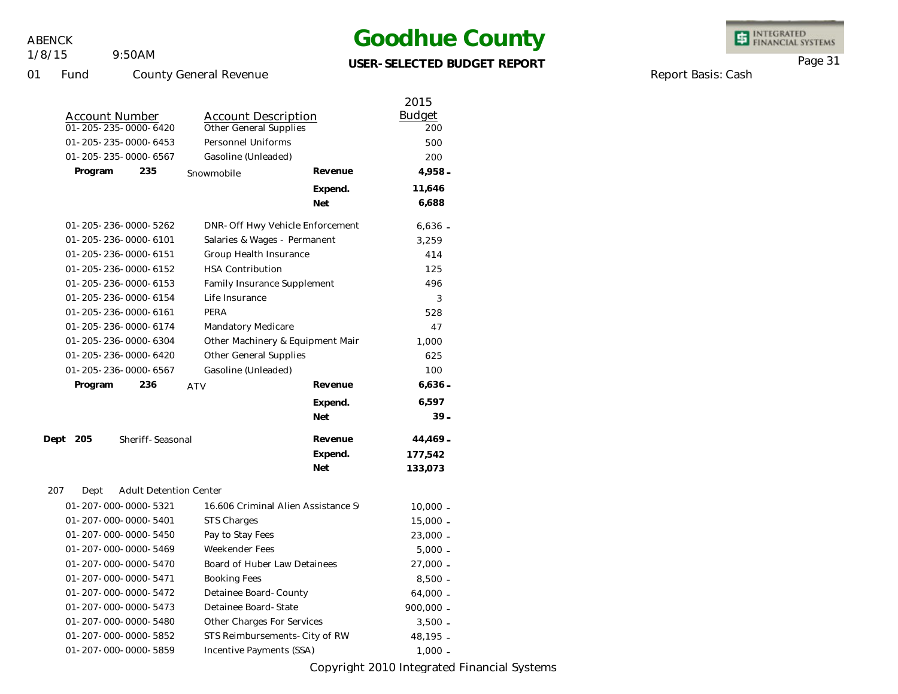# Goodhue County

**USER-SELECTED BUDGET REPORT**

ABENCK
1/8/15 9:50AM

01 Fund County General Revenue

Report Basis: Cash

| Account Number | Account Description | | 2015 Budget |
|---|---|---|---|
| 01-205-235-0000-6420 | Other General Supplies | | 200 |
| 01-205-235-0000-6453 | Personnel Uniforms | | 500 |
| 01-205-235-0000-6567 | Gasoline (Unleaded) | | 200 |
| **Program 235** | Snowmobile | **Revenue** | **4,958 -** |
| | | **Expend.** | **11,646** |
| | | **Net** | **6,688** |
| 01-205-236-0000-5262 | DNR-Off Hwy Vehicle Enforcement | | 6,636 - |
| 01-205-236-0000-6101 | Salaries & Wages - Permanent | | 3,259 |
| 01-205-236-0000-6151 | Group Health Insurance | | 414 |
| 01-205-236-0000-6152 | HSA Contribution | | 125 |
| 01-205-236-0000-6153 | Family Insurance Supplement | | 496 |
| 01-205-236-0000-6154 | Life Insurance | | 3 |
| 01-205-236-0000-6161 | PERA | | 528 |
| 01-205-236-0000-6174 | Mandatory Medicare | | 47 |
| 01-205-236-0000-6304 | Other Machinery & Equipment Mair | | 1,000 |
| 01-205-236-0000-6420 | Other General Supplies | | 625 |
| 01-205-236-0000-6567 | Gasoline (Unleaded) | | 100 |
| **Program 236** | ATV | **Revenue** | **6,636 -** |
| | | **Expend.** | **6,597** |
| | | **Net** | **39 -** |
| **Dept 205** | Sheriff-Seasonal | **Revenue** | **44,469 -** |
| | | **Expend.** | **177,542** |
| | | **Net** | **133,073** |
| 207 Dept | Adult Detention Center | | |
| 01-207-000-0000-5321 | 16.606 Criminal Alien Assistance S | | 10,000 - |
| 01-207-000-0000-5401 | STS Charges | | 15,000 - |
| 01-207-000-0000-5450 | Pay to Stay Fees | | 23,000 - |
| 01-207-000-0000-5469 | Weekender Fees | | 5,000 - |
| 01-207-000-0000-5470 | Board of Huber Law Detainees | | 27,000 - |
| 01-207-000-0000-5471 | Booking Fees | | 8,500 - |
| 01-207-000-0000-5472 | Detainee Board-County | | 64,000 - |
| 01-207-000-0000-5473 | Detainee Board-State | | 900,000 - |
| 01-207-000-0000-5480 | Other Charges For Services | | 3,500 - |
| 01-207-000-0000-5852 | STS Reimbursements-City of RW | | 48,195 - |
| 01-207-000-0000-5859 | Incentive Payments (SSA) | | 1,000 - |

Copyright 2010 Integrated Financial Systems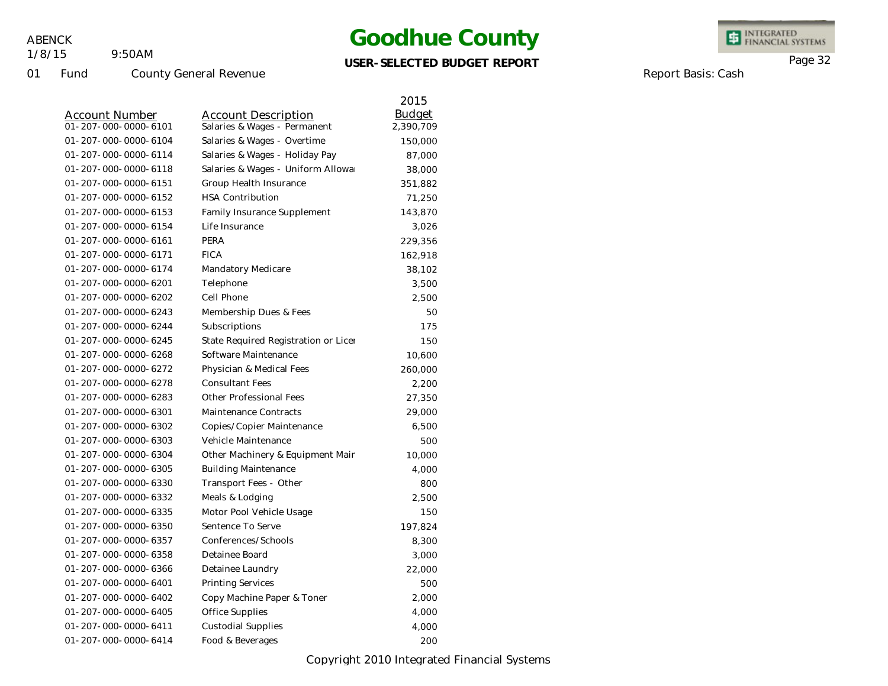# Goodhue County

**USER-SELECTED BUDGET REPORT**

ABENCK
1/8/15 9:50AM

01 Fund County General Revenue

Report Basis: Cash

| Account Number | Account Description | 2015 Budget |
|---|---|---|
| 01-207-000-0000-6101 | Salaries & Wages - Permanent | 2,390,709 |
| 01-207-000-0000-6104 | Salaries & Wages - Overtime | 150,000 |
| 01-207-000-0000-6114 | Salaries & Wages - Holiday Pay | 87,000 |
| 01-207-000-0000-6118 | Salaries & Wages - Uniform Allowa | 38,000 |
| 01-207-000-0000-6151 | Group Health Insurance | 351,882 |
| 01-207-000-0000-6152 | HSA Contribution | 71,250 |
| 01-207-000-0000-6153 | Family Insurance Supplement | 143,870 |
| 01-207-000-0000-6154 | Life Insurance | 3,026 |
| 01-207-000-0000-6161 | PERA | 229,356 |
| 01-207-000-0000-6171 | FICA | 162,918 |
| 01-207-000-0000-6174 | Mandatory Medicare | 38,102 |
| 01-207-000-0000-6201 | Telephone | 3,500 |
| 01-207-000-0000-6202 | Cell Phone | 2,500 |
| 01-207-000-0000-6243 | Membership Dues & Fees | 50 |
| 01-207-000-0000-6244 | Subscriptions | 175 |
| 01-207-000-0000-6245 | State Required Registration or Licer | 150 |
| 01-207-000-0000-6268 | Software Maintenance | 10,600 |
| 01-207-000-0000-6272 | Physician & Medical Fees | 260,000 |
| 01-207-000-0000-6278 | Consultant Fees | 2,200 |
| 01-207-000-0000-6283 | Other Professional Fees | 27,350 |
| 01-207-000-0000-6301 | Maintenance Contracts | 29,000 |
| 01-207-000-0000-6302 | Copies/Copier Maintenance | 6,500 |
| 01-207-000-0000-6303 | Vehicle Maintenance | 500 |
| 01-207-000-0000-6304 | Other Machinery & Equipment Mair | 10,000 |
| 01-207-000-0000-6305 | Building Maintenance | 4,000 |
| 01-207-000-0000-6330 | Transport Fees - Other | 800 |
| 01-207-000-0000-6332 | Meals & Lodging | 2,500 |
| 01-207-000-0000-6335 | Motor Pool Vehicle Usage | 150 |
| 01-207-000-0000-6350 | Sentence To Serve | 197,824 |
| 01-207-000-0000-6357 | Conferences/Schools | 8,300 |
| 01-207-000-0000-6358 | Detainee Board | 3,000 |
| 01-207-000-0000-6366 | Detainee Laundry | 22,000 |
| 01-207-000-0000-6401 | Printing Services | 500 |
| 01-207-000-0000-6402 | Copy Machine Paper & Toner | 2,000 |
| 01-207-000-0000-6405 | Office Supplies | 4,000 |
| 01-207-000-0000-6411 | Custodial Supplies | 4,000 |
| 01-207-000-0000-6414 | Food & Beverages | 200 |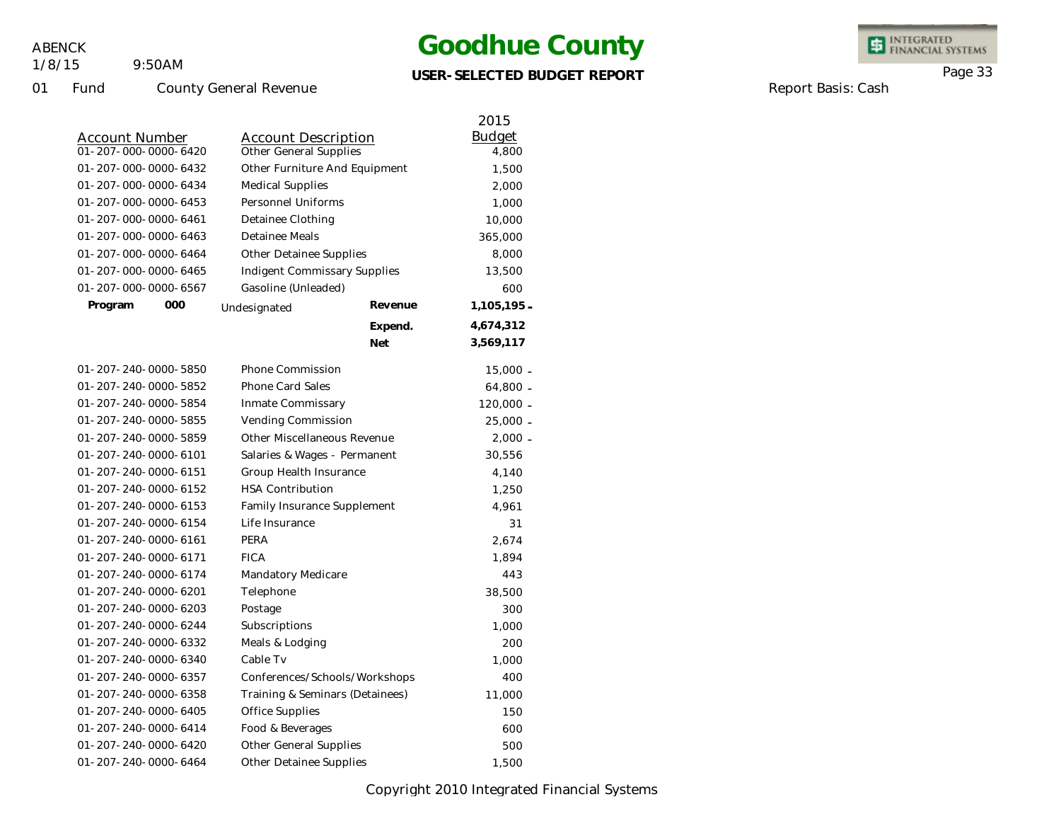# Goodhue County

**USER-SELECTED BUDGET REPORT**

01 Fund County General Revenue

Report Basis: Cash

| Account Number | Account Description | | 2015 Budget |
|---|---|---|---|
| 01-207-000-0000-6420 | Other General Supplies | | 4,800 |
| 01-207-000-0000-6432 | Other Furniture And Equipment | | 1,500 |
| 01-207-000-0000-6434 | Medical Supplies | | 2,000 |
| 01-207-000-0000-6453 | Personnel Uniforms | | 1,000 |
| 01-207-000-0000-6461 | Detainee Clothing | | 10,000 |
| 01-207-000-0000-6463 | Detainee Meals | | 365,000 |
| 01-207-000-0000-6464 | Other Detainee Supplies | | 8,000 |
| 01-207-000-0000-6465 | Indigent Commissary Supplies | | 13,500 |
| 01-207-000-0000-6567 | Gasoline (Unleaded) | | 600 |
| **Program 000** | Undesignated | **Revenue** | **1,105,195 -** |
| | | **Expend.** | **4,674,312** |
| | | **Net** | **3,569,117** |
| 01-207-240-0000-5850 | Phone Commission | | 15,000 - |
| 01-207-240-0000-5852 | Phone Card Sales | | 64,800 - |
| 01-207-240-0000-5854 | Inmate Commissary | | 120,000 - |
| 01-207-240-0000-5855 | Vending Commission | | 25,000 - |
| 01-207-240-0000-5859 | Other Miscellaneous Revenue | | 2,000 - |
| 01-207-240-0000-6101 | Salaries & Wages - Permanent | | 30,556 |
| 01-207-240-0000-6151 | Group Health Insurance | | 4,140 |
| 01-207-240-0000-6152 | HSA Contribution | | 1,250 |
| 01-207-240-0000-6153 | Family Insurance Supplement | | 4,961 |
| 01-207-240-0000-6154 | Life Insurance | | 31 |
| 01-207-240-0000-6161 | PERA | | 2,674 |
| 01-207-240-0000-6171 | FICA | | 1,894 |
| 01-207-240-0000-6174 | Mandatory Medicare | | 443 |
| 01-207-240-0000-6201 | Telephone | | 38,500 |
| 01-207-240-0000-6203 | Postage | | 300 |
| 01-207-240-0000-6244 | Subscriptions | | 1,000 |
| 01-207-240-0000-6332 | Meals & Lodging | | 200 |
| 01-207-240-0000-6340 | Cable Tv | | 1,000 |
| 01-207-240-0000-6357 | Conferences/Schools/Workshops | | 400 |
| 01-207-240-0000-6358 | Training & Seminars (Detainees) | | 11,000 |
| 01-207-240-0000-6405 | Office Supplies | | 150 |
| 01-207-240-0000-6414 | Food & Beverages | | 600 |
| 01-207-240-0000-6420 | Other General Supplies | | 500 |
| 01-207-240-0000-6464 | Other Detainee Supplies | | 1,500 |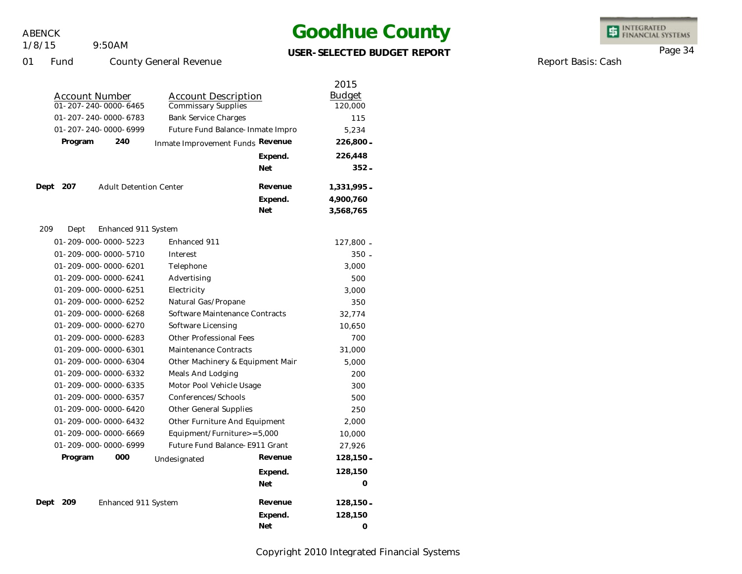# Goodhue County

**USER-SELECTED BUDGET REPORT**

ABENCK
1/8/15 9:50AM

01 Fund County General Revenue

Report Basis: Cash

| Account Number | Account Description | | 2015 Budget |
|---|---|---|---|
| 01-207-240-0000-6465 | Commissary Supplies | | 120,000 |
| 01-207-240-0000-6783 | Bank Service Charges | | 115 |
| 01-207-240-0000-6999 | Future Fund Balance-Inmate Impro | | 5,234 |
| **Program 240** | Inmate Improvement Funds | **Revenue** | **226,800-** |
| | | **Expend.** | **226,448** |
| | | **Net** | **352-** |
| **Dept 207** | Adult Detention Center | **Revenue** | **1,331,995-** |
| | | **Expend.** | **4,900,760** |
| | | **Net** | **3,568,765** |
| 209 Dept | Enhanced 911 System | | |
| 01-209-000-0000-5223 | Enhanced 911 | | 127,800 - |
| 01-209-000-0000-5710 | Interest | | 350 - |
| 01-209-000-0000-6201 | Telephone | | 3,000 |
| 01-209-000-0000-6241 | Advertising | | 500 |
| 01-209-000-0000-6251 | Electricity | | 3,000 |
| 01-209-000-0000-6252 | Natural Gas/Propane | | 350 |
| 01-209-000-0000-6268 | Software Maintenance Contracts | | 32,774 |
| 01-209-000-0000-6270 | Software Licensing | | 10,650 |
| 01-209-000-0000-6283 | Other Professional Fees | | 700 |
| 01-209-000-0000-6301 | Maintenance Contracts | | 31,000 |
| 01-209-000-0000-6304 | Other Machinery & Equipment Mair | | 5,000 |
| 01-209-000-0000-6332 | Meals And Lodging | | 200 |
| 01-209-000-0000-6335 | Motor Pool Vehicle Usage | | 300 |
| 01-209-000-0000-6357 | Conferences/Schools | | 500 |
| 01-209-000-0000-6420 | Other General Supplies | | 250 |
| 01-209-000-0000-6432 | Other Furniture And Equipment | | 2,000 |
| 01-209-000-0000-6669 | Equipment/Furniture>=5,000 | | 10,000 |
| 01-209-000-0000-6999 | Future Fund Balance-E911 Grant | | 27,926 |
| **Program 000** | Undesignated | **Revenue** | **128,150-** |
| | | **Expend.** | **128,150** |
| | | **Net** | **0** |
| **Dept 209** | Enhanced 911 System | **Revenue** | **128,150-** |
| | | **Expend.** | **128,150** |
| | | **Net** | **0** |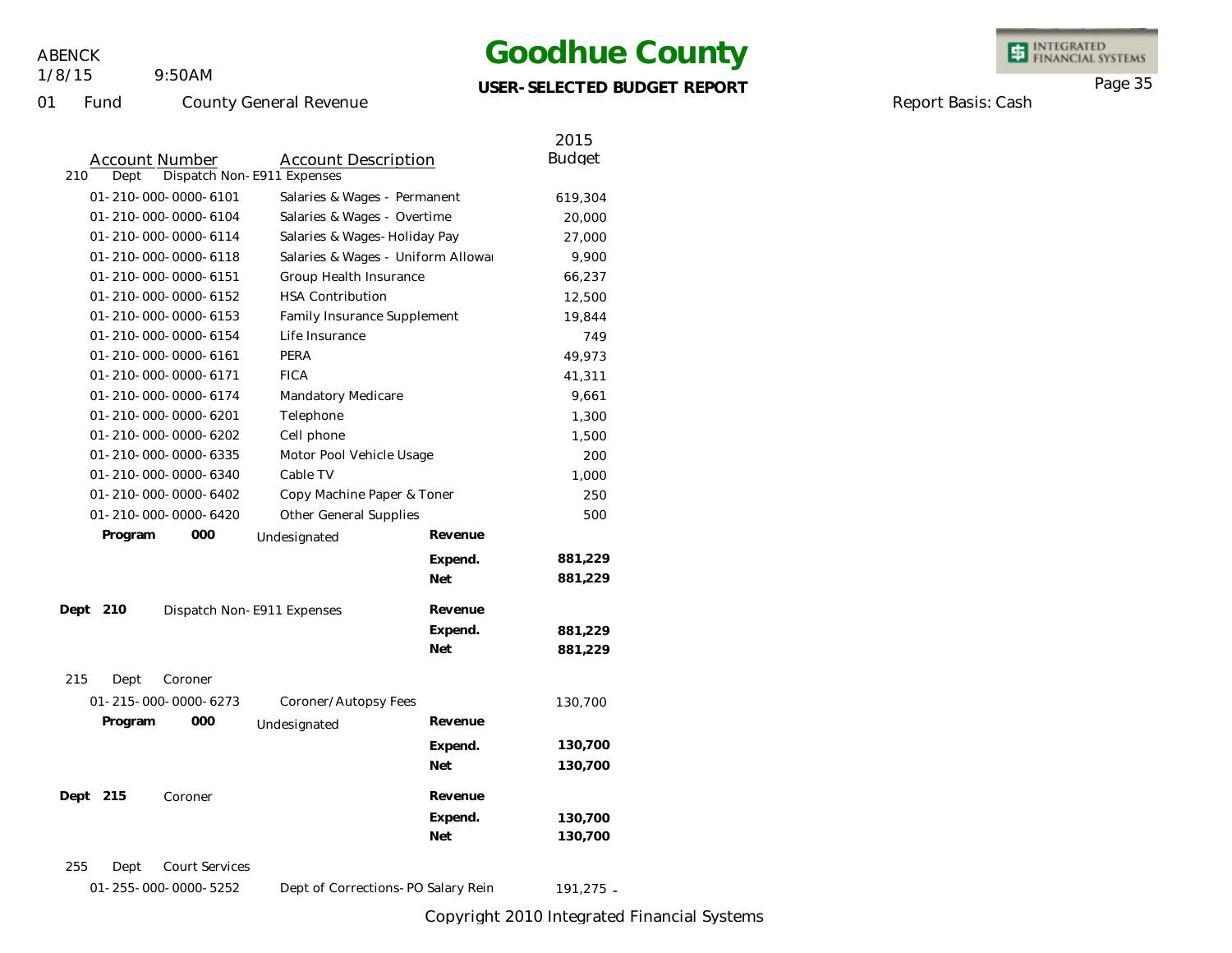# Goodhue County

**USER-SELECTED BUDGET REPORT**

ABENCK
1/8/15 9:50AM

01 Fund County General Revenue

Report Basis: Cash

| Account Number | Account Description | | 2015 Budget |
|---|---|---|---|
| 210 Dept | Dispatch Non-E911 Expenses | | |
| 01-210-000-0000-6101 | Salaries & Wages - Permanent | | 619,304 |
| 01-210-000-0000-6104 | Salaries & Wages - Overtime | | 20,000 |
| 01-210-000-0000-6114 | Salaries & Wages-Holiday Pay | | 27,000 |
| 01-210-000-0000-6118 | Salaries & Wages - Uniform Allowai | | 9,900 |
| 01-210-000-0000-6151 | Group Health Insurance | | 66,237 |
| 01-210-000-0000-6152 | HSA Contribution | | 12,500 |
| 01-210-000-0000-6153 | Family Insurance Supplement | | 19,844 |
| 01-210-000-0000-6154 | Life Insurance | | 749 |
| 01-210-000-0000-6161 | PERA | | 49,973 |
| 01-210-000-0000-6171 | FICA | | 41,311 |
| 01-210-000-0000-6174 | Mandatory Medicare | | 9,661 |
| 01-210-000-0000-6201 | Telephone | | 1,300 |
| 01-210-000-0000-6202 | Cell phone | | 1,500 |
| 01-210-000-0000-6335 | Motor Pool Vehicle Usage | | 200 |
| 01-210-000-0000-6340 | Cable TV | | 1,000 |
| 01-210-000-0000-6402 | Copy Machine Paper & Toner | | 250 |
| 01-210-000-0000-6420 | Other General Supplies | | 500 |
| **Program 000** | Undesignated | **Revenue** | |
| | | **Expend.** | **881,229** |
| | | **Net** | **881,229** |
| **Dept 210** | Dispatch Non-E911 Expenses | **Revenue** | |
| | | **Expend.** | **881,229** |
| | | **Net** | **881,229** |
| 215 Dept | Coroner | | |
| 01-215-000-0000-6273 | Coroner/Autopsy Fees | | 130,700 |
| **Program 000** | Undesignated | **Revenue** | |
| | | **Expend.** | **130,700** |
| | | **Net** | **130,700** |
| **Dept 215** | Coroner | **Revenue** | |
| | | **Expend.** | **130,700** |
| | | **Net** | **130,700** |
| 255 Dept | Court Services | | |
| 01-255-000-0000-5252 | Dept of Corrections-PO Salary Rein | | 191,275 - |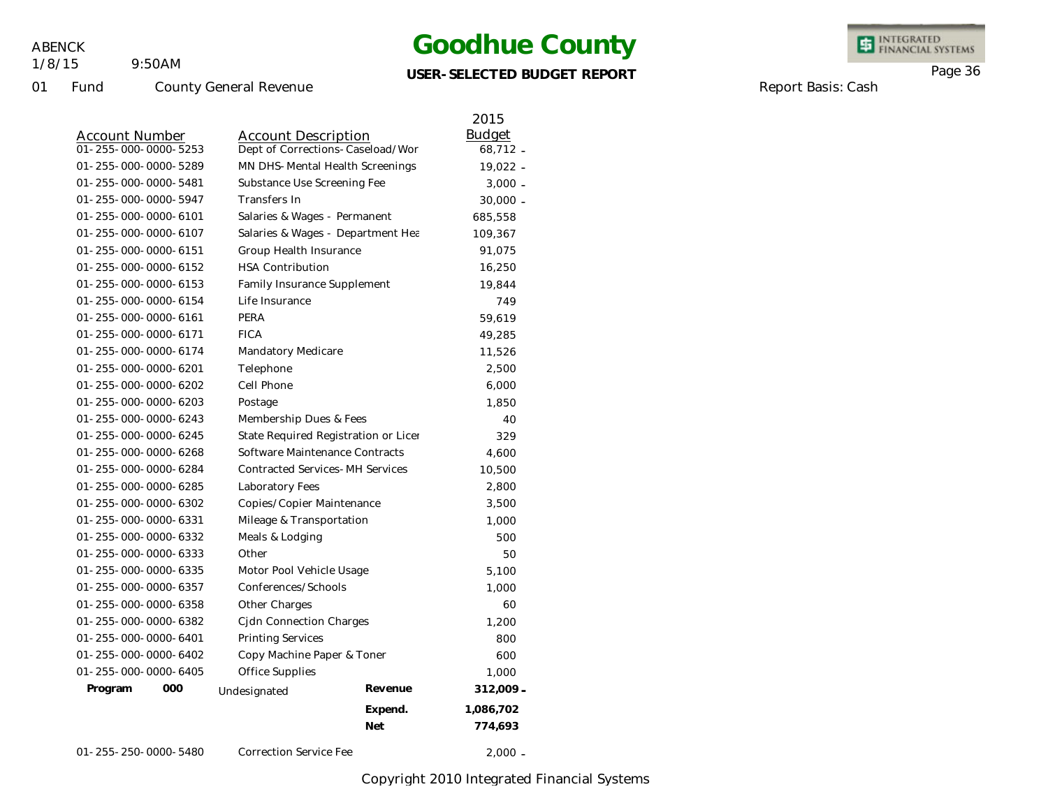# Goodhue County

**USER-SELECTED BUDGET REPORT**

ABENCK
1/8/15 9:50AM

01 Fund County General Revenue

Report Basis: Cash

| Account Number | Account Description | | 2015 Budget |
|---|---|---|---|
| 01-255-000-0000-5253 | Dept of Corrections-Caseload/Wor | | 68,712 - |
| 01-255-000-0000-5289 | MN DHS-Mental Health Screenings | | 19,022 - |
| 01-255-000-0000-5481 | Substance Use Screening Fee | | 3,000 - |
| 01-255-000-0000-5947 | Transfers In | | 30,000 - |
| 01-255-000-0000-6101 | Salaries & Wages - Permanent | | 685,558 |
| 01-255-000-0000-6107 | Salaries & Wages - Department Hea | | 109,367 |
| 01-255-000-0000-6151 | Group Health Insurance | | 91,075 |
| 01-255-000-0000-6152 | HSA Contribution | | 16,250 |
| 01-255-000-0000-6153 | Family Insurance Supplement | | 19,844 |
| 01-255-000-0000-6154 | Life Insurance | | 749 |
| 01-255-000-0000-6161 | PERA | | 59,619 |
| 01-255-000-0000-6171 | FICA | | 49,285 |
| 01-255-000-0000-6174 | Mandatory Medicare | | 11,526 |
| 01-255-000-0000-6201 | Telephone | | 2,500 |
| 01-255-000-0000-6202 | Cell Phone | | 6,000 |
| 01-255-000-0000-6203 | Postage | | 1,850 |
| 01-255-000-0000-6243 | Membership Dues & Fees | | 40 |
| 01-255-000-0000-6245 | State Required Registration or Licer | | 329 |
| 01-255-000-0000-6268 | Software Maintenance Contracts | | 4,600 |
| 01-255-000-0000-6284 | Contracted Services-MH Services | | 10,500 |
| 01-255-000-0000-6285 | Laboratory Fees | | 2,800 |
| 01-255-000-0000-6302 | Copies/Copier Maintenance | | 3,500 |
| 01-255-000-0000-6331 | Mileage & Transportation | | 1,000 |
| 01-255-000-0000-6332 | Meals & Lodging | | 500 |
| 01-255-000-0000-6333 | Other | | 50 |
| 01-255-000-0000-6335 | Motor Pool Vehicle Usage | | 5,100 |
| 01-255-000-0000-6357 | Conferences/Schools | | 1,000 |
| 01-255-000-0000-6358 | Other Charges | | 60 |
| 01-255-000-0000-6382 | Cjdn Connection Charges | | 1,200 |
| 01-255-000-0000-6401 | Printing Services | | 800 |
| 01-255-000-0000-6402 | Copy Machine Paper & Toner | | 600 |
| 01-255-000-0000-6405 | Office Supplies | | 1,000 |
| **Program 000** | Undesignated | **Revenue** | **312,009 -** |
| | | **Expend.** | **1,086,702** |
| | | **Net** | **774,693** |
| 01-255-250-0000-5480 | Correction Service Fee | | 2,000 - |

Copyright 2010 Integrated Financial Systems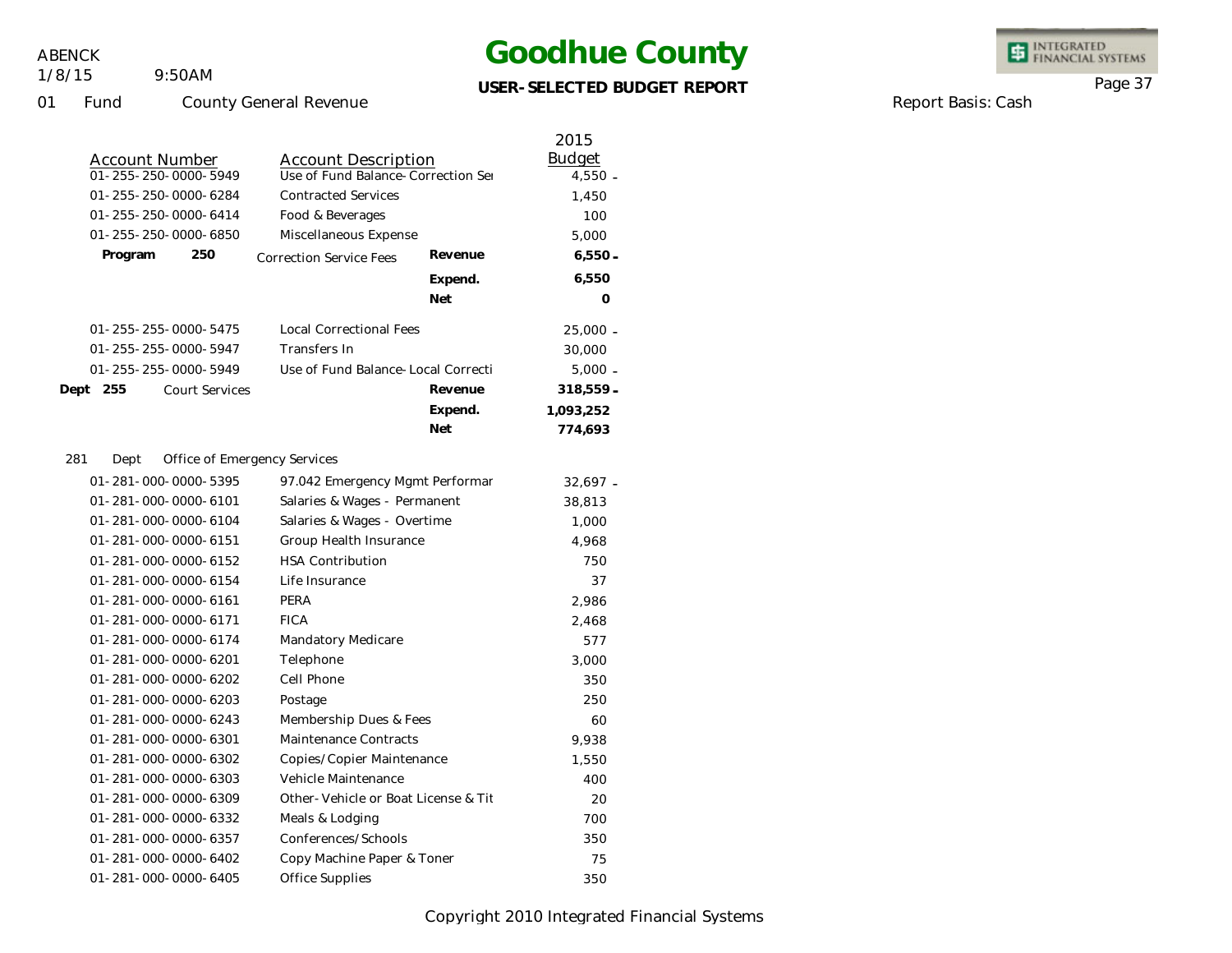# Goodhue County

**USER-SELECTED BUDGET REPORT**

ABENCK
1/8/15 9:50AM

01 Fund County General Revenue

Report Basis: Cash

| Account Number | Account Description | | 2015 Budget |
|---|---|---|---|
| 01-255-250-0000-5949 | Use of Fund Balance-Correction Ser | | 4,550 - |
| 01-255-250-0000-6284 | Contracted Services | | 1,450 |
| 01-255-250-0000-6414 | Food & Beverages | | 100 |
| 01-255-250-0000-6850 | Miscellaneous Expense | | 5,000 |
| **Program 250** | Correction Service Fees | **Revenue** | **6,550 -** |
| | | **Expend.** | **6,550** |
| | | **Net** | **0** |
| 01-255-255-0000-5475 | Local Correctional Fees | | 25,000 - |
| 01-255-255-0000-5947 | Transfers In | | 30,000 |
| 01-255-255-0000-5949 | Use of Fund Balance-Local Correcti | | 5,000 - |
| **Dept 255** Court Services | | **Revenue** | **318,559 -** |
| | | **Expend.** | **1,093,252** |
| | | **Net** | **774,693** |

281 Dept Office of Emergency Services

| Account Number | Account Description | 2015 Budget |
|---|---|---|
| 01-281-000-0000-5395 | 97.042 Emergency Mgmt Performar | 32,697 - |
| 01-281-000-0000-6101 | Salaries & Wages - Permanent | 38,813 |
| 01-281-000-0000-6104 | Salaries & Wages - Overtime | 1,000 |
| 01-281-000-0000-6151 | Group Health Insurance | 4,968 |
| 01-281-000-0000-6152 | HSA Contribution | 750 |
| 01-281-000-0000-6154 | Life Insurance | 37 |
| 01-281-000-0000-6161 | PERA | 2,986 |
| 01-281-000-0000-6171 | FICA | 2,468 |
| 01-281-000-0000-6174 | Mandatory Medicare | 577 |
| 01-281-000-0000-6201 | Telephone | 3,000 |
| 01-281-000-0000-6202 | Cell Phone | 350 |
| 01-281-000-0000-6203 | Postage | 250 |
| 01-281-000-0000-6243 | Membership Dues & Fees | 60 |
| 01-281-000-0000-6301 | Maintenance Contracts | 9,938 |
| 01-281-000-0000-6302 | Copies/Copier Maintenance | 1,550 |
| 01-281-000-0000-6303 | Vehicle Maintenance | 400 |
| 01-281-000-0000-6309 | Other-Vehicle or Boat License & Tit | 20 |
| 01-281-000-0000-6332 | Meals & Lodging | 700 |
| 01-281-000-0000-6357 | Conferences/Schools | 350 |
| 01-281-000-0000-6402 | Copy Machine Paper & Toner | 75 |
| 01-281-000-0000-6405 | Office Supplies | 350 |

Copyright 2010 Integrated Financial Systems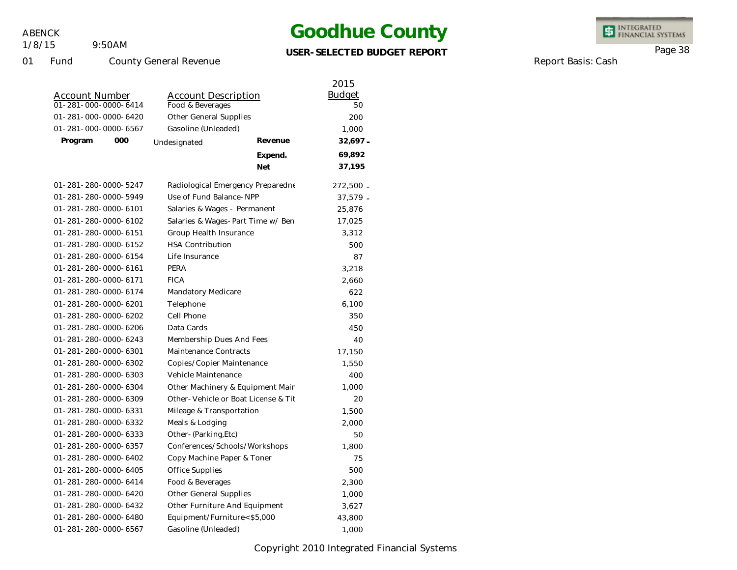# Goodhue County

**USER-SELECTED BUDGET REPORT**

01 Fund County General Revenue

Report Basis: Cash

| Account Number | Account Description | | 2015 Budget |
|---|---|---|---|
| 01-281-000-0000-6414 | Food & Beverages | | 50 |
| 01-281-000-0000-6420 | Other General Supplies | | 200 |
| 01-281-000-0000-6567 | Gasoline (Unleaded) | | 1,000 |
| **Program 000** | Undesignated | **Revenue** | **32,697 -** |
| | | **Expend.** | **69,892** |
| | | **Net** | **37,195** |
| 01-281-280-0000-5247 | Radiological Emergency Preparedne | | 272,500 - |
| 01-281-280-0000-5949 | Use of Fund Balance-NPP | | 37,579 - |
| 01-281-280-0000-6101 | Salaries & Wages - Permanent | | 25,876 |
| 01-281-280-0000-6102 | Salaries & Wages-Part Time w/ Ben | | 17,025 |
| 01-281-280-0000-6151 | Group Health Insurance | | 3,312 |
| 01-281-280-0000-6152 | HSA Contribution | | 500 |
| 01-281-280-0000-6154 | Life Insurance | | 87 |
| 01-281-280-0000-6161 | PERA | | 3,218 |
| 01-281-280-0000-6171 | FICA | | 2,660 |
| 01-281-280-0000-6174 | Mandatory Medicare | | 622 |
| 01-281-280-0000-6201 | Telephone | | 6,100 |
| 01-281-280-0000-6202 | Cell Phone | | 350 |
| 01-281-280-0000-6206 | Data Cards | | 450 |
| 01-281-280-0000-6243 | Membership Dues And Fees | | 40 |
| 01-281-280-0000-6301 | Maintenance Contracts | | 17,150 |
| 01-281-280-0000-6302 | Copies/Copier Maintenance | | 1,550 |
| 01-281-280-0000-6303 | Vehicle Maintenance | | 400 |
| 01-281-280-0000-6304 | Other Machinery & Equipment Mair | | 1,000 |
| 01-281-280-0000-6309 | Other-Vehicle or Boat License & Tit | | 20 |
| 01-281-280-0000-6331 | Mileage & Transportation | | 1,500 |
| 01-281-280-0000-6332 | Meals & Lodging | | 2,000 |
| 01-281-280-0000-6333 | Other-(Parking,Etc) | | 50 |
| 01-281-280-0000-6357 | Conferences/Schools/Workshops | | 1,800 |
| 01-281-280-0000-6402 | Copy Machine Paper & Toner | | 75 |
| 01-281-280-0000-6405 | Office Supplies | | 500 |
| 01-281-280-0000-6414 | Food & Beverages | | 2,300 |
| 01-281-280-0000-6420 | Other General Supplies | | 1,000 |
| 01-281-280-0000-6432 | Other Furniture And Equipment | | 3,627 |
| 01-281-280-0000-6480 | Equipment/Furniture<$5,000 | | 43,800 |
| 01-281-280-0000-6567 | Gasoline (Unleaded) | | 1,000 |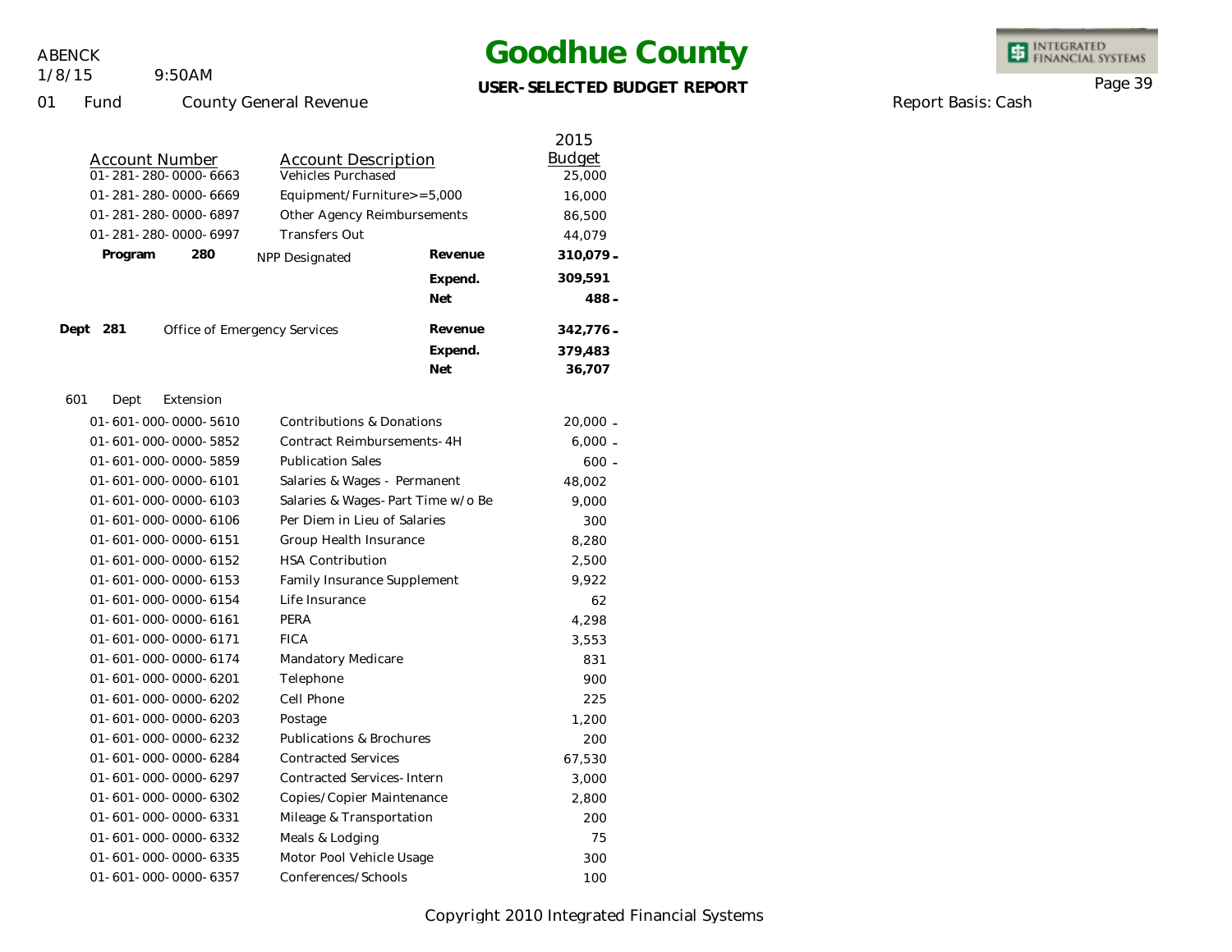ABENCK
1/8/15 9:50AM
01 Fund County General Revenue

# Goodhue County

**USER-SELECTED BUDGET REPORT**

Report Basis: Cash

| Account Number | Account Description | | 2015 Budget |
|---|---|---|---|
| 01-281-280-0000-6663 | Vehicles Purchased | | 25,000 |
| 01-281-280-0000-6669 | Equipment/Furniture>=5,000 | | 16,000 |
| 01-281-280-0000-6897 | Other Agency Reimbursements | | 86,500 |
| 01-281-280-0000-6997 | Transfers Out | | 44,079 |
| **Program 280** | NPP Designated | **Revenue** | **310,079 -** |
| | | **Expend.** | **309,591** |
| | | **Net** | **488 -** |
| **Dept 281** | Office of Emergency Services | **Revenue** | **342,776 -** |
| | | **Expend.** | **379,483** |
| | | **Net** | **36,707** |
| 601 Dept Extension | | | |
| 01-601-000-0000-5610 | Contributions & Donations | | 20,000 - |
| 01-601-000-0000-5852 | Contract Reimbursements-4H | | 6,000 - |
| 01-601-000-0000-5859 | Publication Sales | | 600 - |
| 01-601-000-0000-6101 | Salaries & Wages - Permanent | | 48,002 |
| 01-601-000-0000-6103 | Salaries & Wages-Part Time w/o Be | | 9,000 |
| 01-601-000-0000-6106 | Per Diem in Lieu of Salaries | | 300 |
| 01-601-000-0000-6151 | Group Health Insurance | | 8,280 |
| 01-601-000-0000-6152 | HSA Contribution | | 2,500 |
| 01-601-000-0000-6153 | Family Insurance Supplement | | 9,922 |
| 01-601-000-0000-6154 | Life Insurance | | 62 |
| 01-601-000-0000-6161 | PERA | | 4,298 |
| 01-601-000-0000-6171 | FICA | | 3,553 |
| 01-601-000-0000-6174 | Mandatory Medicare | | 831 |
| 01-601-000-0000-6201 | Telephone | | 900 |
| 01-601-000-0000-6202 | Cell Phone | | 225 |
| 01-601-000-0000-6203 | Postage | | 1,200 |
| 01-601-000-0000-6232 | Publications & Brochures | | 200 |
| 01-601-000-0000-6284 | Contracted Services | | 67,530 |
| 01-601-000-0000-6297 | Contracted Services-Intern | | 3,000 |
| 01-601-000-0000-6302 | Copies/Copier Maintenance | | 2,800 |
| 01-601-000-0000-6331 | Mileage & Transportation | | 200 |
| 01-601-000-0000-6332 | Meals & Lodging | | 75 |
| 01-601-000-0000-6335 | Motor Pool Vehicle Usage | | 300 |
| 01-601-000-0000-6357 | Conferences/Schools | | 100 |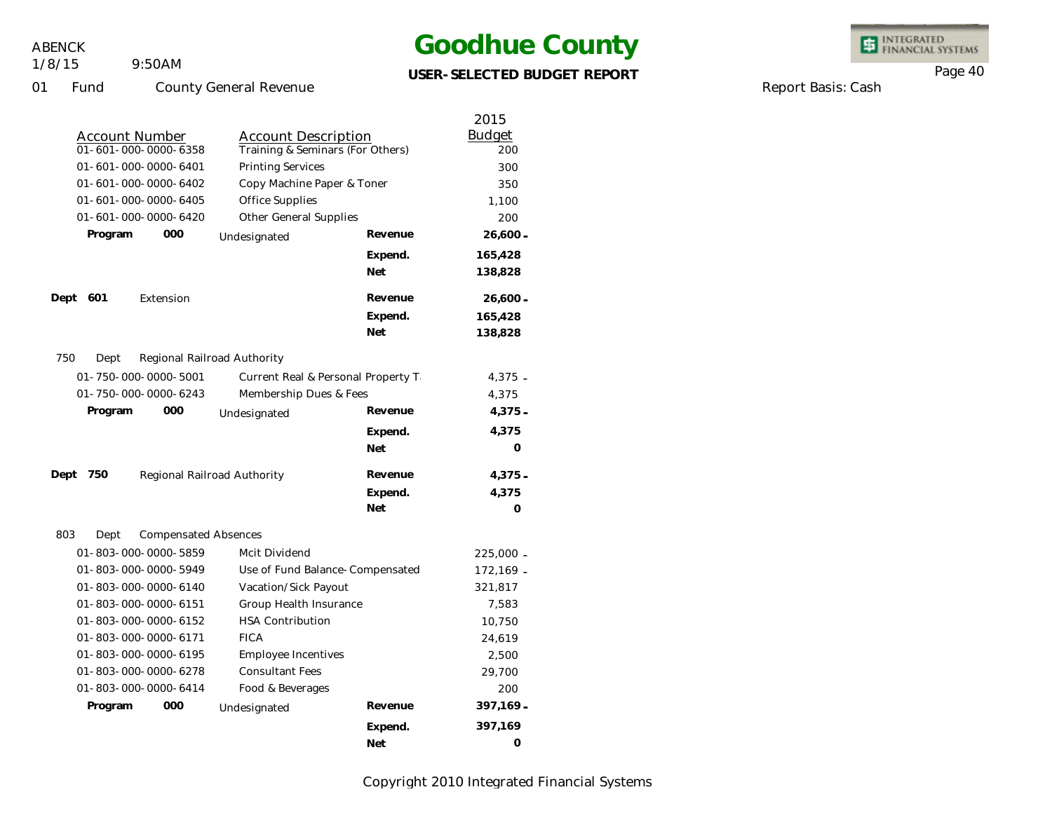# Goodhue County

**USER-SELECTED BUDGET REPORT**

01 Fund County General Revenue

Report Basis: Cash

| Account Number | Account Description | | 2015 Budget |
|---|---|---|---|
| 01-601-000-0000-6358 | Training & Seminars (For Others) | | 200 |
| 01-601-000-0000-6401 | Printing Services | | 300 |
| 01-601-000-0000-6402 | Copy Machine Paper & Toner | | 350 |
| 01-601-000-0000-6405 | Office Supplies | | 1,100 |
| 01-601-000-0000-6420 | Other General Supplies | | 200 |
| **Program 000** | Undesignated | **Revenue** | **26,600 -** |
| | | **Expend.** | **165,428** |
| | | **Net** | **138,828** |
| **Dept 601** | Extension | **Revenue** | **26,600 -** |
| | | **Expend.** | **165,428** |
| | | **Net** | **138,828** |
| 750 Dept | Regional Railroad Authority | | |
| 01-750-000-0000-5001 | Current Real & Personal Property T. | | 4,375 - |
| 01-750-000-0000-6243 | Membership Dues & Fees | | 4,375 |
| **Program 000** | Undesignated | **Revenue** | **4,375 -** |
| | | **Expend.** | **4,375** |
| | | **Net** | **0** |
| **Dept 750** | Regional Railroad Authority | **Revenue** | **4,375 -** |
| | | **Expend.** | **4,375** |
| | | **Net** | **0** |
| 803 Dept | Compensated Absences | | |
| 01-803-000-0000-5859 | Mcit Dividend | | 225,000 - |
| 01-803-000-0000-5949 | Use of Fund Balance-Compensated | | 172,169 - |
| 01-803-000-0000-6140 | Vacation/Sick Payout | | 321,817 |
| 01-803-000-0000-6151 | Group Health Insurance | | 7,583 |
| 01-803-000-0000-6152 | HSA Contribution | | 10,750 |
| 01-803-000-0000-6171 | FICA | | 24,619 |
| 01-803-000-0000-6195 | Employee Incentives | | 2,500 |
| 01-803-000-0000-6278 | Consultant Fees | | 29,700 |
| 01-803-000-0000-6414 | Food & Beverages | | 200 |
| **Program 000** | Undesignated | **Revenue** | **397,169 -** |
| | | **Expend.** | **397,169** |
| | | **Net** | **0** |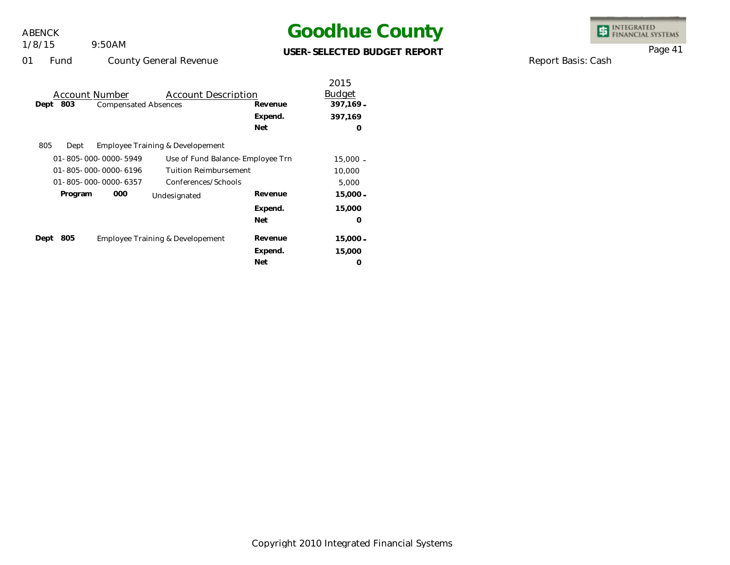# Goodhue County

**USER-SELECTED BUDGET REPORT**

01 Fund County General Revenue

Report Basis: Cash

| Account Number | Account Description | | 2015 Budget |
|---|---|---|---|
| **Dept 803** | Compensated Absences | **Revenue** | **397,169 -** |
| | | **Expend.** | **397,169** |
| | | **Net** | **0** |
| 805 Dept | Employee Training & Developement | | |
| 01-805-000-0000-5949 | Use of Fund Balance-Employee Trn | | 15,000 - |
| 01-805-000-0000-6196 | Tuition Reimbursement | | 10,000 |
| 01-805-000-0000-6357 | Conferences/Schools | | 5,000 |
| **Program 000** | Undesignated | **Revenue** | **15,000 -** |
| | | **Expend.** | **15,000** |
| | | **Net** | **0** |
| **Dept 805** | Employee Training & Developement | **Revenue** | **15,000 -** |
| | | **Expend.** | **15,000** |
| | | **Net** | **0** |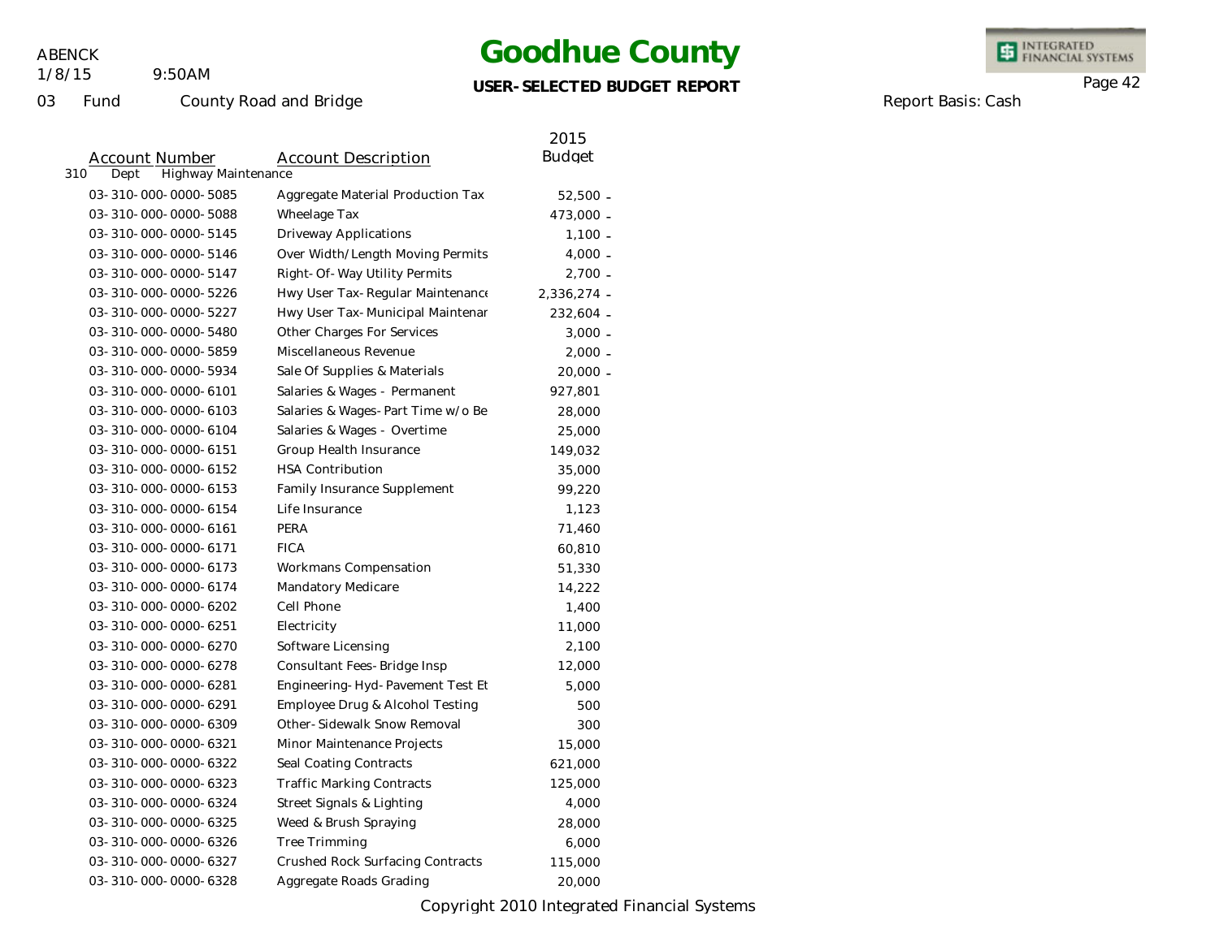# Goodhue County

**USER-SELECTED BUDGET REPORT**

03 Fund County Road and Bridge

Report Basis: Cash

310 Dept Highway Maintenance

| Account Number | Account Description | 2015 Budget |
|---|---|---|
| 03-310-000-0000-5085 | Aggregate Material Production Tax | 52,500 - |
| 03-310-000-0000-5088 | Wheelage Tax | 473,000 - |
| 03-310-000-0000-5145 | Driveway Applications | 1,100 - |
| 03-310-000-0000-5146 | Over Width/Length Moving Permits | 4,000 - |
| 03-310-000-0000-5147 | Right-Of-Way Utility Permits | 2,700 - |
| 03-310-000-0000-5226 | Hwy User Tax-Regular Maintenance | 2,336,274 - |
| 03-310-000-0000-5227 | Hwy User Tax-Municipal Maintenar | 232,604 - |
| 03-310-000-0000-5480 | Other Charges For Services | 3,000 - |
| 03-310-000-0000-5859 | Miscellaneous Revenue | 2,000 - |
| 03-310-000-0000-5934 | Sale Of Supplies & Materials | 20,000 - |
| 03-310-000-0000-6101 | Salaries & Wages - Permanent | 927,801 |
| 03-310-000-0000-6103 | Salaries & Wages-Part Time w/o Be | 28,000 |
| 03-310-000-0000-6104 | Salaries & Wages - Overtime | 25,000 |
| 03-310-000-0000-6151 | Group Health Insurance | 149,032 |
| 03-310-000-0000-6152 | HSA Contribution | 35,000 |
| 03-310-000-0000-6153 | Family Insurance Supplement | 99,220 |
| 03-310-000-0000-6154 | Life Insurance | 1,123 |
| 03-310-000-0000-6161 | PERA | 71,460 |
| 03-310-000-0000-6171 | FICA | 60,810 |
| 03-310-000-0000-6173 | Workmans Compensation | 51,330 |
| 03-310-000-0000-6174 | Mandatory Medicare | 14,222 |
| 03-310-000-0000-6202 | Cell Phone | 1,400 |
| 03-310-000-0000-6251 | Electricity | 11,000 |
| 03-310-000-0000-6270 | Software Licensing | 2,100 |
| 03-310-000-0000-6278 | Consultant Fees-Bridge Insp | 12,000 |
| 03-310-000-0000-6281 | Engineering-Hyd-Pavement Test Et | 5,000 |
| 03-310-000-0000-6291 | Employee Drug & Alcohol Testing | 500 |
| 03-310-000-0000-6309 | Other-Sidewalk Snow Removal | 300 |
| 03-310-000-0000-6321 | Minor Maintenance Projects | 15,000 |
| 03-310-000-0000-6322 | Seal Coating Contracts | 621,000 |
| 03-310-000-0000-6323 | Traffic Marking Contracts | 125,000 |
| 03-310-000-0000-6324 | Street Signals & Lighting | 4,000 |
| 03-310-000-0000-6325 | Weed & Brush Spraying | 28,000 |
| 03-310-000-0000-6326 | Tree Trimming | 6,000 |
| 03-310-000-0000-6327 | Crushed Rock Surfacing Contracts | 115,000 |
| 03-310-000-0000-6328 | Aggregate Roads Grading | 20,000 |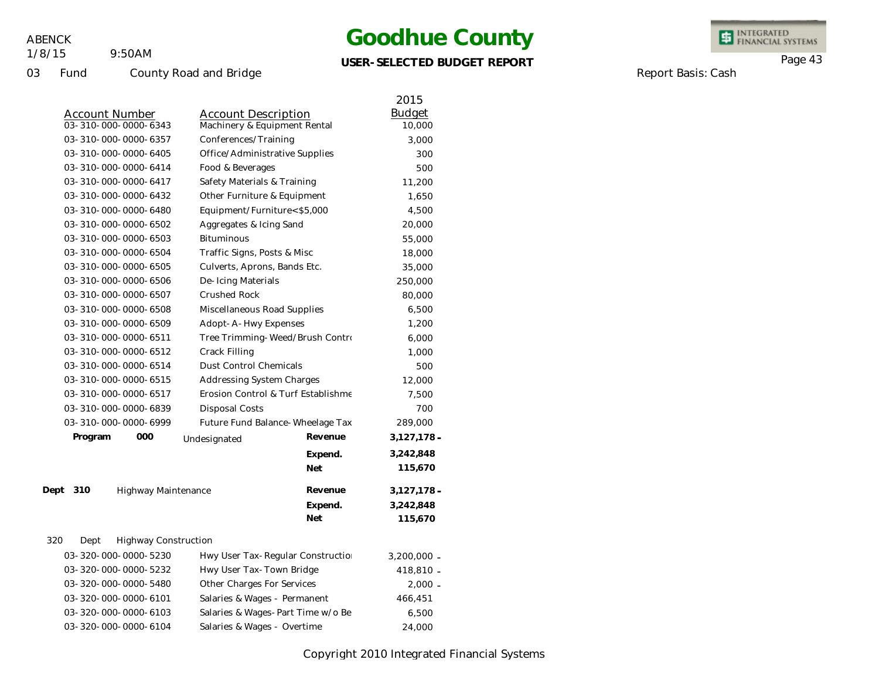# Goodhue County

**USER-SELECTED BUDGET REPORT**

ABENCK 1/8/15 9:50AM

03 Fund County Road and Bridge

Report Basis: Cash

| Account Number | Account Description | | 2015 Budget |
|---|---|---|---|
| 03-310-000-0000-6343 | Machinery & Equipment Rental | | 10,000 |
| 03-310-000-0000-6357 | Conferences/Training | | 3,000 |
| 03-310-000-0000-6405 | Office/Administrative Supplies | | 300 |
| 03-310-000-0000-6414 | Food & Beverages | | 500 |
| 03-310-000-0000-6417 | Safety Materials & Training | | 11,200 |
| 03-310-000-0000-6432 | Other Furniture & Equipment | | 1,650 |
| 03-310-000-0000-6480 | Equipment/Furniture<$5,000 | | 4,500 |
| 03-310-000-0000-6502 | Aggregates & Icing Sand | | 20,000 |
| 03-310-000-0000-6503 | Bituminous | | 55,000 |
| 03-310-000-0000-6504 | Traffic Signs, Posts & Misc | | 18,000 |
| 03-310-000-0000-6505 | Culverts, Aprons, Bands Etc. | | 35,000 |
| 03-310-000-0000-6506 | De-Icing Materials | | 250,000 |
| 03-310-000-0000-6507 | Crushed Rock | | 80,000 |
| 03-310-000-0000-6508 | Miscellaneous Road Supplies | | 6,500 |
| 03-310-000-0000-6509 | Adopt-A-Hwy Expenses | | 1,200 |
| 03-310-000-0000-6511 | Tree Trimming-Weed/Brush Contro | | 6,000 |
| 03-310-000-0000-6512 | Crack Filling | | 1,000 |
| 03-310-000-0000-6514 | Dust Control Chemicals | | 500 |
| 03-310-000-0000-6515 | Addressing System Charges | | 12,000 |
| 03-310-000-0000-6517 | Erosion Control & Turf Establishme | | 7,500 |
| 03-310-000-0000-6839 | Disposal Costs | | 700 |
| 03-310-000-0000-6999 | Future Fund Balance-Wheelage Tax | | 289,000 |
| **Program 000** | Undesignated | **Revenue** | **3,127,178 -** |
| | | **Expend.** | **3,242,848** |
| | | **Net** | **115,670** |
| **Dept 310** | Highway Maintenance | **Revenue** | **3,127,178 -** |
| | | **Expend.** | **3,242,848** |
| | | **Net** | **115,670** |
| 320 Dept | Highway Construction | | |
| 03-320-000-0000-5230 | Hwy User Tax-Regular Constructio | | 3,200,000 - |
| 03-320-000-0000-5232 | Hwy User Tax-Town Bridge | | 418,810 - |
| 03-320-000-0000-5480 | Other Charges For Services | | 2,000 - |
| 03-320-000-0000-6101 | Salaries & Wages - Permanent | | 466,451 |
| 03-320-000-0000-6103 | Salaries & Wages-Part Time w/o Be | | 6,500 |
| 03-320-000-0000-6104 | Salaries & Wages - Overtime | | 24,000 |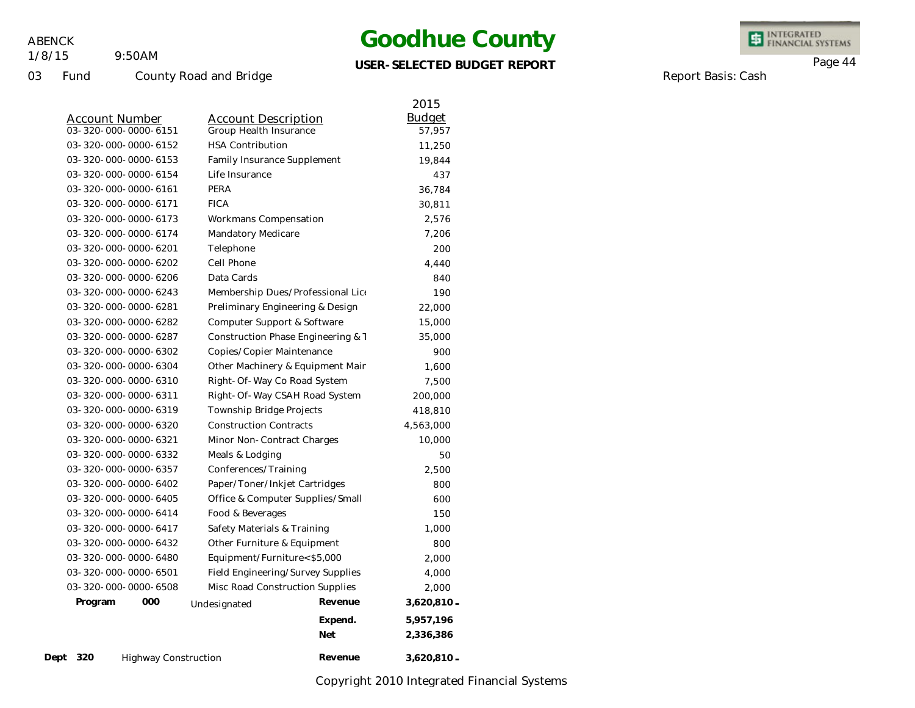# Goodhue County

**USER-SELECTED BUDGET REPORT**

ABENCK
1/8/15 9:50AM

03 Fund County Road and Bridge

Report Basis: Cash

| Account Number | Account Description | 2015 Budget |
|---|---|---|
| 03-320-000-0000-6151 | Group Health Insurance | 57,957 |
| 03-320-000-0000-6152 | HSA Contribution | 11,250 |
| 03-320-000-0000-6153 | Family Insurance Supplement | 19,844 |
| 03-320-000-0000-6154 | Life Insurance | 437 |
| 03-320-000-0000-6161 | PERA | 36,784 |
| 03-320-000-0000-6171 | FICA | 30,811 |
| 03-320-000-0000-6173 | Workmans Compensation | 2,576 |
| 03-320-000-0000-6174 | Mandatory Medicare | 7,206 |
| 03-320-000-0000-6201 | Telephone | 200 |
| 03-320-000-0000-6202 | Cell Phone | 4,440 |
| 03-320-000-0000-6206 | Data Cards | 840 |
| 03-320-000-0000-6243 | Membership Dues/Professional Lice | 190 |
| 03-320-000-0000-6281 | Preliminary Engineering & Design | 22,000 |
| 03-320-000-0000-6282 | Computer Support & Software | 15,000 |
| 03-320-000-0000-6287 | Construction Phase Engineering & T | 35,000 |
| 03-320-000-0000-6302 | Copies/Copier Maintenance | 900 |
| 03-320-000-0000-6304 | Other Machinery & Equipment Mair | 1,600 |
| 03-320-000-0000-6310 | Right-Of-Way Co Road System | 7,500 |
| 03-320-000-0000-6311 | Right-Of-Way CSAH Road System | 200,000 |
| 03-320-000-0000-6319 | Township Bridge Projects | 418,810 |
| 03-320-000-0000-6320 | Construction Contracts | 4,563,000 |
| 03-320-000-0000-6321 | Minor Non-Contract Charges | 10,000 |
| 03-320-000-0000-6332 | Meals & Lodging | 50 |
| 03-320-000-0000-6357 | Conferences/Training | 2,500 |
| 03-320-000-0000-6402 | Paper/Toner/Inkjet Cartridges | 800 |
| 03-320-000-0000-6405 | Office & Computer Supplies/Small | 600 |
| 03-320-000-0000-6414 | Food & Beverages | 150 |
| 03-320-000-0000-6417 | Safety Materials & Training | 1,000 |
| 03-320-000-0000-6432 | Other Furniture & Equipment | 800 |
| 03-320-000-0000-6480 | Equipment/Furniture<$5,000 | 2,000 |
| 03-320-000-0000-6501 | Field Engineering/Survey Supplies | 4,000 |
| 03-320-000-0000-6508 | Misc Road Construction Supplies | 2,000 |

| | | | |
|---|---|---|---|
| **Program 000** | Undesignated | **Revenue** | **3,620,810-** |
| | | **Expend.** | **5,957,196** |
| | | **Net** | **2,336,386** |
| **Dept 320** | Highway Construction | **Revenue** | **3,620,810-** |

Copyright 2010 Integrated Financial Systems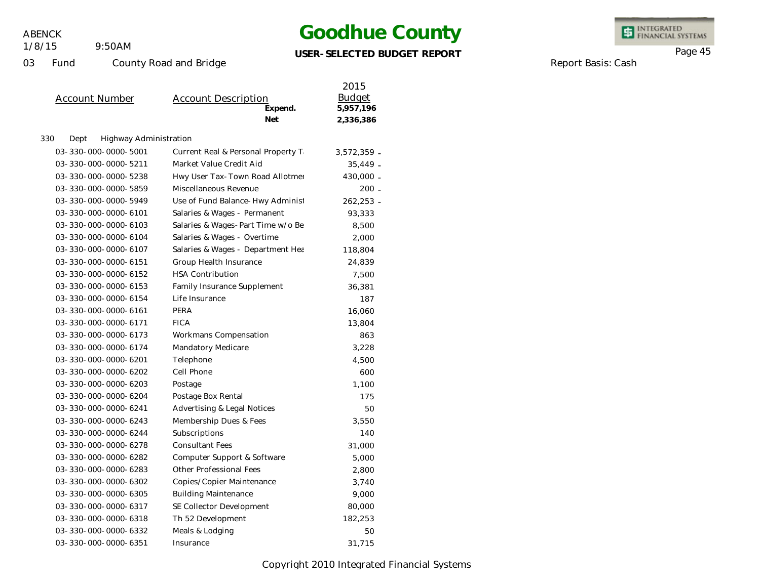# Goodhue County

**USER-SELECTED BUDGET REPORT**

ABENCK
1/8/15 9:50AM

03 Fund County Road and Bridge

Report Basis: Cash

| Account Number | Account Description | 2015 Budget |
|---|---|---|
| | **Expend.** | **5,957,196** |
| | **Net** | **2,336,386** |
| 330 Dept Highway Administration | | |
| 03-330-000-0000-5001 | Current Real & Personal Property T | 3,572,359 - |
| 03-330-000-0000-5211 | Market Value Credit Aid | 35,449 - |
| 03-330-000-0000-5238 | Hwy User Tax-Town Road Allotmer | 430,000 - |
| 03-330-000-0000-5859 | Miscellaneous Revenue | 200 - |
| 03-330-000-0000-5949 | Use of Fund Balance-Hwy Administ | 262,253 - |
| 03-330-000-0000-6101 | Salaries & Wages - Permanent | 93,333 |
| 03-330-000-0000-6103 | Salaries & Wages-Part Time w/o Be | 8,500 |
| 03-330-000-0000-6104 | Salaries & Wages - Overtime | 2,000 |
| 03-330-000-0000-6107 | Salaries & Wages - Department Hea | 118,804 |
| 03-330-000-0000-6151 | Group Health Insurance | 24,839 |
| 03-330-000-0000-6152 | HSA Contribution | 7,500 |
| 03-330-000-0000-6153 | Family Insurance Supplement | 36,381 |
| 03-330-000-0000-6154 | Life Insurance | 187 |
| 03-330-000-0000-6161 | PERA | 16,060 |
| 03-330-000-0000-6171 | FICA | 13,804 |
| 03-330-000-0000-6173 | Workmans Compensation | 863 |
| 03-330-000-0000-6174 | Mandatory Medicare | 3,228 |
| 03-330-000-0000-6201 | Telephone | 4,500 |
| 03-330-000-0000-6202 | Cell Phone | 600 |
| 03-330-000-0000-6203 | Postage | 1,100 |
| 03-330-000-0000-6204 | Postage Box Rental | 175 |
| 03-330-000-0000-6241 | Advertising & Legal Notices | 50 |
| 03-330-000-0000-6243 | Membership Dues & Fees | 3,550 |
| 03-330-000-0000-6244 | Subscriptions | 140 |
| 03-330-000-0000-6278 | Consultant Fees | 31,000 |
| 03-330-000-0000-6282 | Computer Support & Software | 5,000 |
| 03-330-000-0000-6283 | Other Professional Fees | 2,800 |
| 03-330-000-0000-6302 | Copies/Copier Maintenance | 3,740 |
| 03-330-000-0000-6305 | Building Maintenance | 9,000 |
| 03-330-000-0000-6317 | SE Collector Development | 80,000 |
| 03-330-000-0000-6318 | Th 52 Development | 182,253 |
| 03-330-000-0000-6332 | Meals & Lodging | 50 |
| 03-330-000-0000-6351 | Insurance | 31,715 |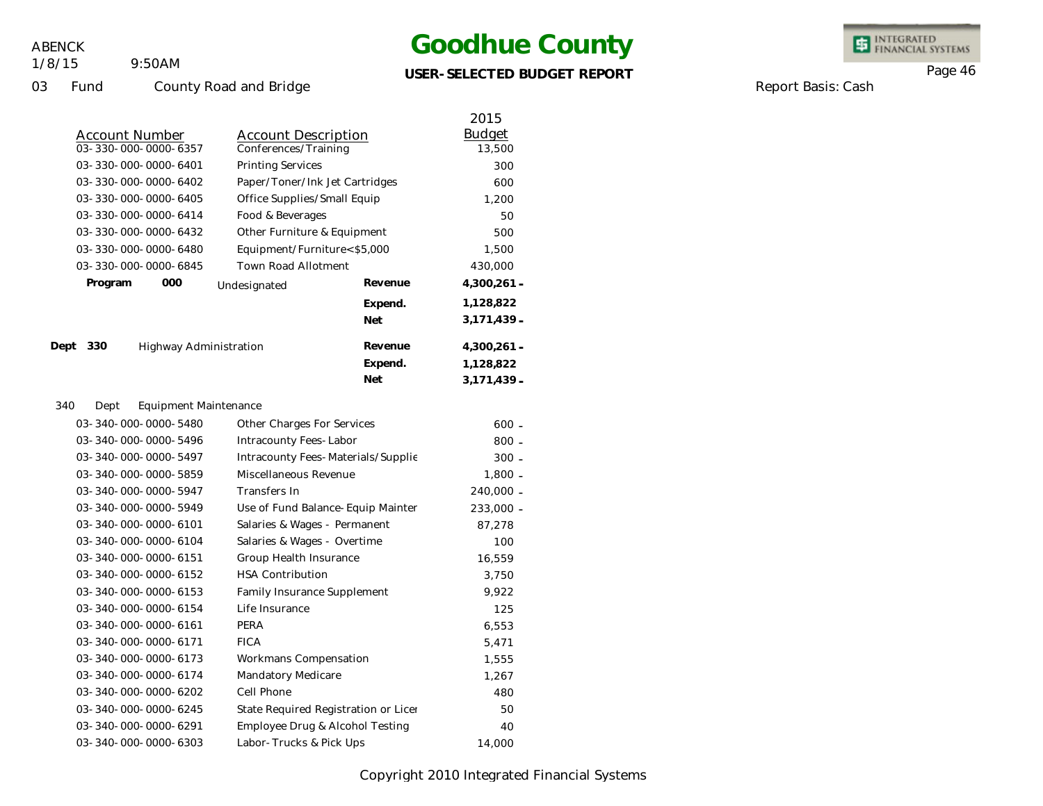# Goodhue County

**USER-SELECTED BUDGET REPORT**

ABENCK
1/8/15 9:50AM

03 Fund County Road and Bridge

Report Basis: Cash

| Account Number | Account Description | | 2015 Budget |
|---|---|---|---|
| 03-330-000-0000-6357 | Conferences/Training | | 13,500 |
| 03-330-000-0000-6401 | Printing Services | | 300 |
| 03-330-000-0000-6402 | Paper/Toner/Ink Jet Cartridges | | 600 |
| 03-330-000-0000-6405 | Office Supplies/Small Equip | | 1,200 |
| 03-330-000-0000-6414 | Food & Beverages | | 50 |
| 03-330-000-0000-6432 | Other Furniture & Equipment | | 500 |
| 03-330-000-0000-6480 | Equipment/Furniture<$5,000 | | 1,500 |
| 03-330-000-0000-6845 | Town Road Allotment | | 430,000 |
| **Program 000** | Undesignated | **Revenue** | **4,300,261 -** |
| | | **Expend.** | **1,128,822** |
| | | **Net** | **3,171,439 -** |
| **Dept 330** | Highway Administration | **Revenue** | **4,300,261 -** |
| | | **Expend.** | **1,128,822** |
| | | **Net** | **3,171,439 -** |

340 Dept Equipment Maintenance

| Account Number | Account Description | 2015 Budget |
|---|---|---|
| 03-340-000-0000-5480 | Other Charges For Services | 600 - |
| 03-340-000-0000-5496 | Intracounty Fees-Labor | 800 - |
| 03-340-000-0000-5497 | Intracounty Fees-Materials/Supplie | 300 - |
| 03-340-000-0000-5859 | Miscellaneous Revenue | 1,800 - |
| 03-340-000-0000-5947 | Transfers In | 240,000 - |
| 03-340-000-0000-5949 | Use of Fund Balance-Equip Mainter | 233,000 - |
| 03-340-000-0000-6101 | Salaries & Wages - Permanent | 87,278 |
| 03-340-000-0000-6104 | Salaries & Wages - Overtime | 100 |
| 03-340-000-0000-6151 | Group Health Insurance | 16,559 |
| 03-340-000-0000-6152 | HSA Contribution | 3,750 |
| 03-340-000-0000-6153 | Family Insurance Supplement | 9,922 |
| 03-340-000-0000-6154 | Life Insurance | 125 |
| 03-340-000-0000-6161 | PERA | 6,553 |
| 03-340-000-0000-6171 | FICA | 5,471 |
| 03-340-000-0000-6173 | Workmans Compensation | 1,555 |
| 03-340-000-0000-6174 | Mandatory Medicare | 1,267 |
| 03-340-000-0000-6202 | Cell Phone | 480 |
| 03-340-000-0000-6245 | State Required Registration or Licer | 50 |
| 03-340-000-0000-6291 | Employee Drug & Alcohol Testing | 40 |
| 03-340-000-0000-6303 | Labor-Trucks & Pick Ups | 14,000 |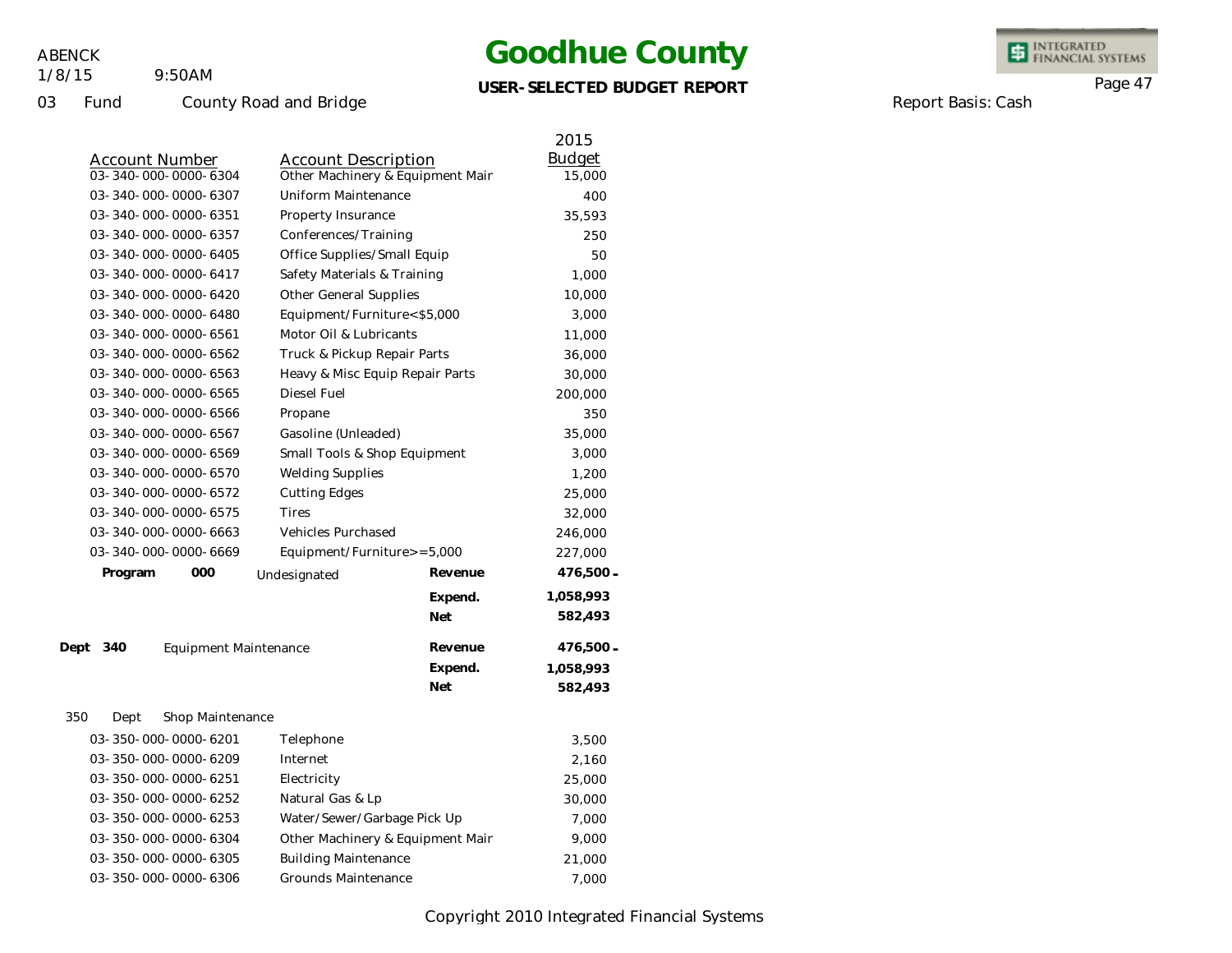# Goodhue County

**USER-SELECTED BUDGET REPORT**

ABENCK
1/8/15 9:50AM

03 Fund County Road and Bridge

Report Basis: Cash

| Account Number | Account Description | | 2015 Budget |
|---|---|---|---|
| 03-340-000-0000-6304 | Other Machinery & Equipment Mair | | 15,000 |
| 03-340-000-0000-6307 | Uniform Maintenance | | 400 |
| 03-340-000-0000-6351 | Property Insurance | | 35,593 |
| 03-340-000-0000-6357 | Conferences/Training | | 250 |
| 03-340-000-0000-6405 | Office Supplies/Small Equip | | 50 |
| 03-340-000-0000-6417 | Safety Materials & Training | | 1,000 |
| 03-340-000-0000-6420 | Other General Supplies | | 10,000 |
| 03-340-000-0000-6480 | Equipment/Furniture<$5,000 | | 3,000 |
| 03-340-000-0000-6561 | Motor Oil & Lubricants | | 11,000 |
| 03-340-000-0000-6562 | Truck & Pickup Repair Parts | | 36,000 |
| 03-340-000-0000-6563 | Heavy & Misc Equip Repair Parts | | 30,000 |
| 03-340-000-0000-6565 | Diesel Fuel | | 200,000 |
| 03-340-000-0000-6566 | Propane | | 350 |
| 03-340-000-0000-6567 | Gasoline (Unleaded) | | 35,000 |
| 03-340-000-0000-6569 | Small Tools & Shop Equipment | | 3,000 |
| 03-340-000-0000-6570 | Welding Supplies | | 1,200 |
| 03-340-000-0000-6572 | Cutting Edges | | 25,000 |
| 03-340-000-0000-6575 | Tires | | 32,000 |
| 03-340-000-0000-6663 | Vehicles Purchased | | 246,000 |
| 03-340-000-0000-6669 | Equipment/Furniture>=5,000 | | 227,000 |
| **Program 000** | Undesignated | **Revenue** | **476,500 -** |
| | | **Expend.** | **1,058,993** |
| | | **Net** | **582,493** |
| **Dept 340** | Equipment Maintenance | **Revenue** | **476,500 -** |
| | | **Expend.** | **1,058,993** |
| | | **Net** | **582,493** |
| 350 Dept | Shop Maintenance | | |
| 03-350-000-0000-6201 | Telephone | | 3,500 |
| 03-350-000-0000-6209 | Internet | | 2,160 |
| 03-350-000-0000-6251 | Electricity | | 25,000 |
| 03-350-000-0000-6252 | Natural Gas & Lp | | 30,000 |
| 03-350-000-0000-6253 | Water/Sewer/Garbage Pick Up | | 7,000 |
| 03-350-000-0000-6304 | Other Machinery & Equipment Mair | | 9,000 |
| 03-350-000-0000-6305 | Building Maintenance | | 21,000 |
| 03-350-000-0000-6306 | Grounds Maintenance | | 7,000 |

Copyright 2010 Integrated Financial Systems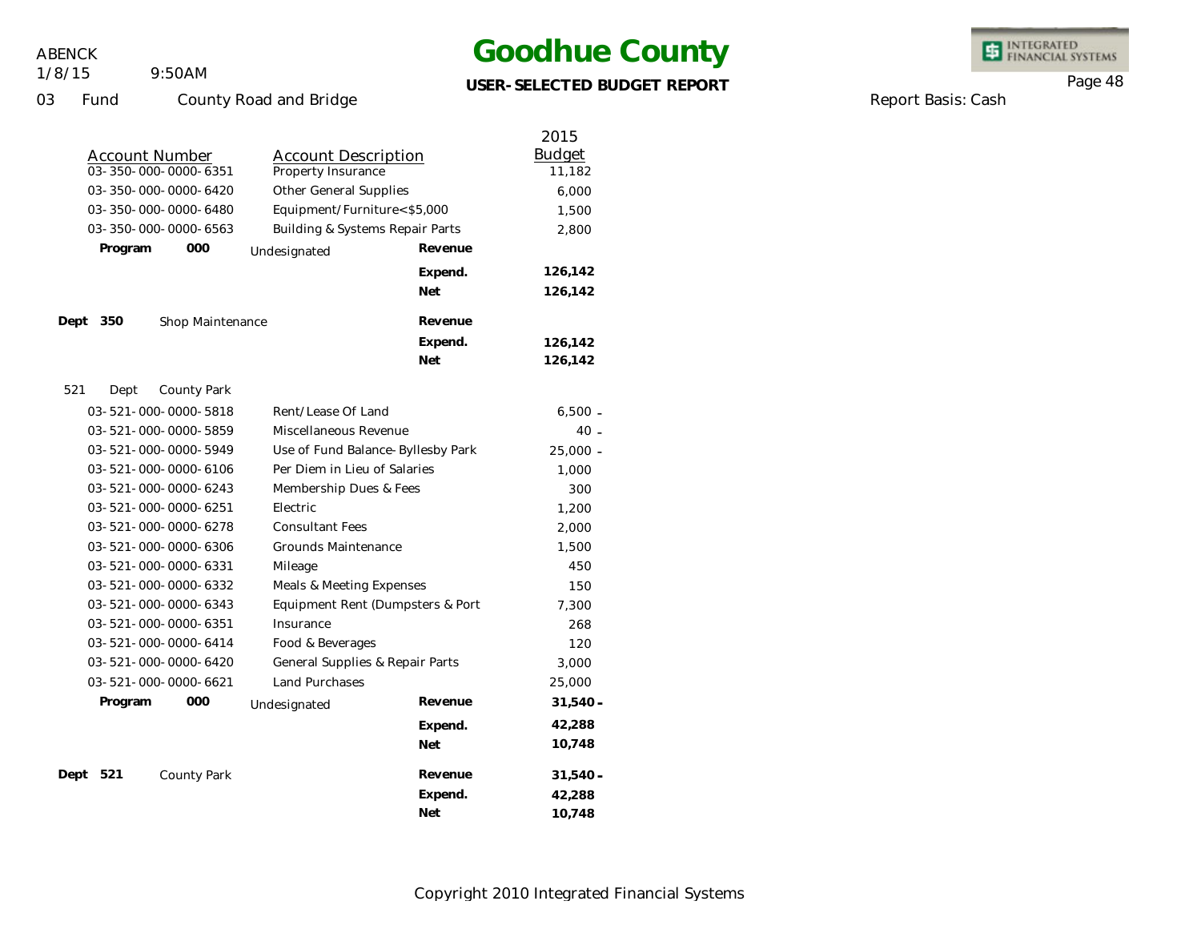# Goodhue County

**USER-SELECTED BUDGET REPORT**

ABENCK
1/8/15 9:50AM

03 Fund County Road and Bridge

Report Basis: Cash

| Account Number | Account Description | | 2015 Budget |
|---|---|---|---|
| 03-350-000-0000-6351 | Property Insurance | | 11,182 |
| 03-350-000-0000-6420 | Other General Supplies | | 6,000 |
| 03-350-000-0000-6480 | Equipment/Furniture<$5,000 | | 1,500 |
| 03-350-000-0000-6563 | Building & Systems Repair Parts | | 2,800 |
| **Program 000** | Undesignated | **Revenue** | |
| | | **Expend.** | **126,142** |
| | | **Net** | **126,142** |
| **Dept 350** | Shop Maintenance | **Revenue** | |
| | | **Expend.** | **126,142** |
| | | **Net** | **126,142** |
| 521 Dept | County Park | | |
| 03-521-000-0000-5818 | Rent/Lease Of Land | | 6,500 - |
| 03-521-000-0000-5859 | Miscellaneous Revenue | | 40 - |
| 03-521-000-0000-5949 | Use of Fund Balance- Byllesby Park | | 25,000 - |
| 03-521-000-0000-6106 | Per Diem in Lieu of Salaries | | 1,000 |
| 03-521-000-0000-6243 | Membership Dues & Fees | | 300 |
| 03-521-000-0000-6251 | Electric | | 1,200 |
| 03-521-000-0000-6278 | Consultant Fees | | 2,000 |
| 03-521-000-0000-6306 | Grounds Maintenance | | 1,500 |
| 03-521-000-0000-6331 | Mileage | | 450 |
| 03-521-000-0000-6332 | Meals & Meeting Expenses | | 150 |
| 03-521-000-0000-6343 | Equipment Rent (Dumpsters & Port | | 7,300 |
| 03-521-000-0000-6351 | Insurance | | 268 |
| 03-521-000-0000-6414 | Food & Beverages | | 120 |
| 03-521-000-0000-6420 | General Supplies & Repair Parts | | 3,000 |
| 03-521-000-0000-6621 | Land Purchases | | 25,000 |
| **Program 000** | Undesignated | **Revenue** | **31,540 -** |
| | | **Expend.** | **42,288** |
| | | **Net** | **10,748** |
| **Dept 521** | County Park | **Revenue** | **31,540 -** |
| | | **Expend.** | **42,288** |
| | | **Net** | **10,748** |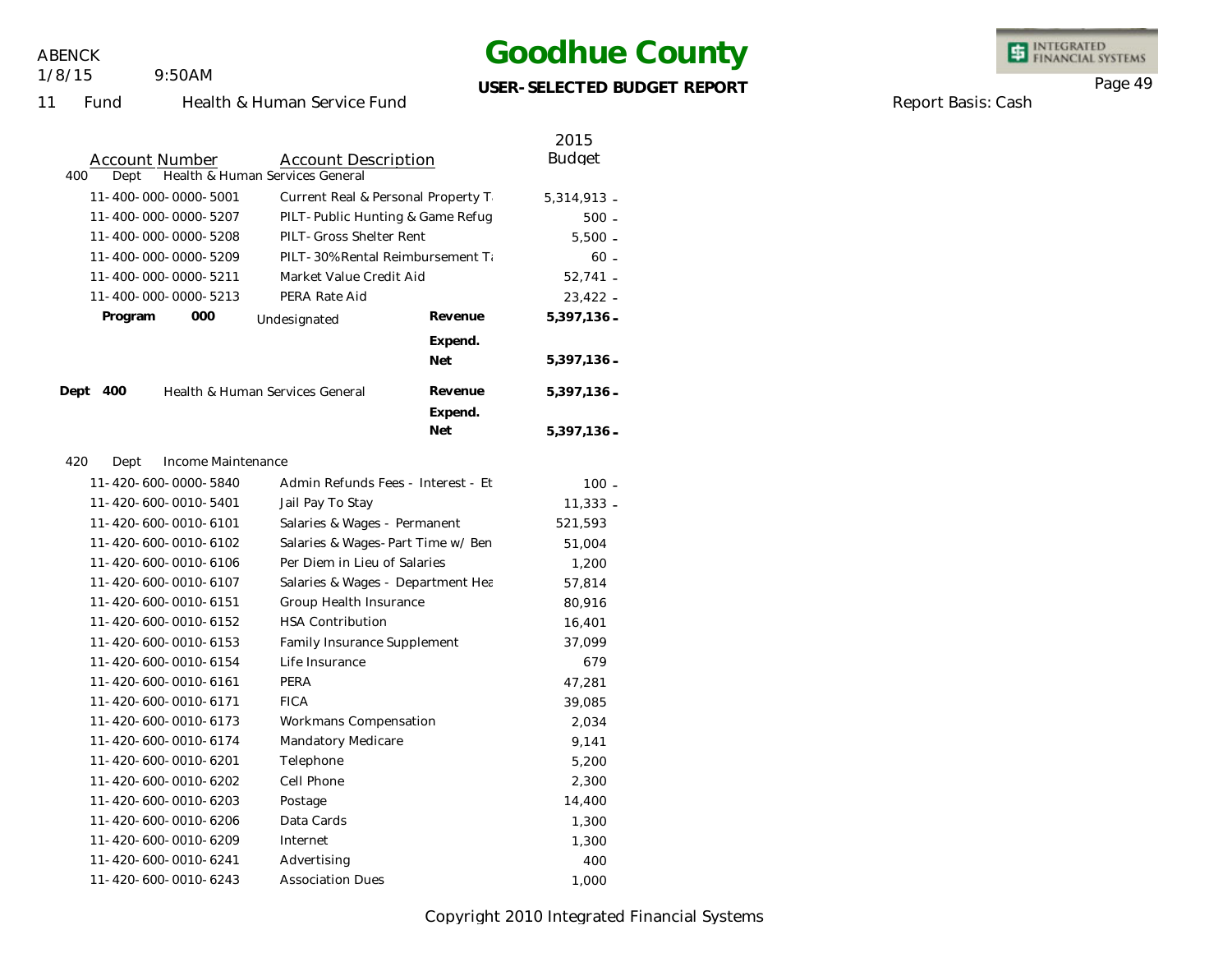# Goodhue County

**USER-SELECTED BUDGET REPORT**

ABENCK
1/8/15 9:50AM

11 Fund Health & Human Service Fund

Report Basis: Cash

| Account Number | Account Description | | 2015 Budget |
|---|---|---|---|
| **400 Dept Health & Human Services General** | | | |
| 11-400-000-0000-5001 | Current Real & Personal Property T | | 5,314,913 - |
| 11-400-000-0000-5207 | PILT-Public Hunting & Game Refug | | 500 - |
| 11-400-000-0000-5208 | PILT-Gross Shelter Rent | | 5,500 - |
| 11-400-000-0000-5209 | PILT-30%Rental Reimbursement T | | 60 - |
| 11-400-000-0000-5211 | Market Value Credit Aid | | 52,741 - |
| 11-400-000-0000-5213 | PERA Rate Aid | | 23,422 - |
| **Program 000** | Undesignated | **Revenue** | **5,397,136 -** |
| | | **Expend.** | |
| | | **Net** | **5,397,136 -** |
| **Dept 400** | Health & Human Services General | **Revenue** | **5,397,136 -** |
| | | **Expend.** | |
| | | **Net** | **5,397,136 -** |
| **420 Dept Income Maintenance** | | | |
| 11-420-600-0000-5840 | Admin Refunds Fees - Interest - Et | | 100 - |
| 11-420-600-0010-5401 | Jail Pay To Stay | | 11,333 - |
| 11-420-600-0010-6101 | Salaries & Wages - Permanent | | 521,593 |
| 11-420-600-0010-6102 | Salaries & Wages-Part Time w/ Ben | | 51,004 |
| 11-420-600-0010-6106 | Per Diem in Lieu of Salaries | | 1,200 |
| 11-420-600-0010-6107 | Salaries & Wages - Department Hea | | 57,814 |
| 11-420-600-0010-6151 | Group Health Insurance | | 80,916 |
| 11-420-600-0010-6152 | HSA Contribution | | 16,401 |
| 11-420-600-0010-6153 | Family Insurance Supplement | | 37,099 |
| 11-420-600-0010-6154 | Life Insurance | | 679 |
| 11-420-600-0010-6161 | PERA | | 47,281 |
| 11-420-600-0010-6171 | FICA | | 39,085 |
| 11-420-600-0010-6173 | Workmans Compensation | | 2,034 |
| 11-420-600-0010-6174 | Mandatory Medicare | | 9,141 |
| 11-420-600-0010-6201 | Telephone | | 5,200 |
| 11-420-600-0010-6202 | Cell Phone | | 2,300 |
| 11-420-600-0010-6203 | Postage | | 14,400 |
| 11-420-600-0010-6206 | Data Cards | | 1,300 |
| 11-420-600-0010-6209 | Internet | | 1,300 |
| 11-420-600-0010-6241 | Advertising | | 400 |
| 11-420-600-0010-6243 | Association Dues | | 1,000 |

Copyright 2010 Integrated Financial Systems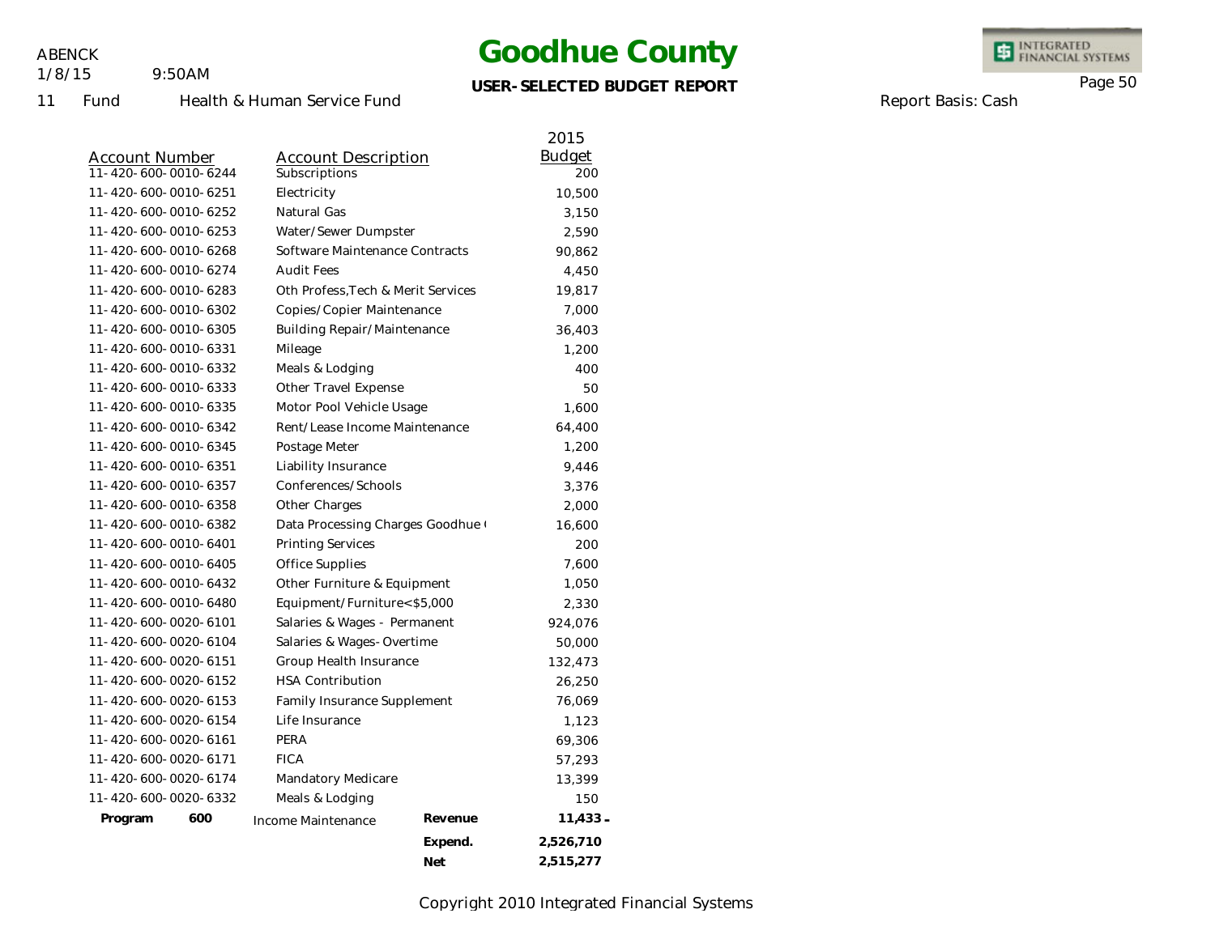# Goodhue County

**USER-SELECTED BUDGET REPORT**

ABENCK
1/8/15 9:50AM

11 Fund Health & Human Service Fund

Report Basis: Cash

| Account Number | Account Description | | 2015 Budget |
|---|---|---|---|
| 11-420-600-0010-6244 | Subscriptions | | 200 |
| 11-420-600-0010-6251 | Electricity | | 10,500 |
| 11-420-600-0010-6252 | Natural Gas | | 3,150 |
| 11-420-600-0010-6253 | Water/Sewer Dumpster | | 2,590 |
| 11-420-600-0010-6268 | Software Maintenance Contracts | | 90,862 |
| 11-420-600-0010-6274 | Audit Fees | | 4,450 |
| 11-420-600-0010-6283 | Oth Profess,Tech & Merit Services | | 19,817 |
| 11-420-600-0010-6302 | Copies/Copier Maintenance | | 7,000 |
| 11-420-600-0010-6305 | Building Repair/Maintenance | | 36,403 |
| 11-420-600-0010-6331 | Mileage | | 1,200 |
| 11-420-600-0010-6332 | Meals & Lodging | | 400 |
| 11-420-600-0010-6333 | Other Travel Expense | | 50 |
| 11-420-600-0010-6335 | Motor Pool Vehicle Usage | | 1,600 |
| 11-420-600-0010-6342 | Rent/Lease Income Maintenance | | 64,400 |
| 11-420-600-0010-6345 | Postage Meter | | 1,200 |
| 11-420-600-0010-6351 | Liability Insurance | | 9,446 |
| 11-420-600-0010-6357 | Conferences/Schools | | 3,376 |
| 11-420-600-0010-6358 | Other Charges | | 2,000 |
| 11-420-600-0010-6382 | Data Processing Charges Goodhue ( | | 16,600 |
| 11-420-600-0010-6401 | Printing Services | | 200 |
| 11-420-600-0010-6405 | Office Supplies | | 7,600 |
| 11-420-600-0010-6432 | Other Furniture & Equipment | | 1,050 |
| 11-420-600-0010-6480 | Equipment/Furniture<$5,000 | | 2,330 |
| 11-420-600-0020-6101 | Salaries & Wages - Permanent | | 924,076 |
| 11-420-600-0020-6104 | Salaries & Wages-Overtime | | 50,000 |
| 11-420-600-0020-6151 | Group Health Insurance | | 132,473 |
| 11-420-600-0020-6152 | HSA Contribution | | 26,250 |
| 11-420-600-0020-6153 | Family Insurance Supplement | | 76,069 |
| 11-420-600-0020-6154 | Life Insurance | | 1,123 |
| 11-420-600-0020-6161 | PERA | | 69,306 |
| 11-420-600-0020-6171 | FICA | | 57,293 |
| 11-420-600-0020-6174 | Mandatory Medicare | | 13,399 |
| 11-420-600-0020-6332 | Meals & Lodging | | 150 |
| **Program 600** | Income Maintenance | **Revenue** | **11,433-** |
| | | **Expend.** | **2,526,710** |
| | | **Net** | **2,515,277** |

Copyright 2010 Integrated Financial Systems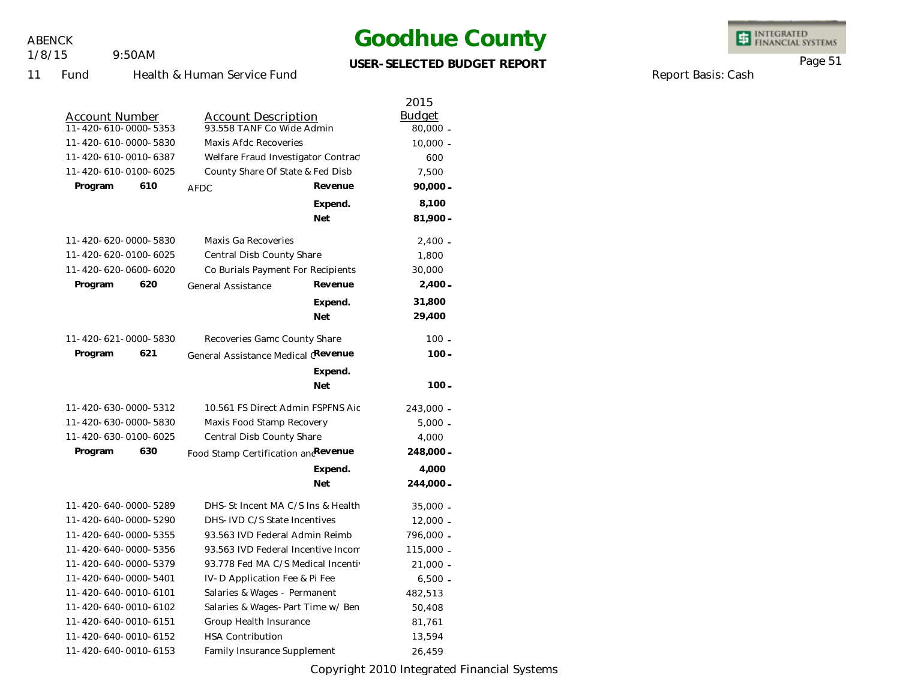# Goodhue County

**USER-SELECTED BUDGET REPORT**

ABENCK
1/8/15 9:50AM

11 Fund Health & Human Service Fund

Report Basis: Cash

| Account Number | Account Description | | 2015 Budget |
|---|---|---|---|
| 11-420-610-0000-5353 | 93.558 TANF Co Wide Admin | | 80,000 - |
| 11-420-610-0000-5830 | Maxis Afdc Recoveries | | 10,000 - |
| 11-420-610-0010-6387 | Welfare Fraud Investigator Contract | | 600 |
| 11-420-610-0100-6025 | County Share Of State & Fed Disb | | 7,500 |
| **Program 610** | AFDC | **Revenue** | **90,000 -** |
| | | **Expend.** | **8,100** |
| | | **Net** | **81,900 -** |
| 11-420-620-0000-5830 | Maxis Ga Recoveries | | 2,400 - |
| 11-420-620-0100-6025 | Central Disb County Share | | 1,800 |
| 11-420-620-0600-6020 | Co Burials Payment For Recipients | | 30,000 |
| **Program 620** | General Assistance | **Revenue** | **2,400 -** |
| | | **Expend.** | **31,800** |
| | | **Net** | **29,400** |
| 11-420-621-0000-5830 | Recoveries Gamc County Share | | 100 - |
| **Program 621** | General Assistance Medical C | **Revenue** | **100 -** |
| | | **Expend.** | |
| | | **Net** | **100 -** |
| 11-420-630-0000-5312 | 10.561 FS Direct Admin FSPFNS Aic | | 243,000 - |
| 11-420-630-0000-5830 | Maxis Food Stamp Recovery | | 5,000 - |
| 11-420-630-0100-6025 | Central Disb County Share | | 4,000 |
| **Program 630** | Food Stamp Certification and | **Revenue** | **248,000 -** |
| | | **Expend.** | **4,000** |
| | | **Net** | **244,000 -** |
| 11-420-640-0000-5289 | DHS-St Incent MA C/S Ins & Health | | 35,000 - |
| 11-420-640-0000-5290 | DHS-IVD C/S State Incentives | | 12,000 - |
| 11-420-640-0000-5355 | 93.563 IVD Federal Admin Reimb | | 796,000 - |
| 11-420-640-0000-5356 | 93.563 IVD Federal Incentive Incom | | 115,000 - |
| 11-420-640-0000-5379 | 93.778 Fed MA C/S Medical Incenti | | 21,000 - |
| 11-420-640-0000-5401 | IV-D Application Fee & Pi Fee | | 6,500 - |
| 11-420-640-0010-6101 | Salaries & Wages - Permanent | | 482,513 |
| 11-420-640-0010-6102 | Salaries & Wages-Part Time w/ Ben | | 50,408 |
| 11-420-640-0010-6151 | Group Health Insurance | | 81,761 |
| 11-420-640-0010-6152 | HSA Contribution | | 13,594 |
| 11-420-640-0010-6153 | Family Insurance Supplement | | 26,459 |

Copyright 2010 Integrated Financial Systems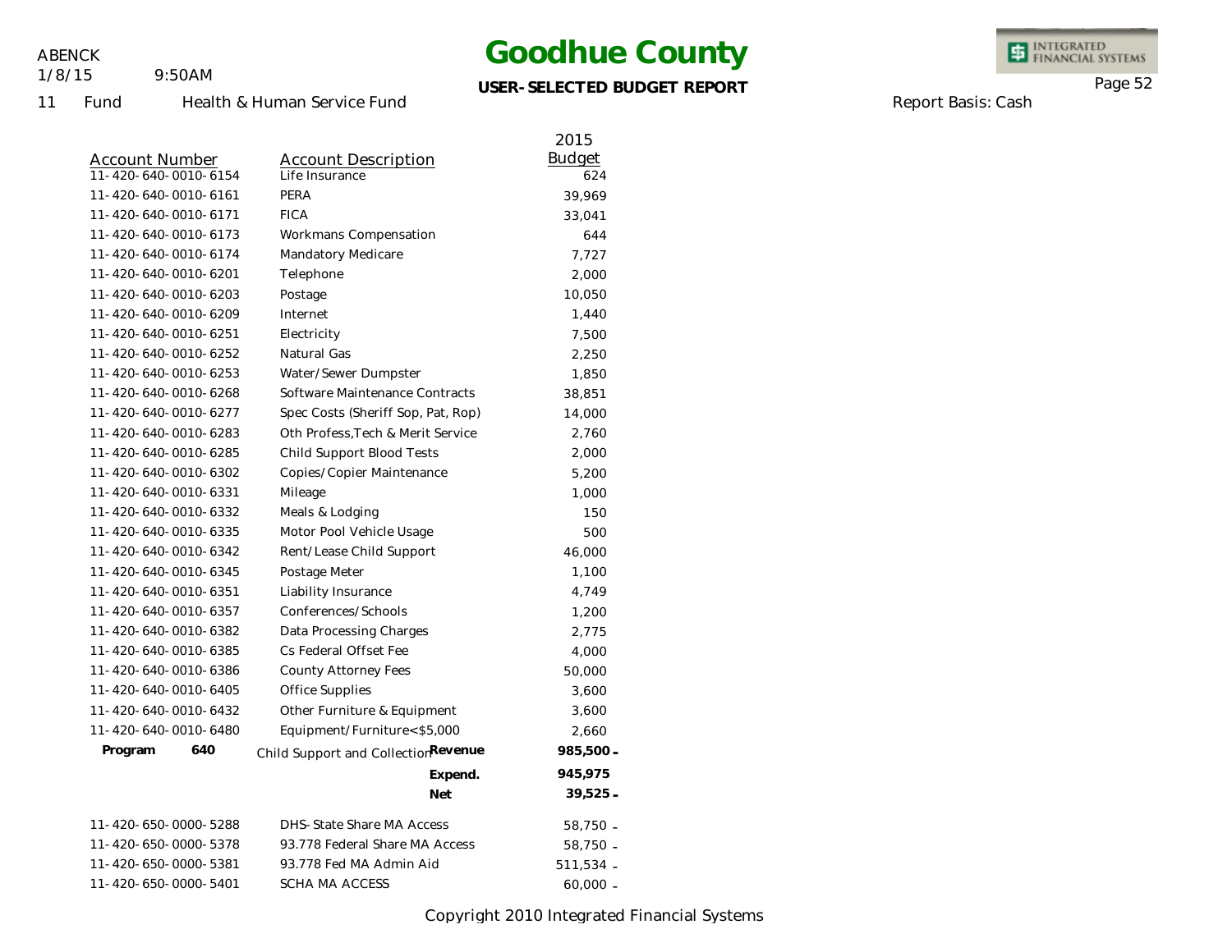# Goodhue County

ABENCK
1/8/15 9:50AM

**USER-SELECTED BUDGET REPORT**

11 Fund Health & Human Service Fund

Report Basis: Cash

| Account Number | Account Description | | 2015 Budget |
|---|---|---|---|
| 11-420-640-0010-6154 | Life Insurance | | 624 |
| 11-420-640-0010-6161 | PERA | | 39,969 |
| 11-420-640-0010-6171 | FICA | | 33,041 |
| 11-420-640-0010-6173 | Workmans Compensation | | 644 |
| 11-420-640-0010-6174 | Mandatory Medicare | | 7,727 |
| 11-420-640-0010-6201 | Telephone | | 2,000 |
| 11-420-640-0010-6203 | Postage | | 10,050 |
| 11-420-640-0010-6209 | Internet | | 1,440 |
| 11-420-640-0010-6251 | Electricity | | 7,500 |
| 11-420-640-0010-6252 | Natural Gas | | 2,250 |
| 11-420-640-0010-6253 | Water/Sewer Dumpster | | 1,850 |
| 11-420-640-0010-6268 | Software Maintenance Contracts | | 38,851 |
| 11-420-640-0010-6277 | Spec Costs (Sheriff Sop, Pat, Rop) | | 14,000 |
| 11-420-640-0010-6283 | Oth Profess,Tech & Merit Service | | 2,760 |
| 11-420-640-0010-6285 | Child Support Blood Tests | | 2,000 |
| 11-420-640-0010-6302 | Copies/Copier Maintenance | | 5,200 |
| 11-420-640-0010-6331 | Mileage | | 1,000 |
| 11-420-640-0010-6332 | Meals & Lodging | | 150 |
| 11-420-640-0010-6335 | Motor Pool Vehicle Usage | | 500 |
| 11-420-640-0010-6342 | Rent/Lease Child Support | | 46,000 |
| 11-420-640-0010-6345 | Postage Meter | | 1,100 |
| 11-420-640-0010-6351 | Liability Insurance | | 4,749 |
| 11-420-640-0010-6357 | Conferences/Schools | | 1,200 |
| 11-420-640-0010-6382 | Data Processing Charges | | 2,775 |
| 11-420-640-0010-6385 | Cs Federal Offset Fee | | 4,000 |
| 11-420-640-0010-6386 | County Attorney Fees | | 50,000 |
| 11-420-640-0010-6405 | Office Supplies | | 3,600 |
| 11-420-640-0010-6432 | Other Furniture & Equipment | | 3,600 |
| 11-420-640-0010-6480 | Equipment/Furniture<$5,000 | | 2,660 |
| **Program 640** | Child Support and Collection | **Revenue** | **985,500 -** |
| | | **Expend.** | **945,975** |
| | | **Net** | **39,525 -** |
| 11-420-650-0000-5288 | DHS-State Share MA Access | | 58,750 - |
| 11-420-650-0000-5378 | 93.778 Federal Share MA Access | | 58,750 - |
| 11-420-650-0000-5381 | 93.778 Fed MA Admin Aid | | 511,534 - |
| 11-420-650-0000-5401 | SCHA MA ACCESS | | 60,000 - |

Copyright 2010 Integrated Financial Systems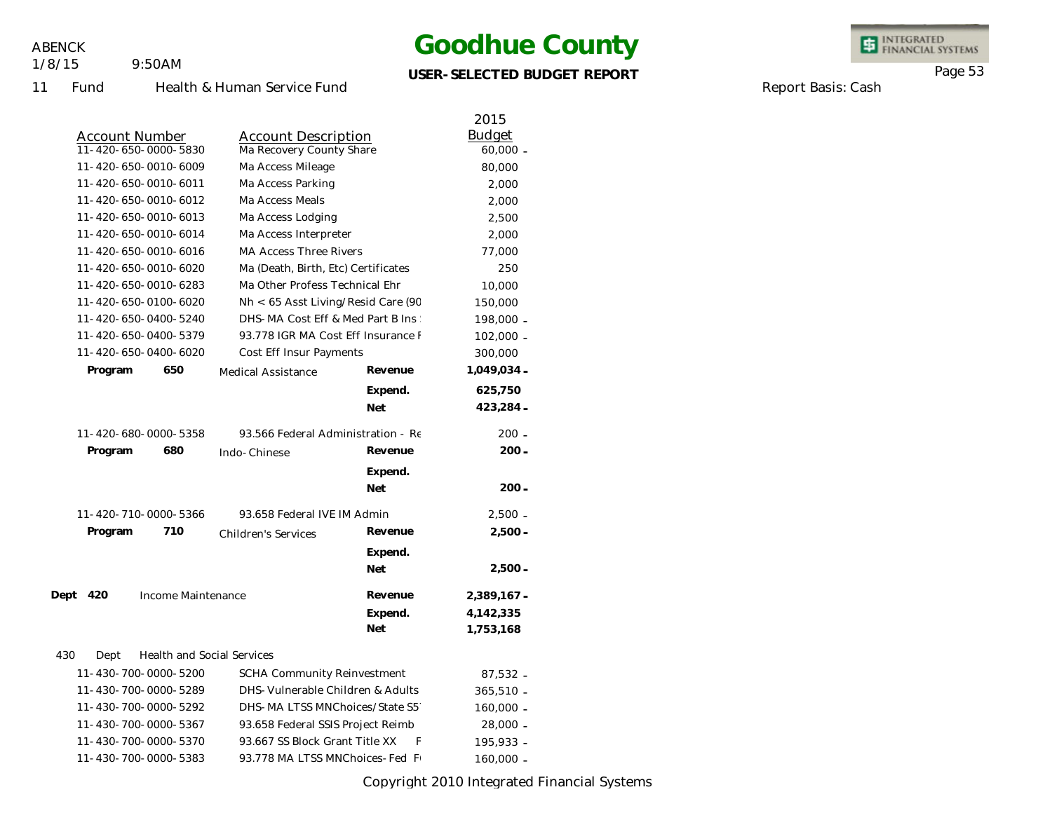# Goodhue County

**USER-SELECTED BUDGET REPORT**

ABENCK
1/8/15 9:50AM

11 Fund Health & Human Service Fund

Report Basis: Cash

| Account Number | Account Description | | 2015 Budget |
|---|---|---|---|
| 11-420-650-0000-5830 | Ma Recovery County Share | | 60,000 - |
| 11-420-650-0010-6009 | Ma Access Mileage | | 80,000 |
| 11-420-650-0010-6011 | Ma Access Parking | | 2,000 |
| 11-420-650-0010-6012 | Ma Access Meals | | 2,000 |
| 11-420-650-0010-6013 | Ma Access Lodging | | 2,500 |
| 11-420-650-0010-6014 | Ma Access Interpreter | | 2,000 |
| 11-420-650-0010-6016 | MA Access Three Rivers | | 77,000 |
| 11-420-650-0010-6020 | Ma (Death, Birth, Etc) Certificates | | 250 |
| 11-420-650-0010-6283 | Ma Other Profess Technical Ehr | | 10,000 |
| 11-420-650-0100-6020 | Nh < 65 Asst Living/Resid Care (90 | | 150,000 |
| 11-420-650-0400-5240 | DHS-MA Cost Eff & Med Part B Ins | | 198,000 - |
| 11-420-650-0400-5379 | 93.778 IGR MA Cost Eff Insurance F | | 102,000 - |
| 11-420-650-0400-6020 | Cost Eff Insur Payments | | 300,000 |
| **Program 650** | Medical Assistance | **Revenue** | **1,049,034 -** |
| | | **Expend.** | **625,750** |
| | | **Net** | **423,284 -** |
| 11-420-680-0000-5358 | 93.566 Federal Administration - Re | | 200 - |
| **Program 680** | Indo-Chinese | **Revenue** | **200 -** |
| | | **Expend.** | |
| | | **Net** | **200 -** |
| 11-420-710-0000-5366 | 93.658 Federal IVE IM Admin | | 2,500 - |
| **Program 710** | Children's Services | **Revenue** | **2,500 -** |
| | | **Expend.** | |
| | | **Net** | **2,500 -** |
| **Dept 420** | Income Maintenance | **Revenue** | **2,389,167 -** |
| | | **Expend.** | **4,142,335** |
| | | **Net** | **1,753,168** |
| 430 Dept | Health and Social Services | | |
| 11-430-700-0000-5200 | SCHA Community Reinvestment | | 87,532 - |
| 11-430-700-0000-5289 | DHS-Vulnerable Children & Adults | | 365,510 - |
| 11-430-700-0000-5292 | DHS-MA LTSS MNChoices/State S5 | | 160,000 - |
| 11-430-700-0000-5367 | 93.658 Federal SSIS Project Reimb | | 28,000 - |
| 11-430-700-0000-5370 | 93.667 SS Block Grant Title XX F | | 195,933 - |
| 11-430-700-0000-5383 | 93.778 MA LTSS MNChoices-Fed F | | 160,000 - |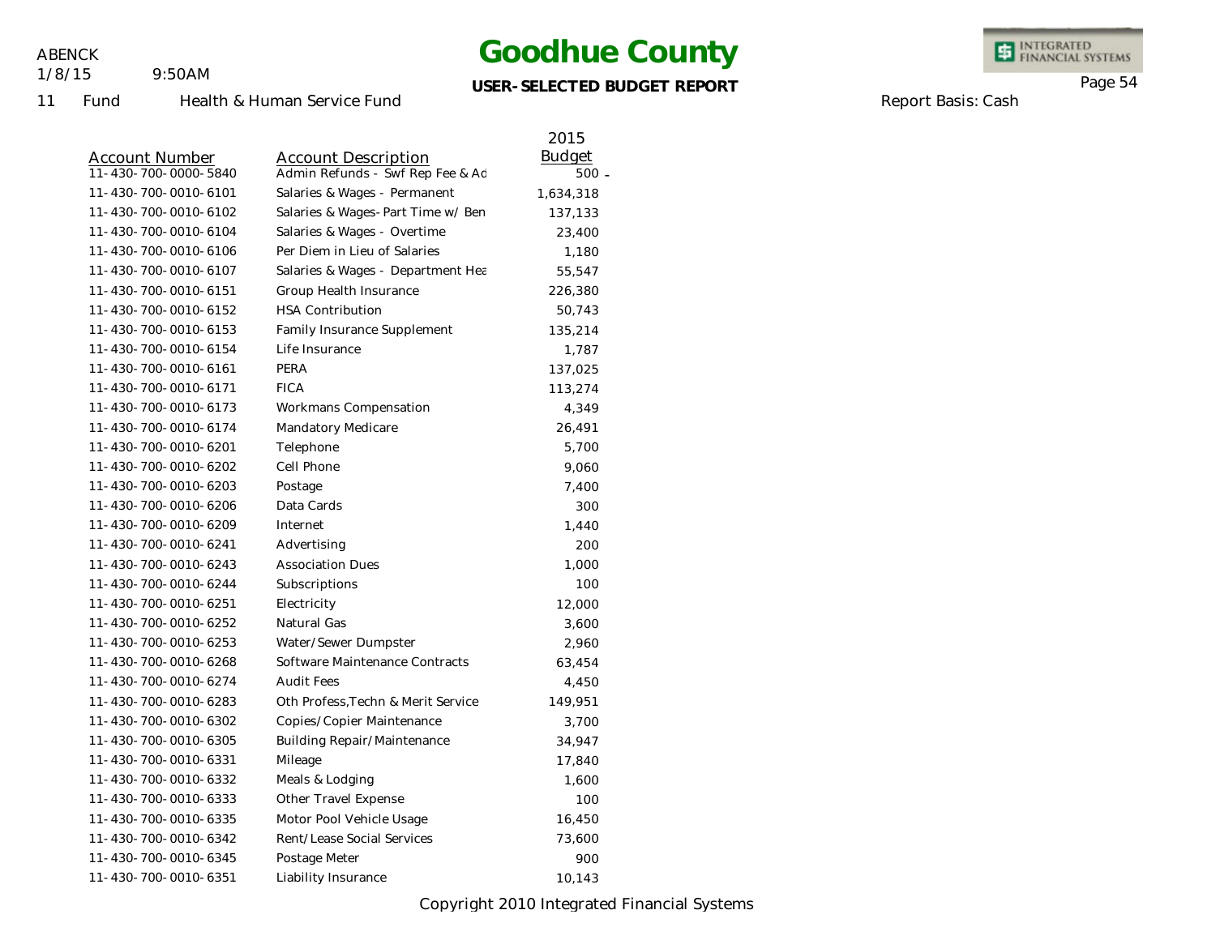# Goodhue County

**USER-SELECTED BUDGET REPORT**

ABENCK
1/8/15 9:50AM

11 Fund Health & Human Service Fund

Report Basis: Cash

| Account Number | Account Description | 2015 Budget |
|---|---|---|
| 11-430-700-0000-5840 | Admin Refunds - Swf Rep Fee & Ad | 500 - |
| 11-430-700-0010-6101 | Salaries & Wages - Permanent | 1,634,318 |
| 11-430-700-0010-6102 | Salaries & Wages-Part Time w/ Ben | 137,133 |
| 11-430-700-0010-6104 | Salaries & Wages - Overtime | 23,400 |
| 11-430-700-0010-6106 | Per Diem in Lieu of Salaries | 1,180 |
| 11-430-700-0010-6107 | Salaries & Wages - Department Hea | 55,547 |
| 11-430-700-0010-6151 | Group Health Insurance | 226,380 |
| 11-430-700-0010-6152 | HSA Contribution | 50,743 |
| 11-430-700-0010-6153 | Family Insurance Supplement | 135,214 |
| 11-430-700-0010-6154 | Life Insurance | 1,787 |
| 11-430-700-0010-6161 | PERA | 137,025 |
| 11-430-700-0010-6171 | FICA | 113,274 |
| 11-430-700-0010-6173 | Workmans Compensation | 4,349 |
| 11-430-700-0010-6174 | Mandatory Medicare | 26,491 |
| 11-430-700-0010-6201 | Telephone | 5,700 |
| 11-430-700-0010-6202 | Cell Phone | 9,060 |
| 11-430-700-0010-6203 | Postage | 7,400 |
| 11-430-700-0010-6206 | Data Cards | 300 |
| 11-430-700-0010-6209 | Internet | 1,440 |
| 11-430-700-0010-6241 | Advertising | 200 |
| 11-430-700-0010-6243 | Association Dues | 1,000 |
| 11-430-700-0010-6244 | Subscriptions | 100 |
| 11-430-700-0010-6251 | Electricity | 12,000 |
| 11-430-700-0010-6252 | Natural Gas | 3,600 |
| 11-430-700-0010-6253 | Water/Sewer Dumpster | 2,960 |
| 11-430-700-0010-6268 | Software Maintenance Contracts | 63,454 |
| 11-430-700-0010-6274 | Audit Fees | 4,450 |
| 11-430-700-0010-6283 | Oth Profess,Techn & Merit Service | 149,951 |
| 11-430-700-0010-6302 | Copies/Copier Maintenance | 3,700 |
| 11-430-700-0010-6305 | Building Repair/Maintenance | 34,947 |
| 11-430-700-0010-6331 | Mileage | 17,840 |
| 11-430-700-0010-6332 | Meals & Lodging | 1,600 |
| 11-430-700-0010-6333 | Other Travel Expense | 100 |
| 11-430-700-0010-6335 | Motor Pool Vehicle Usage | 16,450 |
| 11-430-700-0010-6342 | Rent/Lease Social Services | 73,600 |
| 11-430-700-0010-6345 | Postage Meter | 900 |
| 11-430-700-0010-6351 | Liability Insurance | 10,143 |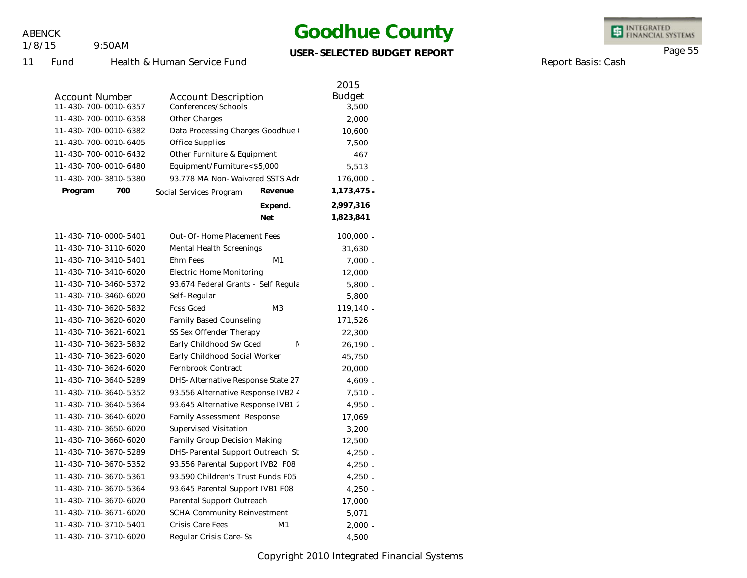# Goodhue County

**USER-SELECTED BUDGET REPORT**

ABENCK
1/8/15 9:50AM

11 Fund Health & Human Service Fund

Report Basis: Cash

| Account Number | Account Description | | 2015 Budget |
|---|---|---|---|
| 11-430-700-0010-6357 | Conferences/Schools | | 3,500 |
| 11-430-700-0010-6358 | Other Charges | | 2,000 |
| 11-430-700-0010-6382 | Data Processing Charges Goodhue ( | | 10,600 |
| 11-430-700-0010-6405 | Office Supplies | | 7,500 |
| 11-430-700-0010-6432 | Other Furniture & Equipment | | 467 |
| 11-430-700-0010-6480 | Equipment/Furniture<$5,000 | | 5,513 |
| 11-430-700-3810-5380 | 93.778 MA Non-Waivered SSTS Adr | | 176,000 - |
| **Program 700** | Social Services Program | **Revenue** | **1,173,475 -** |
| | | **Expend.** | **2,997,316** |
| | | **Net** | **1,823,841** |
| 11-430-710-0000-5401 | Out-Of-Home Placement Fees | | 100,000 - |
| 11-430-710-3110-6020 | Mental Health Screenings | | 31,630 |
| 11-430-710-3410-5401 | Ehm Fees | M1 | 7,000 - |
| 11-430-710-3410-6020 | Electric Home Monitoring | | 12,000 |
| 11-430-710-3460-5372 | 93.674 Federal Grants - Self Regula | | 5,800 - |
| 11-430-710-3460-6020 | Self-Regular | | 5,800 |
| 11-430-710-3620-5832 | Fcss Gced | M3 | 119,140 - |
| 11-430-710-3620-6020 | Family Based Counseling | | 171,526 |
| 11-430-710-3621-6021 | SS Sex Offender Therapy | | 22,300 |
| 11-430-710-3623-5832 | Early Childhood Sw Gced | N | 26,190 - |
| 11-430-710-3623-6020 | Early Childhood Social Worker | | 45,750 |
| 11-430-710-3624-6020 | Fernbrook Contract | | 20,000 |
| 11-430-710-3640-5289 | DHS-Alternative Response State 27 | | 4,609 - |
| 11-430-710-3640-5352 | 93.556 Alternative Response IVB2 4 | | 7,510 - |
| 11-430-710-3640-5364 | 93.645 Alternative Response IVB1 2 | | 4,950 - |
| 11-430-710-3640-6020 | Family Assessment Response | | 17,069 |
| 11-430-710-3650-6020 | Supervised Visitation | | 3,200 |
| 11-430-710-3660-6020 | Family Group Decision Making | | 12,500 |
| 11-430-710-3670-5289 | DHS-Parental Support Outreach St | | 4,250 - |
| 11-430-710-3670-5352 | 93.556 Parental Support IVB2 F08 | | 4,250 - |
| 11-430-710-3670-5361 | 93.590 Children's Trust Funds F05 | | 4,250 - |
| 11-430-710-3670-5364 | 93.645 Parental Support IVB1 F08 | | 4,250 - |
| 11-430-710-3670-6020 | Parental Support Outreach | | 17,000 |
| 11-430-710-3671-6020 | SCHA Community Reinvestment | | 5,071 |
| 11-430-710-3710-5401 | Crisis Care Fees | M1 | 2,000 - |
| 11-430-710-3710-6020 | Regular Crisis Care-Ss | | 4,500 |

Copyright 2010 Integrated Financial Systems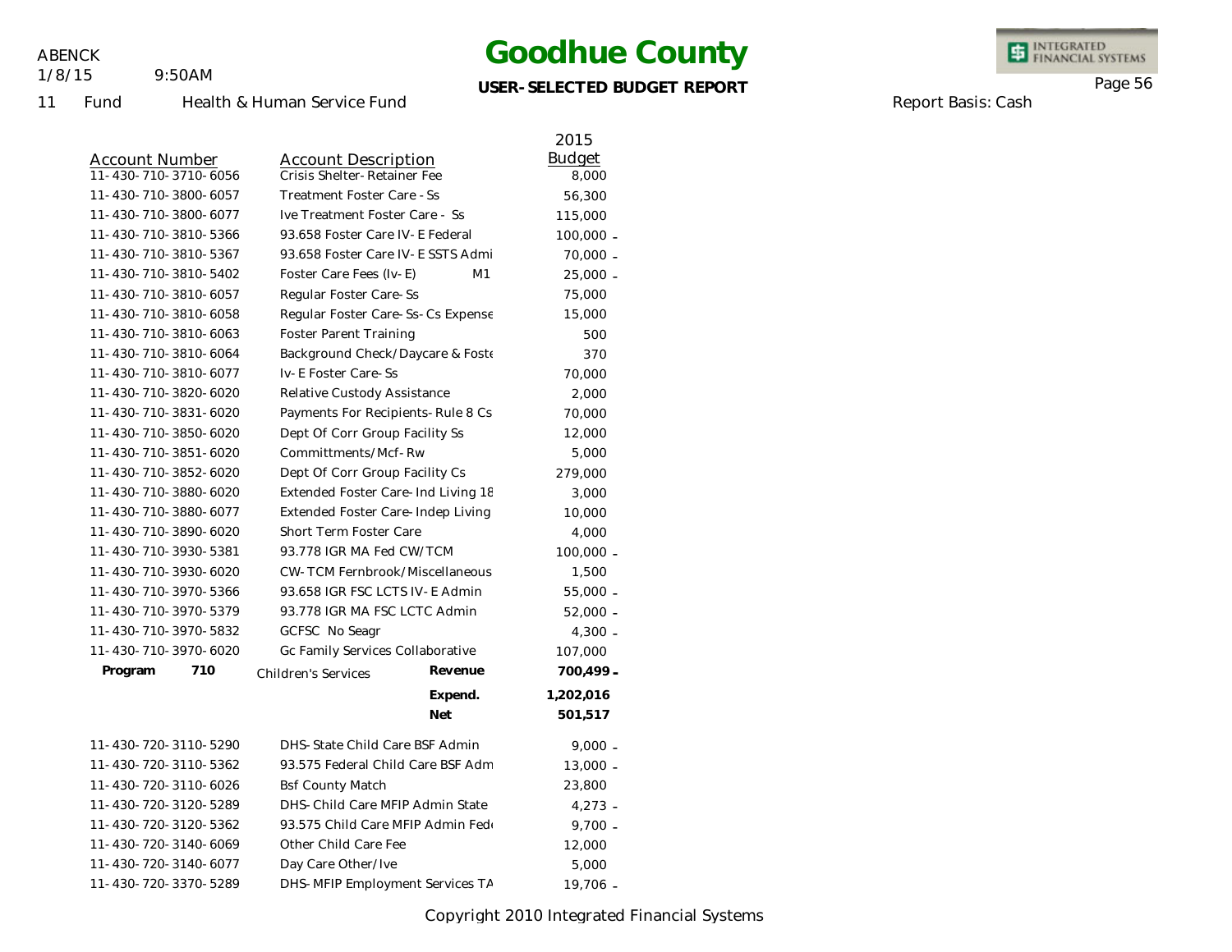# Goodhue County

**USER-SELECTED BUDGET REPORT**

ABENCK
1/8/15 9:50AM

11 Fund Health & Human Service Fund

Report Basis: Cash

| Account Number | Account Description | | 2015 Budget |
|---|---|---|---|
| 11-430-710-3710-6056 | Crisis Shelter-Retainer Fee | | 8,000 |
| 11-430-710-3800-6057 | Treatment Foster Care - Ss | | 56,300 |
| 11-430-710-3800-6077 | Ive Treatment Foster Care - Ss | | 115,000 |
| 11-430-710-3810-5366 | 93.658 Foster Care IV-E Federal | | 100,000 - |
| 11-430-710-3810-5367 | 93.658 Foster Care IV-E SSTS Admi | | 70,000 - |
| 11-430-710-3810-5402 | Foster Care Fees (Iv-E) | M1 | 25,000 - |
| 11-430-710-3810-6057 | Regular Foster Care-Ss | | 75,000 |
| 11-430-710-3810-6058 | Regular Foster Care-Ss-Cs Expense | | 15,000 |
| 11-430-710-3810-6063 | Foster Parent Training | | 500 |
| 11-430-710-3810-6064 | Background Check/Daycare & Foste | | 370 |
| 11-430-710-3810-6077 | Iv-E Foster Care-Ss | | 70,000 |
| 11-430-710-3820-6020 | Relative Custody Assistance | | 2,000 |
| 11-430-710-3831-6020 | Payments For Recipients-Rule 8 Cs | | 70,000 |
| 11-430-710-3850-6020 | Dept Of Corr Group Facility Ss | | 12,000 |
| 11-430-710-3851-6020 | Committments/Mcf-Rw | | 5,000 |
| 11-430-710-3852-6020 | Dept Of Corr Group Facility Cs | | 279,000 |
| 11-430-710-3880-6020 | Extended Foster Care-Ind Living 18 | | 3,000 |
| 11-430-710-3880-6077 | Extended Foster Care-Indep Living | | 10,000 |
| 11-430-710-3890-6020 | Short Term Foster Care | | 4,000 |
| 11-430-710-3930-5381 | 93.778 IGR MA Fed CW/TCM | | 100,000 - |
| 11-430-710-3930-6020 | CW-TCM Fernbrook/Miscellaneous | | 1,500 |
| 11-430-710-3970-5366 | 93.658 IGR FSC LCTS IV-E Admin | | 55,000 - |
| 11-430-710-3970-5379 | 93.778 IGR MA FSC LCTC Admin | | 52,000 - |
| 11-430-710-3970-5832 | GCFSC No Seagr | | 4,300 - |
| 11-430-710-3970-6020 | Gc Family Services Collaborative | | 107,000 |
| **Program 710** | Children's Services | **Revenue** | **700,499 -** |
| | | **Expend.** | **1,202,016** |
| | | **Net** | **501,517** |
| 11-430-720-3110-5290 | DHS-State Child Care BSF Admin | | 9,000 - |
| 11-430-720-3110-5362 | 93.575 Federal Child Care BSF Adm | | 13,000 - |
| 11-430-720-3110-6026 | Bsf County Match | | 23,800 |
| 11-430-720-3120-5289 | DHS-Child Care MFIP Admin State | | 4,273 - |
| 11-430-720-3120-5362 | 93.575 Child Care MFIP Admin Fed | | 9,700 - |
| 11-430-720-3140-6069 | Other Child Care Fee | | 12,000 |
| 11-430-720-3140-6077 | Day Care Other/Ive | | 5,000 |
| 11-430-720-3370-5289 | DHS-MFIP Employment Services TA | | 19,706 - |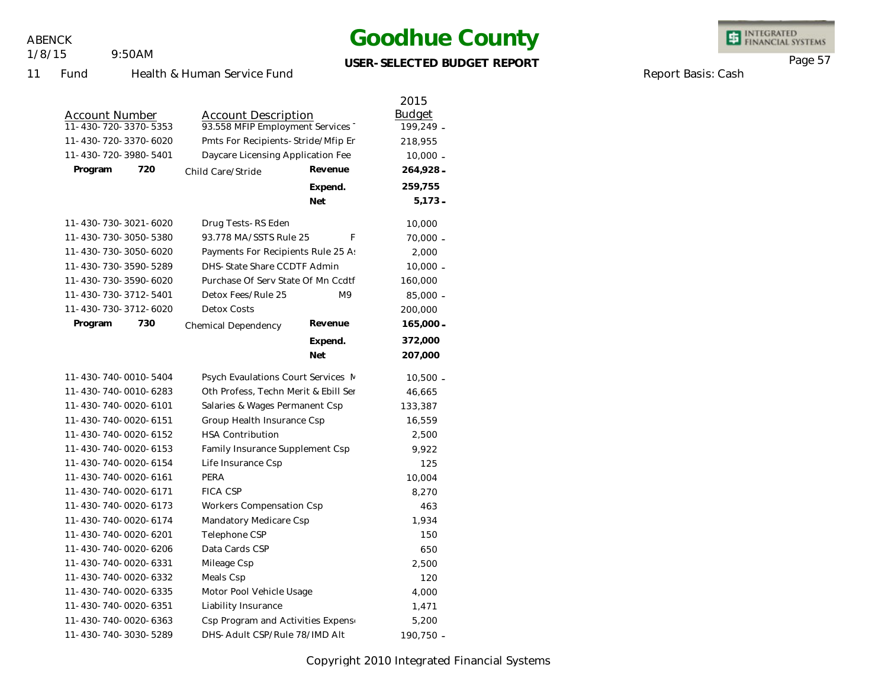# Goodhue County

**USER-SELECTED BUDGET REPORT**

ABENCK
1/8/15 9:50AM

11 Fund Health & Human Service Fund

Report Basis: Cash

| Account Number | Account Description | | 2015 Budget |
|---|---|---|---|
| 11-430-720-3370-5353 | 93.558 MFIP Employment Services | | 199,249 - |
| 11-430-720-3370-6020 | Pmts For Recipients-Stride/Mfip Er | | 218,955 |
| 11-430-720-3980-5401 | Daycare Licensing Application Fee | | 10,000 - |
| **Program 720** | Child Care/Stride | **Revenue** | **264,928 -** |
| | | **Expend.** | **259,755** |
| | | **Net** | **5,173 -** |
| 11-430-730-3021-6020 | Drug Tests-RS Eden | | 10,000 |
| 11-430-730-3050-5380 | 93.778 MA/SSTS Rule 25 F | | 70,000 - |
| 11-430-730-3050-6020 | Payments For Recipients Rule 25 A | | 2,000 |
| 11-430-730-3590-5289 | DHS-State Share CCDTF Admin | | 10,000 - |
| 11-430-730-3590-6020 | Purchase Of Serv State Of Mn Ccdtf | | 160,000 |
| 11-430-730-3712-5401 | Detox Fees/Rule 25 M9 | | 85,000 - |
| 11-430-730-3712-6020 | Detox Costs | | 200,000 |
| **Program 730** | Chemical Dependency | **Revenue** | **165,000 -** |
| | | **Expend.** | **372,000** |
| | | **Net** | **207,000** |
| 11-430-740-0010-5404 | Psych Evaulations Court Services M | | 10,500 - |
| 11-430-740-0010-6283 | Oth Profess, Techn Merit & Ebill Ser | | 46,665 |
| 11-430-740-0020-6101 | Salaries & Wages Permanent Csp | | 133,387 |
| 11-430-740-0020-6151 | Group Health Insurance Csp | | 16,559 |
| 11-430-740-0020-6152 | HSA Contribution | | 2,500 |
| 11-430-740-0020-6153 | Family Insurance Supplement Csp | | 9,922 |
| 11-430-740-0020-6154 | Life Insurance Csp | | 125 |
| 11-430-740-0020-6161 | PERA | | 10,004 |
| 11-430-740-0020-6171 | FICA CSP | | 8,270 |
| 11-430-740-0020-6173 | Workers Compensation Csp | | 463 |
| 11-430-740-0020-6174 | Mandatory Medicare Csp | | 1,934 |
| 11-430-740-0020-6201 | Telephone CSP | | 150 |
| 11-430-740-0020-6206 | Data Cards CSP | | 650 |
| 11-430-740-0020-6331 | Mileage Csp | | 2,500 |
| 11-430-740-0020-6332 | Meals Csp | | 120 |
| 11-430-740-0020-6335 | Motor Pool Vehicle Usage | | 4,000 |
| 11-430-740-0020-6351 | Liability Insurance | | 1,471 |
| 11-430-740-0020-6363 | Csp Program and Activities Expens | | 5,200 |
| 11-430-740-3030-5289 | DHS-Adult CSP/Rule 78/IMD Alt | | 190,750 - |

Copyright 2010 Integrated Financial Systems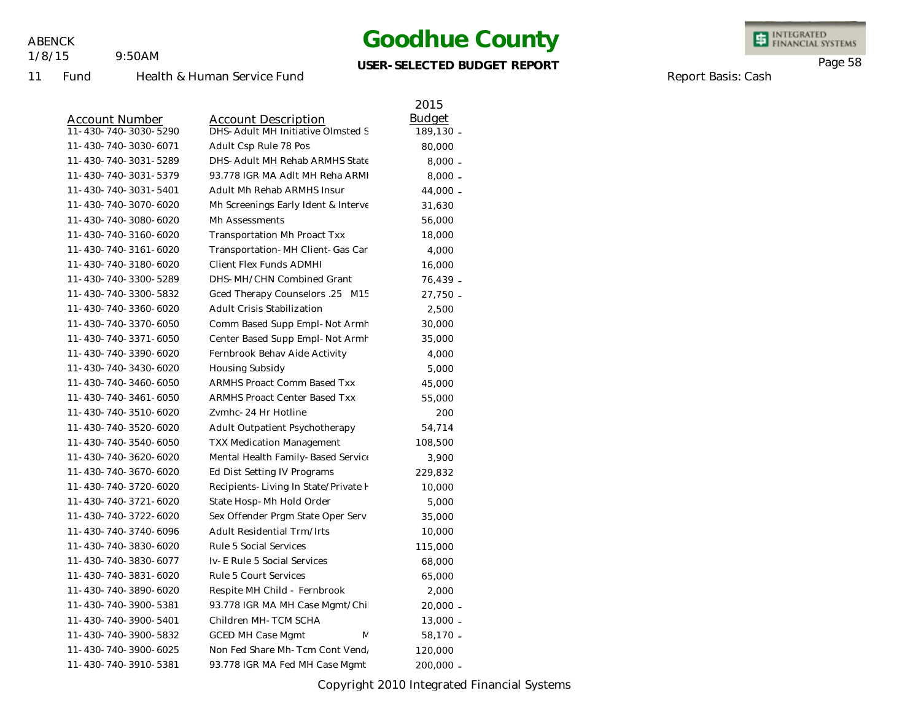# Goodhue County

**USER-SELECTED BUDGET REPORT**

ABENCK
1/8/15 9:50AM

11 Fund Health & Human Service Fund

Report Basis: Cash

| Account Number | Account Description | 2015 Budget |
|---|---|---|
| 11-430-740-3030-5290 | DHS-Adult MH Initiative Olmsted S | 189,130 - |
| 11-430-740-3030-6071 | Adult Csp Rule 78 Pos | 80,000 |
| 11-430-740-3031-5289 | DHS-Adult MH Rehab ARMHS State | 8,000 - |
| 11-430-740-3031-5379 | 93.778 IGR MA Adlt MH Reha ARMI | 8,000 - |
| 11-430-740-3031-5401 | Adult Mh Rehab ARMHS Insur | 44,000 - |
| 11-430-740-3070-6020 | Mh Screenings Early Ident & Interve | 31,630 |
| 11-430-740-3080-6020 | Mh Assessments | 56,000 |
| 11-430-740-3160-6020 | Transportation Mh Proact Txx | 18,000 |
| 11-430-740-3161-6020 | Transportation-MH Client-Gas Car | 4,000 |
| 11-430-740-3180-6020 | Client Flex Funds ADMHI | 16,000 |
| 11-430-740-3300-5289 | DHS-MH/CHN Combined Grant | 76,439 - |
| 11-430-740-3300-5832 | Gced Therapy Counselors .25 M15 | 27,750 - |
| 11-430-740-3360-6020 | Adult Crisis Stabilization | 2,500 |
| 11-430-740-3370-6050 | Comm Based Supp Empl-Not Armh | 30,000 |
| 11-430-740-3371-6050 | Center Based Supp Empl-Not Armh | 35,000 |
| 11-430-740-3390-6020 | Fernbrook Behav Aide Activity | 4,000 |
| 11-430-740-3430-6020 | Housing Subsidy | 5,000 |
| 11-430-740-3460-6050 | ARMHS Proact Comm Based Txx | 45,000 |
| 11-430-740-3461-6050 | ARMHS Proact Center Based Txx | 55,000 |
| 11-430-740-3510-6020 | Zvmhc-24 Hr Hotline | 200 |
| 11-430-740-3520-6020 | Adult Outpatient Psychotherapy | 54,714 |
| 11-430-740-3540-6050 | TXX Medication Management | 108,500 |
| 11-430-740-3620-6020 | Mental Health Family-Based Service | 3,900 |
| 11-430-740-3670-6020 | Ed Dist Setting IV Programs | 229,832 |
| 11-430-740-3720-6020 | Recipients-Living In State/Private H | 10,000 |
| 11-430-740-3721-6020 | State Hosp-Mh Hold Order | 5,000 |
| 11-430-740-3722-6020 | Sex Offender Prgm State Oper Serv | 35,000 |
| 11-430-740-3740-6096 | Adult Residential Trm/Irts | 10,000 |
| 11-430-740-3830-6020 | Rule 5 Social Services | 115,000 |
| 11-430-740-3830-6077 | Iv-E Rule 5 Social Services | 68,000 |
| 11-430-740-3831-6020 | Rule 5 Court Services | 65,000 |
| 11-430-740-3890-6020 | Respite MH Child - Fernbrook | 2,000 |
| 11-430-740-3900-5381 | 93.778 IGR MA MH Case Mgmt/Chil | 20,000 - |
| 11-430-740-3900-5401 | Children MH-TCM SCHA | 13,000 - |
| 11-430-740-3900-5832 | GCED MH Case Mgmt M | 58,170 - |
| 11-430-740-3900-6025 | Non Fed Share Mh-Tcm Cont Vend/ | 120,000 |
| 11-430-740-3910-5381 | 93.778 IGR MA Fed MH Case Mgmt | 200,000 - |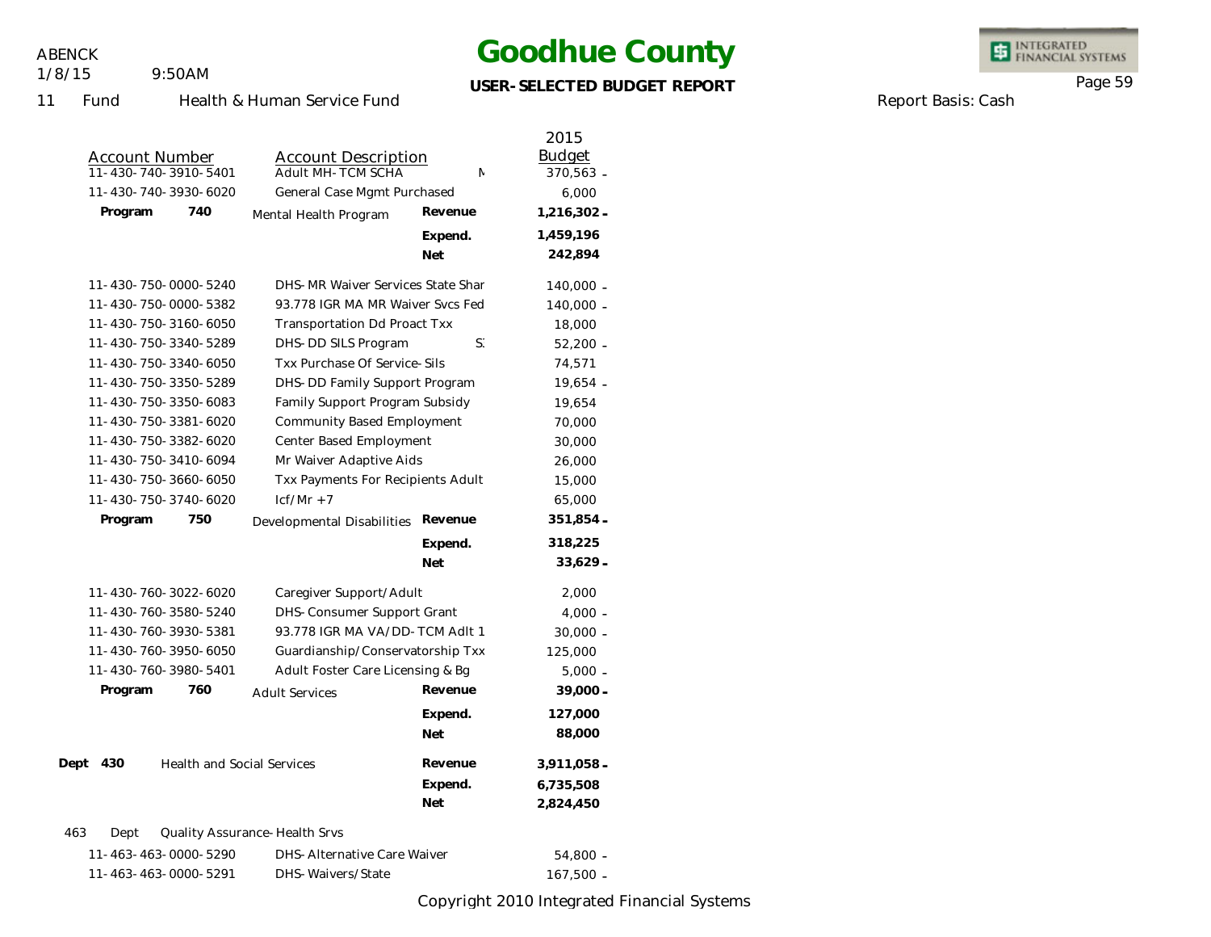# Goodhue County

**USER-SELECTED BUDGET REPORT**

ABENCK
1/8/15 9:50AM

11 Fund Health & Human Service Fund

Report Basis: Cash

| Account Number | Account Description | | 2015 Budget |
|---|---|---|---|
| 11-430-740-3910-5401 | Adult MH-TCM SCHA | M | 370,563 - |
| 11-430-740-3930-6020 | General Case Mgmt Purchased | | 6,000 |
| **Program 740** | Mental Health Program | **Revenue** | **1,216,302 -** |
| | | **Expend.** | **1,459,196** |
| | | **Net** | **242,894** |
| 11-430-750-0000-5240 | DHS-MR Waiver Services State Shar | | 140,000 - |
| 11-430-750-0000-5382 | 93.778 IGR MA MR Waiver Svcs Fed | | 140,000 - |
| 11-430-750-3160-6050 | Transportation Dd Proact Txx | | 18,000 |
| 11-430-750-3340-5289 | DHS-DD SILS Program | S | 52,200 - |
| 11-430-750-3340-6050 | Txx Purchase Of Service-Sils | | 74,571 |
| 11-430-750-3350-5289 | DHS-DD Family Support Program | | 19,654 - |
| 11-430-750-3350-6083 | Family Support Program Subsidy | | 19,654 |
| 11-430-750-3381-6020 | Community Based Employment | | 70,000 |
| 11-430-750-3382-6020 | Center Based Employment | | 30,000 |
| 11-430-750-3410-6094 | Mr Waiver Adaptive Aids | | 26,000 |
| 11-430-750-3660-6050 | Txx Payments For Recipients Adult | | 15,000 |
| 11-430-750-3740-6020 | Icf/Mr +7 | | 65,000 |
| **Program 750** | Developmental Disabilities | **Revenue** | **351,854 -** |
| | | **Expend.** | **318,225** |
| | | **Net** | **33,629 -** |
| 11-430-760-3022-6020 | Caregiver Support/Adult | | 2,000 |
| 11-430-760-3580-5240 | DHS-Consumer Support Grant | | 4,000 - |
| 11-430-760-3930-5381 | 93.778 IGR MA VA/DD-TCM Adlt 1 | | 30,000 - |
| 11-430-760-3950-6050 | Guardianship/Conservatorship Txx | | 125,000 |
| 11-430-760-3980-5401 | Adult Foster Care Licensing & Bg | | 5,000 - |
| **Program 760** | Adult Services | **Revenue** | **39,000 -** |
| | | **Expend.** | **127,000** |
| | | **Net** | **88,000** |
| **Dept 430** | Health and Social Services | **Revenue** | **3,911,058 -** |
| | | **Expend.** | **6,735,508** |
| | | **Net** | **2,824,450** |
| 463 Dept | Quality Assurance-Health Srvs | | |
| 11-463-463-0000-5290 | DHS-Alternative Care Waiver | | 54,800 - |
| 11-463-463-0000-5291 | DHS-Waivers/State | | 167,500 - |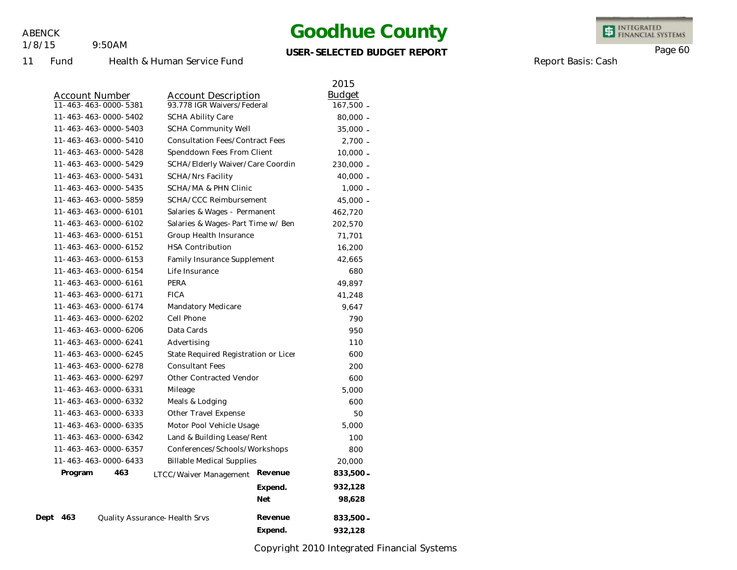# Goodhue County

ABENCK
1/8/15 9:50AM

**USER-SELECTED BUDGET REPORT**

11 Fund Health & Human Service Fund

Report Basis: Cash

| Account Number | Account Description | | 2015 Budget |
|---|---|---|---|
| 11-463-463-0000-5381 | 93.778 IGR Waivers/Federal | | 167,500 - |
| 11-463-463-0000-5402 | SCHA Ability Care | | 80,000 - |
| 11-463-463-0000-5403 | SCHA Community Well | | 35,000 - |
| 11-463-463-0000-5410 | Consultation Fees/Contract Fees | | 2,700 - |
| 11-463-463-0000-5428 | Spenddown Fees From Client | | 10,000 - |
| 11-463-463-0000-5429 | SCHA/Elderly Waiver/Care Coordin | | 230,000 - |
| 11-463-463-0000-5431 | SCHA/Nrs Facility | | 40,000 - |
| 11-463-463-0000-5435 | SCHA/MA & PHN Clinic | | 1,000 - |
| 11-463-463-0000-5859 | SCHA/CCC Reimbursement | | 45,000 - |
| 11-463-463-0000-6101 | Salaries & Wages - Permanent | | 462,720 |
| 11-463-463-0000-6102 | Salaries & Wages-Part Time w/ Ben | | 202,570 |
| 11-463-463-0000-6151 | Group Health Insurance | | 71,701 |
| 11-463-463-0000-6152 | HSA Contribution | | 16,200 |
| 11-463-463-0000-6153 | Family Insurance Supplement | | 42,665 |
| 11-463-463-0000-6154 | Life Insurance | | 680 |
| 11-463-463-0000-6161 | PERA | | 49,897 |
| 11-463-463-0000-6171 | FICA | | 41,248 |
| 11-463-463-0000-6174 | Mandatory Medicare | | 9,647 |
| 11-463-463-0000-6202 | Cell Phone | | 790 |
| 11-463-463-0000-6206 | Data Cards | | 950 |
| 11-463-463-0000-6241 | Advertising | | 110 |
| 11-463-463-0000-6245 | State Required Registration or Licer | | 600 |
| 11-463-463-0000-6278 | Consultant Fees | | 200 |
| 11-463-463-0000-6297 | Other Contracted Vendor | | 600 |
| 11-463-463-0000-6331 | Mileage | | 5,000 |
| 11-463-463-0000-6332 | Meals & Lodging | | 600 |
| 11-463-463-0000-6333 | Other Travel Expense | | 50 |
| 11-463-463-0000-6335 | Motor Pool Vehicle Usage | | 5,000 |
| 11-463-463-0000-6342 | Land & Building Lease/Rent | | 100 |
| 11-463-463-0000-6357 | Conferences/Schools/Workshops | | 800 |
| 11-463-463-0000-6433 | Billable Medical Supplies | | 20,000 |
| **Program 463** | LTCC/Waiver Management | **Revenue** | **833,500 -** |
| | | **Expend.** | **932,128** |
| | | **Net** | **98,628** |
| **Dept 463** | Quality Assurance-Health Srvs | **Revenue** | **833,500 -** |
| | | **Expend.** | **932,128** |

Copyright 2010 Integrated Financial Systems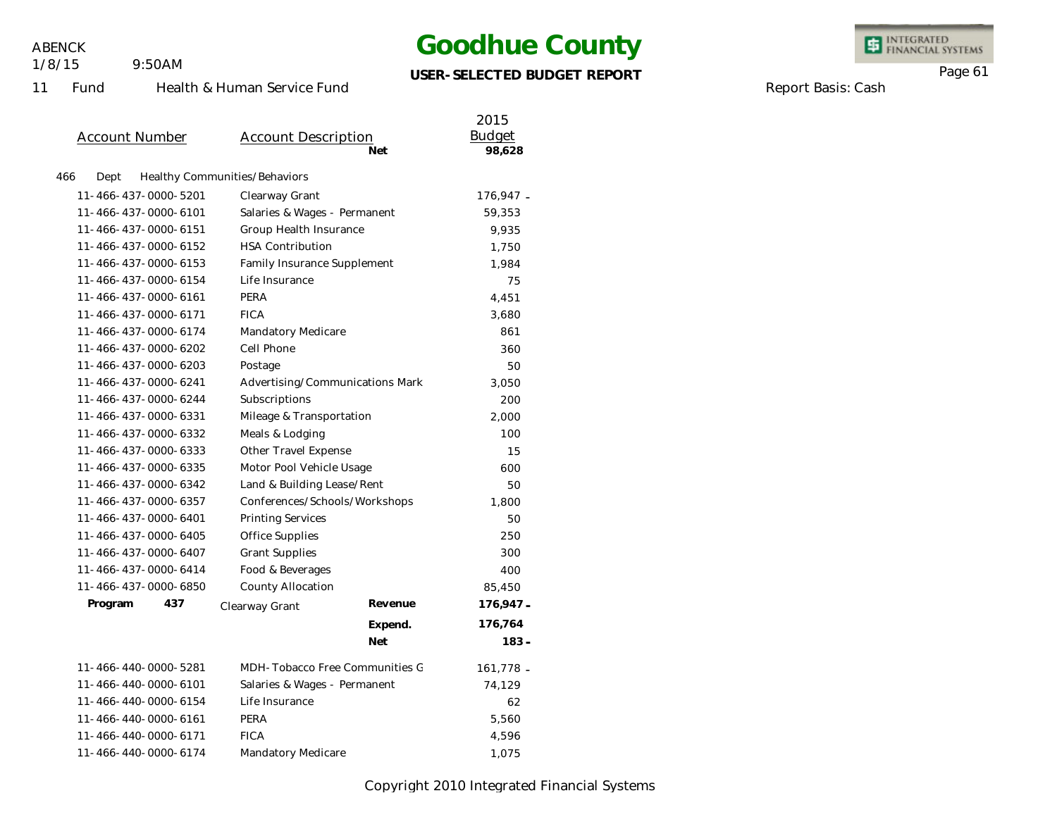# Goodhue County

**USER-SELECTED BUDGET REPORT**

ABENCK
1/8/15 9:50AM

11 Fund Health & Human Service Fund

Report Basis: Cash

| Account Number | Account Description | | 2015 Budget |
|---|---|---|---|
| | | **Net** | **98,628** |
| **466 Dept Healthy Communities/Behaviors** | | | |
| 11-466-437-0000-5201 | Clearway Grant | | 176,947 - |
| 11-466-437-0000-6101 | Salaries & Wages - Permanent | | 59,353 |
| 11-466-437-0000-6151 | Group Health Insurance | | 9,935 |
| 11-466-437-0000-6152 | HSA Contribution | | 1,750 |
| 11-466-437-0000-6153 | Family Insurance Supplement | | 1,984 |
| 11-466-437-0000-6154 | Life Insurance | | 75 |
| 11-466-437-0000-6161 | PERA | | 4,451 |
| 11-466-437-0000-6171 | FICA | | 3,680 |
| 11-466-437-0000-6174 | Mandatory Medicare | | 861 |
| 11-466-437-0000-6202 | Cell Phone | | 360 |
| 11-466-437-0000-6203 | Postage | | 50 |
| 11-466-437-0000-6241 | Advertising/Communications Mark | | 3,050 |
| 11-466-437-0000-6244 | Subscriptions | | 200 |
| 11-466-437-0000-6331 | Mileage & Transportation | | 2,000 |
| 11-466-437-0000-6332 | Meals & Lodging | | 100 |
| 11-466-437-0000-6333 | Other Travel Expense | | 15 |
| 11-466-437-0000-6335 | Motor Pool Vehicle Usage | | 600 |
| 11-466-437-0000-6342 | Land & Building Lease/Rent | | 50 |
| 11-466-437-0000-6357 | Conferences/Schools/Workshops | | 1,800 |
| 11-466-437-0000-6401 | Printing Services | | 50 |
| 11-466-437-0000-6405 | Office Supplies | | 250 |
| 11-466-437-0000-6407 | Grant Supplies | | 300 |
| 11-466-437-0000-6414 | Food & Beverages | | 400 |
| 11-466-437-0000-6850 | County Allocation | | 85,450 |
| **Program 437** | Clearway Grant | **Revenue** | **176,947 -** |
| | | **Expend.** | **176,764** |
| | | **Net** | **183 -** |
| 11-466-440-0000-5281 | MDH-Tobacco Free Communities G | | 161,778 - |
| 11-466-440-0000-6101 | Salaries & Wages - Permanent | | 74,129 |
| 11-466-440-0000-6154 | Life Insurance | | 62 |
| 11-466-440-0000-6161 | PERA | | 5,560 |
| 11-466-440-0000-6171 | FICA | | 4,596 |
| 11-466-440-0000-6174 | Mandatory Medicare | | 1,075 |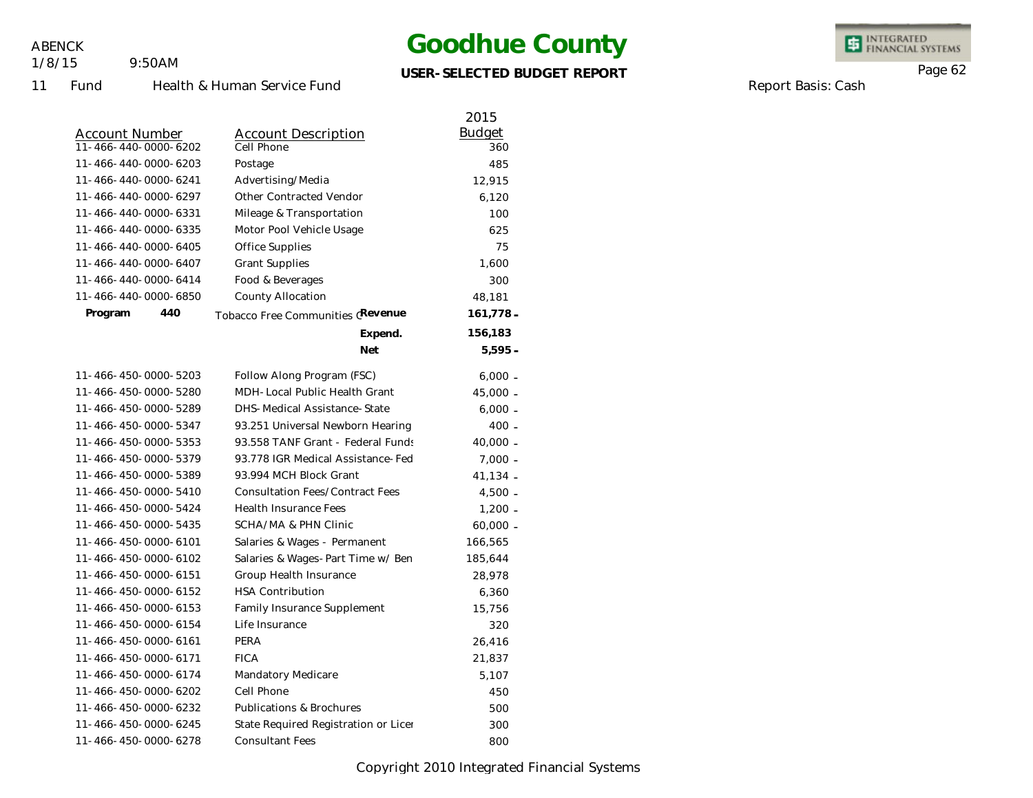# Goodhue County

**USER-SELECTED BUDGET REPORT**

ABENCK
1/8/15 9:50AM

11 Fund Health & Human Service Fund

Report Basis: Cash

| Account Number | Account Description | 2015 Budget |
|---|---|---|
| 11-466-440-0000-6202 | Cell Phone | 360 |
| 11-466-440-0000-6203 | Postage | 485 |
| 11-466-440-0000-6241 | Advertising/Media | 12,915 |
| 11-466-440-0000-6297 | Other Contracted Vendor | 6,120 |
| 11-466-440-0000-6331 | Mileage & Transportation | 100 |
| 11-466-440-0000-6335 | Motor Pool Vehicle Usage | 625 |
| 11-466-440-0000-6405 | Office Supplies | 75 |
| 11-466-440-0000-6407 | Grant Supplies | 1,600 |
| 11-466-440-0000-6414 | Food & Beverages | 300 |
| 11-466-440-0000-6850 | County Allocation | 48,181 |
| **Program 440** | Tobacco Free Communities C **Revenue** | **161,778 -** |
| | **Expend.** | **156,183** |
| | **Net** | **5,595 -** |
| 11-466-450-0000-5203 | Follow Along Program (FSC) | 6,000 - |
| 11-466-450-0000-5280 | MDH-Local Public Health Grant | 45,000 - |
| 11-466-450-0000-5289 | DHS-Medical Assistance-State | 6,000 - |
| 11-466-450-0000-5347 | 93.251 Universal Newborn Hearing | 400 - |
| 11-466-450-0000-5353 | 93.558 TANF Grant - Federal Funds | 40,000 - |
| 11-466-450-0000-5379 | 93.778 IGR Medical Assistance-Fed | 7,000 - |
| 11-466-450-0000-5389 | 93.994 MCH Block Grant | 41,134 - |
| 11-466-450-0000-5410 | Consultation Fees/Contract Fees | 4,500 - |
| 11-466-450-0000-5424 | Health Insurance Fees | 1,200 - |
| 11-466-450-0000-5435 | SCHA/MA & PHN Clinic | 60,000 - |
| 11-466-450-0000-6101 | Salaries & Wages - Permanent | 166,565 |
| 11-466-450-0000-6102 | Salaries & Wages-Part Time w/ Ben | 185,644 |
| 11-466-450-0000-6151 | Group Health Insurance | 28,978 |
| 11-466-450-0000-6152 | HSA Contribution | 6,360 |
| 11-466-450-0000-6153 | Family Insurance Supplement | 15,756 |
| 11-466-450-0000-6154 | Life Insurance | 320 |
| 11-466-450-0000-6161 | PERA | 26,416 |
| 11-466-450-0000-6171 | FICA | 21,837 |
| 11-466-450-0000-6174 | Mandatory Medicare | 5,107 |
| 11-466-450-0000-6202 | Cell Phone | 450 |
| 11-466-450-0000-6232 | Publications & Brochures | 500 |
| 11-466-450-0000-6245 | State Required Registration or Licer | 300 |
| 11-466-450-0000-6278 | Consultant Fees | 800 |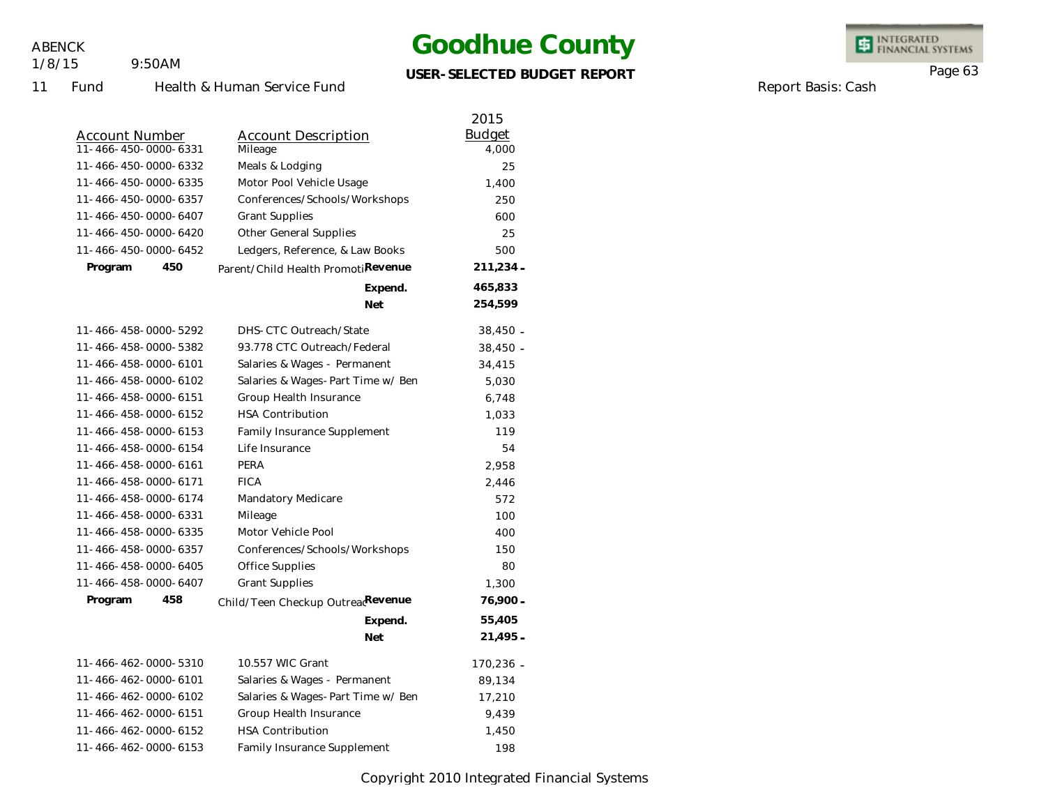# Goodhue County

**USER-SELECTED BUDGET REPORT**

ABENCK
1/8/15 9:50AM

11 Fund Health & Human Service Fund

Report Basis: Cash

| Account Number | Account Description | | 2015 Budget |
|---|---|---|---|
| 11-466-450-0000-6331 | Mileage | | 4,000 |
| 11-466-450-0000-6332 | Meals & Lodging | | 25 |
| 11-466-450-0000-6335 | Motor Pool Vehicle Usage | | 1,400 |
| 11-466-450-0000-6357 | Conferences/Schools/Workshops | | 250 |
| 11-466-450-0000-6407 | Grant Supplies | | 600 |
| 11-466-450-0000-6420 | Other General Supplies | | 25 |
| 11-466-450-0000-6452 | Ledgers, Reference, & Law Books | | 500 |
| **Program 450** | Parent/Child Health Promoti | **Revenue** | **211,234 -** |
| | | **Expend.** | **465,833** |
| | | **Net** | **254,599** |
| 11-466-458-0000-5292 | DHS-CTC Outreach/State | | 38,450 - |
| 11-466-458-0000-5382 | 93.778 CTC Outreach/Federal | | 38,450 - |
| 11-466-458-0000-6101 | Salaries & Wages - Permanent | | 34,415 |
| 11-466-458-0000-6102 | Salaries & Wages-Part Time w/ Ben | | 5,030 |
| 11-466-458-0000-6151 | Group Health Insurance | | 6,748 |
| 11-466-458-0000-6152 | HSA Contribution | | 1,033 |
| 11-466-458-0000-6153 | Family Insurance Supplement | | 119 |
| 11-466-458-0000-6154 | Life Insurance | | 54 |
| 11-466-458-0000-6161 | PERA | | 2,958 |
| 11-466-458-0000-6171 | FICA | | 2,446 |
| 11-466-458-0000-6174 | Mandatory Medicare | | 572 |
| 11-466-458-0000-6331 | Mileage | | 100 |
| 11-466-458-0000-6335 | Motor Vehicle Pool | | 400 |
| 11-466-458-0000-6357 | Conferences/Schools/Workshops | | 150 |
| 11-466-458-0000-6405 | Office Supplies | | 80 |
| 11-466-458-0000-6407 | Grant Supplies | | 1,300 |
| **Program 458** | Child/Teen Checkup Outreac | **Revenue** | **76,900 -** |
| | | **Expend.** | **55,405** |
| | | **Net** | **21,495 -** |
| 11-466-462-0000-5310 | 10.557 WIC Grant | | 170,236 - |
| 11-466-462-0000-6101 | Salaries & Wages - Permanent | | 89,134 |
| 11-466-462-0000-6102 | Salaries & Wages-Part Time w/ Ben | | 17,210 |
| 11-466-462-0000-6151 | Group Health Insurance | | 9,439 |
| 11-466-462-0000-6152 | HSA Contribution | | 1,450 |
| 11-466-462-0000-6153 | Family Insurance Supplement | | 198 |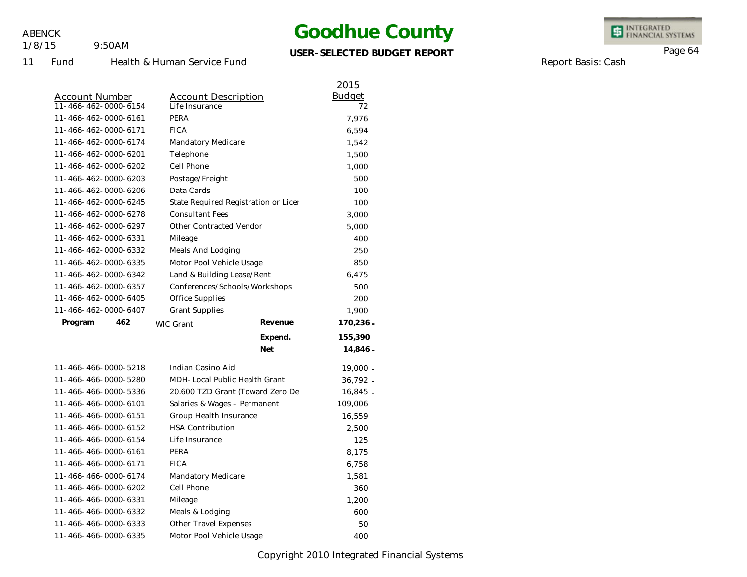# Goodhue County

**USER-SELECTED BUDGET REPORT**

ABENCK
1/8/15 9:50AM

11 Fund Health & Human Service Fund

Report Basis: Cash

| Account Number | Account Description | | 2015 Budget |
|---|---|---|---|
| 11-466-462-0000-6154 | Life Insurance | | 72 |
| 11-466-462-0000-6161 | PERA | | 7,976 |
| 11-466-462-0000-6171 | FICA | | 6,594 |
| 11-466-462-0000-6174 | Mandatory Medicare | | 1,542 |
| 11-466-462-0000-6201 | Telephone | | 1,500 |
| 11-466-462-0000-6202 | Cell Phone | | 1,000 |
| 11-466-462-0000-6203 | Postage/Freight | | 500 |
| 11-466-462-0000-6206 | Data Cards | | 100 |
| 11-466-462-0000-6245 | State Required Registration or Licer | | 100 |
| 11-466-462-0000-6278 | Consultant Fees | | 3,000 |
| 11-466-462-0000-6297 | Other Contracted Vendor | | 5,000 |
| 11-466-462-0000-6331 | Mileage | | 400 |
| 11-466-462-0000-6332 | Meals And Lodging | | 250 |
| 11-466-462-0000-6335 | Motor Pool Vehicle Usage | | 850 |
| 11-466-462-0000-6342 | Land & Building Lease/Rent | | 6,475 |
| 11-466-462-0000-6357 | Conferences/Schools/Workshops | | 500 |
| 11-466-462-0000-6405 | Office Supplies | | 200 |
| 11-466-462-0000-6407 | Grant Supplies | | 1,900 |
| **Program 462** | WIC Grant | **Revenue** | **170,236-** |
| | | **Expend.** | **155,390** |
| | | **Net** | **14,846-** |
| 11-466-466-0000-5218 | Indian Casino Aid | | 19,000- |
| 11-466-466-0000-5280 | MDH-Local Public Health Grant | | 36,792- |
| 11-466-466-0000-5336 | 20.600 TZD Grant (Toward Zero De | | 16,845- |
| 11-466-466-0000-6101 | Salaries & Wages - Permanent | | 109,006 |
| 11-466-466-0000-6151 | Group Health Insurance | | 16,559 |
| 11-466-466-0000-6152 | HSA Contribution | | 2,500 |
| 11-466-466-0000-6154 | Life Insurance | | 125 |
| 11-466-466-0000-6161 | PERA | | 8,175 |
| 11-466-466-0000-6171 | FICA | | 6,758 |
| 11-466-466-0000-6174 | Mandatory Medicare | | 1,581 |
| 11-466-466-0000-6202 | Cell Phone | | 360 |
| 11-466-466-0000-6331 | Mileage | | 1,200 |
| 11-466-466-0000-6332 | Meals & Lodging | | 600 |
| 11-466-466-0000-6333 | Other Travel Expenses | | 50 |
| 11-466-466-0000-6335 | Motor Pool Vehicle Usage | | 400 |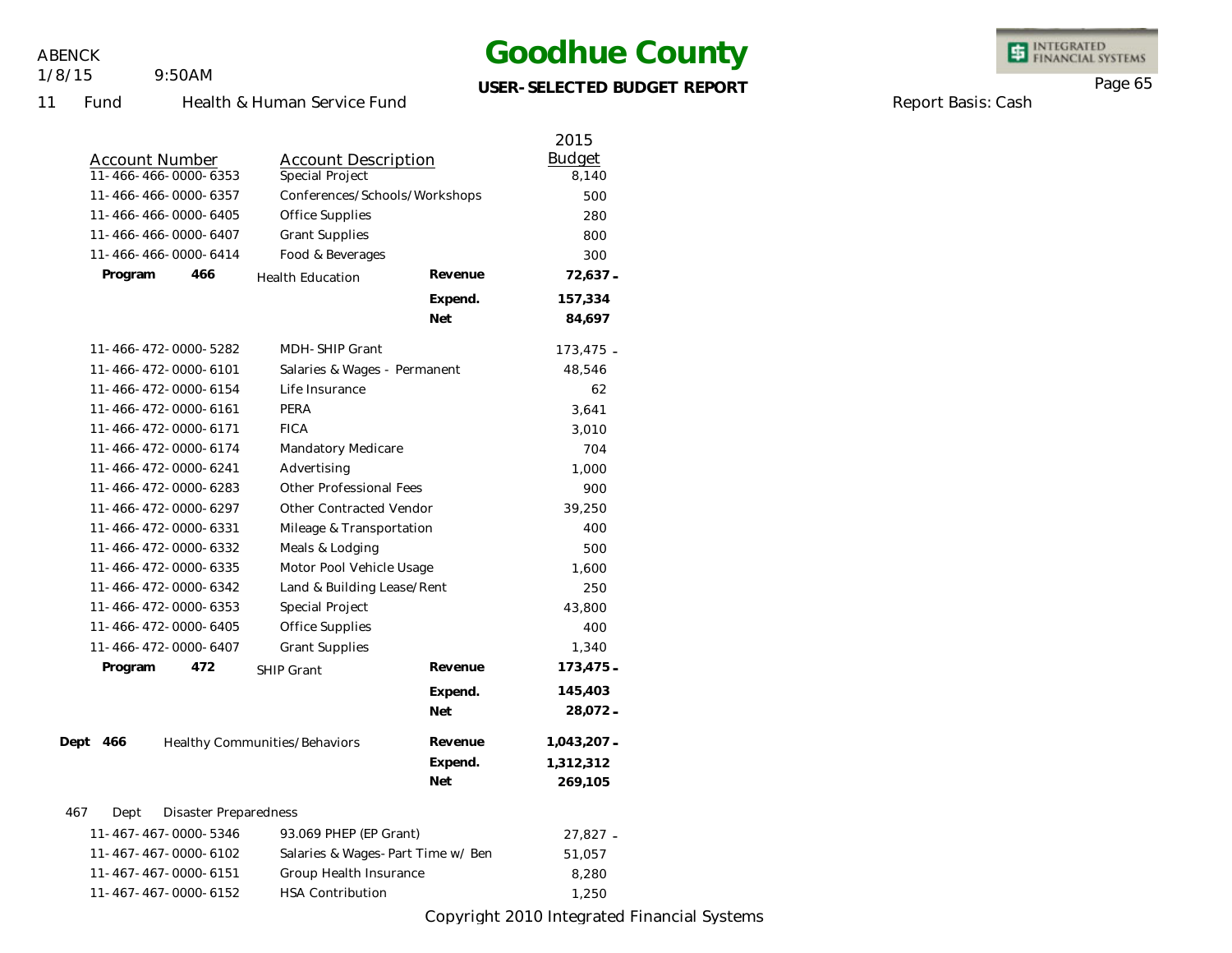# Goodhue County

**USER-SELECTED BUDGET REPORT**

ABENCK
1/8/15 9:50AM

11 Fund Health & Human Service Fund

Report Basis: Cash

| Account Number | Account Description | | 2015 Budget |
|---|---|---|---|
| 11-466-466-0000-6353 | Special Project | | 8,140 |
| 11-466-466-0000-6357 | Conferences/Schools/Workshops | | 500 |
| 11-466-466-0000-6405 | Office Supplies | | 280 |
| 11-466-466-0000-6407 | Grant Supplies | | 800 |
| 11-466-466-0000-6414 | Food & Beverages | | 300 |
| **Program 466** | Health Education | **Revenue** | **72,637 -** |
| | | **Expend.** | **157,334** |
| | | **Net** | **84,697** |
| 11-466-472-0000-5282 | MDH-SHIP Grant | | 173,475 - |
| 11-466-472-0000-6101 | Salaries & Wages - Permanent | | 48,546 |
| 11-466-472-0000-6154 | Life Insurance | | 62 |
| 11-466-472-0000-6161 | PERA | | 3,641 |
| 11-466-472-0000-6171 | FICA | | 3,010 |
| 11-466-472-0000-6174 | Mandatory Medicare | | 704 |
| 11-466-472-0000-6241 | Advertising | | 1,000 |
| 11-466-472-0000-6283 | Other Professional Fees | | 900 |
| 11-466-472-0000-6297 | Other Contracted Vendor | | 39,250 |
| 11-466-472-0000-6331 | Mileage & Transportation | | 400 |
| 11-466-472-0000-6332 | Meals & Lodging | | 500 |
| 11-466-472-0000-6335 | Motor Pool Vehicle Usage | | 1,600 |
| 11-466-472-0000-6342 | Land & Building Lease/Rent | | 250 |
| 11-466-472-0000-6353 | Special Project | | 43,800 |
| 11-466-472-0000-6405 | Office Supplies | | 400 |
| 11-466-472-0000-6407 | Grant Supplies | | 1,340 |
| **Program 472** | SHIP Grant | **Revenue** | **173,475 -** |
| | | **Expend.** | **145,403** |
| | | **Net** | **28,072 -** |
| **Dept 466** | Healthy Communities/Behaviors | **Revenue** | **1,043,207 -** |
| | | **Expend.** | **1,312,312** |
| | | **Net** | **269,105** |
| 467 Dept | Disaster Preparedness | | |
| 11-467-467-0000-5346 | 93.069 PHEP (EP Grant) | | 27,827 - |
| 11-467-467-0000-6102 | Salaries & Wages-Part Time w/ Ben | | 51,057 |
| 11-467-467-0000-6151 | Group Health Insurance | | 8,280 |
| 11-467-467-0000-6152 | HSA Contribution | | 1,250 |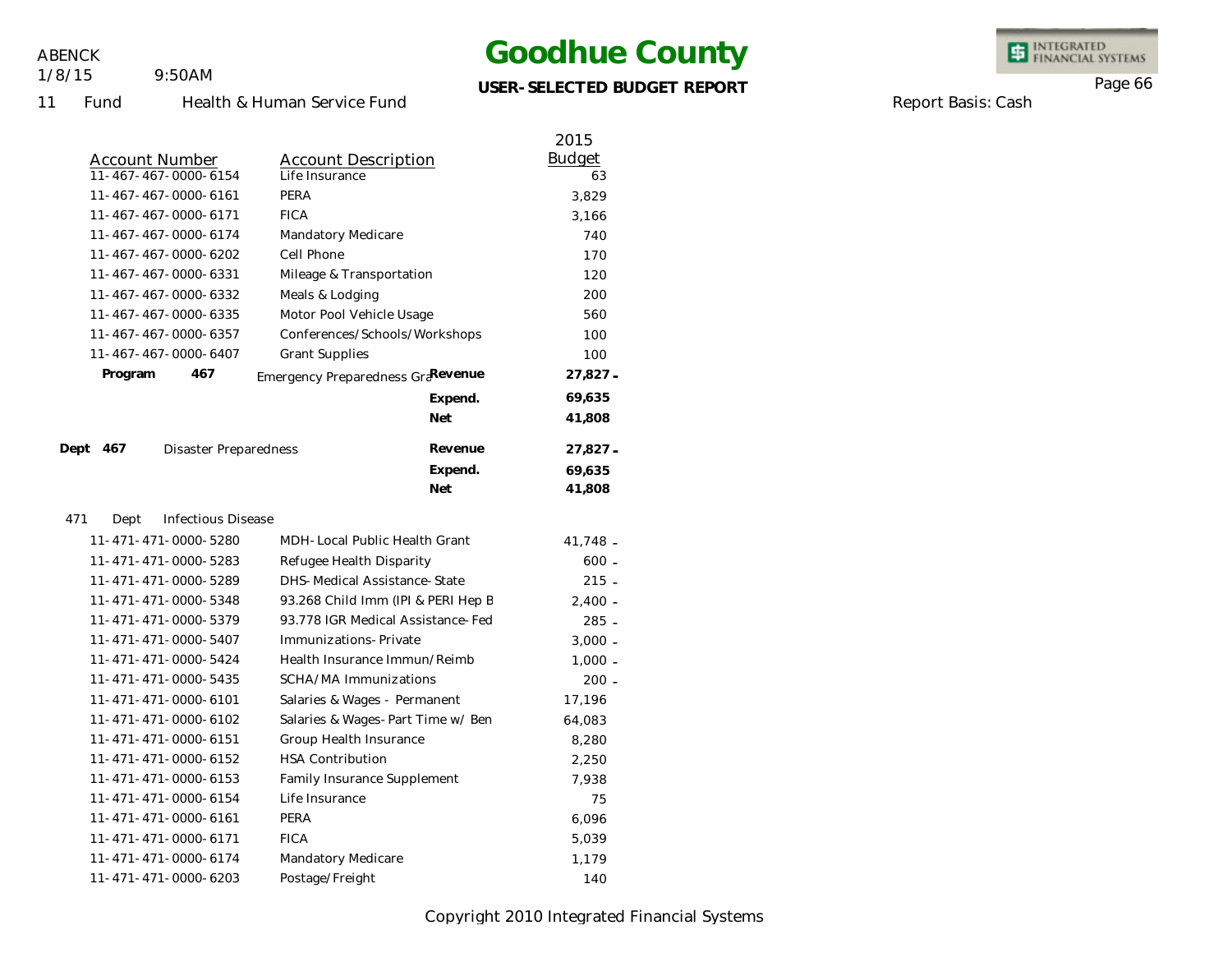# Goodhue County

**USER-SELECTED BUDGET REPORT**

11 Fund Health & Human Service Fund

Report Basis: Cash

| Account Number | Account Description | | 2015 Budget |
|---|---|---|---|
| 11-467-467-0000-6154 | Life Insurance | | 63 |
| 11-467-467-0000-6161 | PERA | | 3,829 |
| 11-467-467-0000-6171 | FICA | | 3,166 |
| 11-467-467-0000-6174 | Mandatory Medicare | | 740 |
| 11-467-467-0000-6202 | Cell Phone | | 170 |
| 11-467-467-0000-6331 | Mileage & Transportation | | 120 |
| 11-467-467-0000-6332 | Meals & Lodging | | 200 |
| 11-467-467-0000-6335 | Motor Pool Vehicle Usage | | 560 |
| 11-467-467-0000-6357 | Conferences/Schools/Workshops | | 100 |
| 11-467-467-0000-6407 | Grant Supplies | | 100 |
| **Program 467** | Emergency Preparedness Gra | **Revenue** | **27,827 -** |
| | | **Expend.** | **69,635** |
| | | **Net** | **41,808** |
| **Dept 467** | Disaster Preparedness | **Revenue** | **27,827 -** |
| | | **Expend.** | **69,635** |
| | | **Net** | **41,808** |
| 471 Dept | Infectious Disease | | |
| 11-471-471-0000-5280 | MDH-Local Public Health Grant | | 41,748 - |
| 11-471-471-0000-5283 | Refugee Health Disparity | | 600 - |
| 11-471-471-0000-5289 | DHS-Medical Assistance-State | | 215 - |
| 11-471-471-0000-5348 | 93.268 Child Imm (IPI & PERI Hep B | | 2,400 - |
| 11-471-471-0000-5379 | 93.778 IGR Medical Assistance-Fed | | 285 - |
| 11-471-471-0000-5407 | Immunizations-Private | | 3,000 - |
| 11-471-471-0000-5424 | Health Insurance Immun/Reimb | | 1,000 - |
| 11-471-471-0000-5435 | SCHA/MA Immunizations | | 200 - |
| 11-471-471-0000-6101 | Salaries & Wages - Permanent | | 17,196 |
| 11-471-471-0000-6102 | Salaries & Wages-Part Time w/ Ben | | 64,083 |
| 11-471-471-0000-6151 | Group Health Insurance | | 8,280 |
| 11-471-471-0000-6152 | HSA Contribution | | 2,250 |
| 11-471-471-0000-6153 | Family Insurance Supplement | | 7,938 |
| 11-471-471-0000-6154 | Life Insurance | | 75 |
| 11-471-471-0000-6161 | PERA | | 6,096 |
| 11-471-471-0000-6171 | FICA | | 5,039 |
| 11-471-471-0000-6174 | Mandatory Medicare | | 1,179 |
| 11-471-471-0000-6203 | Postage/Freight | | 140 |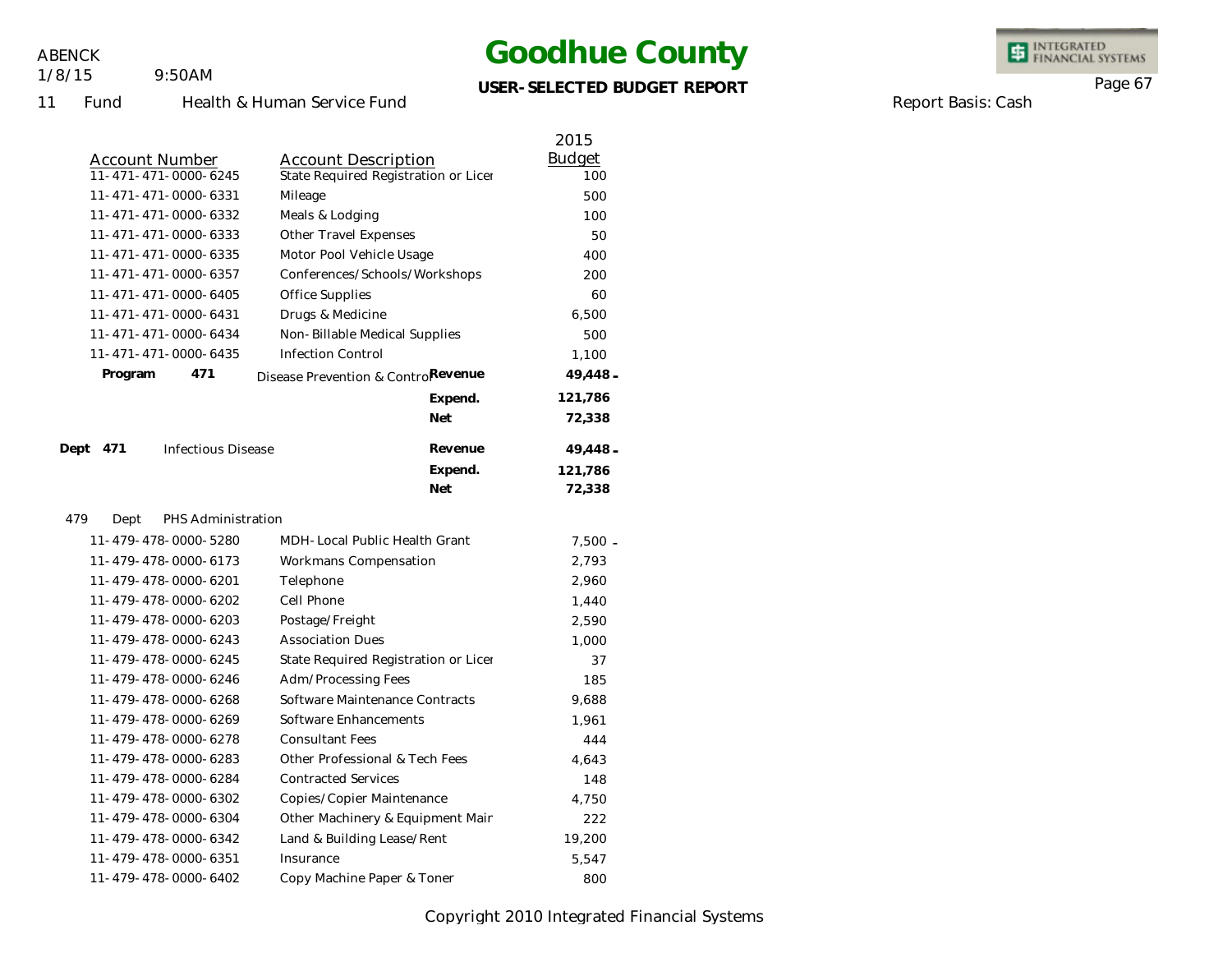# Goodhue County

**USER-SELECTED BUDGET REPORT**

11 Fund Health & Human Service Fund

Report Basis: Cash

| Account Number | Account Description | | 2015 Budget |
|---|---|---|---|
| 11-471-471-0000-6245 | State Required Registration or Licer | | 100 |
| 11-471-471-0000-6331 | Mileage | | 500 |
| 11-471-471-0000-6332 | Meals & Lodging | | 100 |
| 11-471-471-0000-6333 | Other Travel Expenses | | 50 |
| 11-471-471-0000-6335 | Motor Pool Vehicle Usage | | 400 |
| 11-471-471-0000-6357 | Conferences/Schools/Workshops | | 200 |
| 11-471-471-0000-6405 | Office Supplies | | 60 |
| 11-471-471-0000-6431 | Drugs & Medicine | | 6,500 |
| 11-471-471-0000-6434 | Non-Billable Medical Supplies | | 500 |
| 11-471-471-0000-6435 | Infection Control | | 1,100 |
| **Program 471** | Disease Prevention & Control | **Revenue** | **49,448 -** |
| | | **Expend.** | **121,786** |
| | | **Net** | **72,338** |
| **Dept 471** | Infectious Disease | **Revenue** | **49,448 -** |
| | | **Expend.** | **121,786** |
| | | **Net** | **72,338** |
| 479 Dept | PHS Administration | | |
| 11-479-478-0000-5280 | MDH-Local Public Health Grant | | 7,500 - |
| 11-479-478-0000-6173 | Workmans Compensation | | 2,793 |
| 11-479-478-0000-6201 | Telephone | | 2,960 |
| 11-479-478-0000-6202 | Cell Phone | | 1,440 |
| 11-479-478-0000-6203 | Postage/Freight | | 2,590 |
| 11-479-478-0000-6243 | Association Dues | | 1,000 |
| 11-479-478-0000-6245 | State Required Registration or Licer | | 37 |
| 11-479-478-0000-6246 | Adm/Processing Fees | | 185 |
| 11-479-478-0000-6268 | Software Maintenance Contracts | | 9,688 |
| 11-479-478-0000-6269 | Software Enhancements | | 1,961 |
| 11-479-478-0000-6278 | Consultant Fees | | 444 |
| 11-479-478-0000-6283 | Other Professional & Tech Fees | | 4,643 |
| 11-479-478-0000-6284 | Contracted Services | | 148 |
| 11-479-478-0000-6302 | Copies/Copier Maintenance | | 4,750 |
| 11-479-478-0000-6304 | Other Machinery & Equipment Mair | | 222 |
| 11-479-478-0000-6342 | Land & Building Lease/Rent | | 19,200 |
| 11-479-478-0000-6351 | Insurance | | 5,547 |
| 11-479-478-0000-6402 | Copy Machine Paper & Toner | | 800 |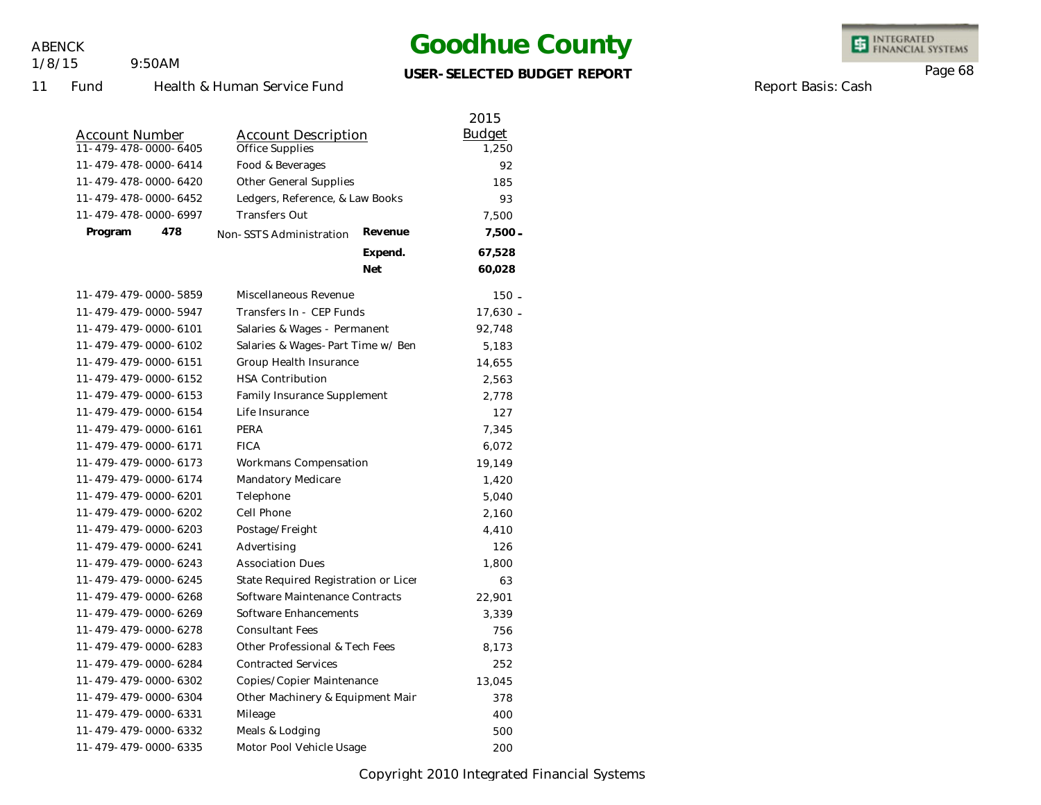# Goodhue County

**USER-SELECTED BUDGET REPORT**

ABENCK
1/8/15 9:50AM

11 Fund Health & Human Service Fund

Report Basis: Cash

| Account Number | Account Description | | 2015 Budget |
|---|---|---|---|
| 11-479-478-0000-6405 | Office Supplies | | 1,250 |
| 11-479-478-0000-6414 | Food & Beverages | | 92 |
| 11-479-478-0000-6420 | Other General Supplies | | 185 |
| 11-479-478-0000-6452 | Ledgers, Reference, & Law Books | | 93 |
| 11-479-478-0000-6997 | Transfers Out | | 7,500 |
| **Program 478** | Non-SSTS Administration | **Revenue** | **7,500 -** |
| | | **Expend.** | **67,528** |
| | | **Net** | **60,028** |
| 11-479-479-0000-5859 | Miscellaneous Revenue | | 150 - |
| 11-479-479-0000-5947 | Transfers In - CEP Funds | | 17,630 - |
| 11-479-479-0000-6101 | Salaries & Wages - Permanent | | 92,748 |
| 11-479-479-0000-6102 | Salaries & Wages-Part Time w/ Ben | | 5,183 |
| 11-479-479-0000-6151 | Group Health Insurance | | 14,655 |
| 11-479-479-0000-6152 | HSA Contribution | | 2,563 |
| 11-479-479-0000-6153 | Family Insurance Supplement | | 2,778 |
| 11-479-479-0000-6154 | Life Insurance | | 127 |
| 11-479-479-0000-6161 | PERA | | 7,345 |
| 11-479-479-0000-6171 | FICA | | 6,072 |
| 11-479-479-0000-6173 | Workmans Compensation | | 19,149 |
| 11-479-479-0000-6174 | Mandatory Medicare | | 1,420 |
| 11-479-479-0000-6201 | Telephone | | 5,040 |
| 11-479-479-0000-6202 | Cell Phone | | 2,160 |
| 11-479-479-0000-6203 | Postage/Freight | | 4,410 |
| 11-479-479-0000-6241 | Advertising | | 126 |
| 11-479-479-0000-6243 | Association Dues | | 1,800 |
| 11-479-479-0000-6245 | State Required Registration or Licer | | 63 |
| 11-479-479-0000-6268 | Software Maintenance Contracts | | 22,901 |
| 11-479-479-0000-6269 | Software Enhancements | | 3,339 |
| 11-479-479-0000-6278 | Consultant Fees | | 756 |
| 11-479-479-0000-6283 | Other Professional & Tech Fees | | 8,173 |
| 11-479-479-0000-6284 | Contracted Services | | 252 |
| 11-479-479-0000-6302 | Copies/Copier Maintenance | | 13,045 |
| 11-479-479-0000-6304 | Other Machinery & Equipment Mair | | 378 |
| 11-479-479-0000-6331 | Mileage | | 400 |
| 11-479-479-0000-6332 | Meals & Lodging | | 500 |
| 11-479-479-0000-6335 | Motor Pool Vehicle Usage | | 200 |

Copyright 2010 Integrated Financial Systems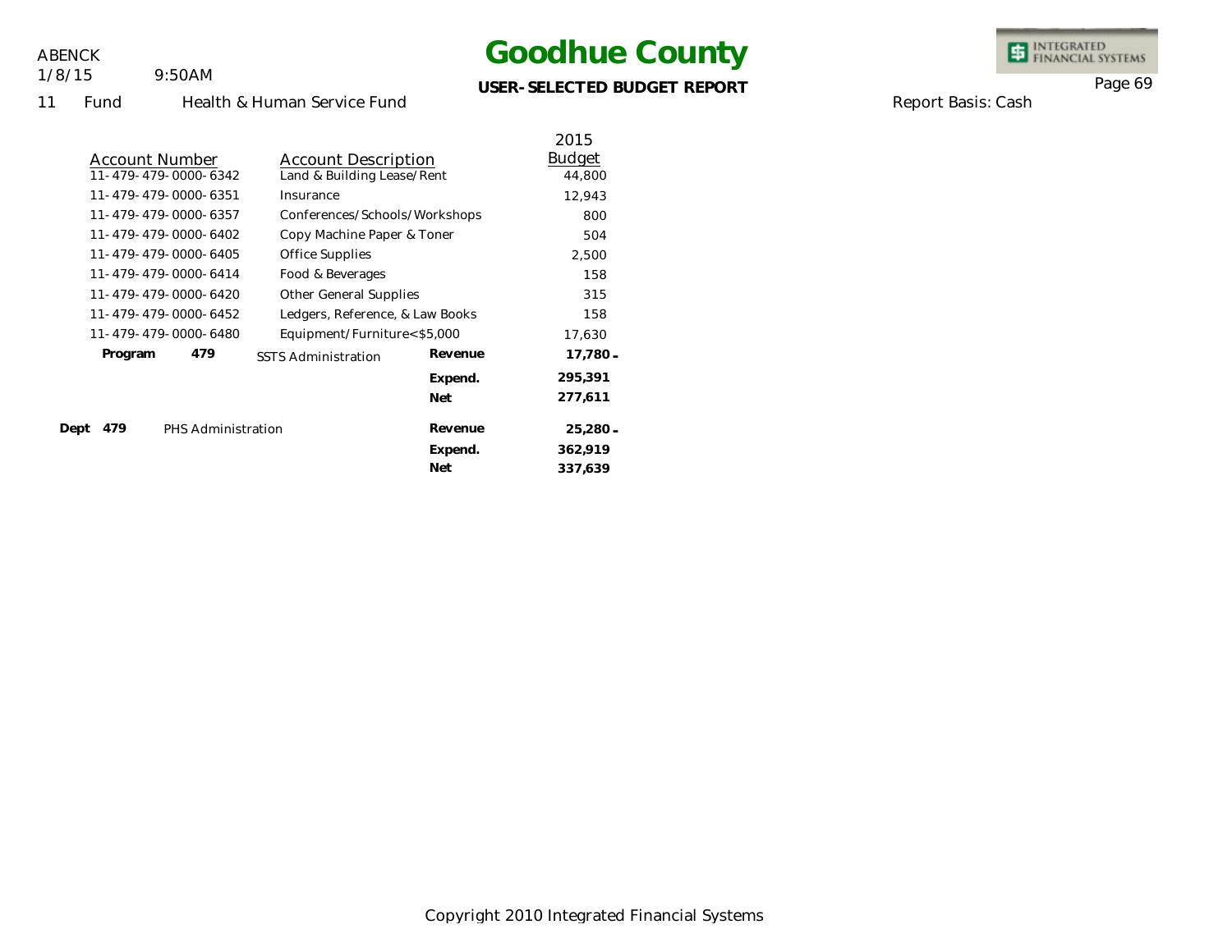# Goodhue County

**USER-SELECTED BUDGET REPORT**

11 Fund Health & Human Service Fund

Report Basis: Cash

| Account Number | Account Description | | 2015 Budget |
|---|---|---|---|
| 11-479-479-0000-6342 | Land & Building Lease/Rent | | 44,800 |
| 11-479-479-0000-6351 | Insurance | | 12,943 |
| 11-479-479-0000-6357 | Conferences/Schools/Workshops | | 800 |
| 11-479-479-0000-6402 | Copy Machine Paper & Toner | | 504 |
| 11-479-479-0000-6405 | Office Supplies | | 2,500 |
| 11-479-479-0000-6414 | Food & Beverages | | 158 |
| 11-479-479-0000-6420 | Other General Supplies | | 315 |
| 11-479-479-0000-6452 | Ledgers, Reference, & Law Books | | 158 |
| 11-479-479-0000-6480 | Equipment/Furniture<$5,000 | | 17,630 |
| **Program 479** | SSTS Administration | **Revenue** | **17,780-** |
| | | **Expend.** | **295,391** |
| | | **Net** | **277,611** |
| **Dept 479** | PHS Administration | **Revenue** | **25,280-** |
| | | **Expend.** | **362,919** |
| | | **Net** | **337,639** |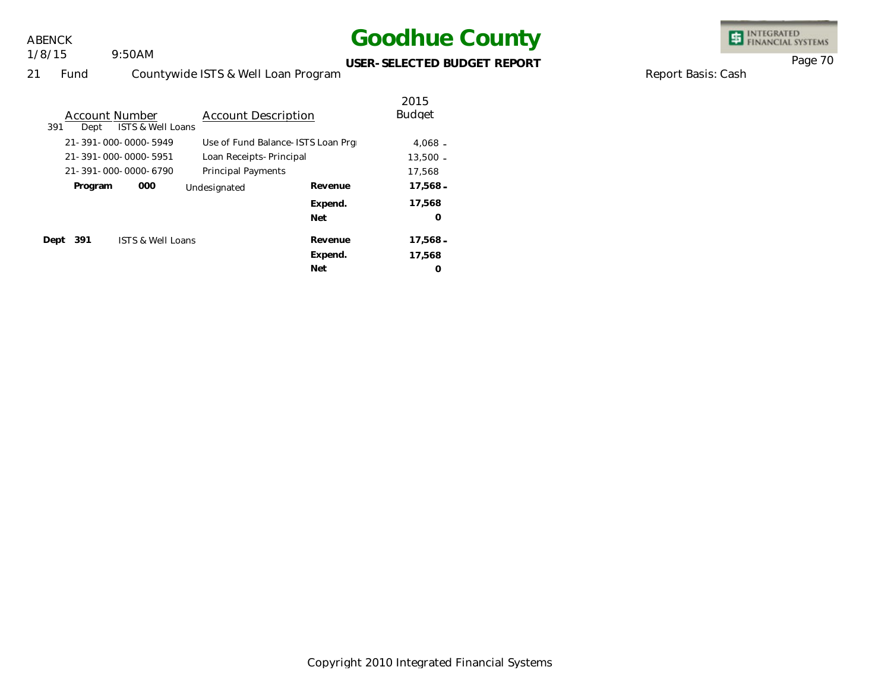# Goodhue County

ABENCK
1/8/15 9:50AM

**USER-SELECTED BUDGET REPORT**

21 Fund Countywide ISTS & Well Loan Program

Report Basis: Cash

| Account Number | Account Description | | 2015 Budget |
|---|---|---|---|
| 391 Dept ISTS & Well Loans | | | |
| 21-391-000-0000-5949 | Use of Fund Balance-ISTS Loan Prg | | 4,068 - |
| 21-391-000-0000-5951 | Loan Receipts-Principal | | 13,500 - |
| 21-391-000-0000-6790 | Principal Payments | | 17,568 |
| **Program 000** | Undesignated | **Revenue** | **17,568 -** |
| | | **Expend.** | **17,568** |
| | | **Net** | **0** |
| **Dept 391** | ISTS & Well Loans | **Revenue** | **17,568 -** |
| | | **Expend.** | **17,568** |
| | | **Net** | **0** |

Copyright 2010 Integrated Financial Systems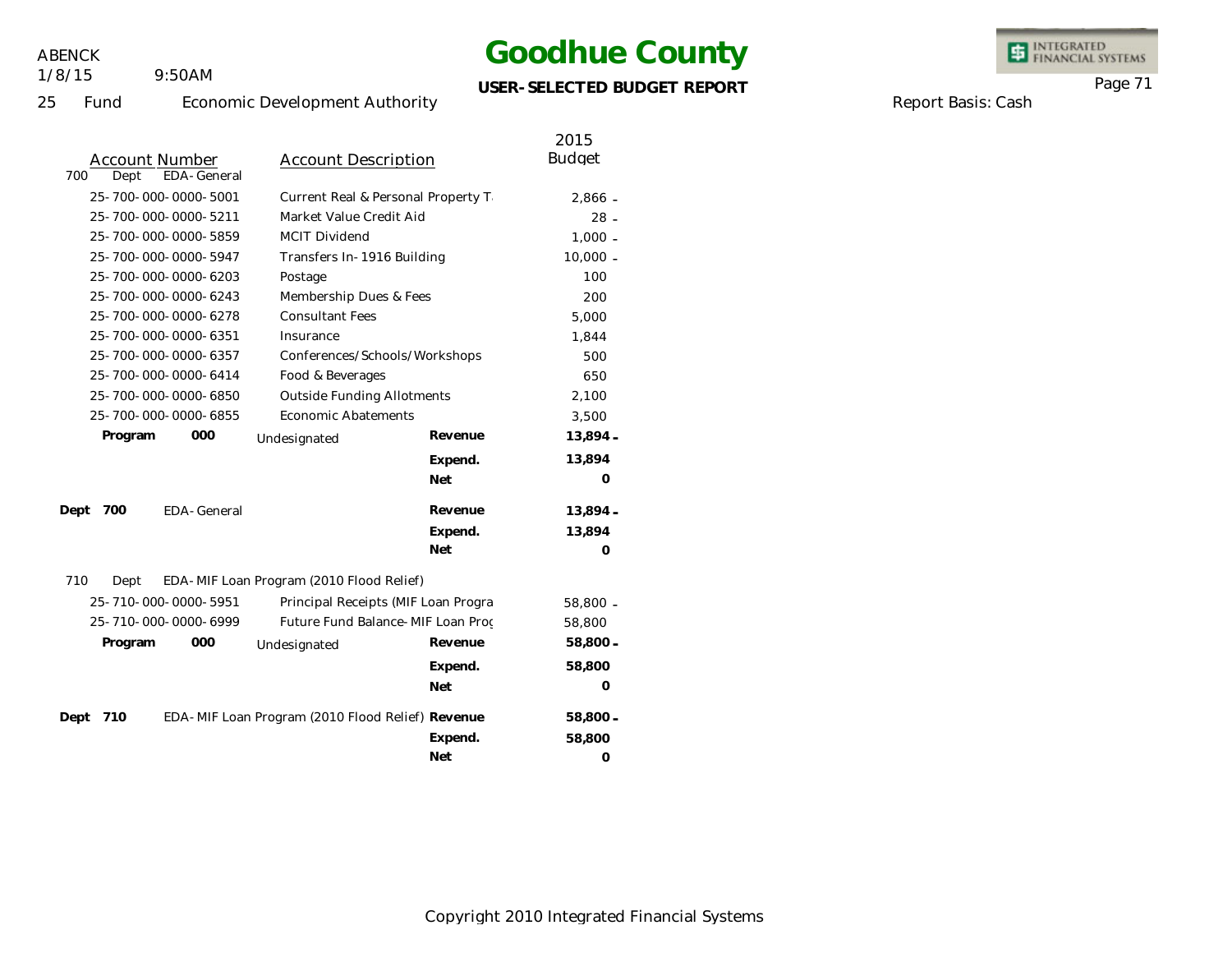# Goodhue County

**USER-SELECTED BUDGET REPORT**

ABENCK
1/8/15 9:50AM

25 Fund Economic Development Authority

Report Basis: Cash

| Account Number | Account Description | | 2015 Budget |
|---|---|---|---|
| 700 Dept EDA-General | | | |
| 25-700-000-0000-5001 | Current Real & Personal Property T | | 2,866 - |
| 25-700-000-0000-5211 | Market Value Credit Aid | | 28 - |
| 25-700-000-0000-5859 | MCIT Dividend | | 1,000 - |
| 25-700-000-0000-5947 | Transfers In-1916 Building | | 10,000 - |
| 25-700-000-0000-6203 | Postage | | 100 |
| 25-700-000-0000-6243 | Membership Dues & Fees | | 200 |
| 25-700-000-0000-6278 | Consultant Fees | | 5,000 |
| 25-700-000-0000-6351 | Insurance | | 1,844 |
| 25-700-000-0000-6357 | Conferences/Schools/Workshops | | 500 |
| 25-700-000-0000-6414 | Food & Beverages | | 650 |
| 25-700-000-0000-6850 | Outside Funding Allotments | | 2,100 |
| 25-700-000-0000-6855 | Economic Abatements | | 3,500 |
| **Program 000** | Undesignated | **Revenue** | **13,894 -** |
| | | **Expend.** | **13,894** |
| | | **Net** | **0** |
| **Dept 700** | EDA-General | **Revenue** | **13,894 -** |
| | | **Expend.** | **13,894** |
| | | **Net** | **0** |
| 710 Dept EDA-MIF Loan Program (2010 Flood Relief) | | | |
| 25-710-000-0000-5951 | Principal Receipts (MIF Loan Progra | | 58,800 - |
| 25-710-000-0000-6999 | Future Fund Balance-MIF Loan Proc | | 58,800 |
| **Program 000** | Undesignated | **Revenue** | **58,800 -** |
| | | **Expend.** | **58,800** |
| | | **Net** | **0** |
| **Dept 710** | EDA-MIF Loan Program (2010 Flood Relief) | **Revenue** | **58,800 -** |
| | | **Expend.** | **58,800** |
| | | **Net** | **0** |

Copyright 2010 Integrated Financial Systems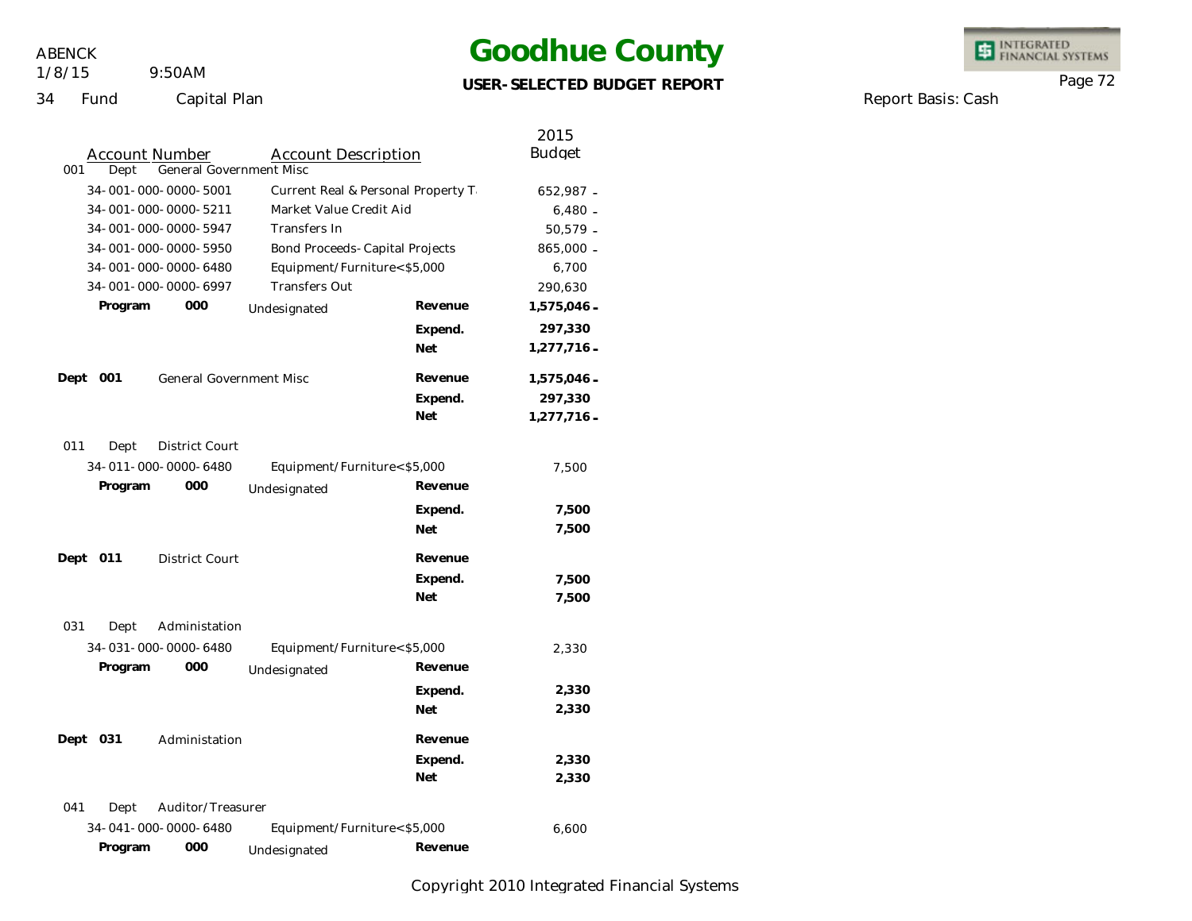# Goodhue County

**USER-SELECTED BUDGET REPORT**

ABENCK
1/8/15 9:50AM

34 Fund Capital Plan

Report Basis: Cash

| Account Number | Account Description | | 2015 Budget |
|---|---|---|---|
| **001 Dept General Government Misc** | | | |
| 34-001-000-0000-5001 | Current Real & Personal Property T | | 652,987 - |
| 34-001-000-0000-5211 | Market Value Credit Aid | | 6,480 - |
| 34-001-000-0000-5947 | Transfers In | | 50,579 - |
| 34-001-000-0000-5950 | Bond Proceeds-Capital Projects | | 865,000 - |
| 34-001-000-0000-6480 | Equipment/Furniture<$5,000 | | 6,700 |
| 34-001-000-0000-6997 | Transfers Out | | 290,630 |
| **Program 000** | Undesignated | **Revenue** | **1,575,046 -** |
| | | **Expend.** | **297,330** |
| | | **Net** | **1,277,716 -** |
| **Dept 001** | General Government Misc | **Revenue** | **1,575,046 -** |
| | | **Expend.** | **297,330** |
| | | **Net** | **1,277,716 -** |
| **011 Dept District Court** | | | |
| 34-011-000-0000-6480 | Equipment/Furniture<$5,000 | | 7,500 |
| **Program 000** | Undesignated | **Revenue** | |
| | | **Expend.** | **7,500** |
| | | **Net** | **7,500** |
| **Dept 011** | District Court | **Revenue** | |
| | | **Expend.** | **7,500** |
| | | **Net** | **7,500** |
| **031 Dept Administation** | | | |
| 34-031-000-0000-6480 | Equipment/Furniture<$5,000 | | 2,330 |
| **Program 000** | Undesignated | **Revenue** | |
| | | **Expend.** | **2,330** |
| | | **Net** | **2,330** |
| **Dept 031** | Administation | **Revenue** | |
| | | **Expend.** | **2,330** |
| | | **Net** | **2,330** |
| **041 Dept Auditor/Treasurer** | | | |
| 34-041-000-0000-6480 | Equipment/Furniture<$5,000 | | 6,600 |
| **Program 000** | Undesignated | **Revenue** | |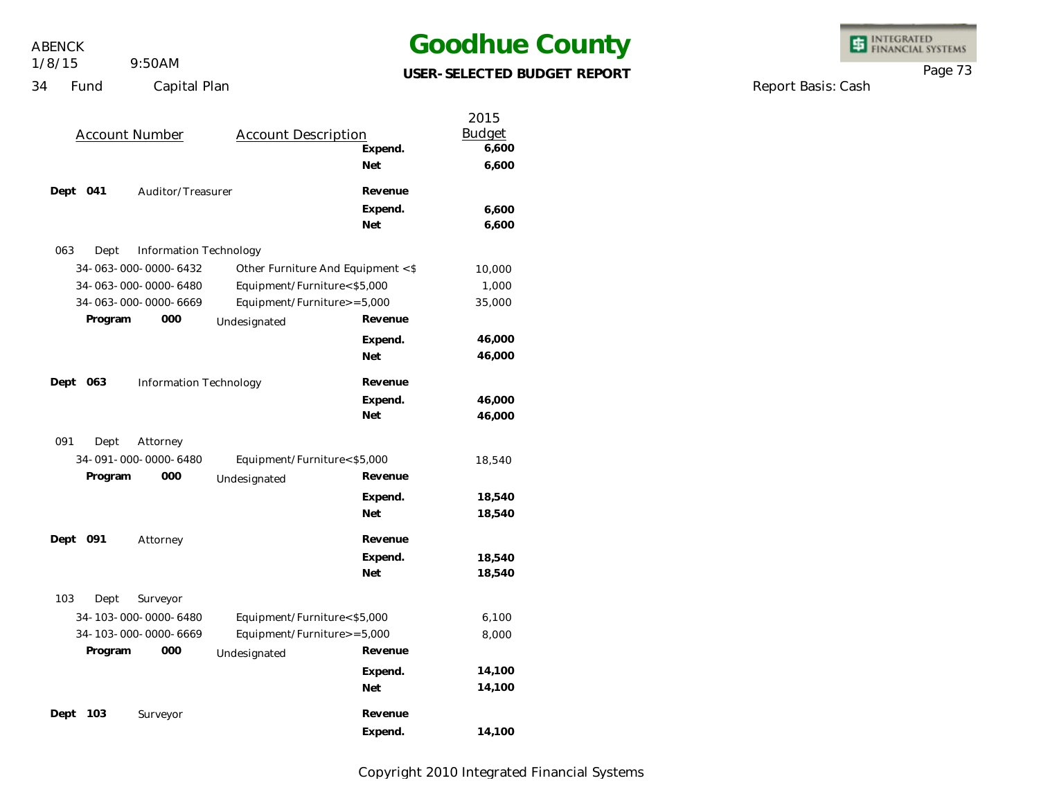ABENCK
1/8/15 9:50AM
34 Fund Capital Plan

# Goodhue County

**USER-SELECTED BUDGET REPORT**

Report Basis: Cash

| Account Number | Account Description | | 2015 Budget |
|---|---|---|---|
| | | **Expend.** | **6,600** |
| | | **Net** | **6,600** |
| **Dept 041** | Auditor/Treasurer | **Revenue** | |
| | | **Expend.** | **6,600** |
| | | **Net** | **6,600** |
| 063 Dept | Information Technology | | |
| 34-063-000-0000-6432 | Other Furniture And Equipment <$ | | 10,000 |
| 34-063-000-0000-6480 | Equipment/Furniture<$5,000 | | 1,000 |
| 34-063-000-0000-6669 | Equipment/Furniture>=5,000 | | 35,000 |
| **Program 000** | Undesignated | **Revenue** | |
| | | **Expend.** | **46,000** |
| | | **Net** | **46,000** |
| **Dept 063** | Information Technology | **Revenue** | |
| | | **Expend.** | **46,000** |
| | | **Net** | **46,000** |
| 091 Dept | Attorney | | |
| 34-091-000-0000-6480 | Equipment/Furniture<$5,000 | | 18,540 |
| **Program 000** | Undesignated | **Revenue** | |
| | | **Expend.** | **18,540** |
| | | **Net** | **18,540** |
| **Dept 091** | Attorney | **Revenue** | |
| | | **Expend.** | **18,540** |
| | | **Net** | **18,540** |
| 103 Dept | Surveyor | | |
| 34-103-000-0000-6480 | Equipment/Furniture<$5,000 | | 6,100 |
| 34-103-000-0000-6669 | Equipment/Furniture>=5,000 | | 8,000 |
| **Program 000** | Undesignated | **Revenue** | |
| | | **Expend.** | **14,100** |
| | | **Net** | **14,100** |
| **Dept 103** | Surveyor | **Revenue** | |
| | | **Expend.** | **14,100** |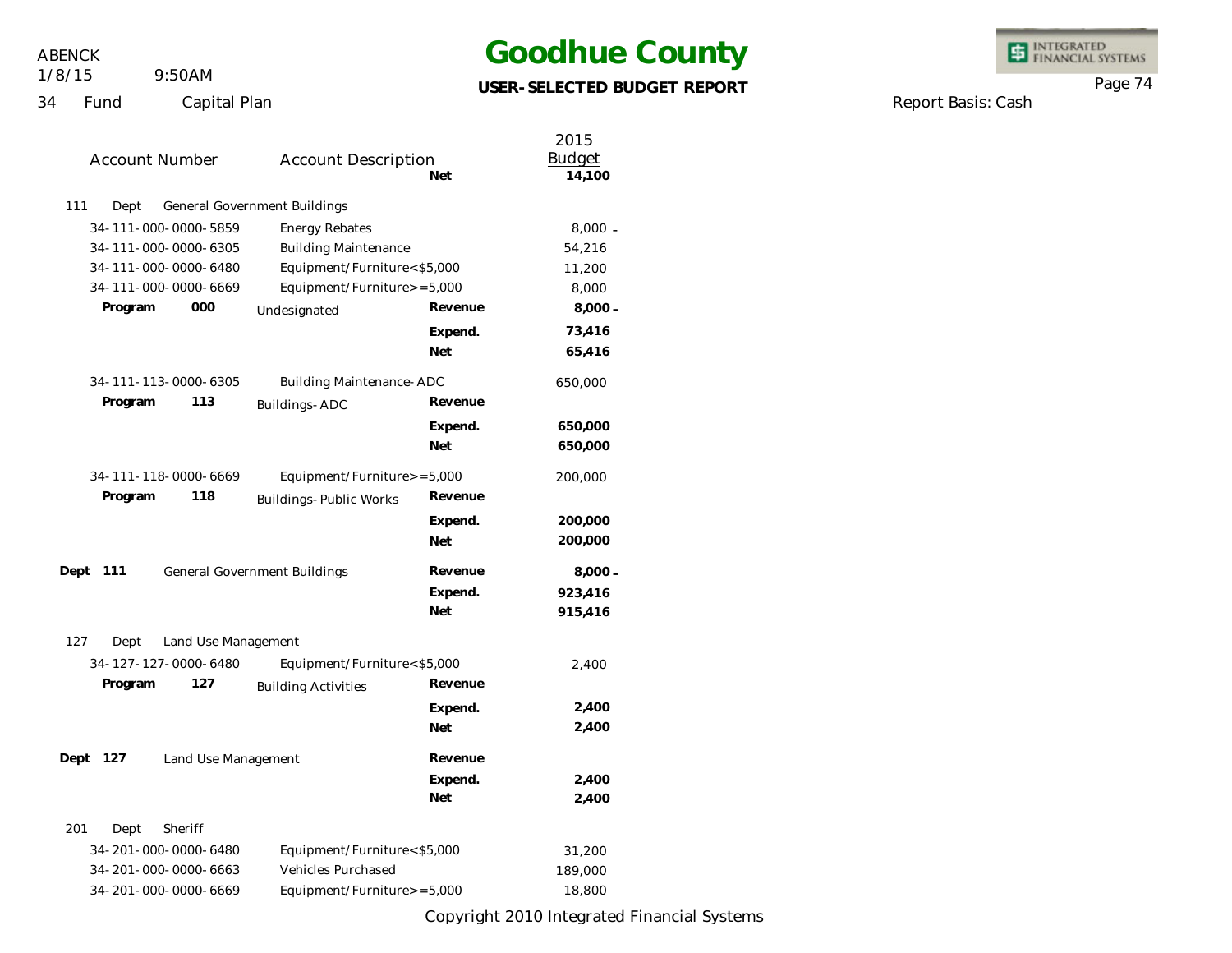# Goodhue County

**USER-SELECTED BUDGET REPORT**

ABENCK
1/8/15 9:50AM
34 Fund Capital Plan

Report Basis: Cash

| Account Number | Account Description | | 2015 Budget |
|---|---|---|---|
| | | **Net** | **14,100** |
| 111 Dept | General Government Buildings | | |
| 34-111-000-0000-5859 | Energy Rebates | | 8,000 - |
| 34-111-000-0000-6305 | Building Maintenance | | 54,216 |
| 34-111-000-0000-6480 | Equipment/Furniture<$5,000 | | 11,200 |
| 34-111-000-0000-6669 | Equipment/Furniture>=5,000 | | 8,000 |
| **Program 000** | Undesignated | **Revenue** | **8,000 -** |
| | | **Expend.** | **73,416** |
| | | **Net** | **65,416** |
| 34-111-113-0000-6305 | Building Maintenance-ADC | | 650,000 |
| **Program 113** | Buildings-ADC | **Revenue** | |
| | | **Expend.** | **650,000** |
| | | **Net** | **650,000** |
| 34-111-118-0000-6669 | Equipment/Furniture>=5,000 | | 200,000 |
| **Program 118** | Buildings-Public Works | **Revenue** | |
| | | **Expend.** | **200,000** |
| | | **Net** | **200,000** |
| **Dept 111** | General Government Buildings | **Revenue** | **8,000 -** |
| | | **Expend.** | **923,416** |
| | | **Net** | **915,416** |
| 127 Dept | Land Use Management | | |
| 34-127-127-0000-6480 | Equipment/Furniture<$5,000 | | 2,400 |
| **Program 127** | Building Activities | **Revenue** | |
| | | **Expend.** | **2,400** |
| | | **Net** | **2,400** |
| **Dept 127** | Land Use Management | **Revenue** | |
| | | **Expend.** | **2,400** |
| | | **Net** | **2,400** |
| 201 Dept | Sheriff | | |
| 34-201-000-0000-6480 | Equipment/Furniture<$5,000 | | 31,200 |
| 34-201-000-0000-6663 | Vehicles Purchased | | 189,000 |
| 34-201-000-0000-6669 | Equipment/Furniture>=5,000 | | 18,800 |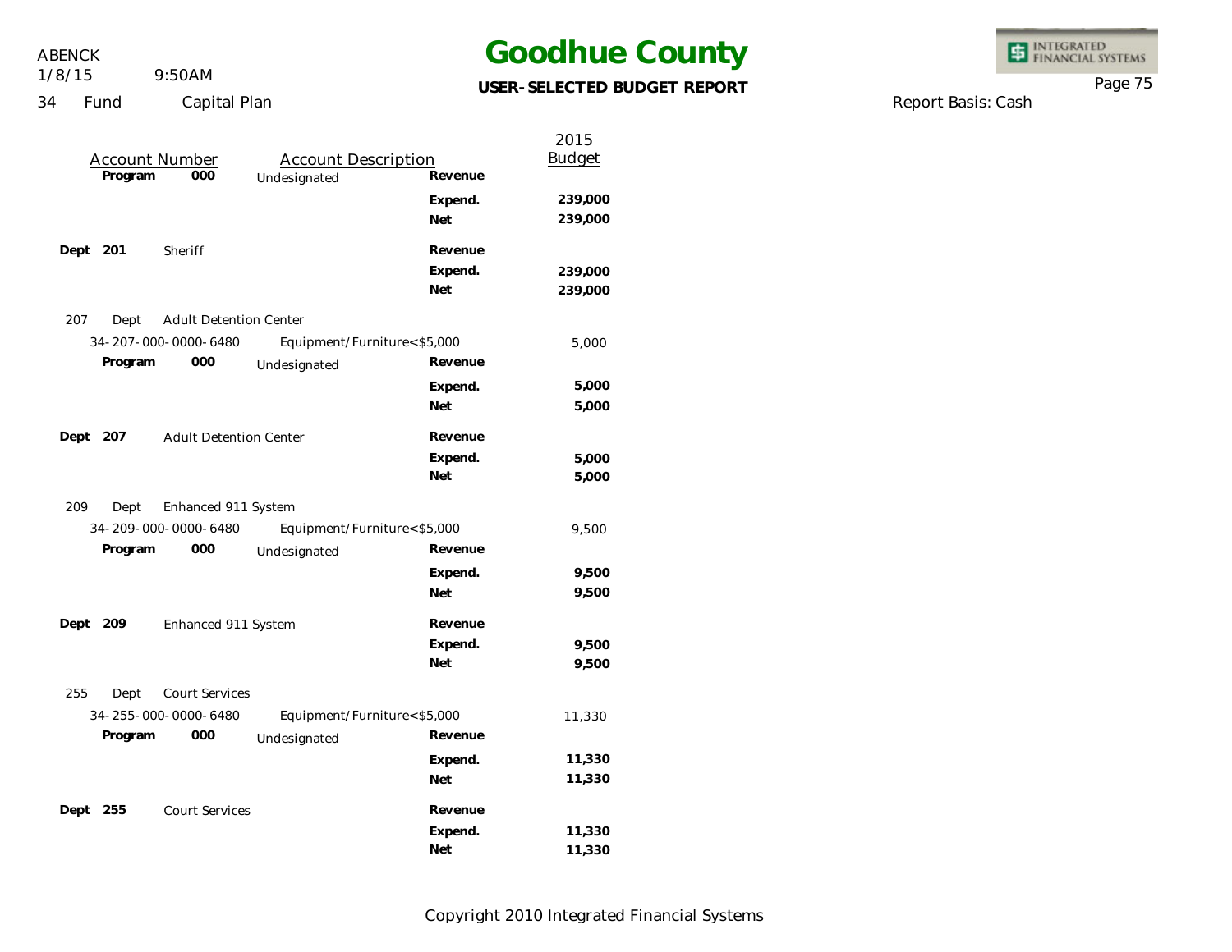# Goodhue County

**USER-SELECTED BUDGET REPORT**

ABENCK
1/8/15 9:50AM

34 Fund Capital Plan

Report Basis: Cash

| Account Number | | Account Description | | 2015 Budget |
|---|---|---|---|---|
| **Program** | **000** | Undesignated | **Revenue** | |
| | | | **Expend.** | **239,000** |
| | | | **Net** | **239,000** |
| **Dept 201** | | Sheriff | **Revenue** | |
| | | | **Expend.** | **239,000** |
| | | | **Net** | **239,000** |
| 207 Dept | | Adult Detention Center | | |
| 34-207-000-0000-6480 | | Equipment/Furniture<$5,000 | | 5,000 |
| **Program** | **000** | Undesignated | **Revenue** | |
| | | | **Expend.** | **5,000** |
| | | | **Net** | **5,000** |
| **Dept 207** | | Adult Detention Center | **Revenue** | |
| | | | **Expend.** | **5,000** |
| | | | **Net** | **5,000** |
| 209 Dept | | Enhanced 911 System | | |
| 34-209-000-0000-6480 | | Equipment/Furniture<$5,000 | | 9,500 |
| **Program** | **000** | Undesignated | **Revenue** | |
| | | | **Expend.** | **9,500** |
| | | | **Net** | **9,500** |
| **Dept 209** | | Enhanced 911 System | **Revenue** | |
| | | | **Expend.** | **9,500** |
| | | | **Net** | **9,500** |
| 255 Dept | | Court Services | | |
| 34-255-000-0000-6480 | | Equipment/Furniture<$5,000 | | 11,330 |
| **Program** | **000** | Undesignated | **Revenue** | |
| | | | **Expend.** | **11,330** |
| | | | **Net** | **11,330** |
| **Dept 255** | | Court Services | **Revenue** | |
| | | | **Expend.** | **11,330** |
| | | | **Net** | **11,330** |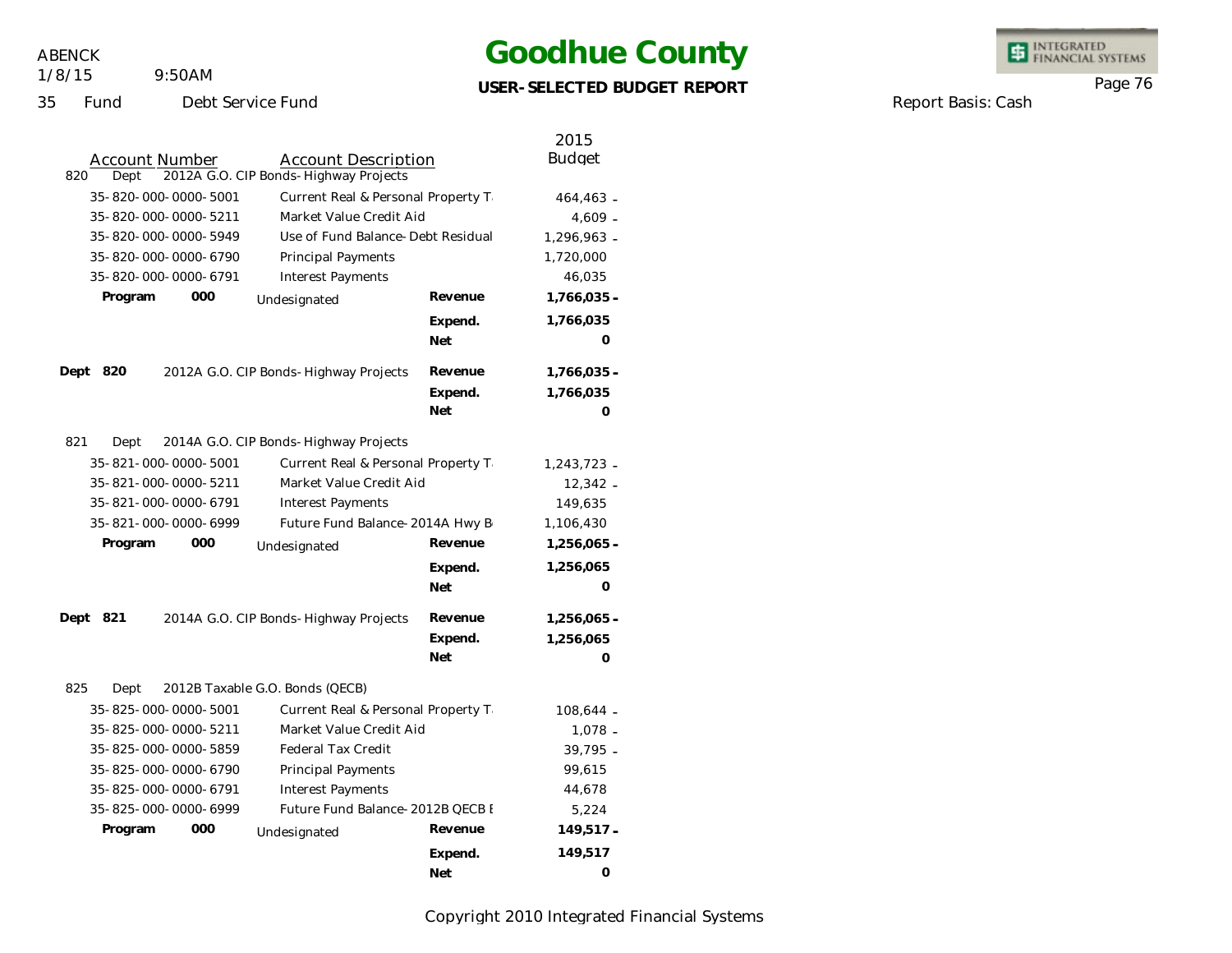# Goodhue County

**USER-SELECTED BUDGET REPORT**

ABENCK
1/8/15 9:50AM

35 Fund Debt Service Fund

Report Basis: Cash

| Account Number | Account Description | | 2015 Budget |
|---|---|---|---|
| **820 Dept** | **2012A G.O. CIP Bonds-Highway Projects** | | |
| 35-820-000-0000-5001 | Current Real & Personal Property T | | 464,463 - |
| 35-820-000-0000-5211 | Market Value Credit Aid | | 4,609 - |
| 35-820-000-0000-5949 | Use of Fund Balance-Debt Residual | | 1,296,963 - |
| 35-820-000-0000-6790 | Principal Payments | | 1,720,000 |
| 35-820-000-0000-6791 | Interest Payments | | 46,035 |
| **Program 000** | Undesignated | **Revenue** | **1,766,035 -** |
| | | **Expend.** | **1,766,035** |
| | | **Net** | **0** |
| **Dept 820** | 2012A G.O. CIP Bonds-Highway Projects | **Revenue** | **1,766,035 -** |
| | | **Expend.** | **1,766,035** |
| | | **Net** | **0** |
| **821 Dept** | **2014A G.O. CIP Bonds-Highway Projects** | | |
| 35-821-000-0000-5001 | Current Real & Personal Property T | | 1,243,723 - |
| 35-821-000-0000-5211 | Market Value Credit Aid | | 12,342 - |
| 35-821-000-0000-6791 | Interest Payments | | 149,635 |
| 35-821-000-0000-6999 | Future Fund Balance-2014A Hwy B | | 1,106,430 |
| **Program 000** | Undesignated | **Revenue** | **1,256,065 -** |
| | | **Expend.** | **1,256,065** |
| | | **Net** | **0** |
| **Dept 821** | 2014A G.O. CIP Bonds-Highway Projects | **Revenue** | **1,256,065 -** |
| | | **Expend.** | **1,256,065** |
| | | **Net** | **0** |
| **825 Dept** | **2012B Taxable G.O. Bonds (QECB)** | | |
| 35-825-000-0000-5001 | Current Real & Personal Property T | | 108,644 - |
| 35-825-000-0000-5211 | Market Value Credit Aid | | 1,078 - |
| 35-825-000-0000-5859 | Federal Tax Credit | | 39,795 - |
| 35-825-000-0000-6790 | Principal Payments | | 99,615 |
| 35-825-000-0000-6791 | Interest Payments | | 44,678 |
| 35-825-000-0000-6999 | Future Fund Balance-2012B QECB E | | 5,224 |
| **Program 000** | Undesignated | **Revenue** | **149,517 -** |
| | | **Expend.** | **149,517** |
| | | **Net** | **0** |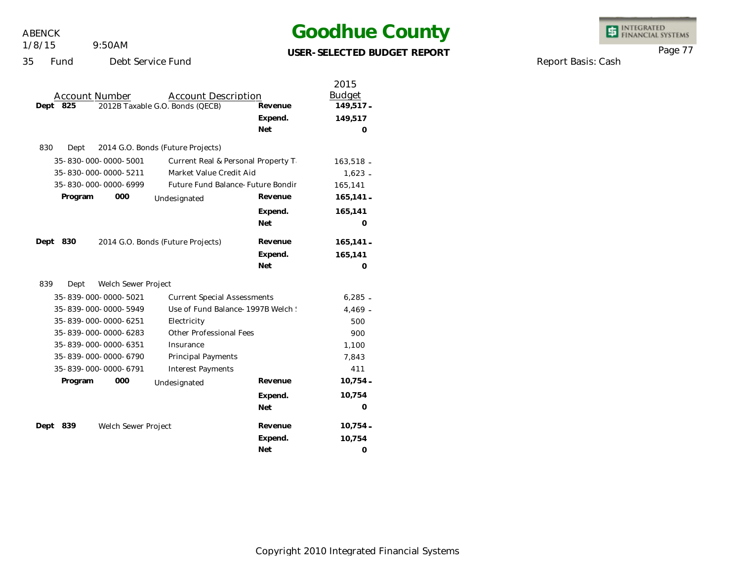# Goodhue County

**USER-SELECTED BUDGET REPORT**

35 Fund Debt Service Fund

Report Basis: Cash

| Account Number | Account Description | | 2015 Budget |
|---|---|---|---|
| **Dept 825** | 2012B Taxable G.O. Bonds (QECB) | **Revenue** | **149,517 -** |
| | | **Expend.** | **149,517** |
| | | **Net** | **0** |
| 830 Dept | 2014 G.O. Bonds (Future Projects) | | |
| 35-830-000-0000-5001 | Current Real & Personal Property T | | 163,518 - |
| 35-830-000-0000-5211 | Market Value Credit Aid | | 1,623 - |
| 35-830-000-0000-6999 | Future Fund Balance- Future Bondir | | 165,141 |
| **Program 000** | Undesignated | **Revenue** | **165,141 -** |
| | | **Expend.** | **165,141** |
| | | **Net** | **0** |
| **Dept 830** | 2014 G.O. Bonds (Future Projects) | **Revenue** | **165,141 -** |
| | | **Expend.** | **165,141** |
| | | **Net** | **0** |
| 839 Dept | Welch Sewer Project | | |
| 35-839-000-0000-5021 | Current Special Assessments | | 6,285 - |
| 35-839-000-0000-5949 | Use of Fund Balance- 1997B Welch ! | | 4,469 - |
| 35-839-000-0000-6251 | Electricity | | 500 |
| 35-839-000-0000-6283 | Other Professional Fees | | 900 |
| 35-839-000-0000-6351 | Insurance | | 1,100 |
| 35-839-000-0000-6790 | Principal Payments | | 7,843 |
| 35-839-000-0000-6791 | Interest Payments | | 411 |
| **Program 000** | Undesignated | **Revenue** | **10,754 -** |
| | | **Expend.** | **10,754** |
| | | **Net** | **0** |
| **Dept 839** | Welch Sewer Project | **Revenue** | **10,754 -** |
| | | **Expend.** | **10,754** |
| | | **Net** | **0** |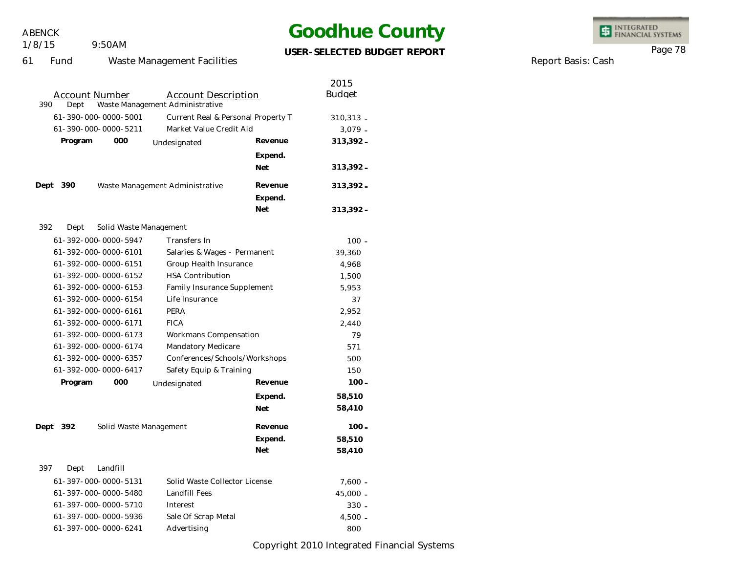# Goodhue County

**USER-SELECTED BUDGET REPORT**

ABENCK
1/8/15 9:50AM

61 Fund Waste Management Facilities

Report Basis: Cash

| Account Number | Account Description | | 2015 Budget |
|---|---|---|---|
| **390 Dept Waste Management Administrative** | | | |
| 61-390-000-0000-5001 | Current Real & Personal Property T | | 310,313 - |
| 61-390-000-0000-5211 | Market Value Credit Aid | | 3,079 - |
| **Program 000** | Undesignated | **Revenue** | **313,392 -** |
| | | **Expend.** | |
| | | **Net** | **313,392 -** |
| **Dept 390** | Waste Management Administrative | **Revenue** | **313,392 -** |
| | | **Expend.** | |
| | | **Net** | **313,392 -** |
| **392 Dept Solid Waste Management** | | | |
| 61-392-000-0000-5947 | Transfers In | | 100 - |
| 61-392-000-0000-6101 | Salaries & Wages - Permanent | | 39,360 |
| 61-392-000-0000-6151 | Group Health Insurance | | 4,968 |
| 61-392-000-0000-6152 | HSA Contribution | | 1,500 |
| 61-392-000-0000-6153 | Family Insurance Supplement | | 5,953 |
| 61-392-000-0000-6154 | Life Insurance | | 37 |
| 61-392-000-0000-6161 | PERA | | 2,952 |
| 61-392-000-0000-6171 | FICA | | 2,440 |
| 61-392-000-0000-6173 | Workmans Compensation | | 79 |
| 61-392-000-0000-6174 | Mandatory Medicare | | 571 |
| 61-392-000-0000-6357 | Conferences/Schools/Workshops | | 500 |
| 61-392-000-0000-6417 | Safety Equip & Training | | 150 |
| **Program 000** | Undesignated | **Revenue** | **100 -** |
| | | **Expend.** | **58,510** |
| | | **Net** | **58,410** |
| **Dept 392** | Solid Waste Management | **Revenue** | **100 -** |
| | | **Expend.** | **58,510** |
| | | **Net** | **58,410** |
| **397 Dept Landfill** | | | |
| 61-397-000-0000-5131 | Solid Waste Collector License | | 7,600 - |
| 61-397-000-0000-5480 | Landfill Fees | | 45,000 - |
| 61-397-000-0000-5710 | Interest | | 330 - |
| 61-397-000-0000-5936 | Sale Of Scrap Metal | | 4,500 - |
| 61-397-000-0000-6241 | Advertising | | 800 |

Copyright 2010 Integrated Financial Systems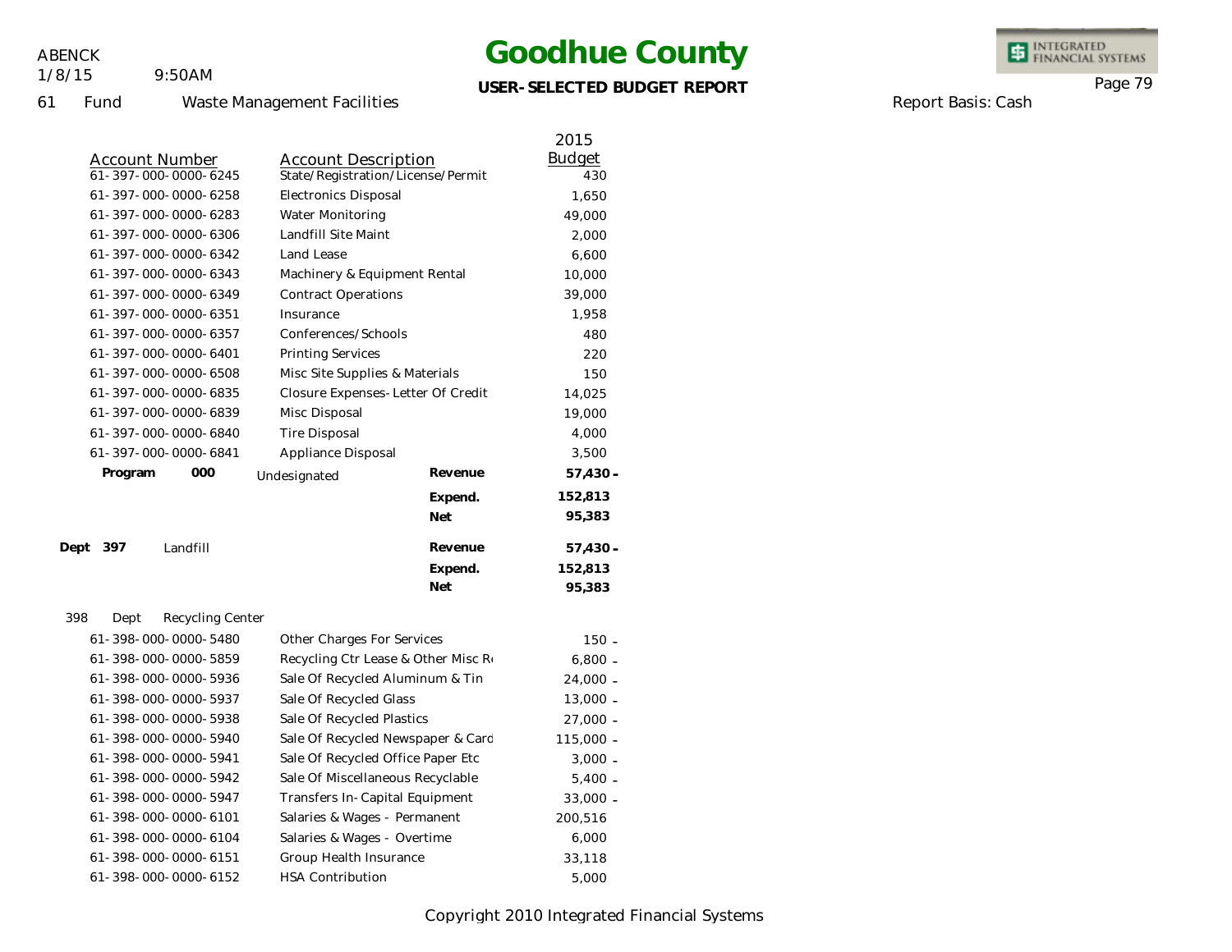# Goodhue County

**USER-SELECTED BUDGET REPORT**

ABENCK
1/8/15 9:50AM

61 Fund Waste Management Facilities

Report Basis: Cash

| Account Number | Account Description | | 2015 Budget |
|---|---|---|---|
| 61-397-000-0000-6245 | State/Registration/License/Permit | | 430 |
| 61-397-000-0000-6258 | Electronics Disposal | | 1,650 |
| 61-397-000-0000-6283 | Water Monitoring | | 49,000 |
| 61-397-000-0000-6306 | Landfill Site Maint | | 2,000 |
| 61-397-000-0000-6342 | Land Lease | | 6,600 |
| 61-397-000-0000-6343 | Machinery & Equipment Rental | | 10,000 |
| 61-397-000-0000-6349 | Contract Operations | | 39,000 |
| 61-397-000-0000-6351 | Insurance | | 1,958 |
| 61-397-000-0000-6357 | Conferences/Schools | | 480 |
| 61-397-000-0000-6401 | Printing Services | | 220 |
| 61-397-000-0000-6508 | Misc Site Supplies & Materials | | 150 |
| 61-397-000-0000-6835 | Closure Expenses- Letter Of Credit | | 14,025 |
| 61-397-000-0000-6839 | Misc Disposal | | 19,000 |
| 61-397-000-0000-6840 | Tire Disposal | | 4,000 |
| 61-397-000-0000-6841 | Appliance Disposal | | 3,500 |
| **Program 000** | Undesignated | **Revenue** | **57,430 -** |
| | | **Expend.** | **152,813** |
| | | **Net** | **95,383** |
| **Dept 397** | Landfill | **Revenue** | **57,430 -** |
| | | **Expend.** | **152,813** |
| | | **Net** | **95,383** |
| 398 Dept | Recycling Center | | |
| 61-398-000-0000-5480 | Other Charges For Services | | 150 - |
| 61-398-000-0000-5859 | Recycling Ctr Lease & Other Misc R | | 6,800 - |
| 61-398-000-0000-5936 | Sale Of Recycled Aluminum & Tin | | 24,000 - |
| 61-398-000-0000-5937 | Sale Of Recycled Glass | | 13,000 - |
| 61-398-000-0000-5938 | Sale Of Recycled Plastics | | 27,000 - |
| 61-398-000-0000-5940 | Sale Of Recycled Newspaper & Card | | 115,000 - |
| 61-398-000-0000-5941 | Sale Of Recycled Office Paper Etc | | 3,000 - |
| 61-398-000-0000-5942 | Sale Of Miscellaneous Recyclable | | 5,400 - |
| 61-398-000-0000-5947 | Transfers In-Capital Equipment | | 33,000 - |
| 61-398-000-0000-6101 | Salaries & Wages - Permanent | | 200,516 |
| 61-398-000-0000-6104 | Salaries & Wages - Overtime | | 6,000 |
| 61-398-000-0000-6151 | Group Health Insurance | | 33,118 |
| 61-398-000-0000-6152 | HSA Contribution | | 5,000 |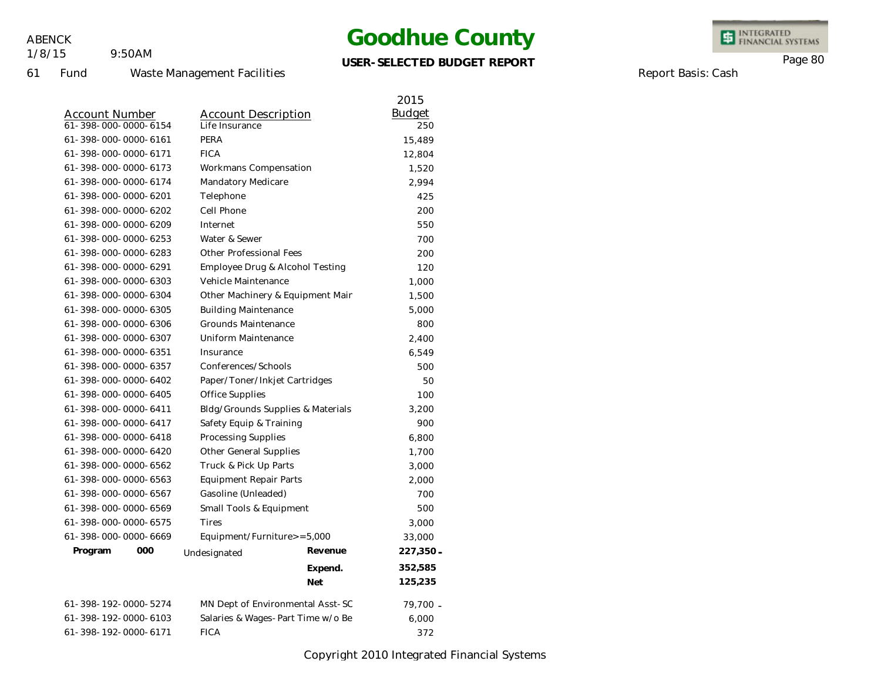# Goodhue County

**USER-SELECTED BUDGET REPORT**

61 Fund Waste Management Facilities

Report Basis: Cash

| Account Number | Account Description | | 2015 Budget |
|---|---|---|---|
| 61-398-000-0000-6154 | Life Insurance | | 250 |
| 61-398-000-0000-6161 | PERA | | 15,489 |
| 61-398-000-0000-6171 | FICA | | 12,804 |
| 61-398-000-0000-6173 | Workmans Compensation | | 1,520 |
| 61-398-000-0000-6174 | Mandatory Medicare | | 2,994 |
| 61-398-000-0000-6201 | Telephone | | 425 |
| 61-398-000-0000-6202 | Cell Phone | | 200 |
| 61-398-000-0000-6209 | Internet | | 550 |
| 61-398-000-0000-6253 | Water & Sewer | | 700 |
| 61-398-000-0000-6283 | Other Professional Fees | | 200 |
| 61-398-000-0000-6291 | Employee Drug & Alcohol Testing | | 120 |
| 61-398-000-0000-6303 | Vehicle Maintenance | | 1,000 |
| 61-398-000-0000-6304 | Other Machinery & Equipment Mair | | 1,500 |
| 61-398-000-0000-6305 | Building Maintenance | | 5,000 |
| 61-398-000-0000-6306 | Grounds Maintenance | | 800 |
| 61-398-000-0000-6307 | Uniform Maintenance | | 2,400 |
| 61-398-000-0000-6351 | Insurance | | 6,549 |
| 61-398-000-0000-6357 | Conferences/Schools | | 500 |
| 61-398-000-0000-6402 | Paper/Toner/Inkjet Cartridges | | 50 |
| 61-398-000-0000-6405 | Office Supplies | | 100 |
| 61-398-000-0000-6411 | Bldg/Grounds Supplies & Materials | | 3,200 |
| 61-398-000-0000-6417 | Safety Equip & Training | | 900 |
| 61-398-000-0000-6418 | Processing Supplies | | 6,800 |
| 61-398-000-0000-6420 | Other General Supplies | | 1,700 |
| 61-398-000-0000-6562 | Truck & Pick Up Parts | | 3,000 |
| 61-398-000-0000-6563 | Equipment Repair Parts | | 2,000 |
| 61-398-000-0000-6567 | Gasoline (Unleaded) | | 700 |
| 61-398-000-0000-6569 | Small Tools & Equipment | | 500 |
| 61-398-000-0000-6575 | Tires | | 3,000 |
| 61-398-000-0000-6669 | Equipment/Furniture>=5,000 | | 33,000 |
| **Program 000** | Undesignated | **Revenue** | **227,350 -** |
| | | **Expend.** | **352,585** |
| | | **Net** | **125,235** |
| 61-398-192-0000-5274 | MN Dept of Environmental Asst-SC | | 79,700 - |
| 61-398-192-0000-6103 | Salaries & Wages-Part Time w/o Be | | 6,000 |
| 61-398-192-0000-6171 | FICA | | 372 |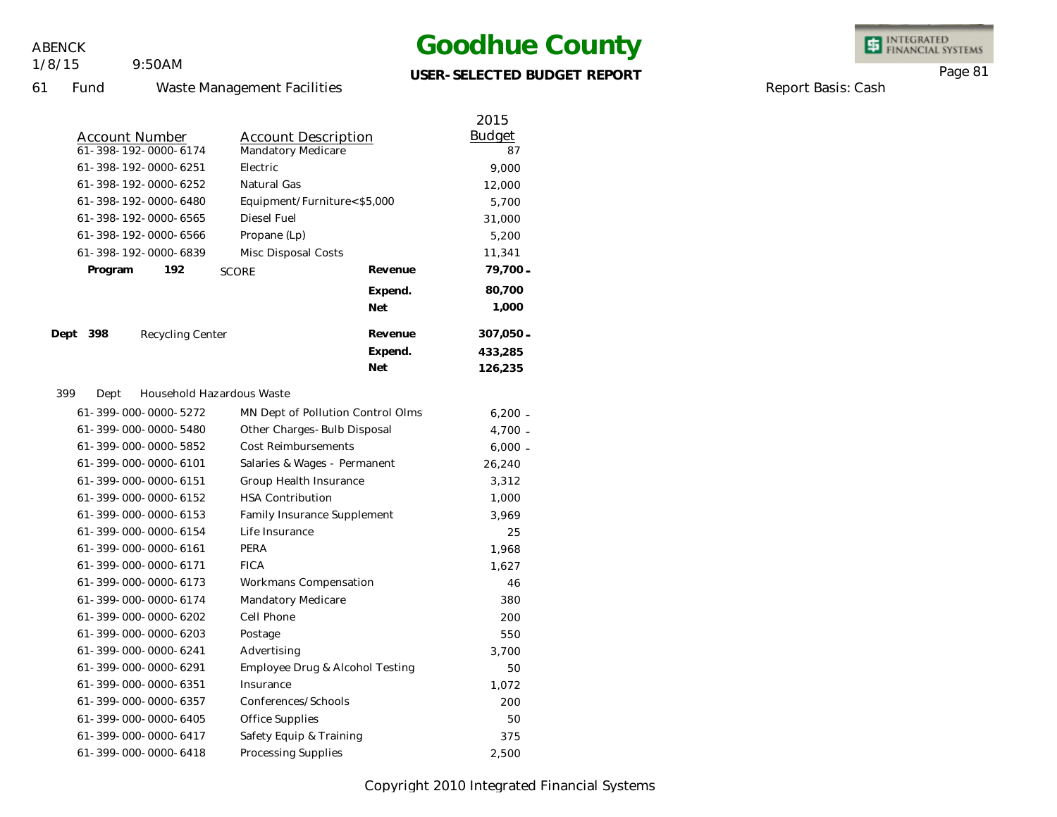# Goodhue County

**USER-SELECTED BUDGET REPORT**

ABENCK
1/8/15 9:50AM

61 Fund Waste Management Facilities

Report Basis: Cash

| Account Number | Account Description | | 2015 Budget |
|---|---|---|---|
| 61-398-192-0000-6174 | Mandatory Medicare | | 87 |
| 61-398-192-0000-6251 | Electric | | 9,000 |
| 61-398-192-0000-6252 | Natural Gas | | 12,000 |
| 61-398-192-0000-6480 | Equipment/Furniture<$5,000 | | 5,700 |
| 61-398-192-0000-6565 | Diesel Fuel | | 31,000 |
| 61-398-192-0000-6566 | Propane (Lp) | | 5,200 |
| 61-398-192-0000-6839 | Misc Disposal Costs | | 11,341 |
| **Program 192** | SCORE | **Revenue** | **79,700 -** |
| | | **Expend.** | **80,700** |
| | | **Net** | **1,000** |
| **Dept 398** | Recycling Center | **Revenue** | **307,050 -** |
| | | **Expend.** | **433,285** |
| | | **Net** | **126,235** |
| 399 Dept | Household Hazardous Waste | | |
| 61-399-000-0000-5272 | MN Dept of Pollution Control Olms | | 6,200 - |
| 61-399-000-0000-5480 | Other Charges-Bulb Disposal | | 4,700 - |
| 61-399-000-0000-5852 | Cost Reimbursements | | 6,000 - |
| 61-399-000-0000-6101 | Salaries & Wages - Permanent | | 26,240 |
| 61-399-000-0000-6151 | Group Health Insurance | | 3,312 |
| 61-399-000-0000-6152 | HSA Contribution | | 1,000 |
| 61-399-000-0000-6153 | Family Insurance Supplement | | 3,969 |
| 61-399-000-0000-6154 | Life Insurance | | 25 |
| 61-399-000-0000-6161 | PERA | | 1,968 |
| 61-399-000-0000-6171 | FICA | | 1,627 |
| 61-399-000-0000-6173 | Workmans Compensation | | 46 |
| 61-399-000-0000-6174 | Mandatory Medicare | | 380 |
| 61-399-000-0000-6202 | Cell Phone | | 200 |
| 61-399-000-0000-6203 | Postage | | 550 |
| 61-399-000-0000-6241 | Advertising | | 3,700 |
| 61-399-000-0000-6291 | Employee Drug & Alcohol Testing | | 50 |
| 61-399-000-0000-6351 | Insurance | | 1,072 |
| 61-399-000-0000-6357 | Conferences/Schools | | 200 |
| 61-399-000-0000-6405 | Office Supplies | | 50 |
| 61-399-000-0000-6417 | Safety Equip & Training | | 375 |
| 61-399-000-0000-6418 | Processing Supplies | | 2,500 |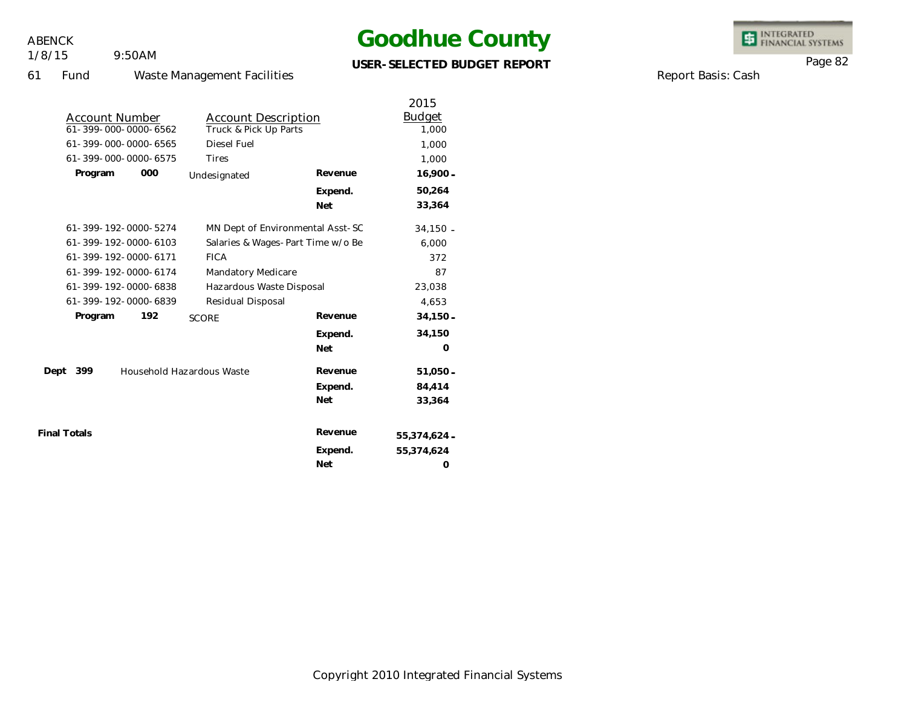# Goodhue County

**USER-SELECTED BUDGET REPORT**

ABENCK
1/8/15 9:50AM

61 Fund Waste Management Facilities

Report Basis: Cash

| Account Number | Account Description | | 2015 Budget |
|---|---|---|---|
| 61-399-000-0000-6562 | Truck & Pick Up Parts | | 1,000 |
| 61-399-000-0000-6565 | Diesel Fuel | | 1,000 |
| 61-399-000-0000-6575 | Tires | | 1,000 |
| **Program 000** | Undesignated | **Revenue** | **16,900 -** |
| | | **Expend.** | **50,264** |
| | | **Net** | **33,364** |
| 61-399-192-0000-5274 | MN Dept of Environmental Asst-SC | | 34,150 - |
| 61-399-192-0000-6103 | Salaries & Wages-Part Time w/o Be | | 6,000 |
| 61-399-192-0000-6171 | FICA | | 372 |
| 61-399-192-0000-6174 | Mandatory Medicare | | 87 |
| 61-399-192-0000-6838 | Hazardous Waste Disposal | | 23,038 |
| 61-399-192-0000-6839 | Residual Disposal | | 4,653 |
| **Program 192** | SCORE | **Revenue** | **34,150 -** |
| | | **Expend.** | **34,150** |
| | | **Net** | **0** |
| **Dept 399** | Household Hazardous Waste | **Revenue** | **51,050 -** |
| | | **Expend.** | **84,414** |
| | | **Net** | **33,364** |
| **Final Totals** | | **Revenue** | **55,374,624 -** |
| | | **Expend.** | **55,374,624** |
| | | **Net** | **0** |

Copyright 2010 Integrated Financial Systems